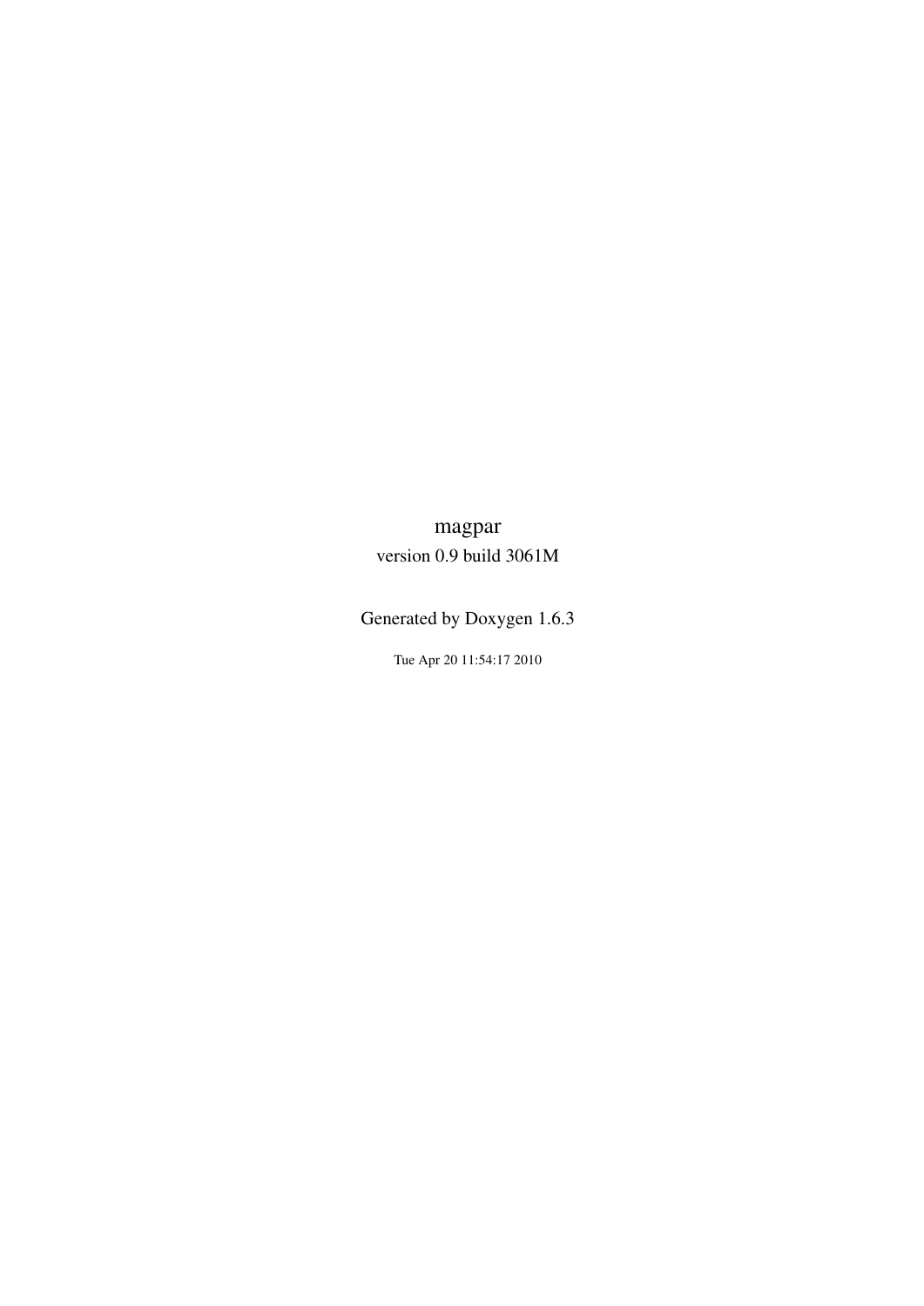# magpar

version 0.9 build 3061M

Generated by Doxygen 1.6.3

Tue Apr 20 11:54:17 2010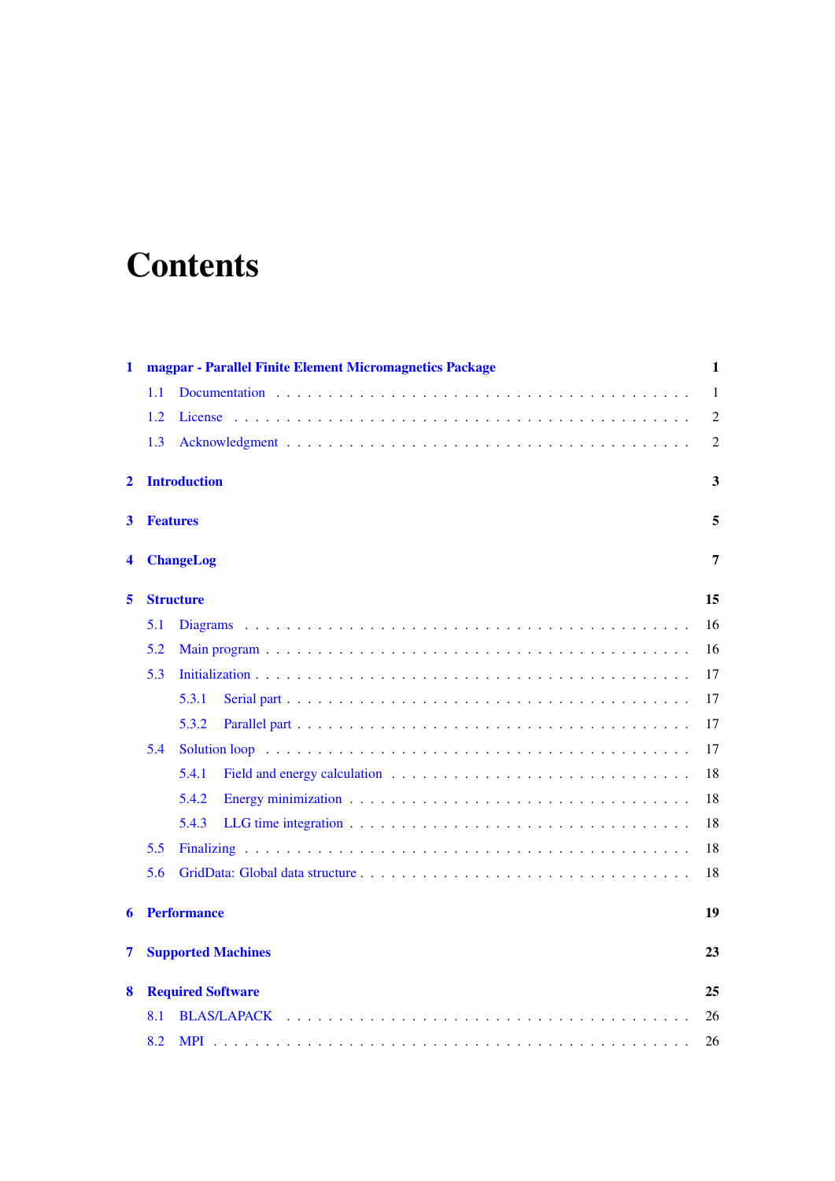# Contents

1 magpar - Parallel Finite Element Micromagnetics Package ..... 1
  1.1 Documentation ..... 1
  1.2 License ..... 2
  1.3 Acknowledgment ..... 2

2 Introduction ..... 3

3 Features ..... 5

4 ChangeLog ..... 7

5 Structure ..... 15
  5.1 Diagrams ..... 16
  5.2 Main program ..... 16
  5.3 Initialization ..... 17
    5.3.1 Serial part ..... 17
    5.3.2 Parallel part ..... 17
  5.4 Solution loop ..... 17
    5.4.1 Field and energy calculation ..... 18
    5.4.2 Energy minimization ..... 18
    5.4.3 LLG time integration ..... 18
  5.5 Finalizing ..... 18
  5.6 GridData: Global data structure ..... 18

6 Performance ..... 19

7 Supported Machines ..... 23

8 Required Software ..... 25
  8.1 BLAS/LAPACK ..... 26
  8.2 MPI ..... 26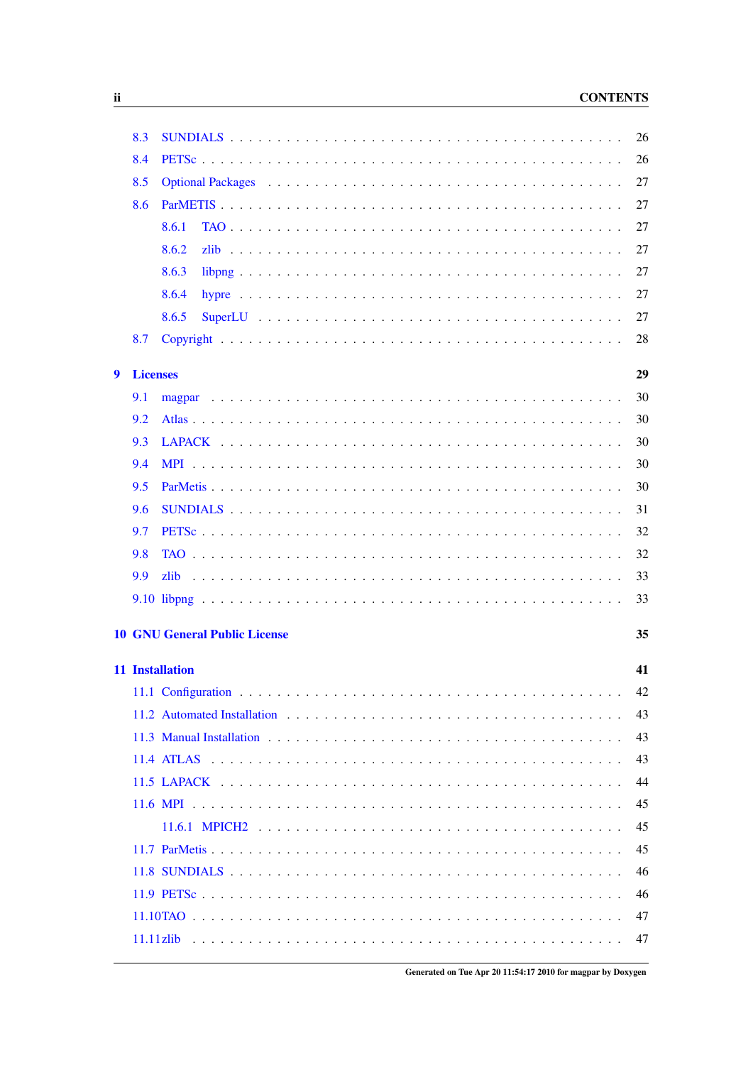8.3 SUNDIALS . . . . . 26
8.4 PETSc . . . . . 26
8.5 Optional Packages . . . . . 27
8.6 ParMETIS . . . . . 27
  8.6.1 TAO . . . . . 27
  8.6.2 zlib . . . . . 27
  8.6.3 libpng . . . . . 27
  8.6.4 hypre . . . . . 27
  8.6.5 SuperLU . . . . . 27
8.7 Copyright . . . . . 28

**9 Licenses** **29**

9.1 magpar . . . . . 30
9.2 Atlas . . . . . 30
9.3 LAPACK . . . . . 30
9.4 MPI . . . . . 30
9.5 ParMetis . . . . . 30
9.6 SUNDIALS . . . . . 31
9.7 PETSc . . . . . 32
9.8 TAO . . . . . 32
9.9 zlib . . . . . 33
9.10 libpng . . . . . 33

**10 GNU General Public License** **35**

**11 Installation** **41**

11.1 Configuration . . . . . 42
11.2 Automated Installation . . . . . 43
11.3 Manual Installation . . . . . 43
11.4 ATLAS . . . . . 43
11.5 LAPACK . . . . . 44
11.6 MPI . . . . . 45
  11.6.1 MPICH2 . . . . . 45
11.7 ParMetis . . . . . 45
11.8 SUNDIALS . . . . . 46
11.9 PETSc . . . . . 46
11.10 TAO . . . . . 47
11.11 zlib . . . . . 47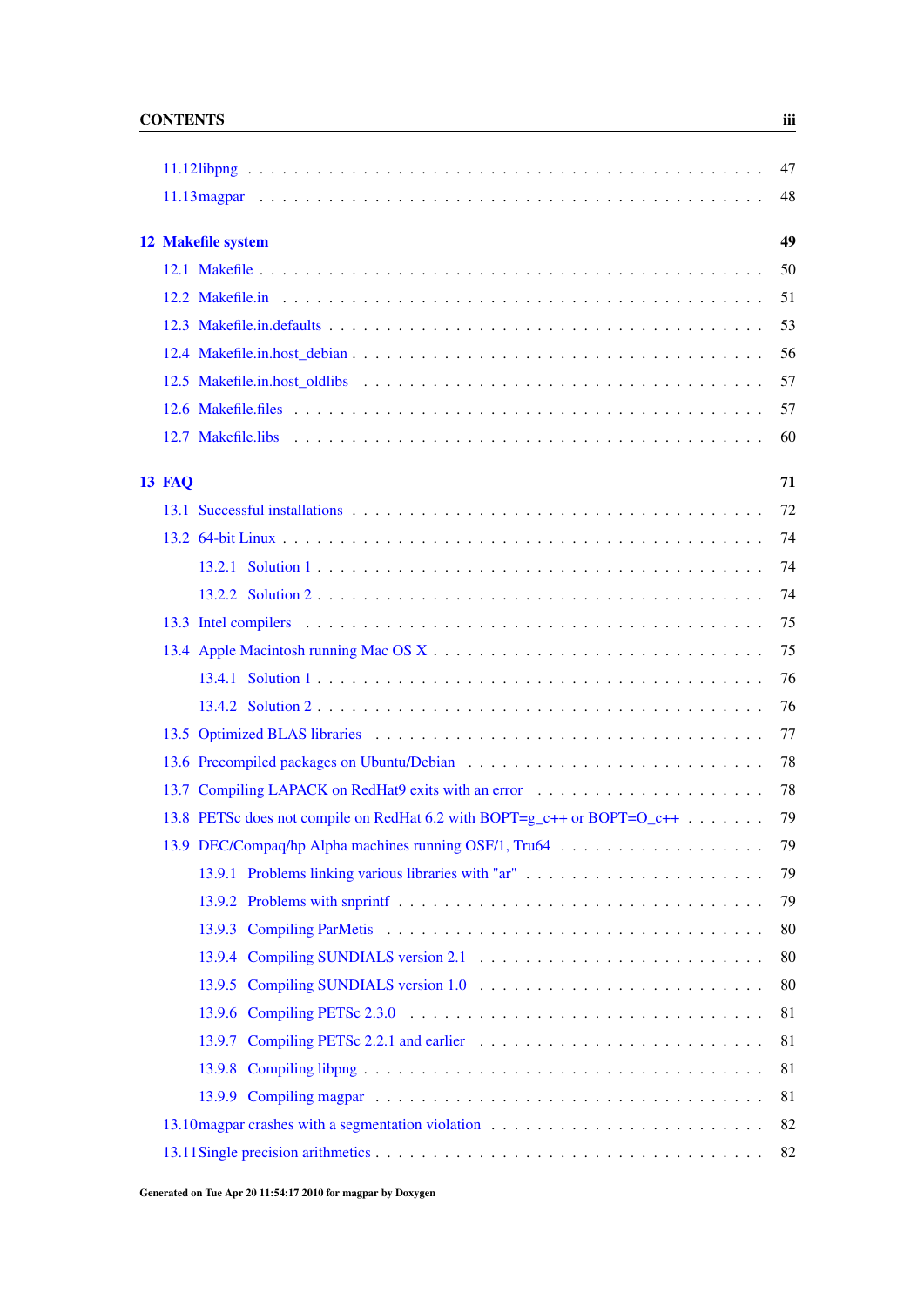11.12 libpng . . . . . . . . . . . . . . . . . . . . . . . . . . . . . . . . . . . . . . . 47
11.13 magpar . . . . . . . . . . . . . . . . . . . . . . . . . . . . . . . . . . . . . . . 48

**12 Makefile system** **49**

12.1 Makefile . . . . . . . . . . . . . . . . . . . . . . . . . . . . . . . . . . . . . . . 50
12.2 Makefile.in . . . . . . . . . . . . . . . . . . . . . . . . . . . . . . . . . . . . . 51
12.3 Makefile.in.defaults . . . . . . . . . . . . . . . . . . . . . . . . . . . . . . . . . 53
12.4 Makefile.in.host_debian . . . . . . . . . . . . . . . . . . . . . . . . . . . . . . . 56
12.5 Makefile.in.host_oldlibs . . . . . . . . . . . . . . . . . . . . . . . . . . . . . . . 57
12.6 Makefile.files . . . . . . . . . . . . . . . . . . . . . . . . . . . . . . . . . . . . 57
12.7 Makefile.libs . . . . . . . . . . . . . . . . . . . . . . . . . . . . . . . . . . . . 60

**13 FAQ** **71**

13.1 Successful installations . . . . . . . . . . . . . . . . . . . . . . . . . . . . . . . 72
13.2 64-bit Linux . . . . . . . . . . . . . . . . . . . . . . . . . . . . . . . . . . . . . 74
 13.2.1 Solution 1 . . . . . . . . . . . . . . . . . . . . . . . . . . . . . . . . . . 74
 13.2.2 Solution 2 . . . . . . . . . . . . . . . . . . . . . . . . . . . . . . . . . . 74
13.3 Intel compilers . . . . . . . . . . . . . . . . . . . . . . . . . . . . . . . . . . . . 75
13.4 Apple Macintosh running Mac OS X . . . . . . . . . . . . . . . . . . . . . . . . . 75
 13.4.1 Solution 1 . . . . . . . . . . . . . . . . . . . . . . . . . . . . . . . . . . 76
 13.4.2 Solution 2 . . . . . . . . . . . . . . . . . . . . . . . . . . . . . . . . . . 76
13.5 Optimized BLAS libraries . . . . . . . . . . . . . . . . . . . . . . . . . . . . . . 77
13.6 Precompiled packages on Ubuntu/Debian . . . . . . . . . . . . . . . . . . . . . . 78
13.7 Compiling LAPACK on RedHat9 exits with an error . . . . . . . . . . . . . . . . . 78
13.8 PETSc does not compile on RedHat 6.2 with BOPT=g_c++ or BOPT=O_c++ . . . . . . . 79
13.9 DEC/Compaq/hp Alpha machines running OSF/1, Tru64 . . . . . . . . . . . . . . . 79
 13.9.1 Problems linking various libraries with "ar" . . . . . . . . . . . . . . . . . . 79
 13.9.2 Problems with snprintf . . . . . . . . . . . . . . . . . . . . . . . . . . . . 79
 13.9.3 Compiling ParMetis . . . . . . . . . . . . . . . . . . . . . . . . . . . . . . 80
 13.9.4 Compiling SUNDIALS version 2.1 . . . . . . . . . . . . . . . . . . . . . . . 80
 13.9.5 Compiling SUNDIALS version 1.0 . . . . . . . . . . . . . . . . . . . . . . . 80
 13.9.6 Compiling PETSc 2.3.0 . . . . . . . . . . . . . . . . . . . . . . . . . . . . 81
 13.9.7 Compiling PETSc 2.2.1 and earlier . . . . . . . . . . . . . . . . . . . . . . . 81
 13.9.8 Compiling libpng . . . . . . . . . . . . . . . . . . . . . . . . . . . . . . . 81
 13.9.9 Compiling magpar . . . . . . . . . . . . . . . . . . . . . . . . . . . . . . . 81
13.10 magpar crashes with a segmentation violation . . . . . . . . . . . . . . . . . . . 82
13.11 Single precision arithmetics . . . . . . . . . . . . . . . . . . . . . . . . . . . . . 82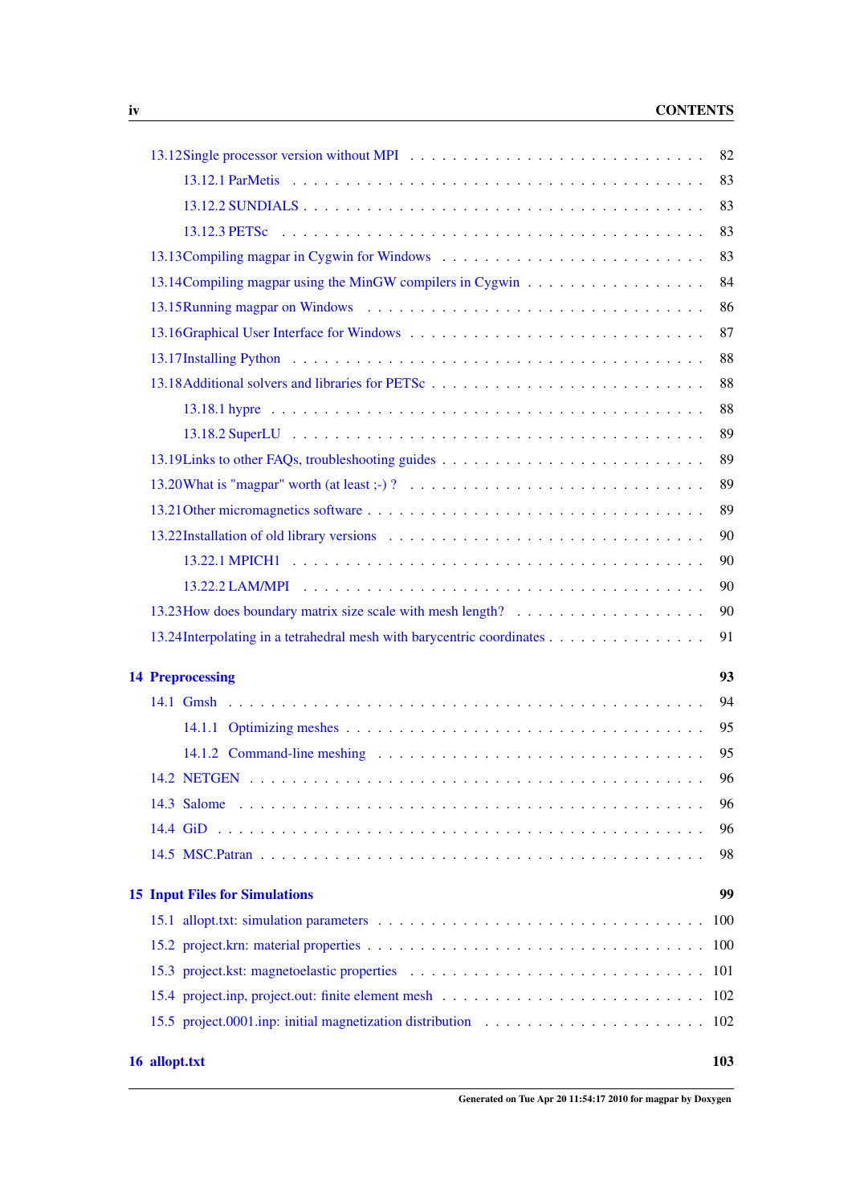- 13.12 Single processor version without MPI . . . . . . . . . . 82
  - 13.12.1 ParMetis . . . . . . . . . . 83
  - 13.12.2 SUNDIALS . . . . . . . . . . 83
  - 13.12.3 PETSc . . . . . . . . . . 83
- 13.13 Compiling magpar in Cygwin for Windows . . . . . . . . . . 83
- 13.14 Compiling magpar using the MinGW compilers in Cygwin . . . . . . . . . . 84
- 13.15 Running magpar on Windows . . . . . . . . . . 86
- 13.16 Graphical User Interface for Windows . . . . . . . . . . 87
- 13.17 Installing Python . . . . . . . . . . 88
- 13.18 Additional solvers and libraries for PETSc . . . . . . . . . . 88
  - 13.18.1 hypre . . . . . . . . . . 88
  - 13.18.2 SuperLU . . . . . . . . . . 89
- 13.19 Links to other FAQs, troubleshooting guides . . . . . . . . . . 89
- 13.20 What is "magpar" worth (at least ;-) ? . . . . . . . . . . 89
- 13.21 Other micromagnetics software . . . . . . . . . . 89
- 13.22 Installation of old library versions . . . . . . . . . . 90
  - 13.22.1 MPICH1 . . . . . . . . . . 90
  - 13.22.2 LAM/MPI . . . . . . . . . . 90
- 13.23 How does boundary matrix size scale with mesh length? . . . . . . . . . . 90
- 13.24 Interpolating in a tetrahedral mesh with barycentric coordinates . . . . . . . . . . 91

**14 Preprocessing** **93**

- 14.1 Gmsh . . . . . . . . . . 94
  - 14.1.1 Optimizing meshes . . . . . . . . . . 95
  - 14.1.2 Command-line meshing . . . . . . . . . . 95
- 14.2 NETGEN . . . . . . . . . . 96
- 14.3 Salome . . . . . . . . . . 96
- 14.4 GiD . . . . . . . . . . 96
- 14.5 MSC.Patran . . . . . . . . . . 98

**15 Input Files for Simulations** **99**

- 15.1 allopt.txt: simulation parameters . . . . . . . . . . 100
- 15.2 project.krn: material properties . . . . . . . . . . 100
- 15.3 project.kst: magnetoelastic properties . . . . . . . . . . 101
- 15.4 project.inp, project.out: finite element mesh . . . . . . . . . . 102
- 15.5 project.0001.inp: initial magnetization distribution . . . . . . . . . . 102

**16 allopt.txt** **103**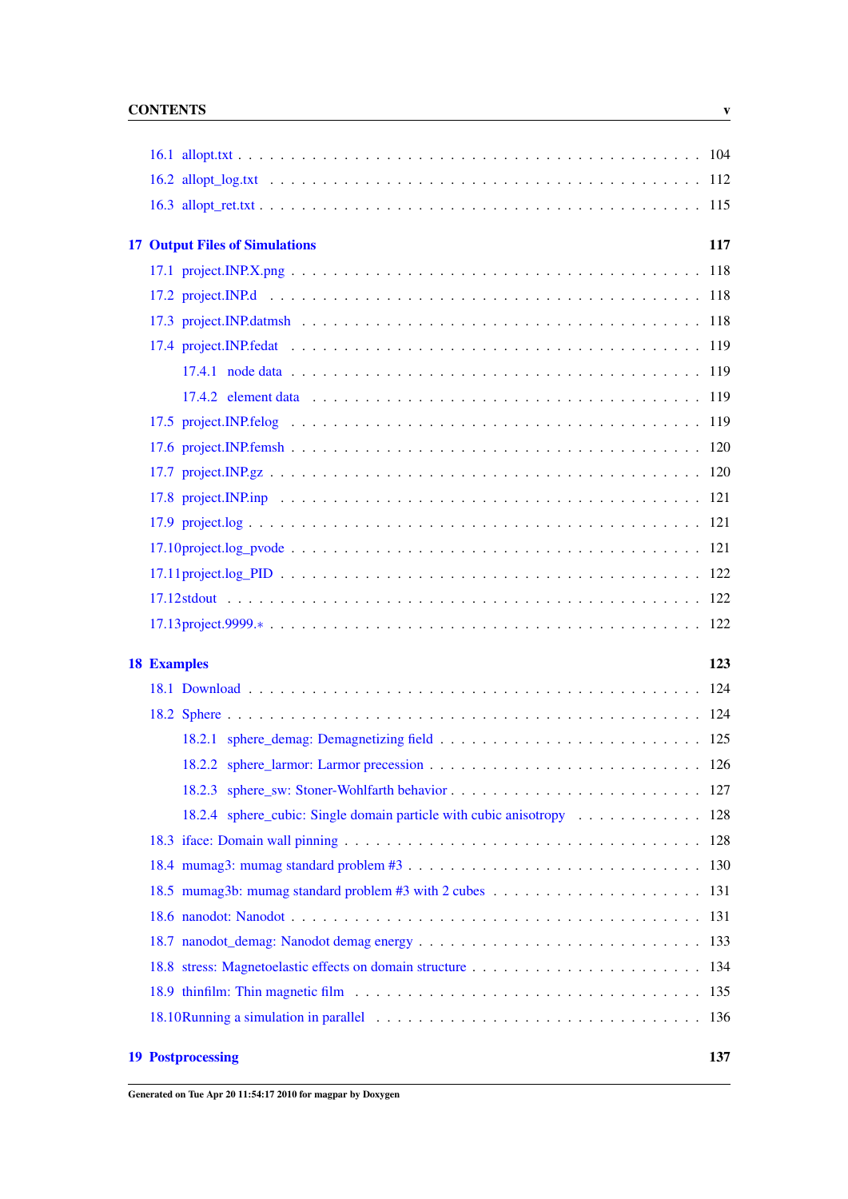- 16.1 allopt.txt . . . . . 104
- 16.2 allopt_log.txt . . . . . 112
- 16.3 allopt_ret.txt . . . . . 115

**17 Output Files of Simulations** **117**

- 17.1 project.INP.X.png . . . . . 118
- 17.2 project.INP.d . . . . . 118
- 17.3 project.INP.datmsh . . . . . 118
- 17.4 project.INP.fedat . . . . . 119
  - 17.4.1 node data . . . . . 119
  - 17.4.2 element data . . . . . 119
- 17.5 project.INP.felog . . . . . 119
- 17.6 project.INP.femsh . . . . . 120
- 17.7 project.INP.gz . . . . . 120
- 17.8 project.INP.inp . . . . . 121
- 17.9 project.log . . . . . 121
- 17.10 project.log_pvode . . . . . 121
- 17.11 project.log_PID . . . . . 122
- 17.12 stdout . . . . . 122
- 17.13 project.9999.∗ . . . . . 122

**18 Examples** **123**

- 18.1 Download . . . . . 124
- 18.2 Sphere . . . . . 124
  - 18.2.1 sphere_demag: Demagnetizing field . . . . . 125
  - 18.2.2 sphere_larmor: Larmor precession . . . . . 126
  - 18.2.3 sphere_sw: Stoner-Wohlfarth behavior . . . . . 127
  - 18.2.4 sphere_cubic: Single domain particle with cubic anisotropy . . . . . 128
- 18.3 iface: Domain wall pinning . . . . . 128
- 18.4 mumag3: mumag standard problem #3 . . . . . 130
- 18.5 mumag3b: mumag standard problem #3 with 2 cubes . . . . . 131
- 18.6 nanodot: Nanodot . . . . . 131
- 18.7 nanodot_demag: Nanodot demag energy . . . . . 133
- 18.8 stress: Magnetoelastic effects on domain structure . . . . . 134
- 18.9 thinfilm: Thin magnetic film . . . . . 135
- 18.10 Running a simulation in parallel . . . . . 136

**19 Postprocessing** **137**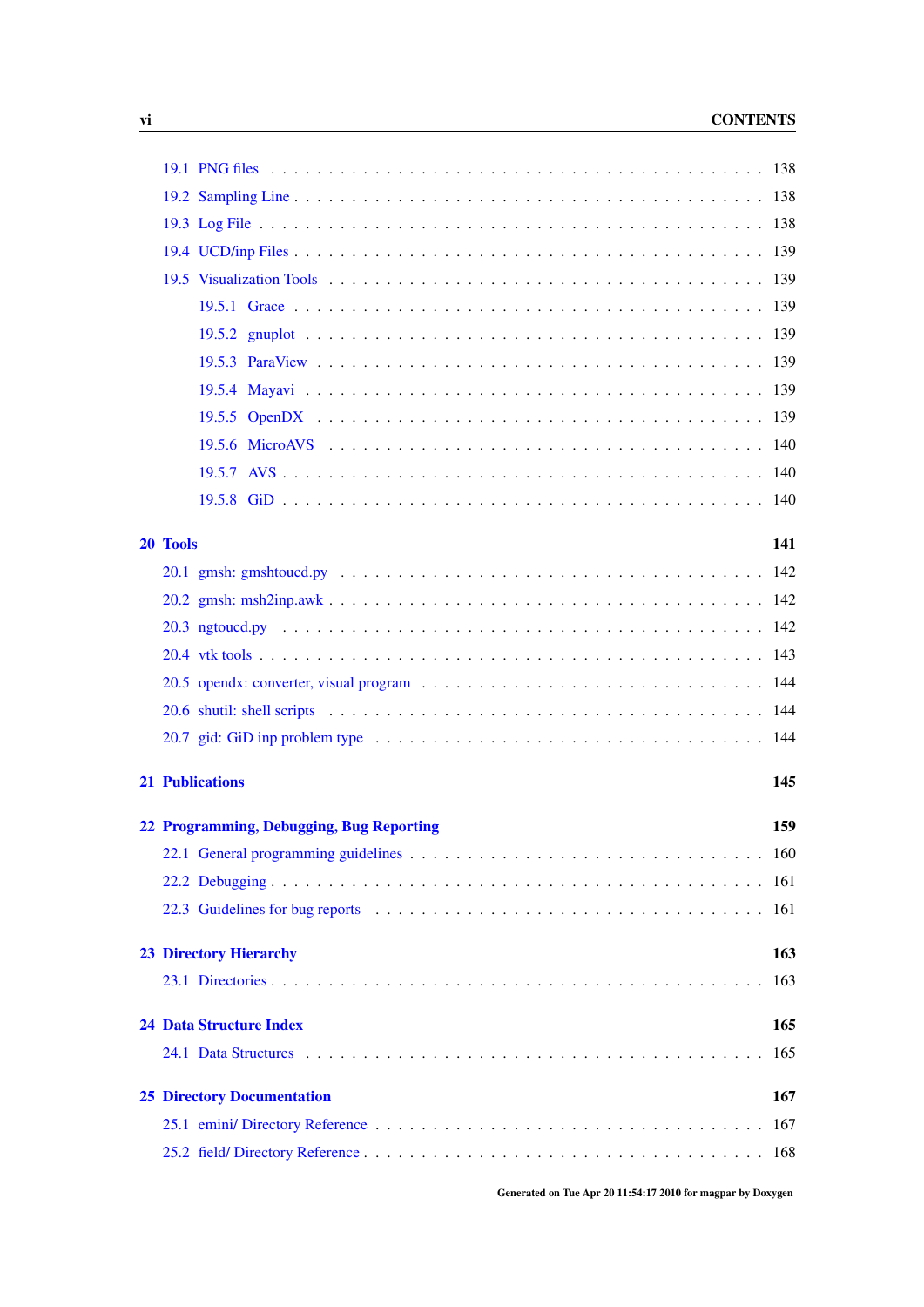- 19.1 PNG files . . . 138
- 19.2 Sampling Line . . . 138
- 19.3 Log File . . . 138
- 19.4 UCD/inp Files . . . 139
- 19.5 Visualization Tools . . . 139
  - 19.5.1 Grace . . . 139
  - 19.5.2 gnuplot . . . 139
  - 19.5.3 ParaView . . . 139
  - 19.5.4 Mayavi . . . 139
  - 19.5.5 OpenDX . . . 139
  - 19.5.6 MicroAVS . . . 140
  - 19.5.7 AVS . . . 140
  - 19.5.8 GiD . . . 140

**20 Tools** 141

- 20.1 gmsh: gmshtoucd.py . . . 142
- 20.2 gmsh: msh2inp.awk . . . 142
- 20.3 ngtoucd.py . . . 142
- 20.4 vtk tools . . . 143
- 20.5 opendx: converter, visual program . . . 144
- 20.6 shutil: shell scripts . . . 144
- 20.7 gid: GiD inp problem type . . . 144

**21 Publications** 145

**22 Programming, Debugging, Bug Reporting** 159

- 22.1 General programming guidelines . . . 160
- 22.2 Debugging . . . 161
- 22.3 Guidelines for bug reports . . . 161

**23 Directory Hierarchy** 163

- 23.1 Directories . . . 163

**24 Data Structure Index** 165

- 24.1 Data Structures . . . 165

**25 Directory Documentation** 167

- 25.1 emini/ Directory Reference . . . 167
- 25.2 field/ Directory Reference . . . 168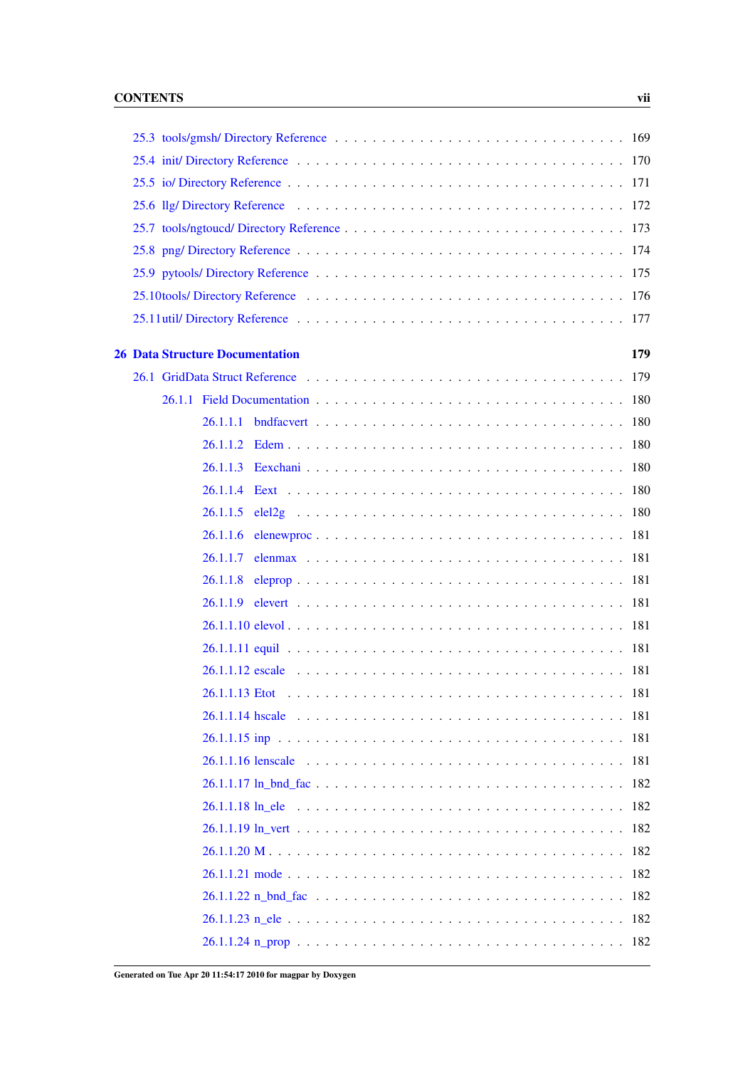25.3 tools/gmsh/ Directory Reference . . . . . . . . . . . . . . . . . . . . . . . . . . . . . . 169
25.4 init/ Directory Reference . . . . . . . . . . . . . . . . . . . . . . . . . . . . . . . . . 170
25.5 io/ Directory Reference . . . . . . . . . . . . . . . . . . . . . . . . . . . . . . . . . . 171
25.6 llg/ Directory Reference . . . . . . . . . . . . . . . . . . . . . . . . . . . . . . . . . 172
25.7 tools/ngtoucd/ Directory Reference . . . . . . . . . . . . . . . . . . . . . . . . . . . . 173
25.8 png/ Directory Reference . . . . . . . . . . . . . . . . . . . . . . . . . . . . . . . . . 174
25.9 pytools/ Directory Reference . . . . . . . . . . . . . . . . . . . . . . . . . . . . . . . 175
25.10tools/ Directory Reference . . . . . . . . . . . . . . . . . . . . . . . . . . . . . . . . 176
25.11util/ Directory Reference . . . . . . . . . . . . . . . . . . . . . . . . . . . . . . . . . 177

**26 Data Structure Documentation 179**

26.1 GridData Struct Reference . . . . . . . . . . . . . . . . . . . . . . . . . . . . . . . . 179
26.1.1 Field Documentation . . . . . . . . . . . . . . . . . . . . . . . . . . . . . . . 180
26.1.1.1 bndfacvert . . . . . . . . . . . . . . . . . . . . . . . . . . . . . . . 180
26.1.1.2 Edem . . . . . . . . . . . . . . . . . . . . . . . . . . . . . . . . . . 180
26.1.1.3 Eexchani . . . . . . . . . . . . . . . . . . . . . . . . . . . . . . . . 180
26.1.1.4 Eext . . . . . . . . . . . . . . . . . . . . . . . . . . . . . . . . . . . 180
26.1.1.5 elel2g . . . . . . . . . . . . . . . . . . . . . . . . . . . . . . . . . . 180
26.1.1.6 elenewproc . . . . . . . . . . . . . . . . . . . . . . . . . . . . . . . 181
26.1.1.7 elenmax . . . . . . . . . . . . . . . . . . . . . . . . . . . . . . . . 181
26.1.1.8 eleprop . . . . . . . . . . . . . . . . . . . . . . . . . . . . . . . . . 181
26.1.1.9 elevert . . . . . . . . . . . . . . . . . . . . . . . . . . . . . . . . . 181
26.1.1.10 elevol . . . . . . . . . . . . . . . . . . . . . . . . . . . . . . . . . . 181
26.1.1.11 equil . . . . . . . . . . . . . . . . . . . . . . . . . . . . . . . . . . 181
26.1.1.12 escale . . . . . . . . . . . . . . . . . . . . . . . . . . . . . . . . . 181
26.1.1.13 Etot . . . . . . . . . . . . . . . . . . . . . . . . . . . . . . . . . . 181
26.1.1.14 hscale . . . . . . . . . . . . . . . . . . . . . . . . . . . . . . . . . 181
26.1.1.15 inp . . . . . . . . . . . . . . . . . . . . . . . . . . . . . . . . . . . 181
26.1.1.16 lenscale . . . . . . . . . . . . . . . . . . . . . . . . . . . . . . . . 181
26.1.1.17 ln_bnd_fac . . . . . . . . . . . . . . . . . . . . . . . . . . . . . . 182
26.1.1.18 ln_ele . . . . . . . . . . . . . . . . . . . . . . . . . . . . . . . . . 182
26.1.1.19 ln_vert . . . . . . . . . . . . . . . . . . . . . . . . . . . . . . . . . 182
26.1.1.20 M . . . . . . . . . . . . . . . . . . . . . . . . . . . . . . . . . . . 182
26.1.1.21 mode . . . . . . . . . . . . . . . . . . . . . . . . . . . . . . . . . . 182
26.1.1.22 n_bnd_fac . . . . . . . . . . . . . . . . . . . . . . . . . . . . . . . 182
26.1.1.23 n_ele . . . . . . . . . . . . . . . . . . . . . . . . . . . . . . . . . . 182
26.1.1.24 n_prop . . . . . . . . . . . . . . . . . . . . . . . . . . . . . . . . . 182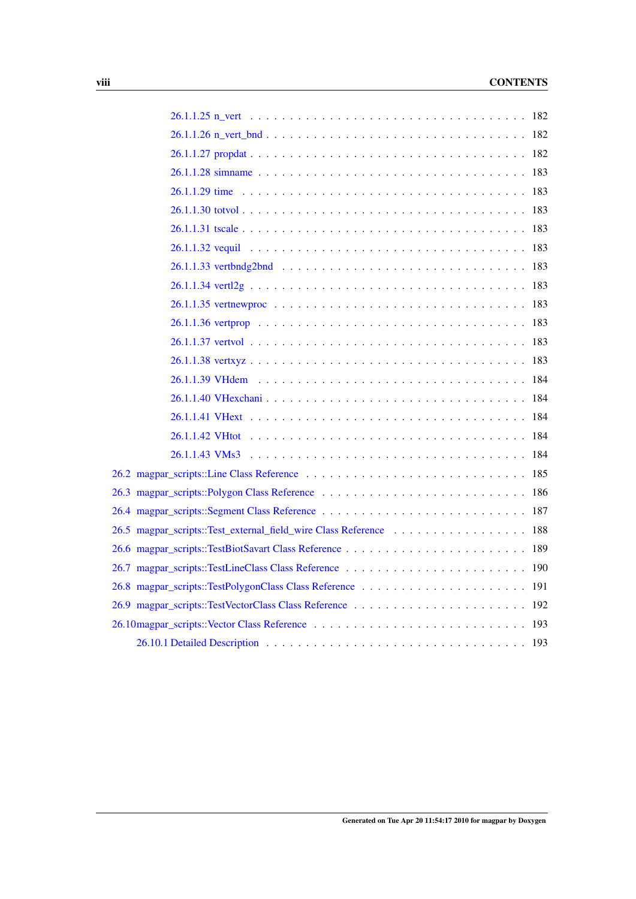26.1.1.25 n_vert . . . . . . . . . . . . . . . . . . . . . . . . . . . . . . . 182
26.1.1.26 n_vert_bnd . . . . . . . . . . . . . . . . . . . . . . . . . . . . . 182
26.1.1.27 propdat . . . . . . . . . . . . . . . . . . . . . . . . . . . . . . . 182
26.1.1.28 simname . . . . . . . . . . . . . . . . . . . . . . . . . . . . . . 183
26.1.1.29 time . . . . . . . . . . . . . . . . . . . . . . . . . . . . . . . . 183
26.1.1.30 totvol . . . . . . . . . . . . . . . . . . . . . . . . . . . . . . . . 183
26.1.1.31 tscale . . . . . . . . . . . . . . . . . . . . . . . . . . . . . . . . 183
26.1.1.32 vequil . . . . . . . . . . . . . . . . . . . . . . . . . . . . . . . . 183
26.1.1.33 vertbndg2bnd . . . . . . . . . . . . . . . . . . . . . . . . . . . . 183
26.1.1.34 vertl2g . . . . . . . . . . . . . . . . . . . . . . . . . . . . . . . . 183
26.1.1.35 vertnewproc . . . . . . . . . . . . . . . . . . . . . . . . . . . . . 183
26.1.1.36 vertprop . . . . . . . . . . . . . . . . . . . . . . . . . . . . . . . 183
26.1.1.37 vertvol . . . . . . . . . . . . . . . . . . . . . . . . . . . . . . . . 183
26.1.1.38 vertxyz . . . . . . . . . . . . . . . . . . . . . . . . . . . . . . . . 183
26.1.1.39 VHdem . . . . . . . . . . . . . . . . . . . . . . . . . . . . . . . . 184
26.1.1.40 VHexchani . . . . . . . . . . . . . . . . . . . . . . . . . . . . . . 184
26.1.1.41 VHext . . . . . . . . . . . . . . . . . . . . . . . . . . . . . . . . 184
26.1.1.42 VHtot . . . . . . . . . . . . . . . . . . . . . . . . . . . . . . . . 184
26.1.1.43 VMs3 . . . . . . . . . . . . . . . . . . . . . . . . . . . . . . . . 184

26.2 magpar_scripts::Line Class Reference . . . . . . . . . . . . . . . . . . . . . . . . . 185
26.3 magpar_scripts::Polygon Class Reference . . . . . . . . . . . . . . . . . . . . . . . 186
26.4 magpar_scripts::Segment Class Reference . . . . . . . . . . . . . . . . . . . . . . . 187
26.5 magpar_scripts::Test_external_field_wire Class Reference . . . . . . . . . . . . . . . . 188
26.6 magpar_scripts::TestBiotSavart Class Reference . . . . . . . . . . . . . . . . . . . . . 189
26.7 magpar_scripts::TestLineClass Class Reference . . . . . . . . . . . . . . . . . . . . . 190
26.8 magpar_scripts::TestPolygonClass Class Reference . . . . . . . . . . . . . . . . . . . 191
26.9 magpar_scripts::TestVectorClass Class Reference . . . . . . . . . . . . . . . . . . . . 192
26.10 magpar_scripts::Vector Class Reference . . . . . . . . . . . . . . . . . . . . . . . . 193

26.10.1 Detailed Description . . . . . . . . . . . . . . . . . . . . . . . . . . . . . . 193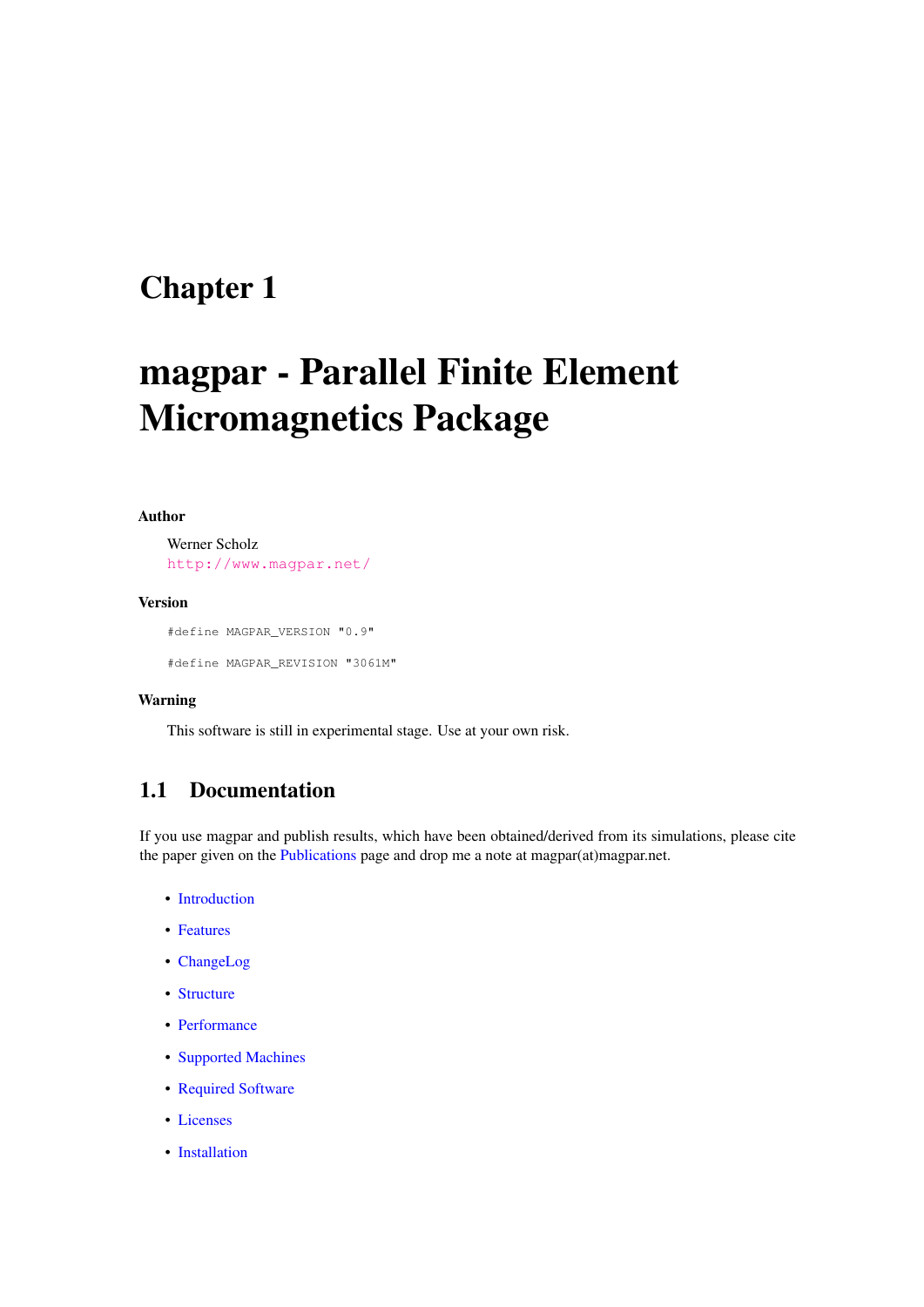# Chapter 1

# magpar - Parallel Finite Element Micromagnetics Package

**Author**

Werner Scholz
http://www.magpar.net/

**Version**

```
#define MAGPAR_VERSION "0.9"
```

```
#define MAGPAR_REVISION "3061M"
```

**Warning**

This software is still in experimental stage. Use at your own risk.

## 1.1 Documentation

If you use magpar and publish results, which have been obtained/derived from its simulations, please cite the paper given on the Publications page and drop me a note at magpar(at)magpar.net.

- Introduction
- Features
- ChangeLog
- Structure
- Performance
- Supported Machines
- Required Software
- Licenses
- Installation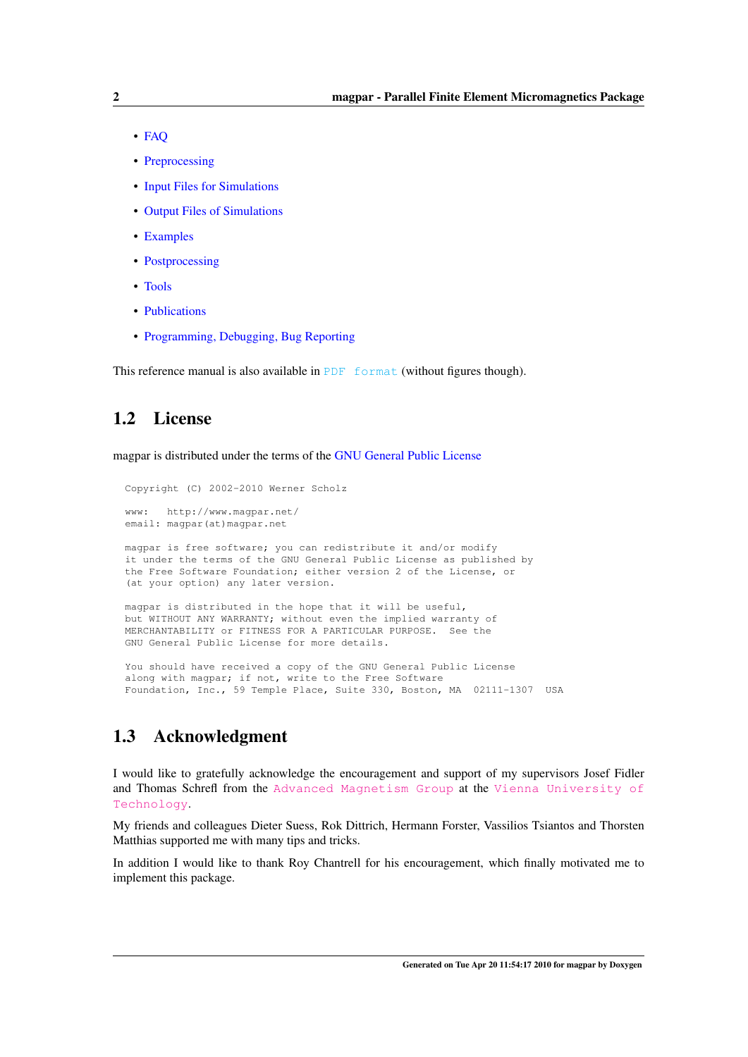- FAQ
- Preprocessing
- Input Files for Simulations
- Output Files of Simulations
- Examples
- Postprocessing
- Tools
- Publications
- Programming, Debugging, Bug Reporting

This reference manual is also available in PDF format (without figures though).

## 1.2 License

magpar is distributed under the terms of the GNU General Public License

```
Copyright (C) 2002-2010 Werner Scholz

www:   http://www.magpar.net/
email: magpar(at)magpar.net

magpar is free software; you can redistribute it and/or modify
it under the terms of the GNU General Public License as published by
the Free Software Foundation; either version 2 of the License, or
(at your option) any later version.

magpar is distributed in the hope that it will be useful,
but WITHOUT ANY WARRANTY; without even the implied warranty of
MERCHANTABILITY or FITNESS FOR A PARTICULAR PURPOSE.  See the
GNU General Public License for more details.

You should have received a copy of the GNU General Public License
along with magpar; if not, write to the Free Software
Foundation, Inc., 59 Temple Place, Suite 330, Boston, MA  02111-1307  USA
```

## 1.3 Acknowledgment

I would like to gratefully acknowledge the encouragement and support of my supervisors Josef Fidler and Thomas Schrefl from the Advanced Magnetism Group at the Vienna University of Technology.

My friends and colleagues Dieter Suess, Rok Dittrich, Hermann Forster, Vassilios Tsiantos and Thorsten Matthias supported me with many tips and tricks.

In addition I would like to thank Roy Chantrell for his encouragement, which finally motivated me to implement this package.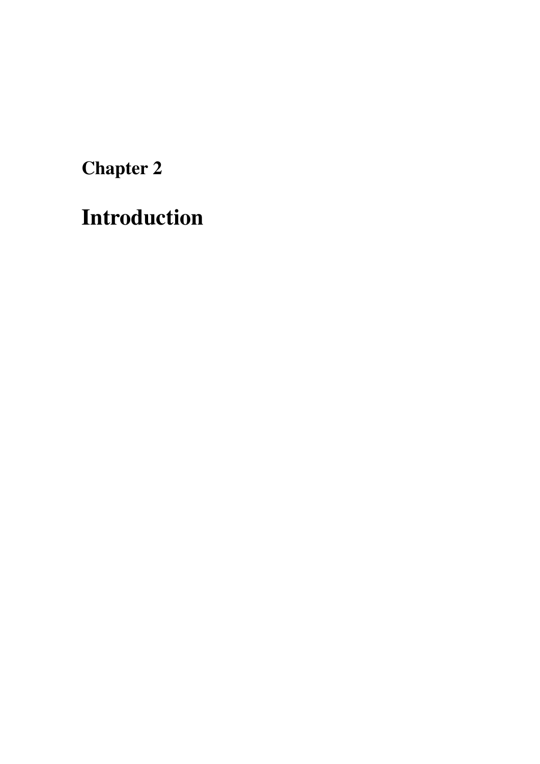# Chapter 2

# Introduction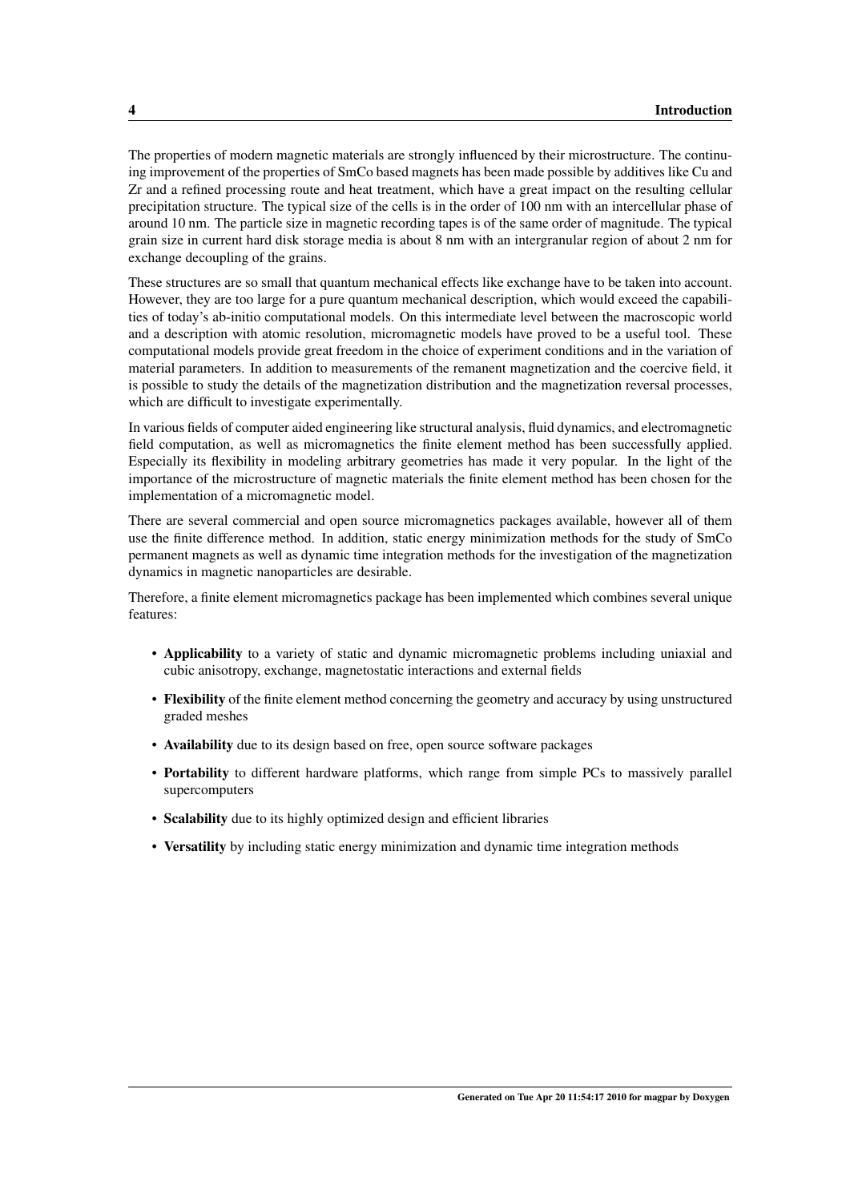The properties of modern magnetic materials are strongly influenced by their microstructure. The continuing improvement of the properties of SmCo based magnets has been made possible by additives like Cu and Zr and a refined processing route and heat treatment, which have a great impact on the resulting cellular precipitation structure. The typical size of the cells is in the order of 100 nm with an intercellular phase of around 10 nm. The particle size in magnetic recording tapes is of the same order of magnitude. The typical grain size in current hard disk storage media is about 8 nm with an intergranular region of about 2 nm for exchange decoupling of the grains.

These structures are so small that quantum mechanical effects like exchange have to be taken into account. However, they are too large for a pure quantum mechanical description, which would exceed the capabilities of today's ab-initio computational models. On this intermediate level between the macroscopic world and a description with atomic resolution, micromagnetic models have proved to be a useful tool. These computational models provide great freedom in the choice of experiment conditions and in the variation of material parameters. In addition to measurements of the remanent magnetization and the coercive field, it is possible to study the details of the magnetization distribution and the magnetization reversal processes, which are difficult to investigate experimentally.

In various fields of computer aided engineering like structural analysis, fluid dynamics, and electromagnetic field computation, as well as micromagnetics the finite element method has been successfully applied. Especially its flexibility in modeling arbitrary geometries has made it very popular. In the light of the importance of the microstructure of magnetic materials the finite element method has been chosen for the implementation of a micromagnetic model.

There are several commercial and open source micromagnetics packages available, however all of them use the finite difference method. In addition, static energy minimization methods for the study of SmCo permanent magnets as well as dynamic time integration methods for the investigation of the magnetization dynamics in magnetic nanoparticles are desirable.

Therefore, a finite element micromagnetics package has been implemented which combines several unique features:

- **Applicability** to a variety of static and dynamic micromagnetic problems including uniaxial and cubic anisotropy, exchange, magnetostatic interactions and external fields
- **Flexibility** of the finite element method concerning the geometry and accuracy by using unstructured graded meshes
- **Availability** due to its design based on free, open source software packages
- **Portability** to different hardware platforms, which range from simple PCs to massively parallel supercomputers
- **Scalability** due to its highly optimized design and efficient libraries
- **Versatility** by including static energy minimization and dynamic time integration methods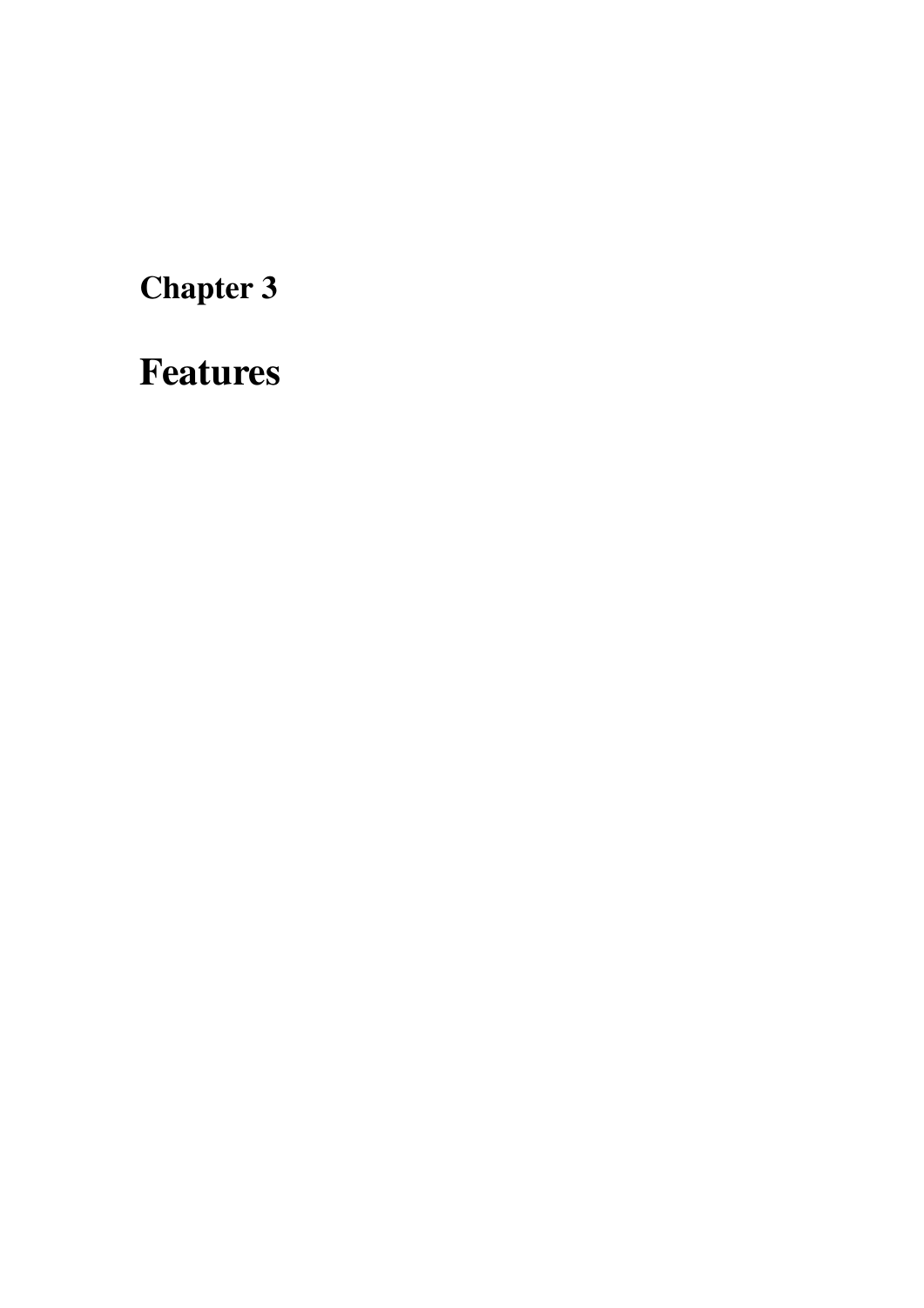# Chapter 3

# Features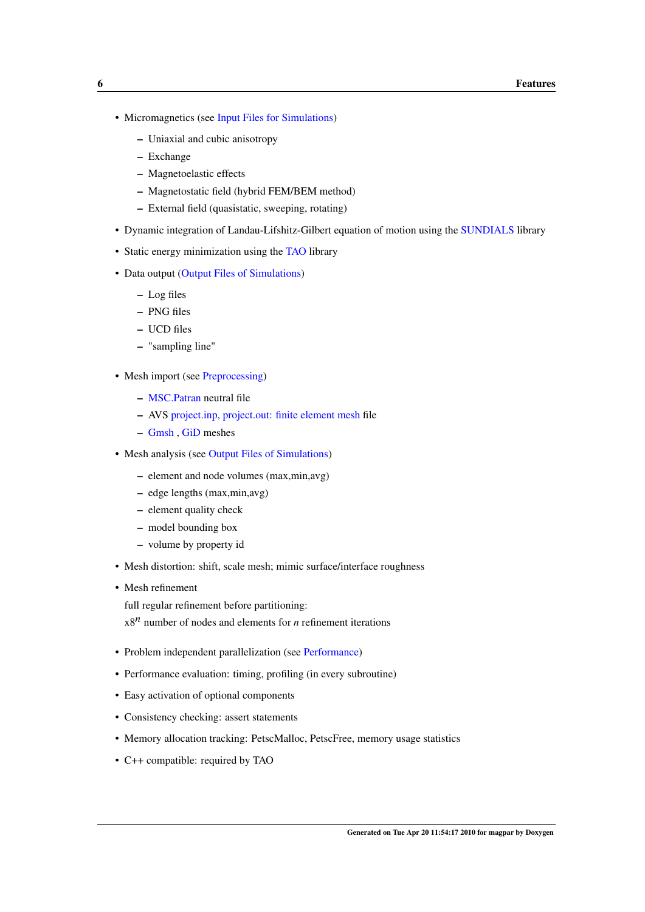- Micromagnetics (see Input Files for Simulations)
  - Uniaxial and cubic anisotropy
  - Exchange
  - Magnetoelastic effects
  - Magnetostatic field (hybrid FEM/BEM method)
  - External field (quasistatic, sweeping, rotating)
- Dynamic integration of Landau-Lifshitz-Gilbert equation of motion using the SUNDIALS library
- Static energy minimization using the TAO library
- Data output (Output Files of Simulations)
  - Log files
  - PNG files
  - UCD files
  - "sampling line"
- Mesh import (see Preprocessing)
  - MSC.Patran neutral file
  - AVS project.inp, project.out: finite element mesh file
  - Gmsh , GiD meshes
- Mesh analysis (see Output Files of Simulations)
  - element and node volumes (max,min,avg)
  - edge lengths (max,min,avg)
  - element quality check
  - model bounding box
  - volume by property id
- Mesh distortion: shift, scale mesh; mimic surface/interface roughness
- Mesh refinement

  full regular refinement before partitioning:

  x$8^n$ number of nodes and elements for $n$ refinement iterations
- Problem independent parallelization (see Performance)
- Performance evaluation: timing, profiling (in every subroutine)
- Easy activation of optional components
- Consistency checking: assert statements
- Memory allocation tracking: PetscMalloc, PetscFree, memory usage statistics
- C++ compatible: required by TAO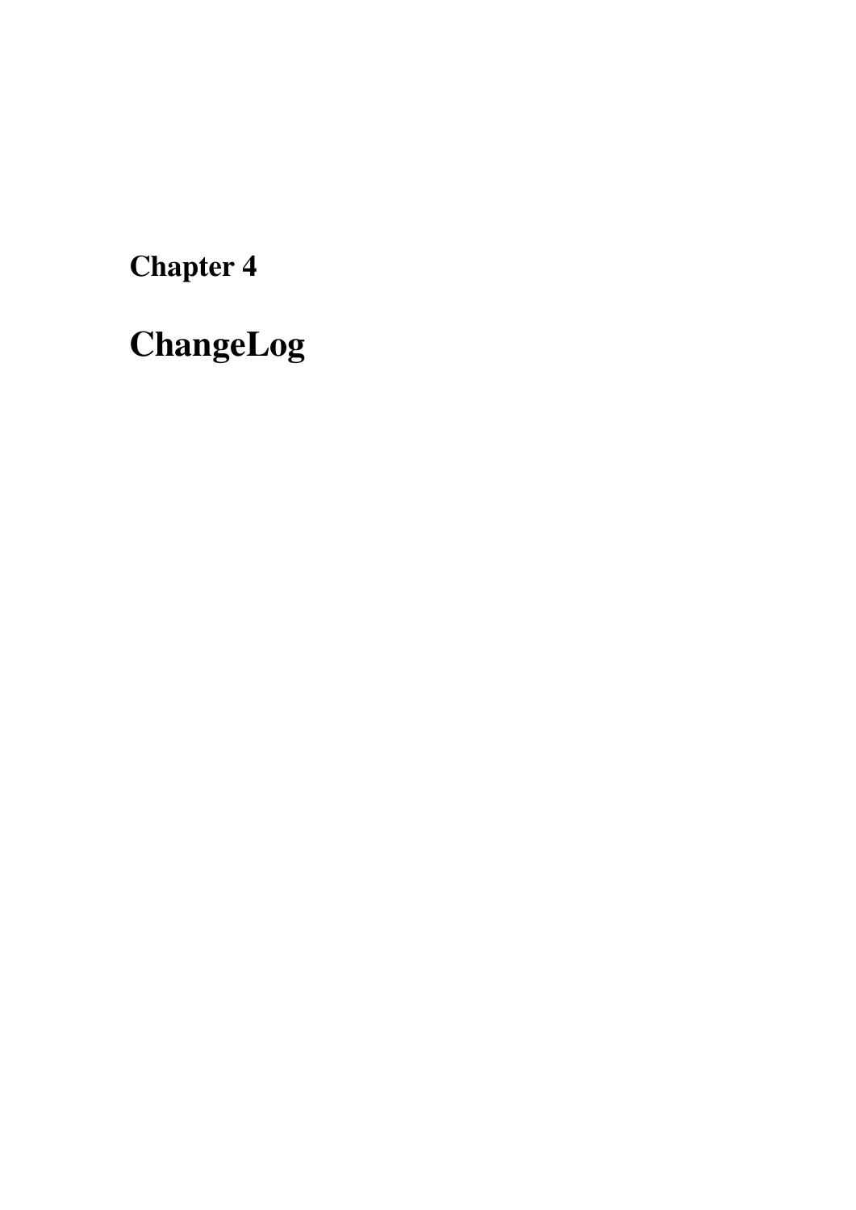# Chapter 4

# ChangeLog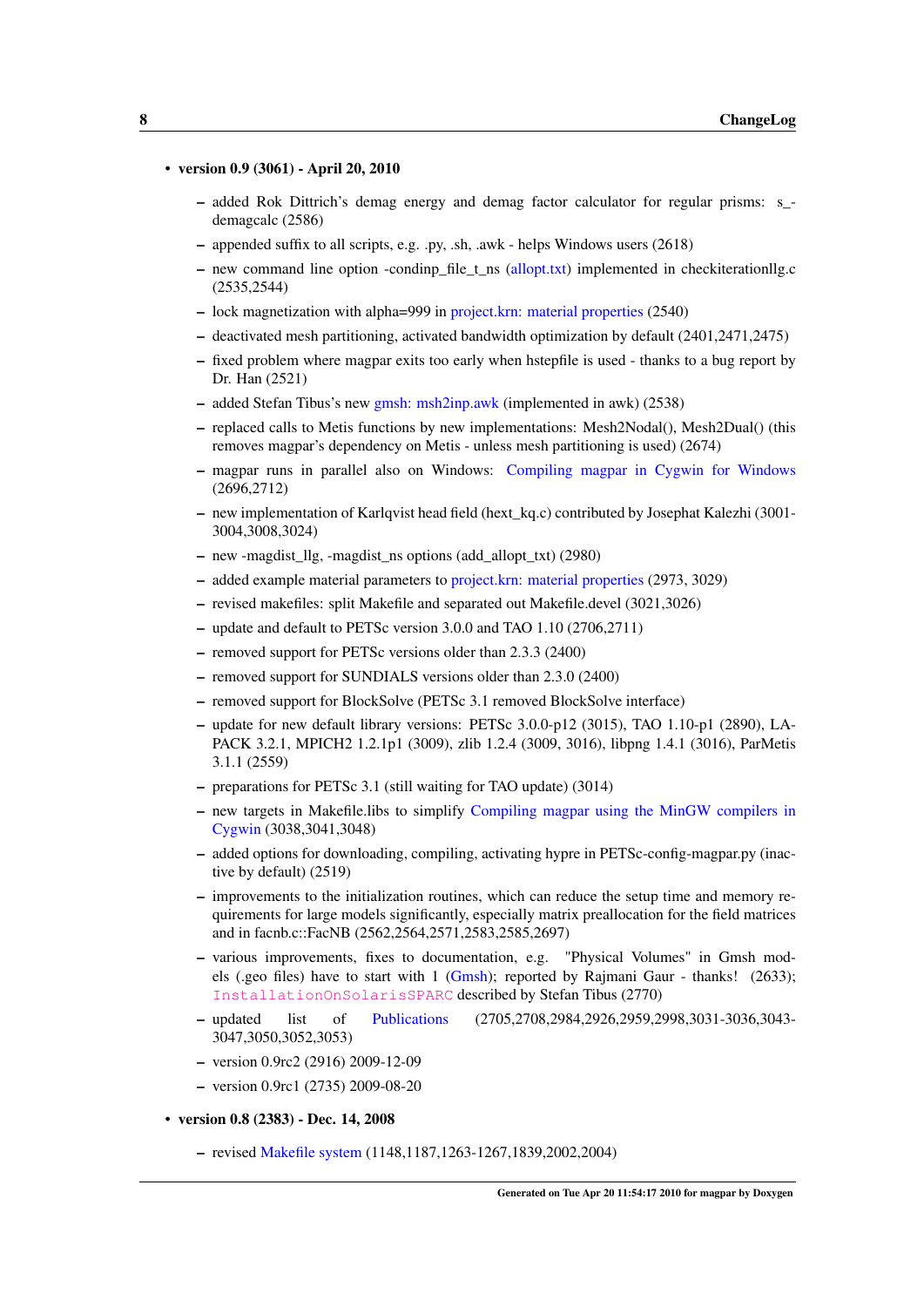- **version 0.9 (3061) - April 20, 2010**
  - added Rok Dittrich's demag energy and demag factor calculator for regular prisms: s_demagcalc (2586)
  - appended suffix to all scripts, e.g. .py, .sh, .awk - helps Windows users (2618)
  - new command line option -condinp_file_t_ns (allopt.txt) implemented in checkiterationllg.c (2535,2544)
  - lock magnetization with alpha=999 in project.krn: material properties (2540)
  - deactivated mesh partitioning, activated bandwidth optimization by default (2401,2471,2475)
  - fixed problem where magpar exits too early when hstepfile is used - thanks to a bug report by Dr. Han (2521)
  - added Stefan Tibus's new gmsh: msh2inp.awk (implemented in awk) (2538)
  - replaced calls to Metis functions by new implementations: Mesh2Nodal(), Mesh2Dual() (this removes magpar's dependency on Metis - unless mesh partitioning is used) (2674)
  - magpar runs in parallel also on Windows: Compiling magpar in Cygwin for Windows (2696,2712)
  - new implementation of Karlqvist head field (hext_kq.c) contributed by Josephat Kalezhi (3001-3004,3008,3024)
  - new -magdist_llg, -magdist_ns options (add_allopt_txt) (2980)
  - added example material parameters to project.krn: material properties (2973, 3029)
  - revised makefiles: split Makefile and separated out Makefile.devel (3021,3026)
  - update and default to PETSc version 3.0.0 and TAO 1.10 (2706,2711)
  - removed support for PETSc versions older than 2.3.3 (2400)
  - removed support for SUNDIALS versions older than 2.3.0 (2400)
  - removed support for BlockSolve (PETSc 3.1 removed BlockSolve interface)
  - update for new default library versions: PETSc 3.0.0-p12 (3015), TAO 1.10-p1 (2890), LAPACK 3.2.1, MPICH2 1.2.1p1 (3009), zlib 1.2.4 (3009, 3016), libpng 1.4.1 (3016), ParMetis 3.1.1 (2559)
  - preparations for PETSc 3.1 (still waiting for TAO update) (3014)
  - new targets in Makefile.libs to simplify Compiling magpar using the MinGW compilers in Cygwin (3038,3041,3048)
  - added options for downloading, compiling, activating hypre in PETSc-config-magpar.py (inactive by default) (2519)
  - improvements to the initialization routines, which can reduce the setup time and memory requirements for large models significantly, especially matrix preallocation for the field matrices and in facnb.c::FacNB (2562,2564,2571,2583,2585,2697)
  - various improvements, fixes to documentation, e.g. "Physical Volumes" in Gmsh models (.geo files) have to start with 1 (Gmsh); reported by Rajmani Gaur - thanks! (2633); `InstallationOnSolarisSPARC` described by Stefan Tibus (2770)
  - updated list of Publications (2705,2708,2984,2926,2959,2998,3031-3036,3043-3047,3050,3052,3053)
  - version 0.9rc2 (2916) 2009-12-09
  - version 0.9rc1 (2735) 2009-08-20
- **version 0.8 (2383) - Dec. 14, 2008**
  - revised Makefile system (1148,1187,1263-1267,1839,2002,2004)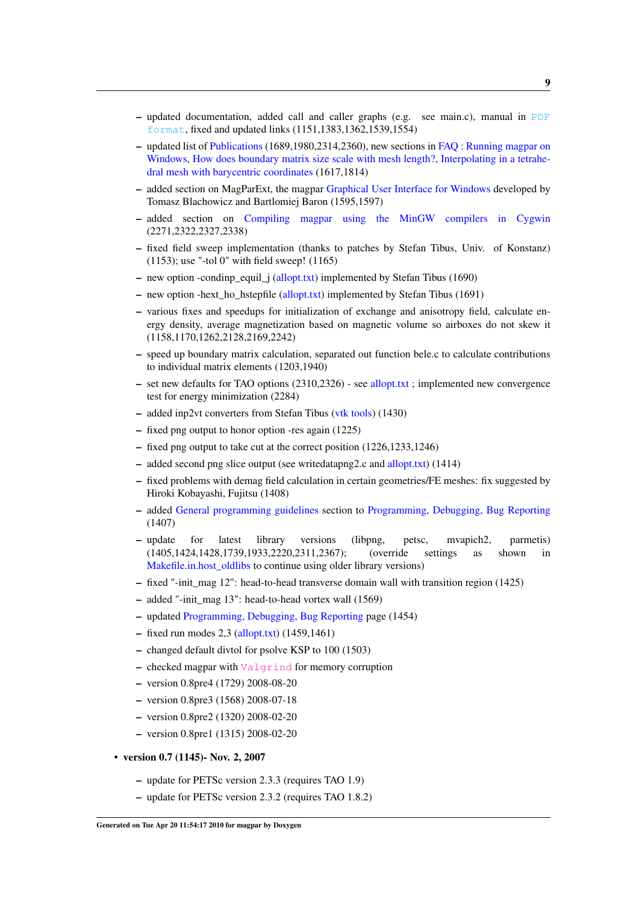- updated documentation, added call and caller graphs (e.g. see main.c), manual in PDF format, fixed and updated links (1151,1383,1362,1539,1554)
- updated list of Publications (1689,1980,2314,2360), new sections in FAQ : Running magpar on Windows, How does boundary matrix size scale with mesh length?, Interpolating in a tetrahedral mesh with barycentric coordinates (1617,1814)
- added section on MagParExt, the magpar Graphical User Interface for Windows developed by Tomasz Blachowicz and Bartlomiej Baron (1595,1597)
- added section on Compiling magpar using the MinGW compilers in Cygwin (2271,2322,2327,2338)
- fixed field sweep implementation (thanks to patches by Stefan Tibus, Univ. of Konstanz) (1153); use "-tol 0" with field sweep! (1165)
- new option -condinp_equil_j (allopt.txt) implemented by Stefan Tibus (1690)
- new option -hext_ho_hstepfile (allopt.txt) implemented by Stefan Tibus (1691)
- various fixes and speedups for initialization of exchange and anisotropy field, calculate energy density, average magnetization based on magnetic volume so airboxes do not skew it (1158,1170,1262,2128,2169,2242)
- speed up boundary matrix calculation, separated out function bele.c to calculate contributions to individual matrix elements (1203,1940)
- set new defaults for TAO options (2310,2326) - see allopt.txt ; implemented new convergence test for energy minimization (2284)
- added inp2vt converters from Stefan Tibus (vtk tools) (1430)
- fixed png output to honor option -res again (1225)
- fixed png output to take cut at the correct position (1226,1233,1246)
- added second png slice output (see writedatapng2.c and allopt.txt) (1414)
- fixed problems with demag field calculation in certain geometries/FE meshes: fix suggested by Hiroki Kobayashi, Fujitsu (1408)
- added General programming guidelines section to Programming, Debugging, Bug Reporting (1407)
- update for latest library versions (libpng, petsc, mvapich2, parmetis) (1405,1424,1428,1739,1933,2220,2311,2367); (override settings as shown in Makefile.in.host_oldlibs to continue using older library versions)
- fixed "-init_mag 12": head-to-head transverse domain wall with transition region (1425)
- added "-init_mag 13": head-to-head vortex wall (1569)
- updated Programming, Debugging, Bug Reporting page (1454)
- fixed run modes 2,3 (allopt.txt) (1459,1461)
- changed default divtol for psolve KSP to 100 (1503)
- checked magpar with Valgrind for memory corruption
- version 0.8pre4 (1729) 2008-08-20
- version 0.8pre3 (1568) 2008-07-18
- version 0.8pre2 (1320) 2008-02-20
- version 0.8pre1 (1315) 2008-02-20

- **version 0.7 (1145)- Nov. 2, 2007**
  - update for PETSc version 2.3.3 (requires TAO 1.9)
  - update for PETSc version 2.3.2 (requires TAO 1.8.2)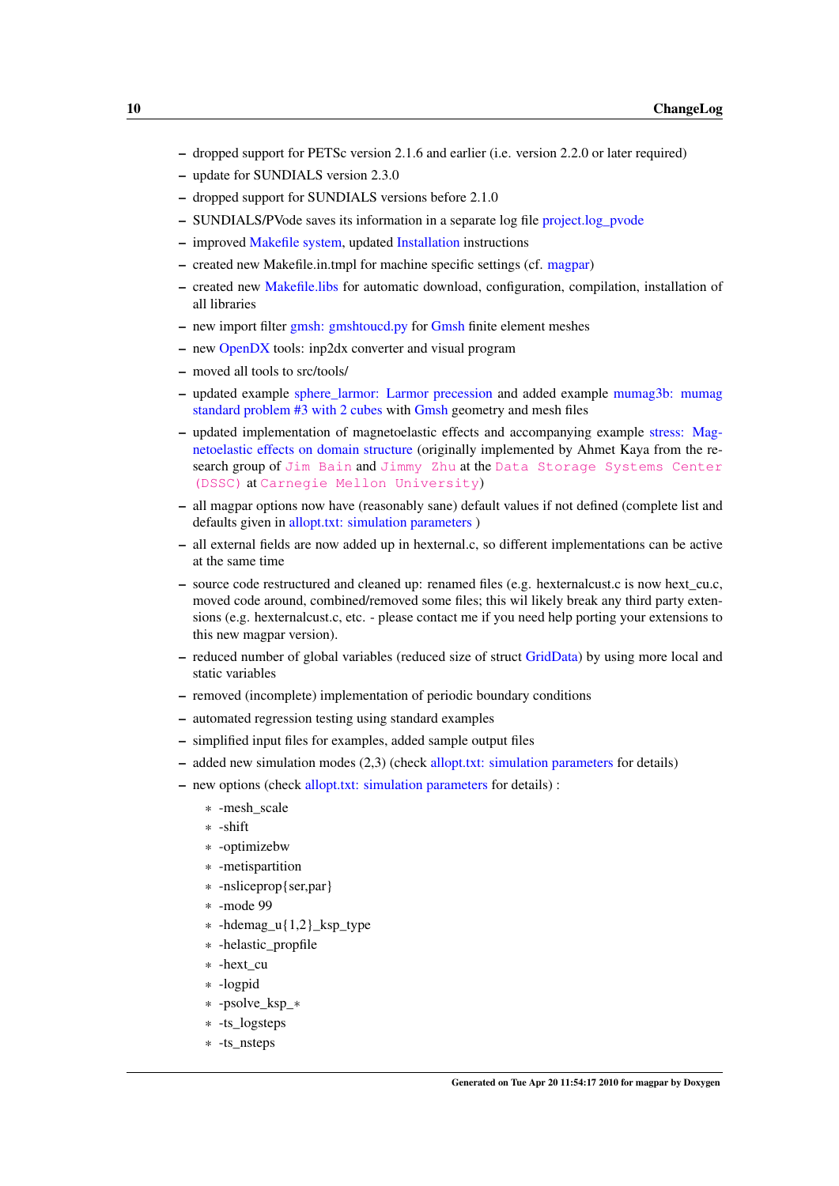- dropped support for PETSc version 2.1.6 and earlier (i.e. version 2.2.0 or later required)
- update for SUNDIALS version 2.3.0
- dropped support for SUNDIALS versions before 2.1.0
- SUNDIALS/PVode saves its information in a separate log file project.log_pvode
- improved Makefile system, updated Installation instructions
- created new Makefile.in.tmpl for machine specific settings (cf. magpar)
- created new Makefile.libs for automatic download, configuration, compilation, installation of all libraries
- new import filter gmsh: gmshtoucd.py for Gmsh finite element meshes
- new OpenDX tools: inp2dx converter and visual program
- moved all tools to src/tools/
- updated example sphere_larmor: Larmor precession and added example mumag3b: mumag standard problem #3 with 2 cubes with Gmsh geometry and mesh files
- updated implementation of magnetoelastic effects and accompanying example stress: Magnetoelastic effects on domain structure (originally implemented by Ahmet Kaya from the research group of Jim Bain and Jimmy Zhu at the Data Storage Systems Center (DSSC) at Carnegie Mellon University)
- all magpar options now have (reasonably sane) default values if not defined (complete list and defaults given in allopt.txt: simulation parameters )
- all external fields are now added up in hexternal.c, so different implementations can be active at the same time
- source code restructured and cleaned up: renamed files (e.g. hexternalcust.c is now hext_cu.c, moved code around, combined/removed some files; this wil likely break any third party extensions (e.g. hexternalcust.c, etc. - please contact me if you need help porting your extensions to this new magpar version).
- reduced number of global variables (reduced size of struct GridData) by using more local and static variables
- removed (incomplete) implementation of periodic boundary conditions
- automated regression testing using standard examples
- simplified input files for examples, added sample output files
- added new simulation modes (2,3) (check allopt.txt: simulation parameters for details)
- new options (check allopt.txt: simulation parameters for details) :
  - -mesh_scale
  - -shift
  - -optimizebw
  - -metispartition
  - -nsliceprop{ser,par}
  - -mode 99
  - -hdemag_u{1,2}_ksp_type
  - -helastic_propfile
  - -hext_cu
  - -logpid
  - -psolve_ksp_*
  - -ts_logsteps
  - -ts_nsteps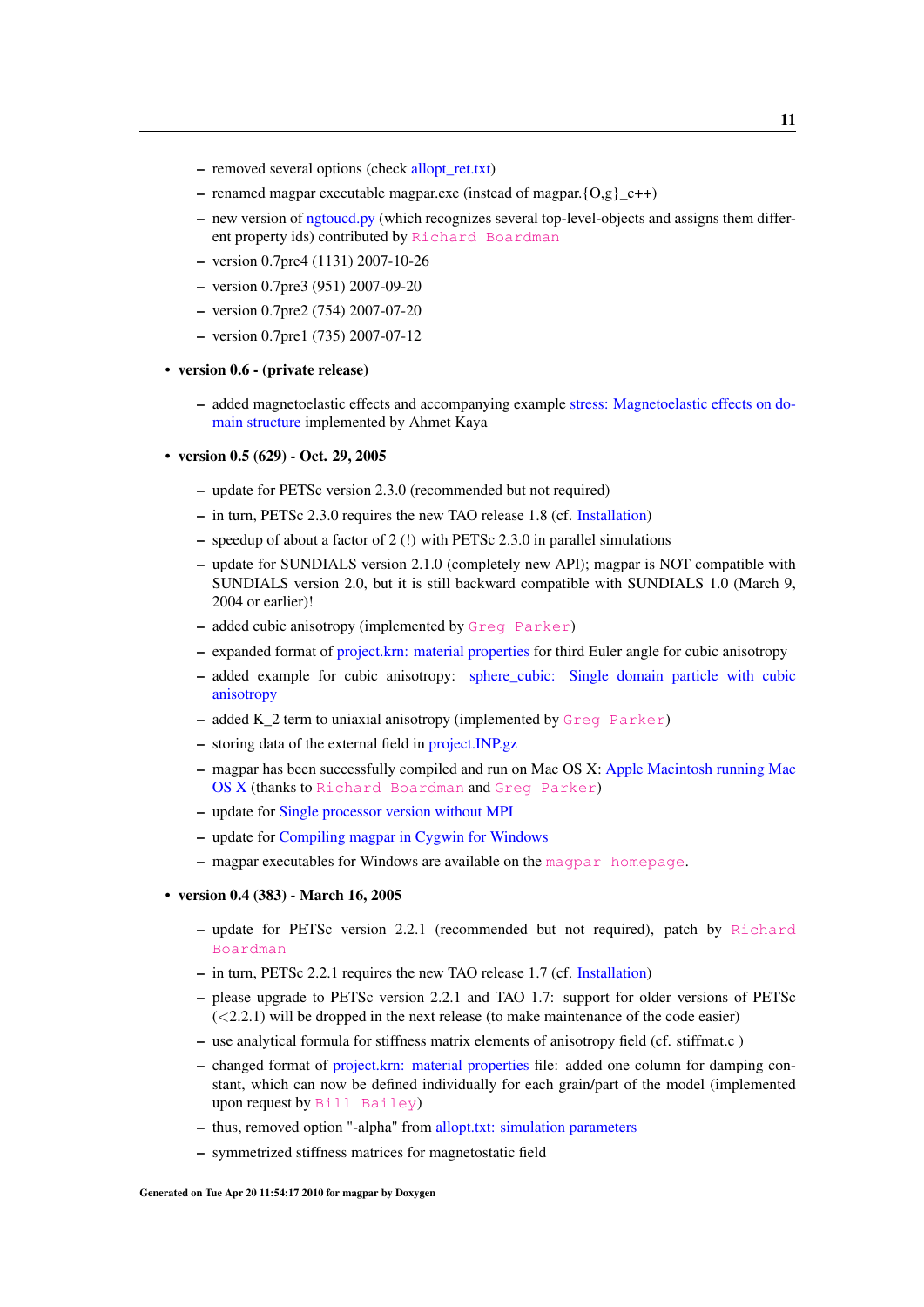- removed several options (check allopt_ret.txt)
- renamed magpar executable magpar.exe (instead of magpar.{O,g}_c++)
- new version of ngtoucd.py (which recognizes several top-level-objects and assigns them different property ids) contributed by Richard Boardman
- version 0.7pre4 (1131) 2007-10-26
- version 0.7pre3 (951) 2007-09-20
- version 0.7pre2 (754) 2007-07-20
- version 0.7pre1 (735) 2007-07-12

- **version 0.6 - (private release)**
  - added magnetoelastic effects and accompanying example stress: Magnetoelastic effects on domain structure implemented by Ahmet Kaya

- **version 0.5 (629) - Oct. 29, 2005**
  - update for PETSc version 2.3.0 (recommended but not required)
  - in turn, PETSc 2.3.0 requires the new TAO release 1.8 (cf. Installation)
  - speedup of about a factor of 2 (!) with PETSc 2.3.0 in parallel simulations
  - update for SUNDIALS version 2.1.0 (completely new API); magpar is NOT compatible with SUNDIALS version 2.0, but it is still backward compatible with SUNDIALS 1.0 (March 9, 2004 or earlier)!
  - added cubic anisotropy (implemented by Greg Parker)
  - expanded format of project.krn: material properties for third Euler angle for cubic anisotropy
  - added example for cubic anisotropy: sphere_cubic: Single domain particle with cubic anisotropy
  - added K_2 term to uniaxial anisotropy (implemented by Greg Parker)
  - storing data of the external field in project.INP.gz
  - magpar has been successfully compiled and run on Mac OS X: Apple Macintosh running Mac OS X (thanks to Richard Boardman and Greg Parker)
  - update for Single processor version without MPI
  - update for Compiling magpar in Cygwin for Windows
  - magpar executables for Windows are available on the magpar homepage.

- **version 0.4 (383) - March 16, 2005**
  - update for PETSc version 2.2.1 (recommended but not required), patch by Richard Boardman
  - in turn, PETSc 2.2.1 requires the new TAO release 1.7 (cf. Installation)
  - please upgrade to PETSc version 2.2.1 and TAO 1.7: support for older versions of PETSc (<2.2.1) will be dropped in the next release (to make maintenance of the code easier)
  - use analytical formula for stiffness matrix elements of anisotropy field (cf. stiffmat.c )
  - changed format of project.krn: material properties file: added one column for damping constant, which can now be defined individually for each grain/part of the model (implemented upon request by Bill Bailey)
  - thus, removed option "-alpha" from allopt.txt: simulation parameters
  - symmetrized stiffness matrices for magnetostatic field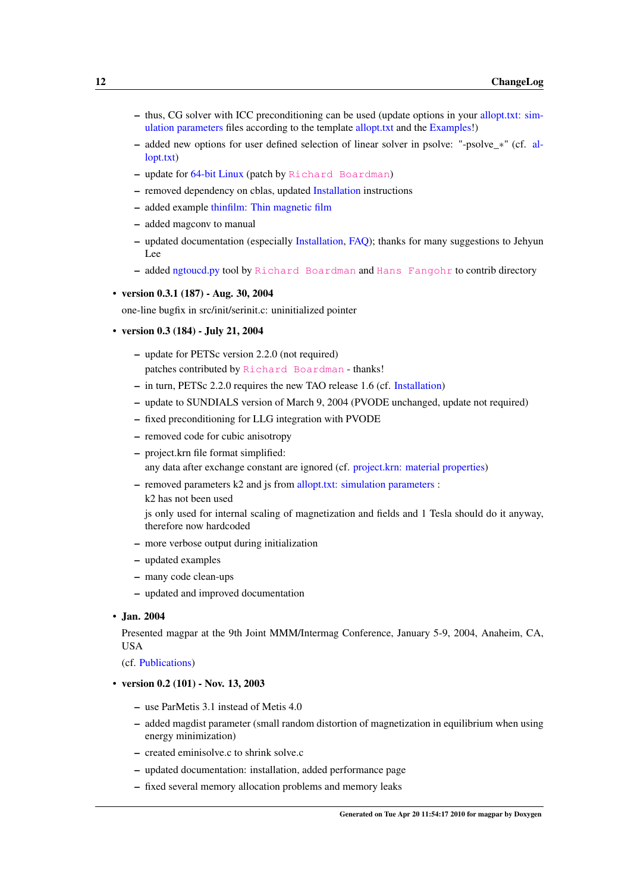- thus, CG solver with ICC preconditioning can be used (update options in your allopt.txt: simulation parameters files according to the template allopt.txt and the Examples!)
  - added new options for user defined selection of linear solver in psolve: "-psolve_*" (cf. allopt.txt)
  - update for 64-bit Linux (patch by Richard Boardman)
  - removed dependency on cblas, updated Installation instructions
  - added example thinfilm: Thin magnetic film
  - added magconv to manual
  - updated documentation (especially Installation, FAQ); thanks for many suggestions to Jehyun Lee
  - added ngtoucd.py tool by Richard Boardman and Hans Fangohr to contrib directory

- **version 0.3.1 (187) - Aug. 30, 2004**

  one-line bugfix in src/init/serinit.c: uninitialized pointer

- **version 0.3 (184) - July 21, 2004**

  - update for PETSc version 2.2.0 (not required)
    patches contributed by Richard Boardman - thanks!
  - in turn, PETSc 2.2.0 requires the new TAO release 1.6 (cf. Installation)
  - update to SUNDIALS version of March 9, 2004 (PVODE unchanged, update not required)
  - fixed preconditioning for LLG integration with PVODE
  - removed code for cubic anisotropy
  - project.krn file format simplified:
    any data after exchange constant are ignored (cf. project.krn: material properties)
  - removed parameters k2 and js from allopt.txt: simulation parameters :
    k2 has not been used
    js only used for internal scaling of magnetization and fields and 1 Tesla should do it anyway, therefore now hardcoded
  - more verbose output during initialization
  - updated examples
  - many code clean-ups
  - updated and improved documentation

- **Jan. 2004**

  Presented magpar at the 9th Joint MMM/Intermag Conference, January 5-9, 2004, Anaheim, CA, USA

  (cf. Publications)

- **version 0.2 (101) - Nov. 13, 2003**

  - use ParMetis 3.1 instead of Metis 4.0
  - added magdist parameter (small random distortion of magnetization in equilibrium when using energy minimization)
  - created eminisolve.c to shrink solve.c
  - updated documentation: installation, added performance page
  - fixed several memory allocation problems and memory leaks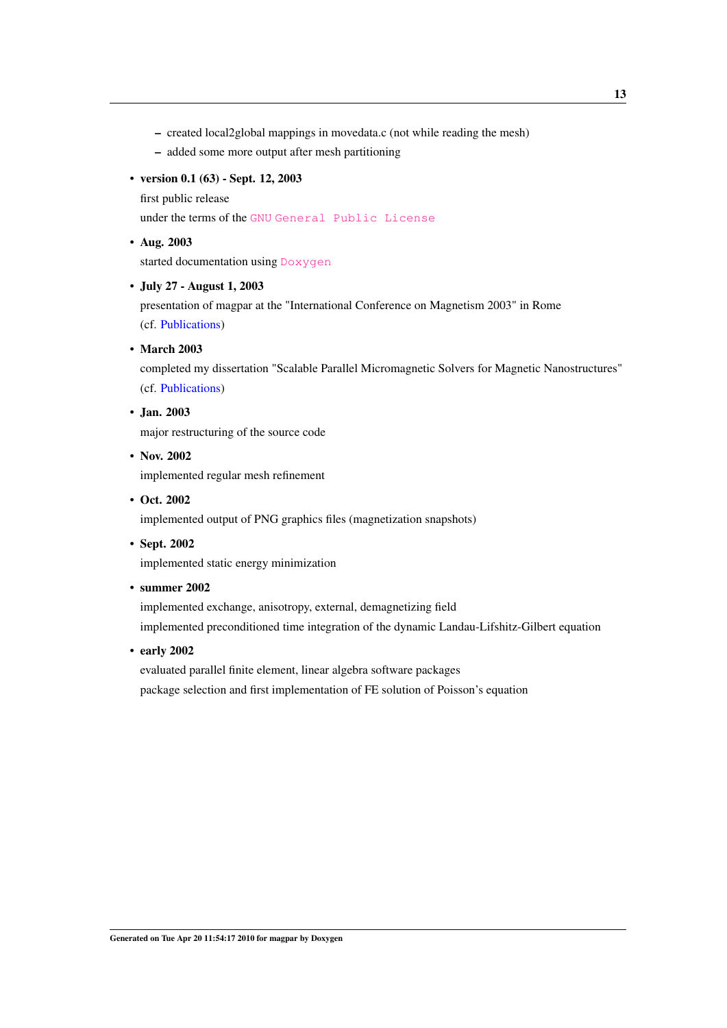- created local2global mappings in movedata.c (not while reading the mesh)
  - added some more output after mesh partitioning

- **version 0.1 (63) - Sept. 12, 2003**

  first public release

  under the terms of the `GNU General Public License`

- **Aug. 2003**

  started documentation using `Doxygen`

- **July 27 - August 1, 2003**

  presentation of magpar at the "International Conference on Magnetism 2003" in Rome

  (cf. Publications)

- **March 2003**

  completed my dissertation "Scalable Parallel Micromagnetic Solvers for Magnetic Nanostructures"

  (cf. Publications)

- **Jan. 2003**

  major restructuring of the source code

- **Nov. 2002**

  implemented regular mesh refinement

- **Oct. 2002**

  implemented output of PNG graphics files (magnetization snapshots)

- **Sept. 2002**

  implemented static energy minimization

- **summer 2002**

  implemented exchange, anisotropy, external, demagnetizing field

  implemented preconditioned time integration of the dynamic Landau-Lifshitz-Gilbert equation

- **early 2002**

  evaluated parallel finite element, linear algebra software packages

  package selection and first implementation of FE solution of Poisson's equation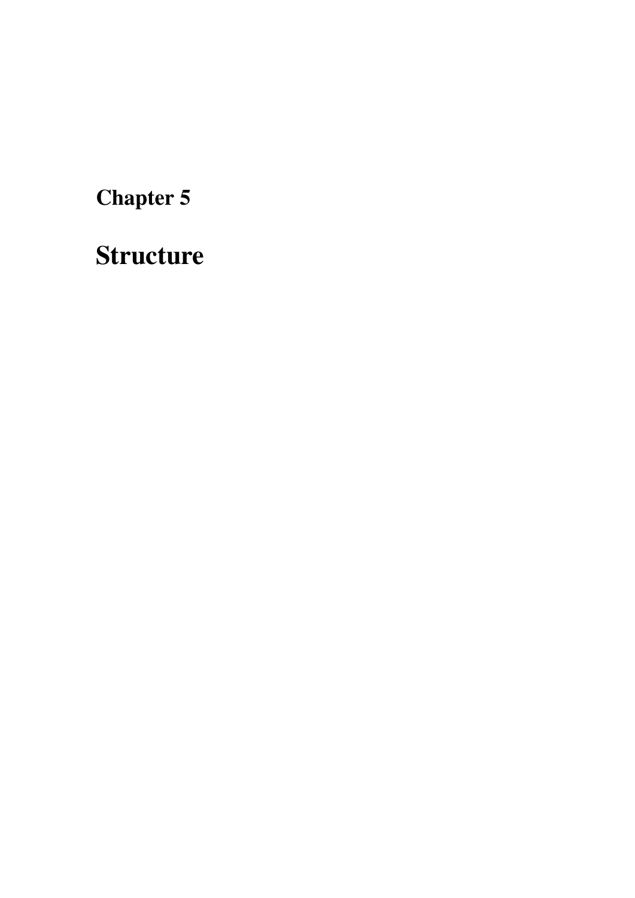# Chapter 5

# Structure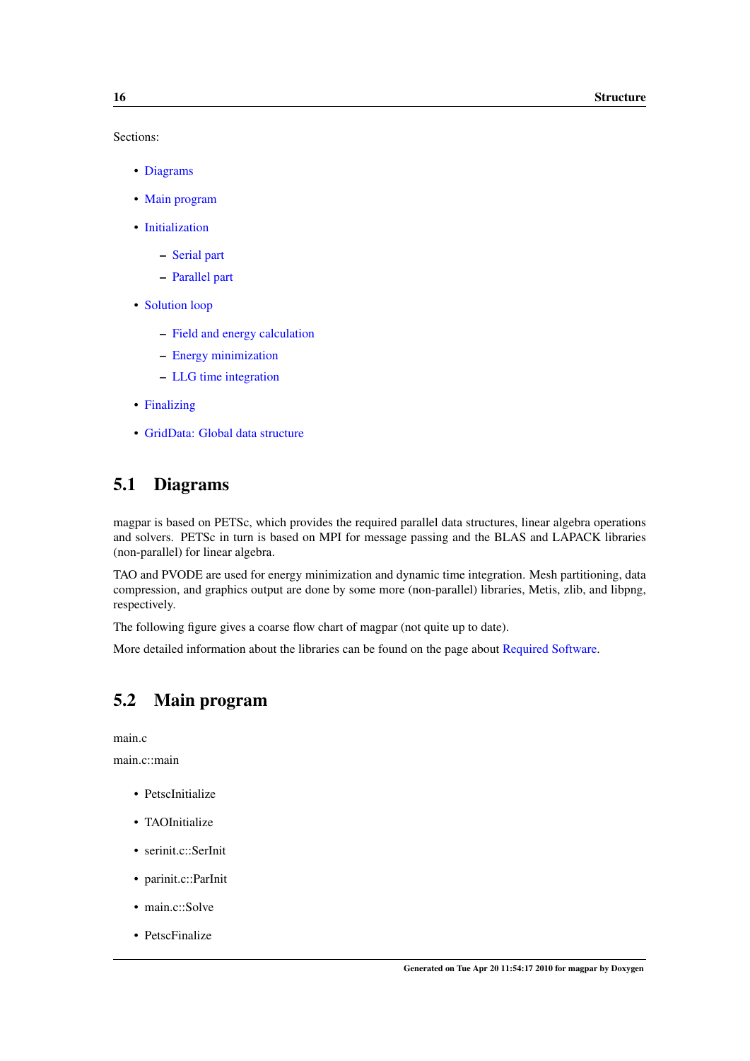Sections:

- Diagrams
- Main program
- Initialization
  - Serial part
  - Parallel part
- Solution loop
  - Field and energy calculation
  - Energy minimization
  - LLG time integration
- Finalizing
- GridData: Global data structure

## 5.1 Diagrams

magpar is based on PETSc, which provides the required parallel data structures, linear algebra operations and solvers. PETSc in turn is based on MPI for message passing and the BLAS and LAPACK libraries (non-parallel) for linear algebra.

TAO and PVODE are used for energy minimization and dynamic time integration. Mesh partitioning, data compression, and graphics output are done by some more (non-parallel) libraries, Metis, zlib, and libpng, respectively.

The following figure gives a coarse flow chart of magpar (not quite up to date).

More detailed information about the libraries can be found on the page about Required Software.

## 5.2 Main program

main.c

main.c::main

- PetscInitialize
- TAOInitialize
- serinit.c::SerInit
- parinit.c::ParInit
- main.c::Solve
- PetscFinalize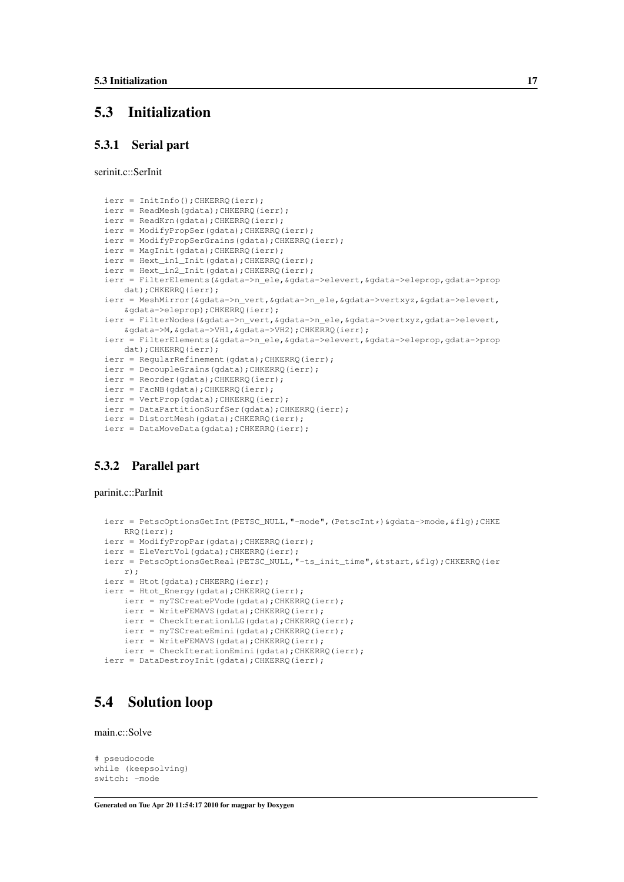## 5.3 Initialization

### 5.3.1 Serial part

serinit.c::SerInit

```
ierr = InitInfo();CHKERRQ(ierr);
ierr = ReadMesh(gdata);CHKERRQ(ierr);
ierr = ReadKrn(gdata);CHKERRQ(ierr);
ierr = ModifyPropSer(gdata);CHKERRQ(ierr);
ierr = ModifyPropSerGrains(gdata);CHKERRQ(ierr);
ierr = MagInit(gdata);CHKERRQ(ierr);
ierr = Hext_in1_Init(gdata);CHKERRQ(ierr);
ierr = Hext_in2_Init(gdata);CHKERRQ(ierr);
ierr = FilterElements(&gdata->n_ele,&gdata->elevert,&gdata->eleprop,gdata->prop
    dat);CHKERRQ(ierr);
ierr = MeshMirror(&gdata->n_vert,&gdata->n_ele,&gdata->vertxyz,&gdata->elevert,
    &gdata->eleprop);CHKERRQ(ierr);
ierr = FilterNodes(&gdata->n_vert,&gdata->n_ele,&gdata->vertxyz,gdata->elevert,
    &gdata->M,&gdata->VH1,&gdata->VH2);CHKERRQ(ierr);
ierr = FilterElements(&gdata->n_ele,&gdata->elevert,&gdata->eleprop,gdata->prop
    dat);CHKERRQ(ierr);
ierr = RegularRefinement(gdata);CHKERRQ(ierr);
ierr = DecoupleGrains(gdata);CHKERRQ(ierr);
ierr = Reorder(gdata);CHKERRQ(ierr);
ierr = FacNB(gdata);CHKERRQ(ierr);
ierr = VertProp(gdata);CHKERRQ(ierr);
ierr = DataPartitionSurfSer(gdata);CHKERRQ(ierr);
ierr = DistortMesh(gdata);CHKERRQ(ierr);
ierr = DataMoveData(gdata);CHKERRQ(ierr);
```

### 5.3.2 Parallel part

parinit.c::ParInit

```
ierr = PetscOptionsGetInt(PETSC_NULL,"-mode",(PetscInt*)&gdata->mode,&flg);CHKE
    RRQ(ierr);
ierr = ModifyPropPar(gdata);CHKERRQ(ierr);
ierr = EleVertVol(gdata);CHKERRQ(ierr);
ierr = PetscOptionsGetReal(PETSC_NULL,"-ts_init_time",&tstart,&flg);CHKERRQ(ier
    r);
ierr = Htot(gdata);CHKERRQ(ierr);
ierr = Htot_Energy(gdata);CHKERRQ(ierr);
    ierr = myTSCreatePVode(gdata);CHKERRQ(ierr);
    ierr = WriteFEMAVS(gdata);CHKERRQ(ierr);
    ierr = CheckIterationLLG(gdata);CHKERRQ(ierr);
    ierr = myTSCreateEmini(gdata);CHKERRQ(ierr);
    ierr = WriteFEMAVS(gdata);CHKERRQ(ierr);
    ierr = CheckIterationEmini(gdata);CHKERRQ(ierr);
ierr = DataDestroyInit(gdata);CHKERRQ(ierr);
```

## 5.4 Solution loop

main.c::Solve

```
# pseudocode
while (keepsolving)
switch: -mode
```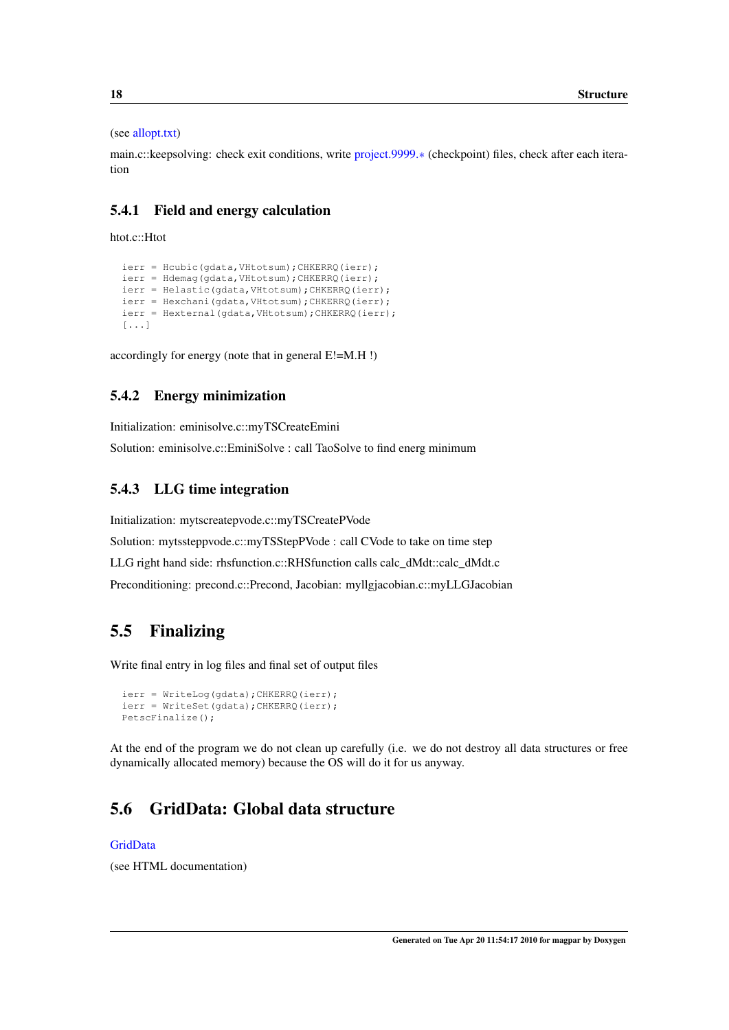(see allopt.txt)

main.c::keepsolving: check exit conditions, write project.9999.∗ (checkpoint) files, check after each iteration

### 5.4.1 Field and energy calculation

htot.c::Htot

```
ierr = Hcubic(gdata,VHtotsum);CHKERRQ(ierr);
ierr = Hdemag(gdata,VHtotsum);CHKERRQ(ierr);
ierr = Helastic(gdata,VHtotsum);CHKERRQ(ierr);
ierr = Hexchani(gdata,VHtotsum);CHKERRQ(ierr);
ierr = Hexternal(gdata,VHtotsum);CHKERRQ(ierr);
[...]
```

accordingly for energy (note that in general E!=M.H !)

### 5.4.2 Energy minimization

Initialization: eminisolve.c::myTSCreateEmini

Solution: eminisolve.c::EminiSolve : call TaoSolve to find energ minimum

### 5.4.3 LLG time integration

Initialization: mytscreatepvode.c::myTSCreatePVode

Solution: mytssteppvode.c::myTSStepPVode : call CVode to take on time step

LLG right hand side: rhsfunction.c::RHSfunction calls calc_dMdt::calc_dMdt.c

Preconditioning: precond.c::Precond, Jacobian: myllgjacobian.c::myLLGJacobian

## 5.5 Finalizing

Write final entry in log files and final set of output files

```
ierr = WriteLog(gdata);CHKERRQ(ierr);
ierr = WriteSet(gdata);CHKERRQ(ierr);
PetscFinalize();
```

At the end of the program we do not clean up carefully (i.e. we do not destroy all data structures or free dynamically allocated memory) because the OS will do it for us anyway.

## 5.6 GridData: Global data structure

GridData

(see HTML documentation)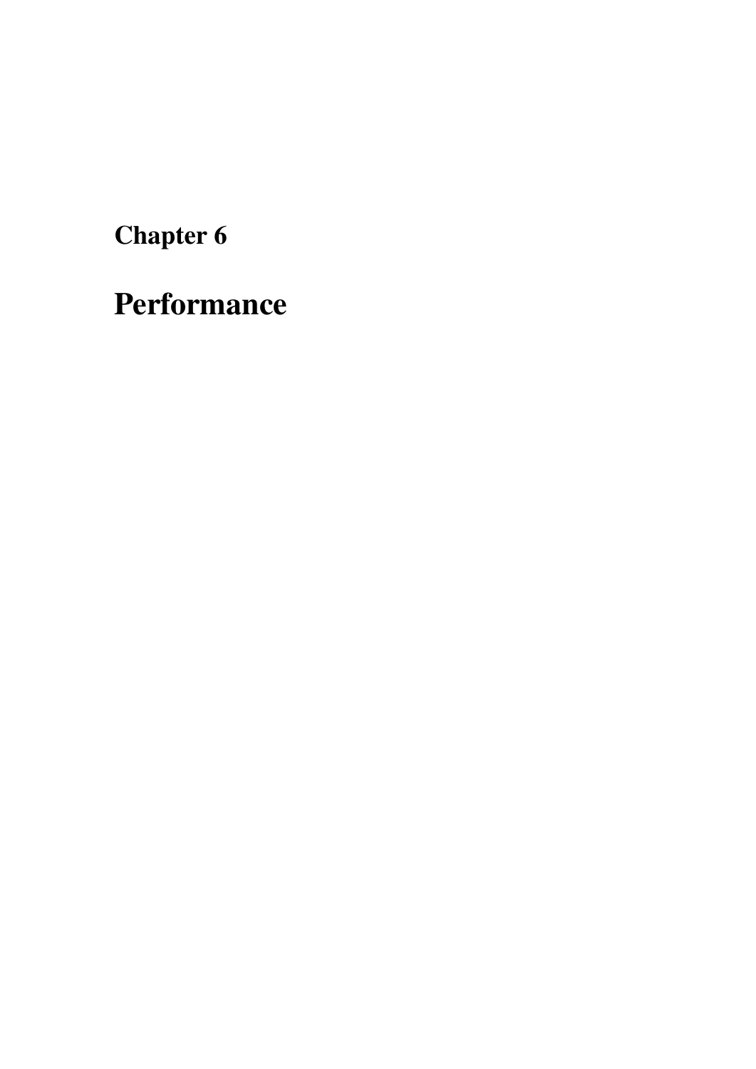# Chapter 6

# Performance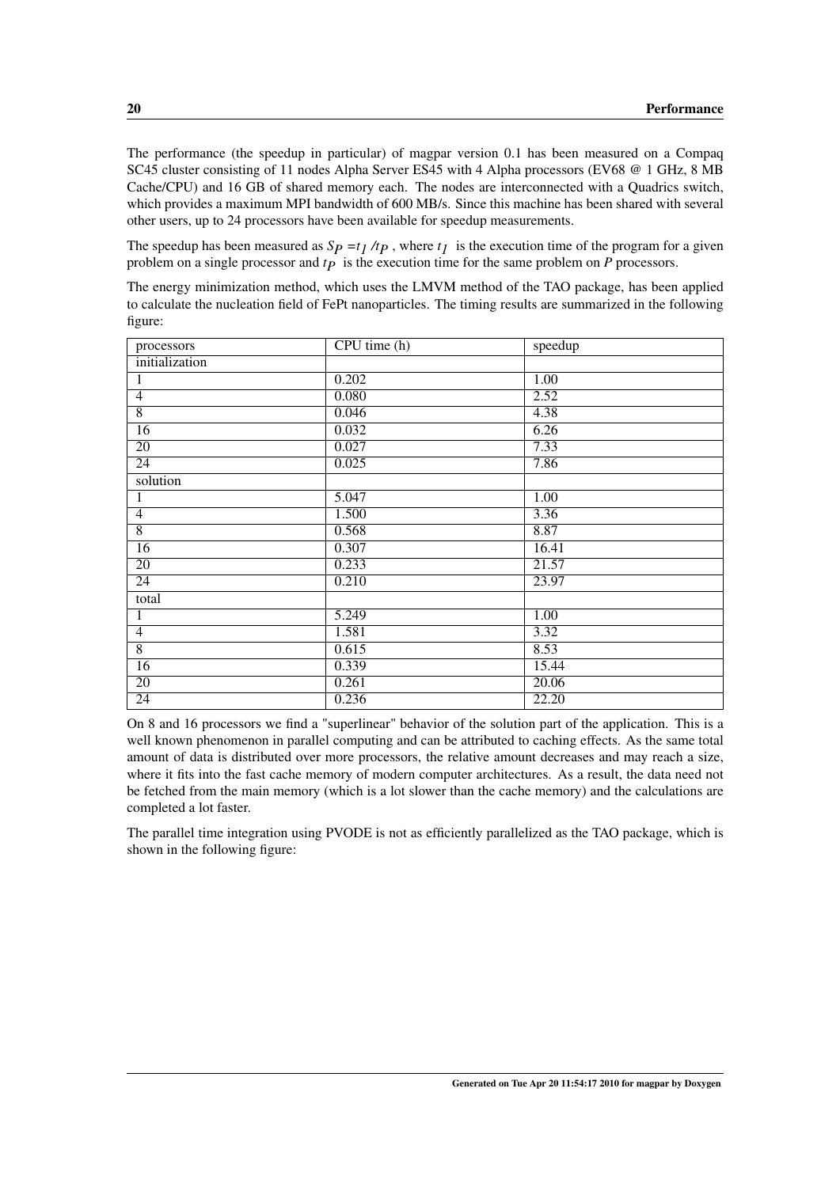The performance (the speedup in particular) of magpar version 0.1 has been measured on a Compaq SC45 cluster consisting of 11 nodes Alpha Server ES45 with 4 Alpha processors (EV68 @ 1 GHz, 8 MB Cache/CPU) and 16 GB of shared memory each. The nodes are interconnected with a Quadrics switch, which provides a maximum MPI bandwidth of 600 MB/s. Since this machine has been shared with several other users, up to 24 processors have been available for speedup measurements.

The speedup has been measured as $S_P = t_1 / t_P$ , where $t_1$ is the execution time of the program for a given problem on a single processor and $t_P$ is the execution time for the same problem on $P$ processors.

The energy minimization method, which uses the LMVM method of the TAO package, has been applied to calculate the nucleation field of FePt nanoparticles. The timing results are summarized in the following figure:

| processors | CPU time (h) | speedup |
|---|---|---|
| initialization | | |
| 1 | 0.202 | 1.00 |
| 4 | 0.080 | 2.52 |
| 8 | 0.046 | 4.38 |
| 16 | 0.032 | 6.26 |
| 20 | 0.027 | 7.33 |
| 24 | 0.025 | 7.86 |
| solution | | |
| 1 | 5.047 | 1.00 |
| 4 | 1.500 | 3.36 |
| 8 | 0.568 | 8.87 |
| 16 | 0.307 | 16.41 |
| 20 | 0.233 | 21.57 |
| 24 | 0.210 | 23.97 |
| total | | |
| 1 | 5.249 | 1.00 |
| 4 | 1.581 | 3.32 |
| 8 | 0.615 | 8.53 |
| 16 | 0.339 | 15.44 |
| 20 | 0.261 | 20.06 |
| 24 | 0.236 | 22.20 |

On 8 and 16 processors we find a "superlinear" behavior of the solution part of the application. This is a well known phenomenon in parallel computing and can be attributed to caching effects. As the same total amount of data is distributed over more processors, the relative amount decreases and may reach a size, where it fits into the fast cache memory of modern computer architectures. As a result, the data need not be fetched from the main memory (which is a lot slower than the cache memory) and the calculations are completed a lot faster.

The parallel time integration using PVODE is not as efficiently parallelized as the TAO package, which is shown in the following figure: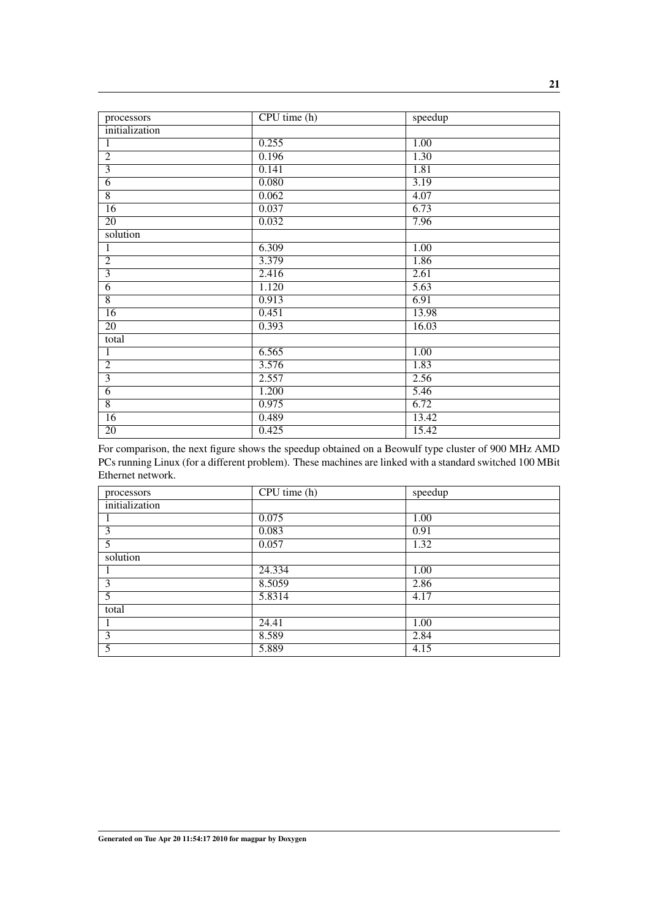| processors | CPU time (h) | speedup |
|---|---|---|
| initialization | | |
| 1 | 0.255 | 1.00 |
| 2 | 0.196 | 1.30 |
| 3 | 0.141 | 1.81 |
| 6 | 0.080 | 3.19 |
| 8 | 0.062 | 4.07 |
| 16 | 0.037 | 6.73 |
| 20 | 0.032 | 7.96 |
| solution | | |
| 1 | 6.309 | 1.00 |
| 2 | 3.379 | 1.86 |
| 3 | 2.416 | 2.61 |
| 6 | 1.120 | 5.63 |
| 8 | 0.913 | 6.91 |
| 16 | 0.451 | 13.98 |
| 20 | 0.393 | 16.03 |
| total | | |
| 1 | 6.565 | 1.00 |
| 2 | 3.576 | 1.83 |
| 3 | 2.557 | 2.56 |
| 6 | 1.200 | 5.46 |
| 8 | 0.975 | 6.72 |
| 16 | 0.489 | 13.42 |
| 20 | 0.425 | 15.42 |

For comparison, the next figure shows the speedup obtained on a Beowulf type cluster of 900 MHz AMD PCs running Linux (for a different problem). These machines are linked with a standard switched 100 MBit Ethernet network.

| processors | CPU time (h) | speedup |
|---|---|---|
| initialization | | |
| 1 | 0.075 | 1.00 |
| 3 | 0.083 | 0.91 |
| 5 | 0.057 | 1.32 |
| solution | | |
| 1 | 24.334 | 1.00 |
| 3 | 8.5059 | 2.86 |
| 5 | 5.8314 | 4.17 |
| total | | |
| 1 | 24.41 | 1.00 |
| 3 | 8.589 | 2.84 |
| 5 | 5.889 | 4.15 |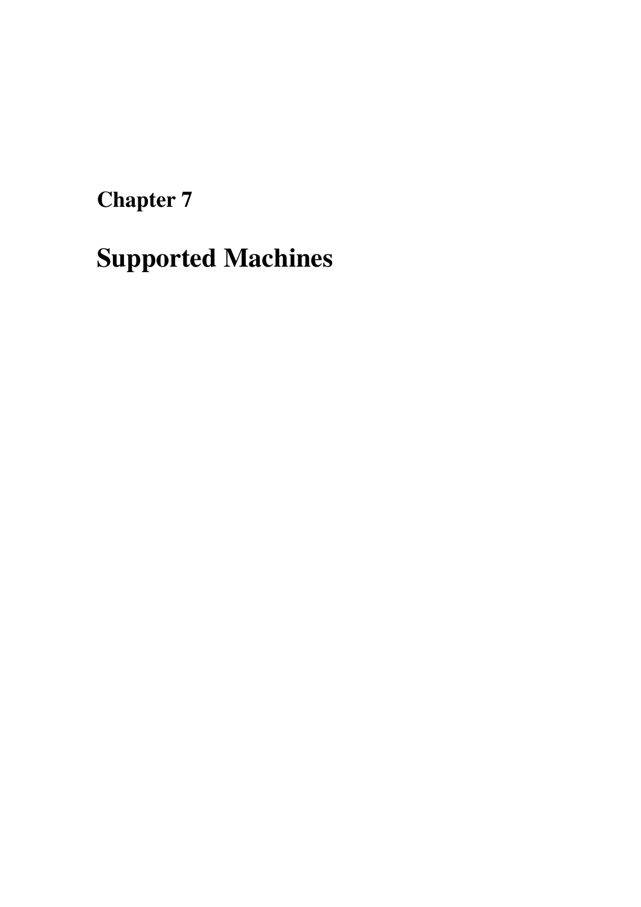# Chapter 7

# Supported Machines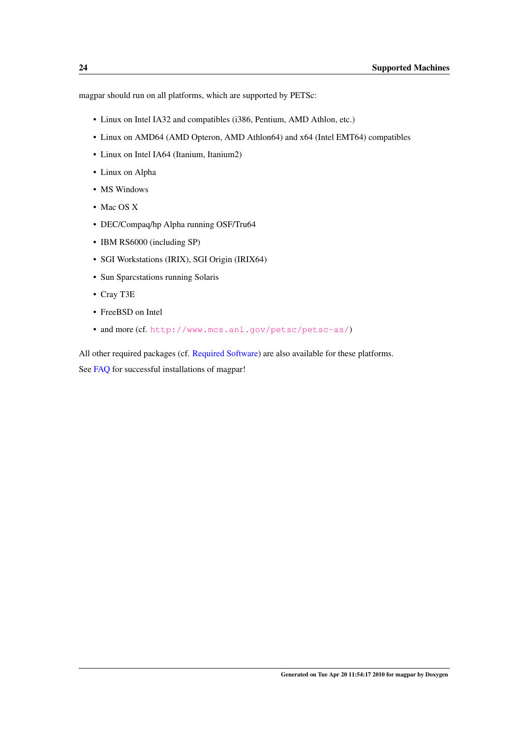magpar should run on all platforms, which are supported by PETSc:

- Linux on Intel IA32 and compatibles (i386, Pentium, AMD Athlon, etc.)
- Linux on AMD64 (AMD Opteron, AMD Athlon64) and x64 (Intel EMT64) compatibles
- Linux on Intel IA64 (Itanium, Itanium2)
- Linux on Alpha
- MS Windows
- Mac OS X
- DEC/Compaq/hp Alpha running OSF/Tru64
- IBM RS6000 (including SP)
- SGI Workstations (IRIX), SGI Origin (IRIX64)
- Sun Sparcstations running Solaris
- Cray T3E
- FreeBSD on Intel
- and more (cf. `http://www.mcs.anl.gov/petsc/petsc-as/`)

All other required packages (cf. Required Software) are also available for these platforms.

See FAQ for successful installations of magpar!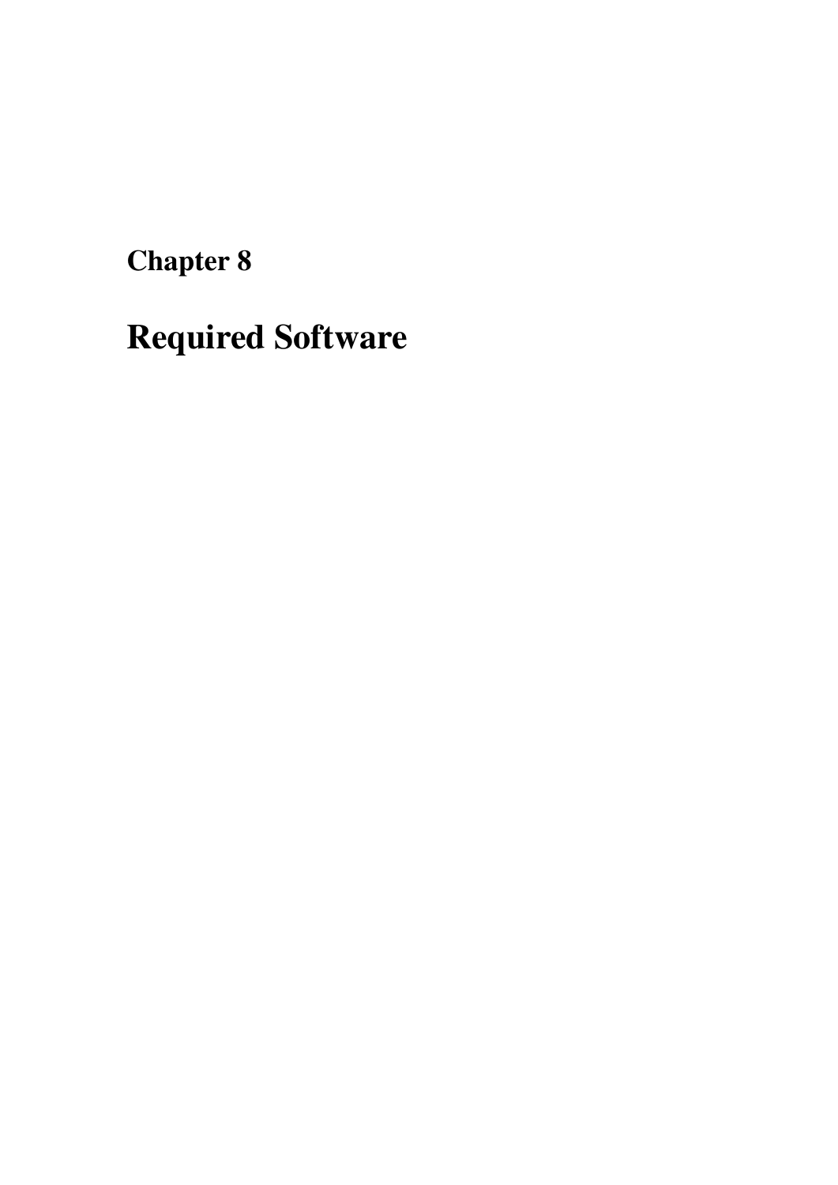# Chapter 8

# Required Software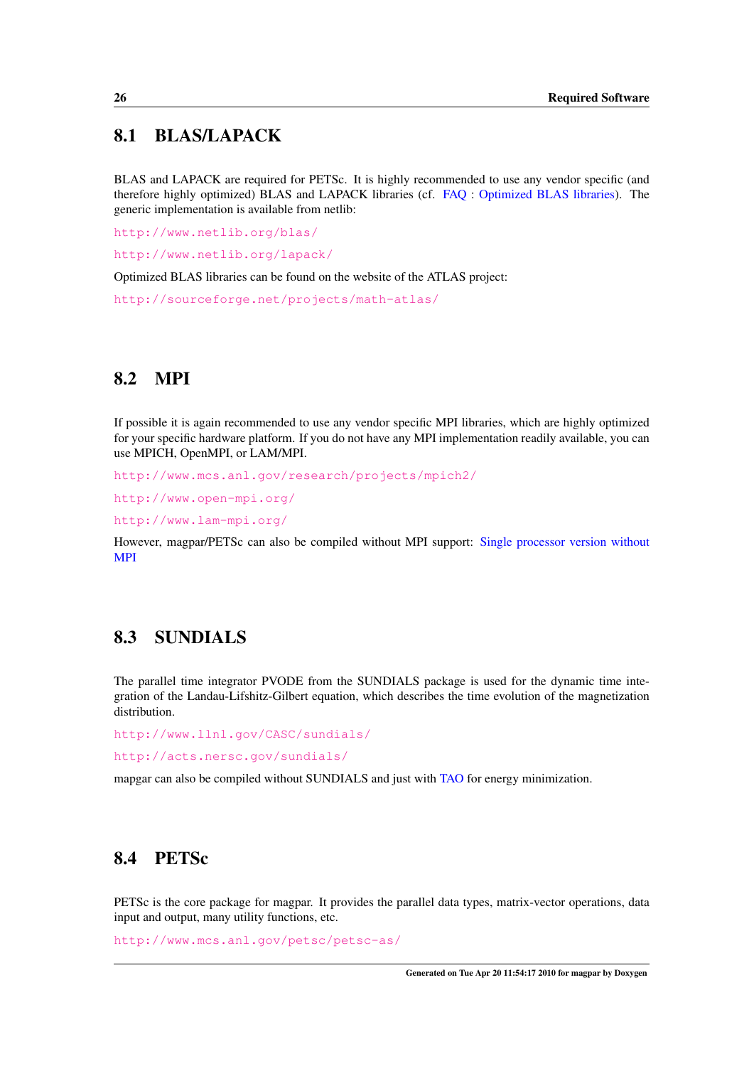## 8.1 BLAS/LAPACK

BLAS and LAPACK are required for PETSc. It is highly recommended to use any vendor specific (and therefore highly optimized) BLAS and LAPACK libraries (cf. FAQ : Optimized BLAS libraries). The generic implementation is available from netlib:

http://www.netlib.org/blas/

http://www.netlib.org/lapack/

Optimized BLAS libraries can be found on the website of the ATLAS project:

http://sourceforge.net/projects/math-atlas/

## 8.2 MPI

If possible it is again recommended to use any vendor specific MPI libraries, which are highly optimized for your specific hardware platform. If you do not have any MPI implementation readily available, you can use MPICH, OpenMPI, or LAM/MPI.

http://www.mcs.anl.gov/research/projects/mpich2/

http://www.open-mpi.org/

http://www.lam-mpi.org/

However, magpar/PETSc can also be compiled without MPI support: Single processor version without MPI

## 8.3 SUNDIALS

The parallel time integrator PVODE from the SUNDIALS package is used for the dynamic time integration of the Landau-Lifshitz-Gilbert equation, which describes the time evolution of the magnetization distribution.

http://www.llnl.gov/CASC/sundials/

http://acts.nersc.gov/sundials/

magpar can also be compiled without SUNDIALS and just with TAO for energy minimization.

## 8.4 PETSc

PETSc is the core package for magpar. It provides the parallel data types, matrix-vector operations, data input and output, many utility functions, etc.

http://www.mcs.anl.gov/petsc/petsc-as/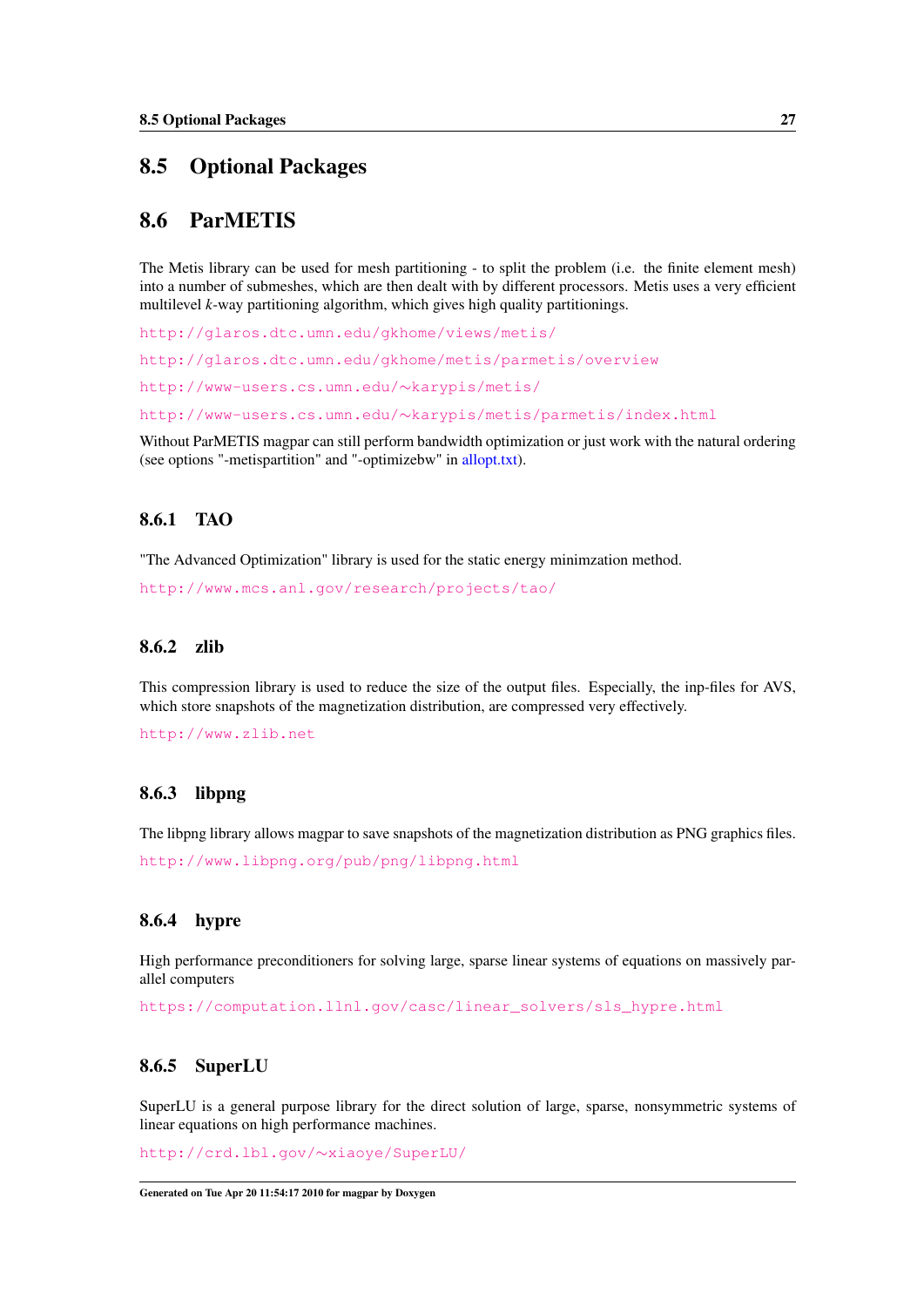## 8.5 Optional Packages

## 8.6 ParMETIS

The Metis library can be used for mesh partitioning - to split the problem (i.e. the finite element mesh) into a number of submeshes, which are then dealt with by different processors. Metis uses a very efficient multilevel *k*-way partitioning algorithm, which gives high quality partitionings.

http://glaros.dtc.umn.edu/gkhome/views/metis/

http://glaros.dtc.umn.edu/gkhome/metis/parmetis/overview

http://www-users.cs.umn.edu/~karypis/metis/

http://www-users.cs.umn.edu/~karypis/metis/parmetis/index.html

Without ParMETIS magpar can still perform bandwidth optimization or just work with the natural ordering (see options "-metispartition" and "-optimizebw" in allopt.txt).

### 8.6.1 TAO

"The Advanced Optimization" library is used for the static energy minimzation method.

http://www.mcs.anl.gov/research/projects/tao/

### 8.6.2 zlib

This compression library is used to reduce the size of the output files. Especially, the inp-files for AVS, which store snapshots of the magnetization distribution, are compressed very effectively.

http://www.zlib.net

### 8.6.3 libpng

The libpng library allows magpar to save snapshots of the magnetization distribution as PNG graphics files.

http://www.libpng.org/pub/png/libpng.html

### 8.6.4 hypre

High performance preconditioners for solving large, sparse linear systems of equations on massively parallel computers

https://computation.llnl.gov/casc/linear_solvers/sls_hypre.html

### 8.6.5 SuperLU

SuperLU is a general purpose library for the direct solution of large, sparse, nonsymmetric systems of linear equations on high performance machines.

http://crd.lbl.gov/~xiaoye/SuperLU/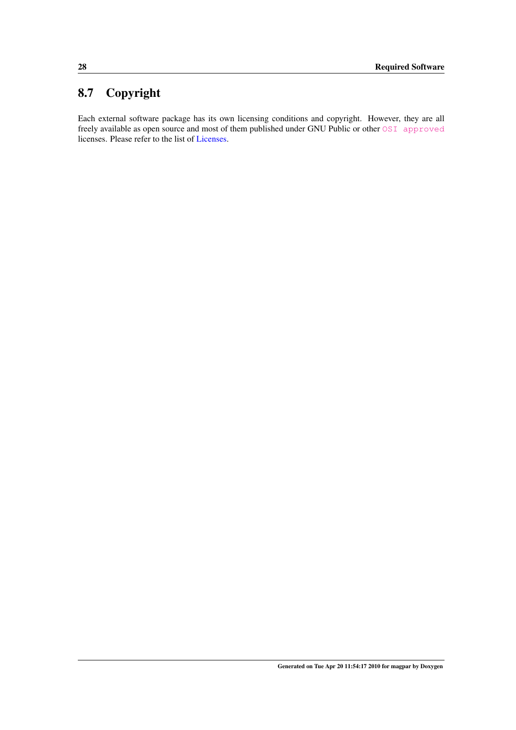## 8.7 Copyright

Each external software package has its own licensing conditions and copyright. However, they are all freely available as open source and most of them published under GNU Public or other `OSI approved` licenses. Please refer to the list of Licenses.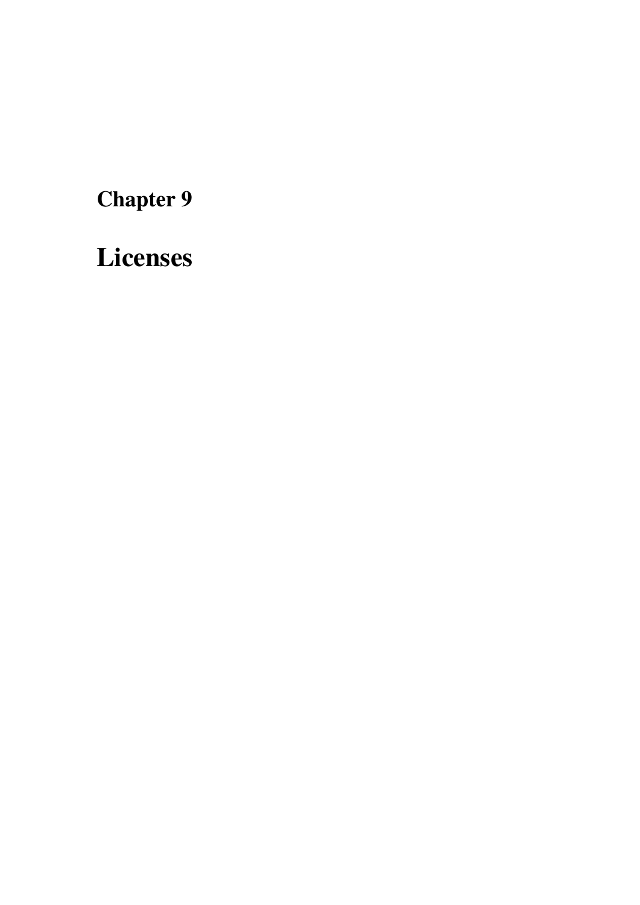# Chapter 9

# Licenses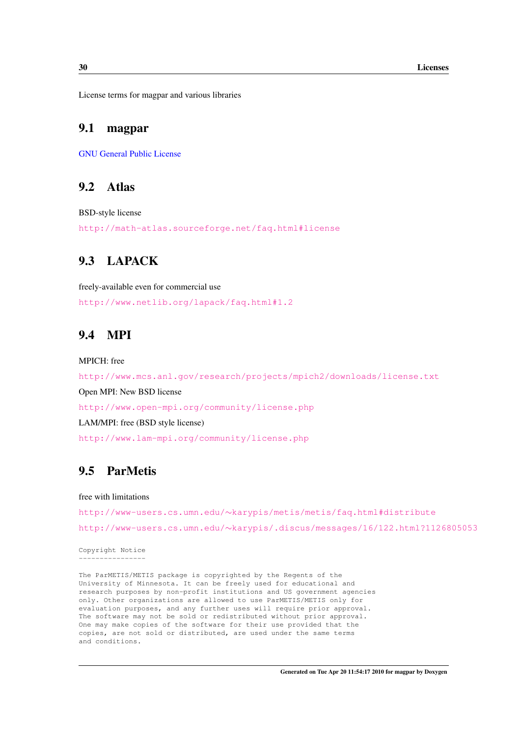License terms for magpar and various libraries

## 9.1 magpar

GNU General Public License

## 9.2 Atlas

BSD-style license

http://math-atlas.sourceforge.net/faq.html#license

## 9.3 LAPACK

freely-available even for commercial use

http://www.netlib.org/lapack/faq.html#1.2

## 9.4 MPI

MPICH: free

http://www.mcs.anl.gov/research/projects/mpich2/downloads/license.txt

Open MPI: New BSD license

http://www.open-mpi.org/community/license.php

LAM/MPI: free (BSD style license)

http://www.lam-mpi.org/community/license.php

## 9.5 ParMetis

free with limitations

http://www-users.cs.umn.edu/~karypis/metis/metis/faq.html#distribute

http://www-users.cs.umn.edu/~karypis/.discus/messages/16/122.html?1126805053

```
Copyright Notice
----------------

The ParMETIS/METIS package is copyrighted by the Regents of the
University of Minnesota. It can be freely used for educational and
research purposes by non-profit institutions and US government agencies
only. Other organizations are allowed to use ParMETIS/METIS only for
evaluation purposes, and any further uses will require prior approval.
The software may not be sold or redistributed without prior approval.
One may make copies of the software for their use provided that the
copies, are not sold or distributed, are used under the same terms
and conditions.
```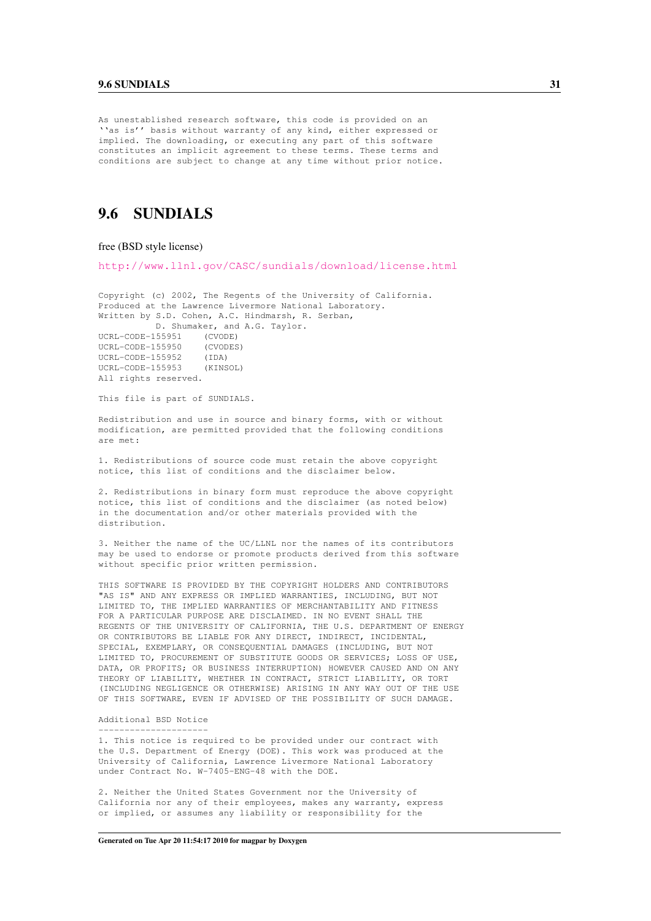```
As unestablished research software, this code is provided on an
``as is'' basis without warranty of any kind, either expressed or
implied. The downloading, or executing any part of this software
constitutes an implicit agreement to these terms. These terms and
conditions are subject to change at any time without prior notice.
```

## 9.6 SUNDIALS

free (BSD style license)

http://www.llnl.gov/CASC/sundials/download/license.html

```
Copyright (c) 2002, The Regents of the University of California.
Produced at the Lawrence Livermore National Laboratory.
Written by S.D. Cohen, A.C. Hindmarsh, R. Serban,
           D. Shumaker, and A.G. Taylor.
UCRL-CODE-155951    (CVODE)
UCRL-CODE-155950    (CVODES)
UCRL-CODE-155952    (IDA)
UCRL-CODE-155953    (KINSOL)
All rights reserved.

This file is part of SUNDIALS.

Redistribution and use in source and binary forms, with or without
modification, are permitted provided that the following conditions
are met:

1. Redistributions of source code must retain the above copyright
notice, this list of conditions and the disclaimer below.

2. Redistributions in binary form must reproduce the above copyright
notice, this list of conditions and the disclaimer (as noted below)
in the documentation and/or other materials provided with the
distribution.

3. Neither the name of the UC/LLNL nor the names of its contributors
may be used to endorse or promote products derived from this software
without specific prior written permission.

THIS SOFTWARE IS PROVIDED BY THE COPYRIGHT HOLDERS AND CONTRIBUTORS
"AS IS" AND ANY EXPRESS OR IMPLIED WARRANTIES, INCLUDING, BUT NOT
LIMITED TO, THE IMPLIED WARRANTIES OF MERCHANTABILITY AND FITNESS
FOR A PARTICULAR PURPOSE ARE DISCLAIMED. IN NO EVENT SHALL THE
REGENTS OF THE UNIVERSITY OF CALIFORNIA, THE U.S. DEPARTMENT OF ENERGY
OR CONTRIBUTORS BE LIABLE FOR ANY DIRECT, INDIRECT, INCIDENTAL,
SPECIAL, EXEMPLARY, OR CONSEQUENTIAL DAMAGES (INCLUDING, BUT NOT
LIMITED TO, PROCUREMENT OF SUBSTITUTE GOODS OR SERVICES; LOSS OF USE,
DATA, OR PROFITS; OR BUSINESS INTERRUPTION) HOWEVER CAUSED AND ON ANY
THEORY OF LIABILITY, WHETHER IN CONTRACT, STRICT LIABILITY, OR TORT
(INCLUDING NEGLIGENCE OR OTHERWISE) ARISING IN ANY WAY OUT OF THE USE
OF THIS SOFTWARE, EVEN IF ADVISED OF THE POSSIBILITY OF SUCH DAMAGE.

Additional BSD Notice
---------------------
1. This notice is required to be provided under our contract with
the U.S. Department of Energy (DOE). This work was produced at the
University of California, Lawrence Livermore National Laboratory
under Contract No. W-7405-ENG-48 with the DOE.

2. Neither the United States Government nor the University of
California nor any of their employees, makes any warranty, express
or implied, or assumes any liability or responsibility for the
```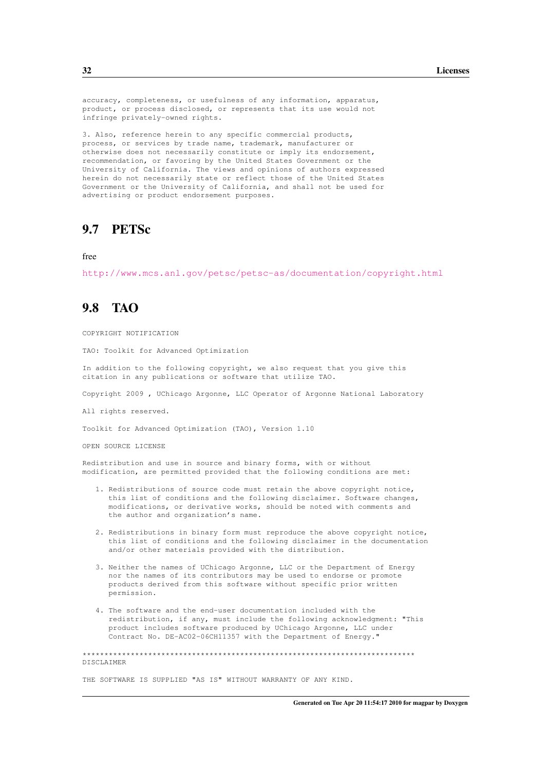```
accuracy, completeness, or usefulness of any information, apparatus,
product, or process disclosed, or represents that its use would not
infringe privately-owned rights.

3. Also, reference herein to any specific commercial products,
process, or services by trade name, trademark, manufacturer or
otherwise does not necessarily constitute or imply its endorsement,
recommendation, or favoring by the United States Government or the
University of California. The views and opinions of authors expressed
herein do not necessarily state or reflect those of the United States
Government or the University of California, and shall not be used for
advertising or product endorsement purposes.
```

## 9.7 PETSc

free

http://www.mcs.anl.gov/petsc/petsc-as/documentation/copyright.html

## 9.8 TAO

```
COPYRIGHT NOTIFICATION

TAO: Toolkit for Advanced Optimization

In addition to the following copyright, we also request that you give this
citation in any publications or software that utilize TAO.

Copyright 2009 , UChicago Argonne, LLC Operator of Argonne National Laboratory

All rights reserved.

Toolkit for Advanced Optimization (TAO), Version 1.10

OPEN SOURCE LICENSE

Redistribution and use in source and binary forms, with or without
modification, are permitted provided that the following conditions are met:

   1. Redistributions of source code must retain the above copyright notice,
      this list of conditions and the following disclaimer. Software changes,
      modifications, or derivative works, should be noted with comments and
      the author and organization's name.

   2. Redistributions in binary form must reproduce the above copyright notice,
      this list of conditions and the following disclaimer in the documentation
      and/or other materials provided with the distribution.

   3. Neither the names of UChicago Argonne, LLC or the Department of Energy
      nor the names of its contributors may be used to endorse or promote
      products derived from this software without specific prior written
      permission.

   4. The software and the end-user documentation included with the
      redistribution, if any, must include the following acknowledgment: "This
      product includes software produced by UChicago Argonne, LLC under
      Contract No. DE-AC02-06CH11357 with the Department of Energy."

******************************************************************************
DISCLAIMER

THE SOFTWARE IS SUPPLIED "AS IS" WITHOUT WARRANTY OF ANY KIND.
```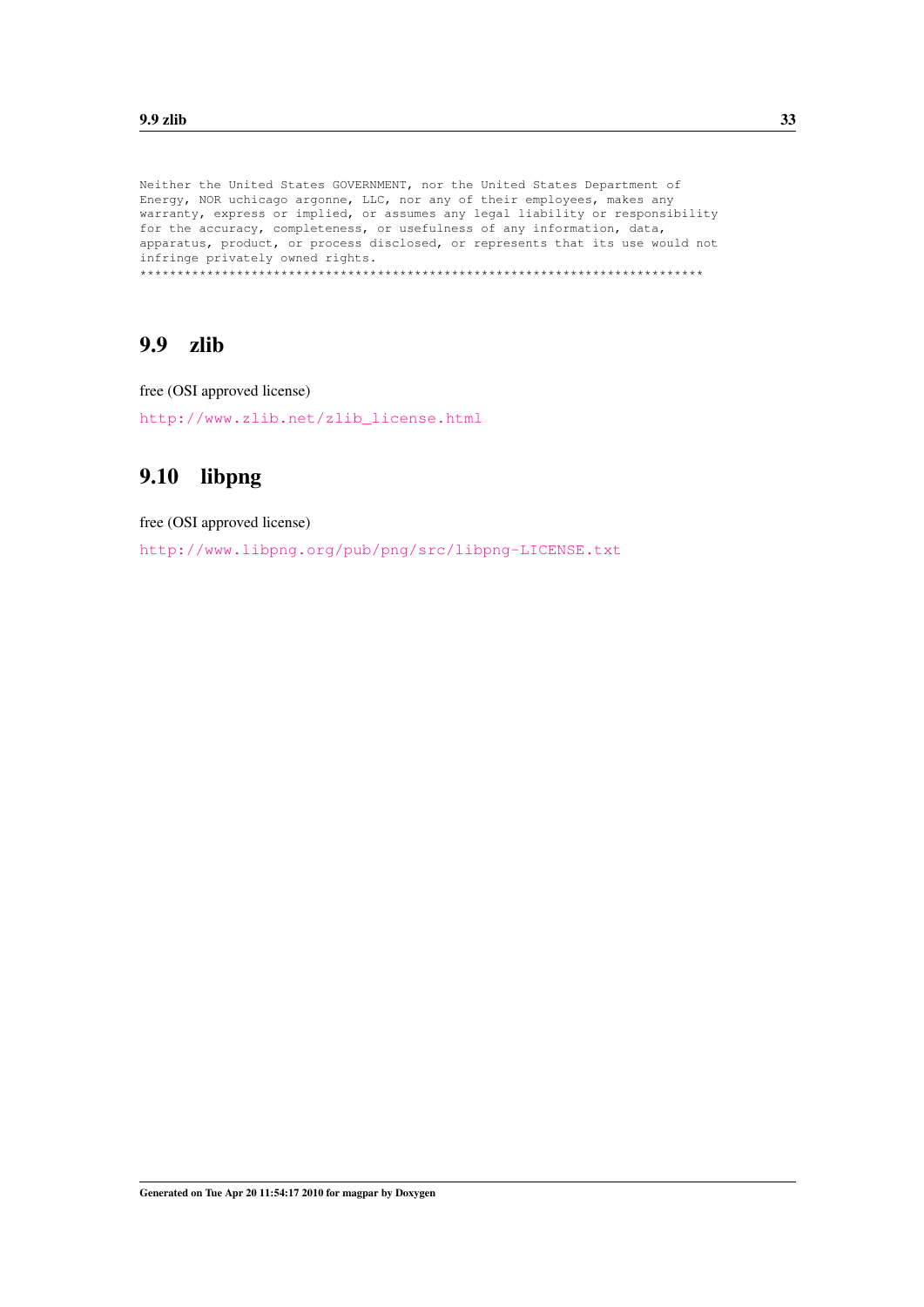```
Neither the United States GOVERNMENT, nor the United States Department of
Energy, NOR uchicago argonne, LLC, nor any of their employees, makes any
warranty, express or implied, or assumes any legal liability or responsibility
for the accuracy, completeness, or usefulness of any information, data,
apparatus, product, or process disclosed, or represents that its use would not
infringe privately owned rights.
*****************************************************************************
```

## 9.9 zlib

free (OSI approved license)

http://www.zlib.net/zlib_license.html

## 9.10 libpng

free (OSI approved license)

http://www.libpng.org/pub/png/src/libpng-LICENSE.txt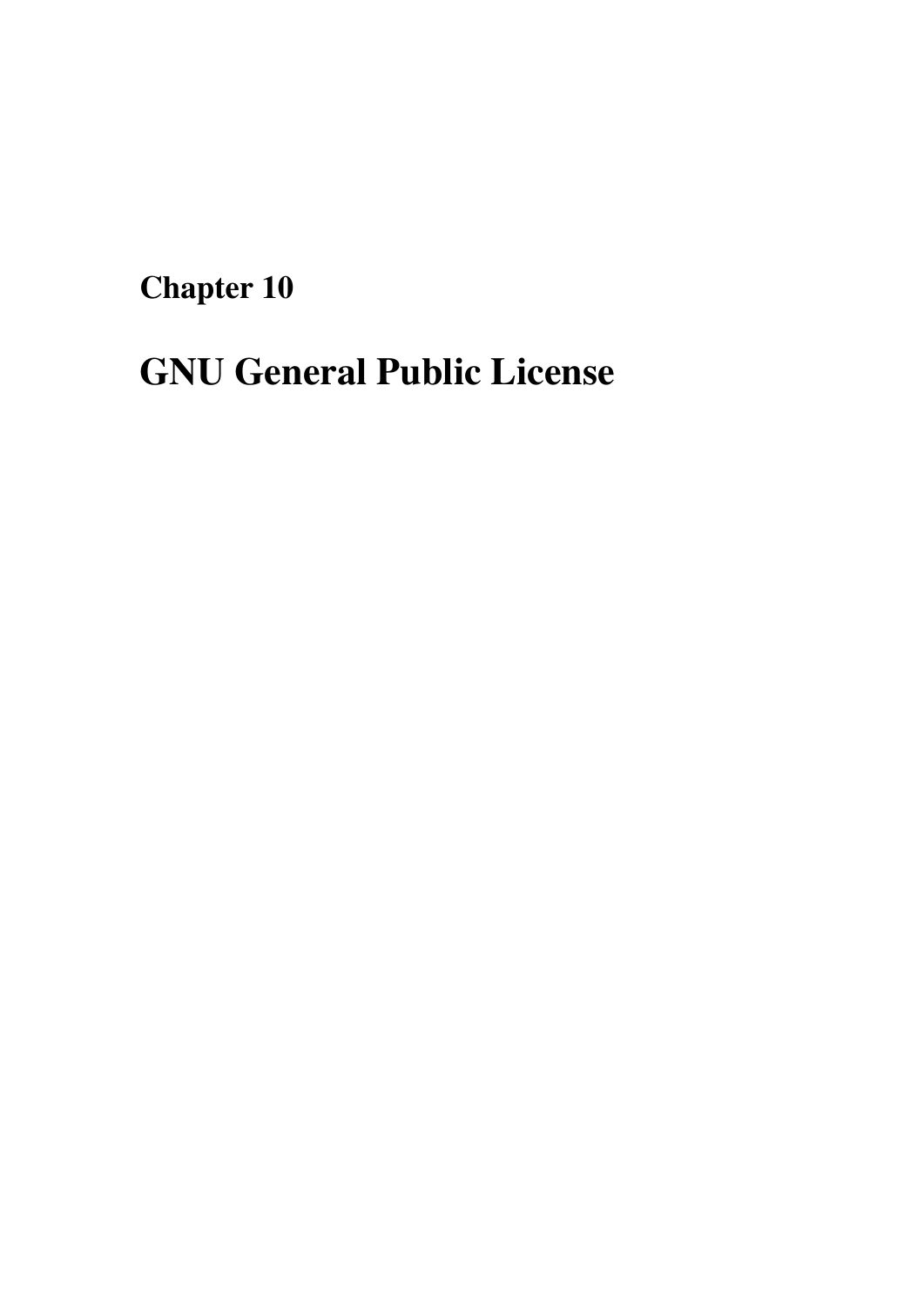# Chapter 10

# GNU General Public License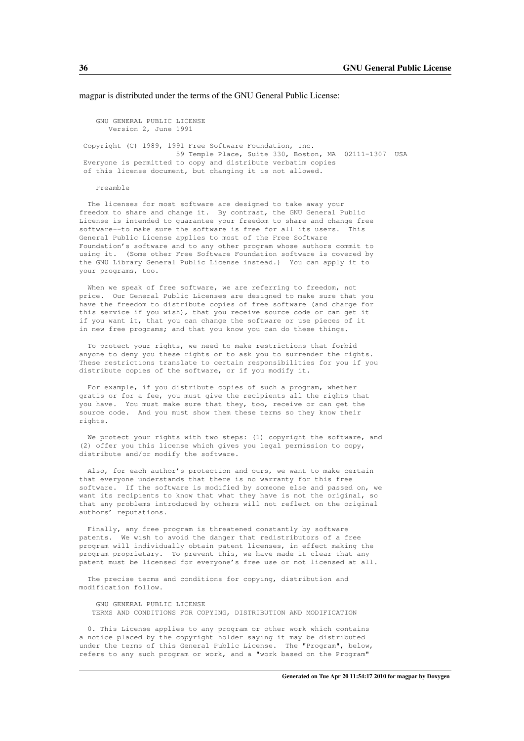magpar is distributed under the terms of the GNU General Public License:

```
    GNU GENERAL PUBLIC LICENSE
       Version 2, June 1991

 Copyright (C) 1989, 1991 Free Software Foundation, Inc.
                       59 Temple Place, Suite 330, Boston, MA  02111-1307  USA
 Everyone is permitted to copy and distribute verbatim copies
 of this license document, but changing it is not allowed.

    Preamble

  The licenses for most software are designed to take away your
freedom to share and change it.  By contrast, the GNU General Public
License is intended to guarantee your freedom to share and change free
software--to make sure the software is free for all its users.  This
General Public License applies to most of the Free Software
Foundation's software and to any other program whose authors commit to
using it.  (Some other Free Software Foundation software is covered by
the GNU Library General Public License instead.)  You can apply it to
your programs, too.

  When we speak of free software, we are referring to freedom, not
price.  Our General Public Licenses are designed to make sure that you
have the freedom to distribute copies of free software (and charge for
this service if you wish), that you receive source code or can get it
if you want it, that you can change the software or use pieces of it
in new free programs; and that you know you can do these things.

  To protect your rights, we need to make restrictions that forbid
anyone to deny you these rights or to ask you to surrender the rights.
These restrictions translate to certain responsibilities for you if you
distribute copies of the software, or if you modify it.

  For example, if you distribute copies of such a program, whether
gratis or for a fee, you must give the recipients all the rights that
you have.  You must make sure that they, too, receive or can get the
source code.  And you must show them these terms so they know their
rights.

  We protect your rights with two steps: (1) copyright the software, and
(2) offer you this license which gives you legal permission to copy,
distribute and/or modify the software.

  Also, for each author's protection and ours, we want to make certain
that everyone understands that there is no warranty for this free
software.  If the software is modified by someone else and passed on, we
want its recipients to know that what they have is not the original, so
that any problems introduced by others will not reflect on the original
authors' reputations.

  Finally, any free program is threatened constantly by software
patents.  We wish to avoid the danger that redistributors of a free
program will individually obtain patent licenses, in effect making the
program proprietary.  To prevent this, we have made it clear that any
patent must be licensed for everyone's free use or not licensed at all.

  The precise terms and conditions for copying, distribution and
modification follow.

    GNU GENERAL PUBLIC LICENSE
   TERMS AND CONDITIONS FOR COPYING, DISTRIBUTION AND MODIFICATION

  0. This License applies to any program or other work which contains
a notice placed by the copyright holder saying it may be distributed
under the terms of this General Public License.  The "Program", below,
refers to any such program or work, and a "work based on the Program"
```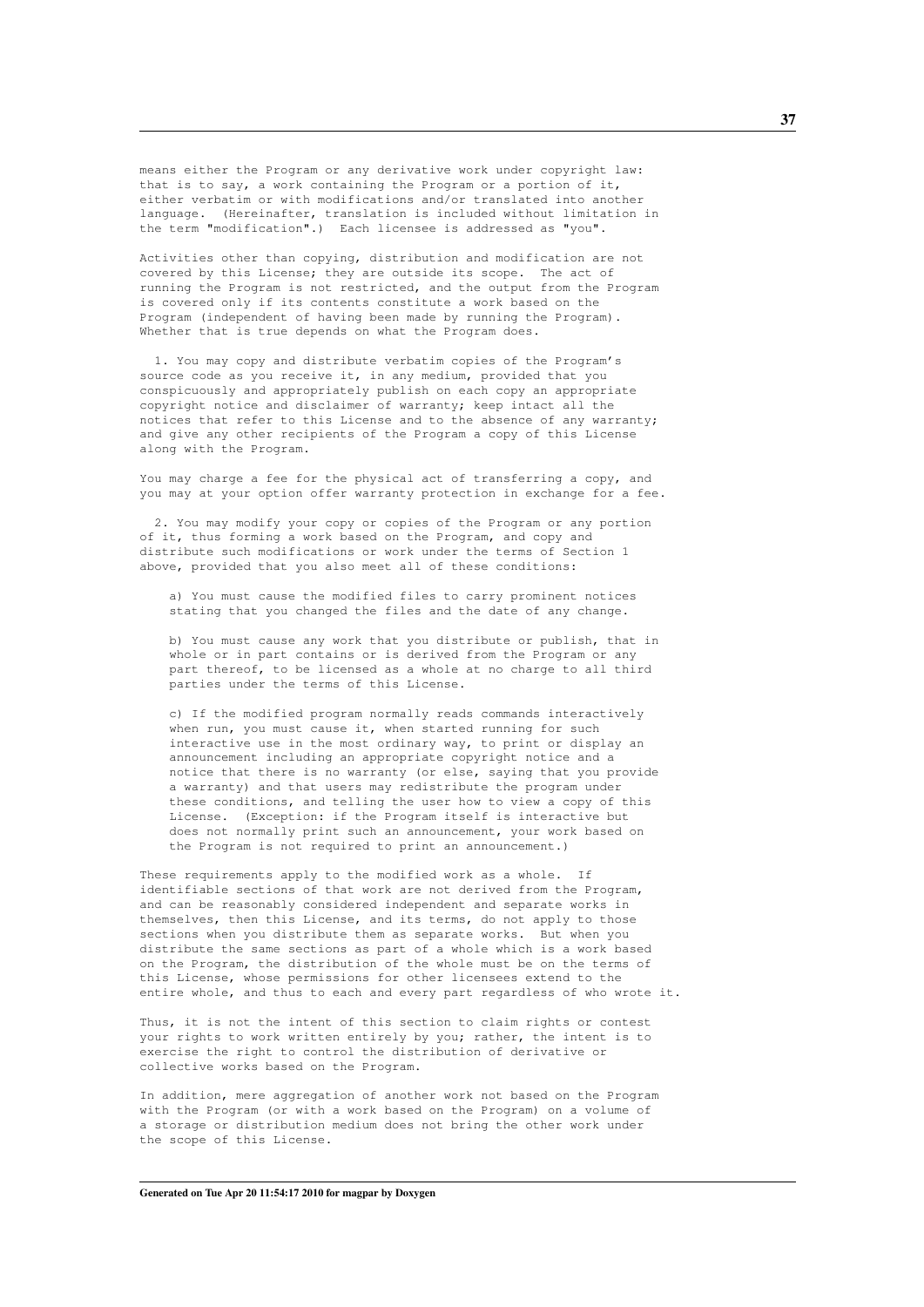means either the Program or any derivative work under copyright law: that is to say, a work containing the Program or a portion of it, either verbatim or with modifications and/or translated into another language. (Hereinafter, translation is included without limitation in the term "modification".) Each licensee is addressed as "you".

Activities other than copying, distribution and modification are not covered by this License; they are outside its scope. The act of running the Program is not restricted, and the output from the Program is covered only if its contents constitute a work based on the Program (independent of having been made by running the Program). Whether that is true depends on what the Program does.

1. You may copy and distribute verbatim copies of the Program's source code as you receive it, in any medium, provided that you conspicuously and appropriately publish on each copy an appropriate copyright notice and disclaimer of warranty; keep intact all the notices that refer to this License and to the absence of any warranty; and give any other recipients of the Program a copy of this License along with the Program.

You may charge a fee for the physical act of transferring a copy, and you may at your option offer warranty protection in exchange for a fee.

2. You may modify your copy or copies of the Program or any portion of it, thus forming a work based on the Program, and copy and distribute such modifications or work under the terms of Section 1 above, provided that you also meet all of these conditions:

a) You must cause the modified files to carry prominent notices stating that you changed the files and the date of any change.

b) You must cause any work that you distribute or publish, that in whole or in part contains or is derived from the Program or any part thereof, to be licensed as a whole at no charge to all third parties under the terms of this License.

c) If the modified program normally reads commands interactively when run, you must cause it, when started running for such interactive use in the most ordinary way, to print or display an announcement including an appropriate copyright notice and a notice that there is no warranty (or else, saying that you provide a warranty) and that users may redistribute the program under these conditions, and telling the user how to view a copy of this License. (Exception: if the Program itself is interactive but does not normally print such an announcement, your work based on the Program is not required to print an announcement.)

These requirements apply to the modified work as a whole. If identifiable sections of that work are not derived from the Program, and can be reasonably considered independent and separate works in themselves, then this License, and its terms, do not apply to those sections when you distribute them as separate works. But when you distribute the same sections as part of a whole which is a work based on the Program, the distribution of the whole must be on the terms of this License, whose permissions for other licensees extend to the entire whole, and thus to each and every part regardless of who wrote it.

Thus, it is not the intent of this section to claim rights or contest your rights to work written entirely by you; rather, the intent is to exercise the right to control the distribution of derivative or collective works based on the Program.

In addition, mere aggregation of another work not based on the Program with the Program (or with a work based on the Program) on a volume of a storage or distribution medium does not bring the other work under the scope of this License.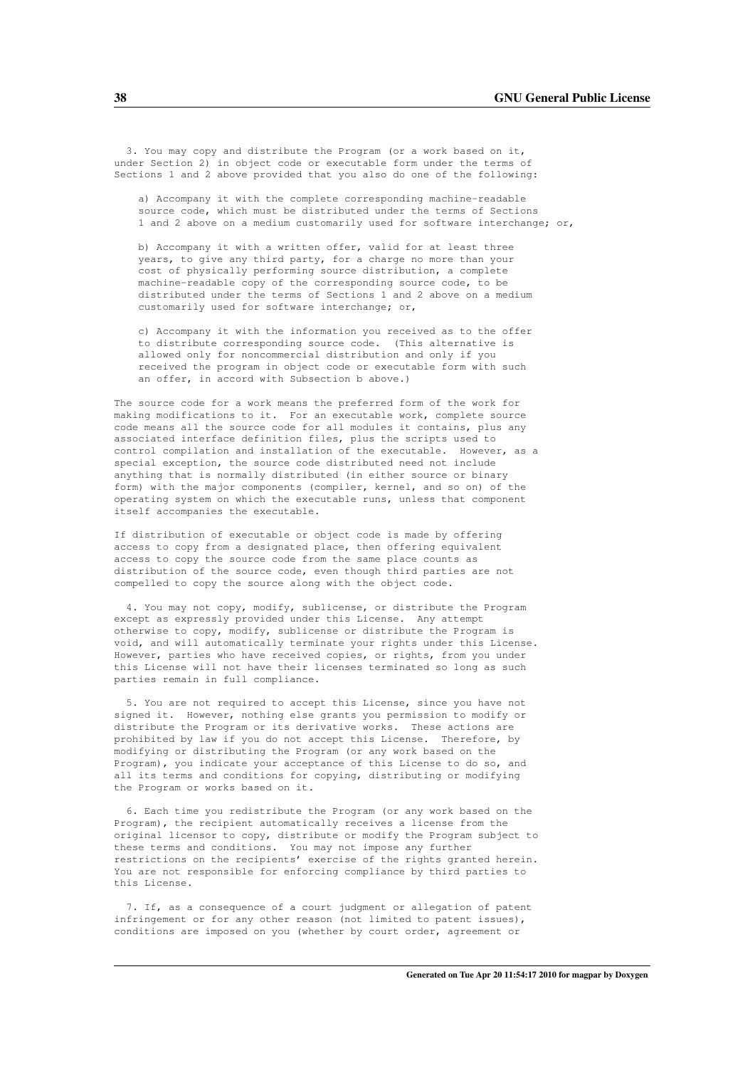3. You may copy and distribute the Program (or a work based on it, under Section 2) in object code or executable form under the terms of Sections 1 and 2 above provided that you also do one of the following:

a) Accompany it with the complete corresponding machine-readable source code, which must be distributed under the terms of Sections 1 and 2 above on a medium customarily used for software interchange; or,

b) Accompany it with a written offer, valid for at least three years, to give any third party, for a charge no more than your cost of physically performing source distribution, a complete machine-readable copy of the corresponding source code, to be distributed under the terms of Sections 1 and 2 above on a medium customarily used for software interchange; or,

c) Accompany it with the information you received as to the offer to distribute corresponding source code. (This alternative is allowed only for noncommercial distribution and only if you received the program in object code or executable form with such an offer, in accord with Subsection b above.)

The source code for a work means the preferred form of the work for making modifications to it. For an executable work, complete source code means all the source code for all modules it contains, plus any associated interface definition files, plus the scripts used to control compilation and installation of the executable. However, as a special exception, the source code distributed need not include anything that is normally distributed (in either source or binary form) with the major components (compiler, kernel, and so on) of the operating system on which the executable runs, unless that component itself accompanies the executable.

If distribution of executable or object code is made by offering access to copy from a designated place, then offering equivalent access to copy the source code from the same place counts as distribution of the source code, even though third parties are not compelled to copy the source along with the object code.

4. You may not copy, modify, sublicense, or distribute the Program except as expressly provided under this License. Any attempt otherwise to copy, modify, sublicense or distribute the Program is void, and will automatically terminate your rights under this License. However, parties who have received copies, or rights, from you under this License will not have their licenses terminated so long as such parties remain in full compliance.

5. You are not required to accept this License, since you have not signed it. However, nothing else grants you permission to modify or distribute the Program or its derivative works. These actions are prohibited by law if you do not accept this License. Therefore, by modifying or distributing the Program (or any work based on the Program), you indicate your acceptance of this License to do so, and all its terms and conditions for copying, distributing or modifying the Program or works based on it.

6. Each time you redistribute the Program (or any work based on the Program), the recipient automatically receives a license from the original licensor to copy, distribute or modify the Program subject to these terms and conditions. You may not impose any further restrictions on the recipients' exercise of the rights granted herein. You are not responsible for enforcing compliance by third parties to this License.

7. If, as a consequence of a court judgment or allegation of patent infringement or for any other reason (not limited to patent issues), conditions are imposed on you (whether by court order, agreement or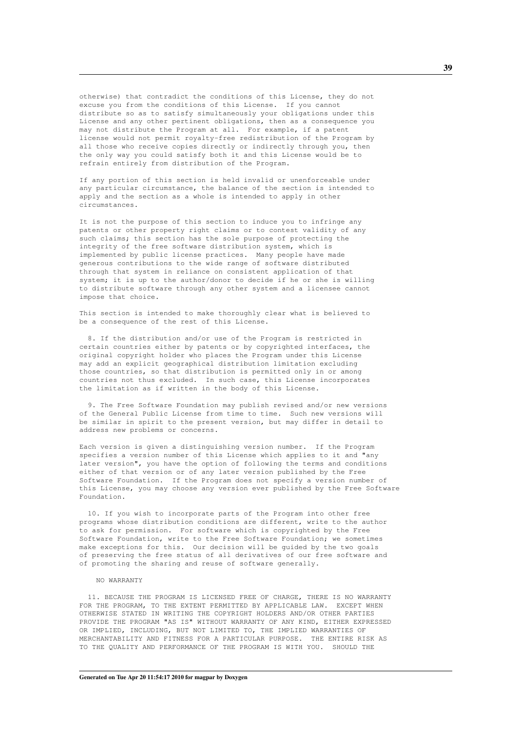otherwise) that contradict the conditions of this License, they do not excuse you from the conditions of this License. If you cannot distribute so as to satisfy simultaneously your obligations under this License and any other pertinent obligations, then as a consequence you may not distribute the Program at all. For example, if a patent license would not permit royalty-free redistribution of the Program by all those who receive copies directly or indirectly through you, then the only way you could satisfy both it and this License would be to refrain entirely from distribution of the Program.

If any portion of this section is held invalid or unenforceable under any particular circumstance, the balance of the section is intended to apply and the section as a whole is intended to apply in other circumstances.

It is not the purpose of this section to induce you to infringe any patents or other property right claims or to contest validity of any such claims; this section has the sole purpose of protecting the integrity of the free software distribution system, which is implemented by public license practices. Many people have made generous contributions to the wide range of software distributed through that system in reliance on consistent application of that system; it is up to the author/donor to decide if he or she is willing to distribute software through any other system and a licensee cannot impose that choice.

This section is intended to make thoroughly clear what is believed to be a consequence of the rest of this License.

8. If the distribution and/or use of the Program is restricted in certain countries either by patents or by copyrighted interfaces, the original copyright holder who places the Program under this License may add an explicit geographical distribution limitation excluding those countries, so that distribution is permitted only in or among countries not thus excluded. In such case, this License incorporates the limitation as if written in the body of this License.

9. The Free Software Foundation may publish revised and/or new versions of the General Public License from time to time. Such new versions will be similar in spirit to the present version, but may differ in detail to address new problems or concerns.

Each version is given a distinguishing version number. If the Program specifies a version number of this License which applies to it and "any later version", you have the option of following the terms and conditions either of that version or of any later version published by the Free Software Foundation. If the Program does not specify a version number of this License, you may choose any version ever published by the Free Software Foundation.

10. If you wish to incorporate parts of the Program into other free programs whose distribution conditions are different, write to the author to ask for permission. For software which is copyrighted by the Free Software Foundation, write to the Free Software Foundation; we sometimes make exceptions for this. Our decision will be guided by the two goals of preserving the free status of all derivatives of our free software and of promoting the sharing and reuse of software generally.

NO WARRANTY

11. BECAUSE THE PROGRAM IS LICENSED FREE OF CHARGE, THERE IS NO WARRANTY FOR THE PROGRAM, TO THE EXTENT PERMITTED BY APPLICABLE LAW. EXCEPT WHEN OTHERWISE STATED IN WRITING THE COPYRIGHT HOLDERS AND/OR OTHER PARTIES PROVIDE THE PROGRAM "AS IS" WITHOUT WARRANTY OF ANY KIND, EITHER EXPRESSED OR IMPLIED, INCLUDING, BUT NOT LIMITED TO, THE IMPLIED WARRANTIES OF MERCHANTABILITY AND FITNESS FOR A PARTICULAR PURPOSE. THE ENTIRE RISK AS TO THE QUALITY AND PERFORMANCE OF THE PROGRAM IS WITH YOU. SHOULD THE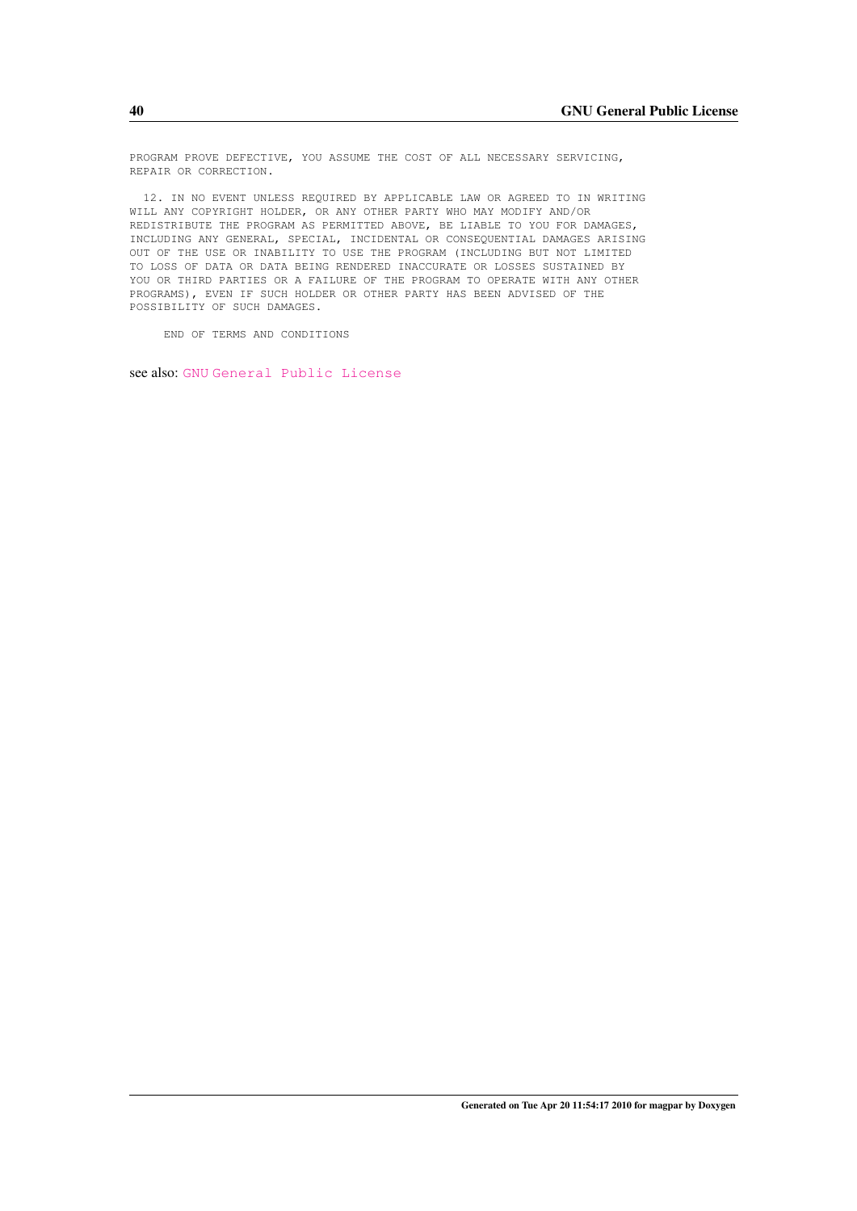```
PROGRAM PROVE DEFECTIVE, YOU ASSUME THE COST OF ALL NECESSARY SERVICING,
REPAIR OR CORRECTION.

  12. IN NO EVENT UNLESS REQUIRED BY APPLICABLE LAW OR AGREED TO IN WRITING
WILL ANY COPYRIGHT HOLDER, OR ANY OTHER PARTY WHO MAY MODIFY AND/OR
REDISTRIBUTE THE PROGRAM AS PERMITTED ABOVE, BE LIABLE TO YOU FOR DAMAGES,
INCLUDING ANY GENERAL, SPECIAL, INCIDENTAL OR CONSEQUENTIAL DAMAGES ARISING
OUT OF THE USE OR INABILITY TO USE THE PROGRAM (INCLUDING BUT NOT LIMITED
TO LOSS OF DATA OR DATA BEING RENDERED INACCURATE OR LOSSES SUSTAINED BY
YOU OR THIRD PARTIES OR A FAILURE OF THE PROGRAM TO OPERATE WITH ANY OTHER
PROGRAMS), EVEN IF SUCH HOLDER OR OTHER PARTY HAS BEEN ADVISED OF THE
POSSIBILITY OF SUCH DAMAGES.

     END OF TERMS AND CONDITIONS
```

see also: GNU General Public License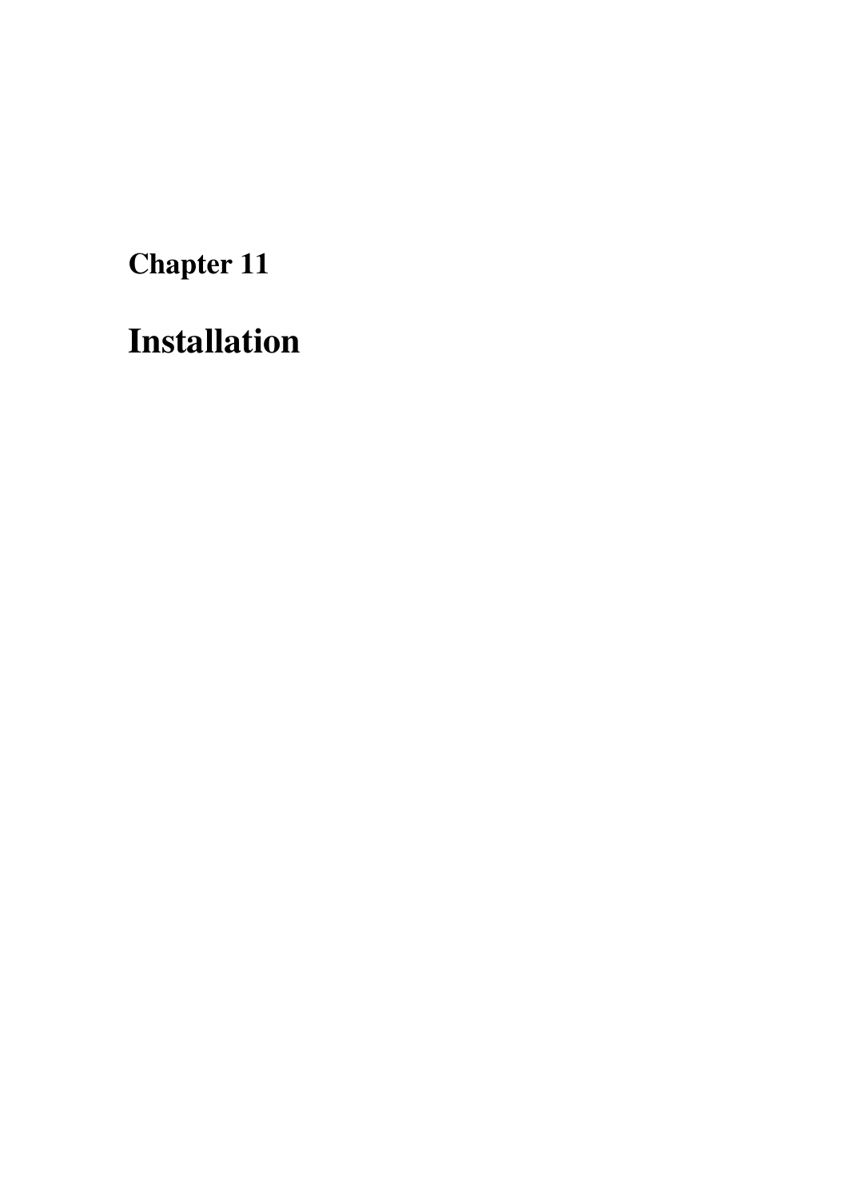# Chapter 11

# Installation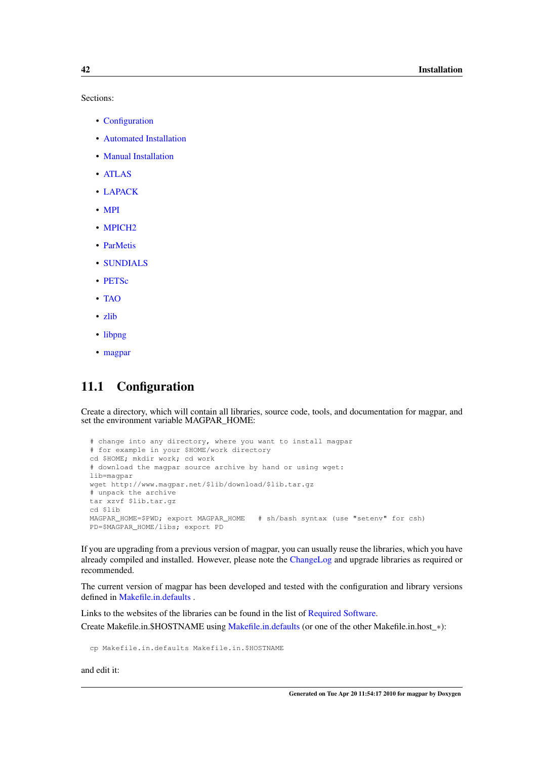Sections:

- Configuration
- Automated Installation
- Manual Installation
- ATLAS
- LAPACK
- MPI
- MPICH2
- ParMetis
- SUNDIALS
- PETSc
- TAO
- zlib
- libpng
- magpar

## 11.1 Configuration

Create a directory, which will contain all libraries, source code, tools, and documentation for magpar, and set the environment variable MAGPAR_HOME:

```
# change into any directory, where you want to install magpar
# for example in your $HOME/work directory
cd $HOME; mkdir work; cd work
# download the magpar source archive by hand or using wget:
lib=magpar
wget http://www.magpar.net/$lib/download/$lib.tar.gz
# unpack the archive
tar xzvf $lib.tar.gz
cd $lib
MAGPAR_HOME=$PWD; export MAGPAR_HOME   # sh/bash syntax (use "setenv" for csh)
PD=$MAGPAR_HOME/libs; export PD
```

If you are upgrading from a previous version of magpar, you can usually reuse the libraries, which you have already compiled and installed. However, please note the ChangeLog and upgrade libraries as required or recommended.

The current version of magpar has been developed and tested with the configuration and library versions defined in Makefile.in.defaults .

Links to the websites of the libraries can be found in the list of Required Software.

Create Makefile.in.$HOSTNAME using Makefile.in.defaults (or one of the other Makefile.in.host_*):

```
cp Makefile.in.defaults Makefile.in.$HOSTNAME
```

and edit it: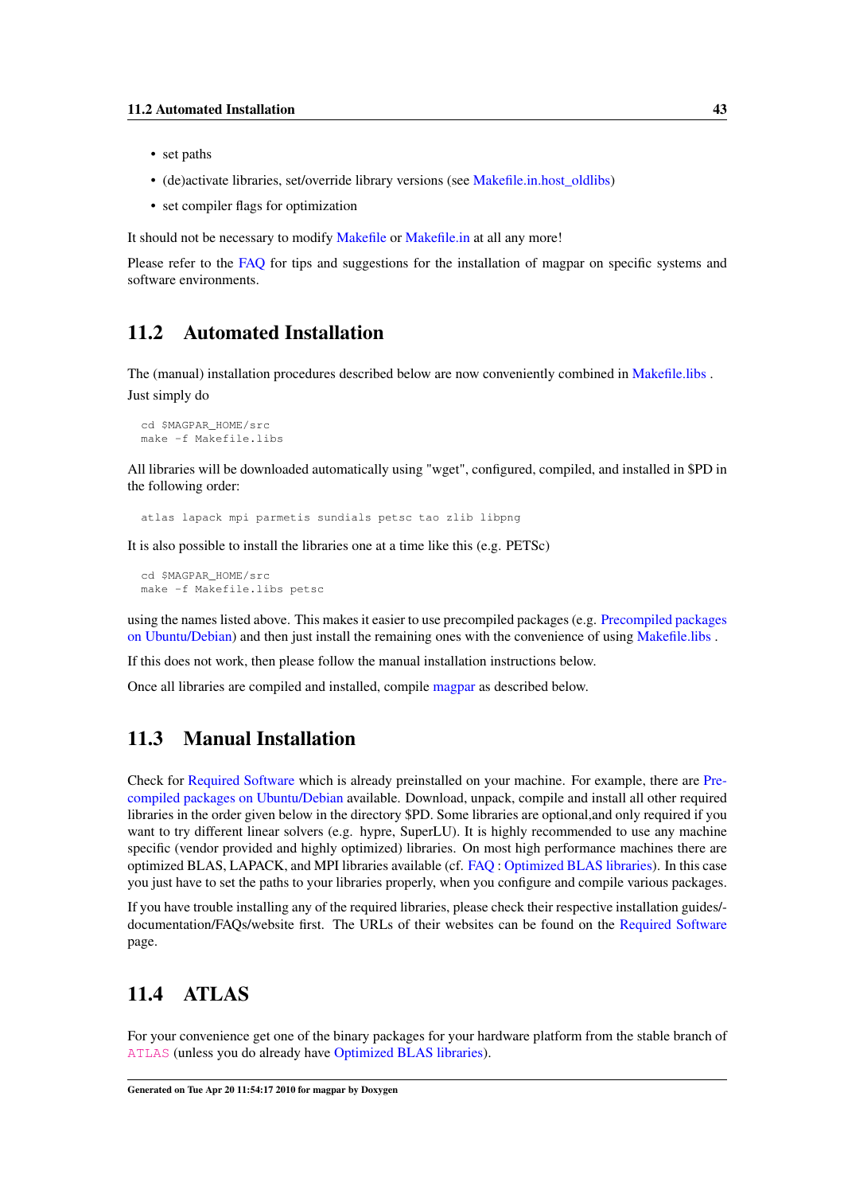- set paths
- (de)activate libraries, set/override library versions (see Makefile.in.host_oldlibs)
- set compiler flags for optimization

It should not be necessary to modify Makefile or Makefile.in at all any more!

Please refer to the FAQ for tips and suggestions for the installation of magpar on specific systems and software environments.

## 11.2 Automated Installation

The (manual) installation procedures described below are now conveniently combined in Makefile.libs .

Just simply do

```
cd $MAGPAR_HOME/src
make -f Makefile.libs
```

All libraries will be downloaded automatically using "wget", configured, compiled, and installed in $PD in the following order:

```
atlas lapack mpi parmetis sundials petsc tao zlib libpng
```

It is also possible to install the libraries one at a time like this (e.g. PETSc)

```
cd $MAGPAR_HOME/src
make -f Makefile.libs petsc
```

using the names listed above. This makes it easier to use precompiled packages (e.g. Precompiled packages on Ubuntu/Debian) and then just install the remaining ones with the convenience of using Makefile.libs .

If this does not work, then please follow the manual installation instructions below.

Once all libraries are compiled and installed, compile magpar as described below.

## 11.3 Manual Installation

Check for Required Software which is already preinstalled on your machine. For example, there are Precompiled packages on Ubuntu/Debian available. Download, unpack, compile and install all other required libraries in the order given below in the directory $PD. Some libraries are optional,and only required if you want to try different linear solvers (e.g. hypre, SuperLU). It is highly recommended to use any machine specific (vendor provided and highly optimized) libraries. On most high performance machines there are optimized BLAS, LAPACK, and MPI libraries available (cf. FAQ : Optimized BLAS libraries). In this case you just have to set the paths to your libraries properly, when you configure and compile various packages.

If you have trouble installing any of the required libraries, please check their respective installation guides/documentation/FAQs/website first. The URLs of their websites can be found on the Required Software page.

## 11.4 ATLAS

For your convenience get one of the binary packages for your hardware platform from the stable branch of ATLAS (unless you do already have Optimized BLAS libraries).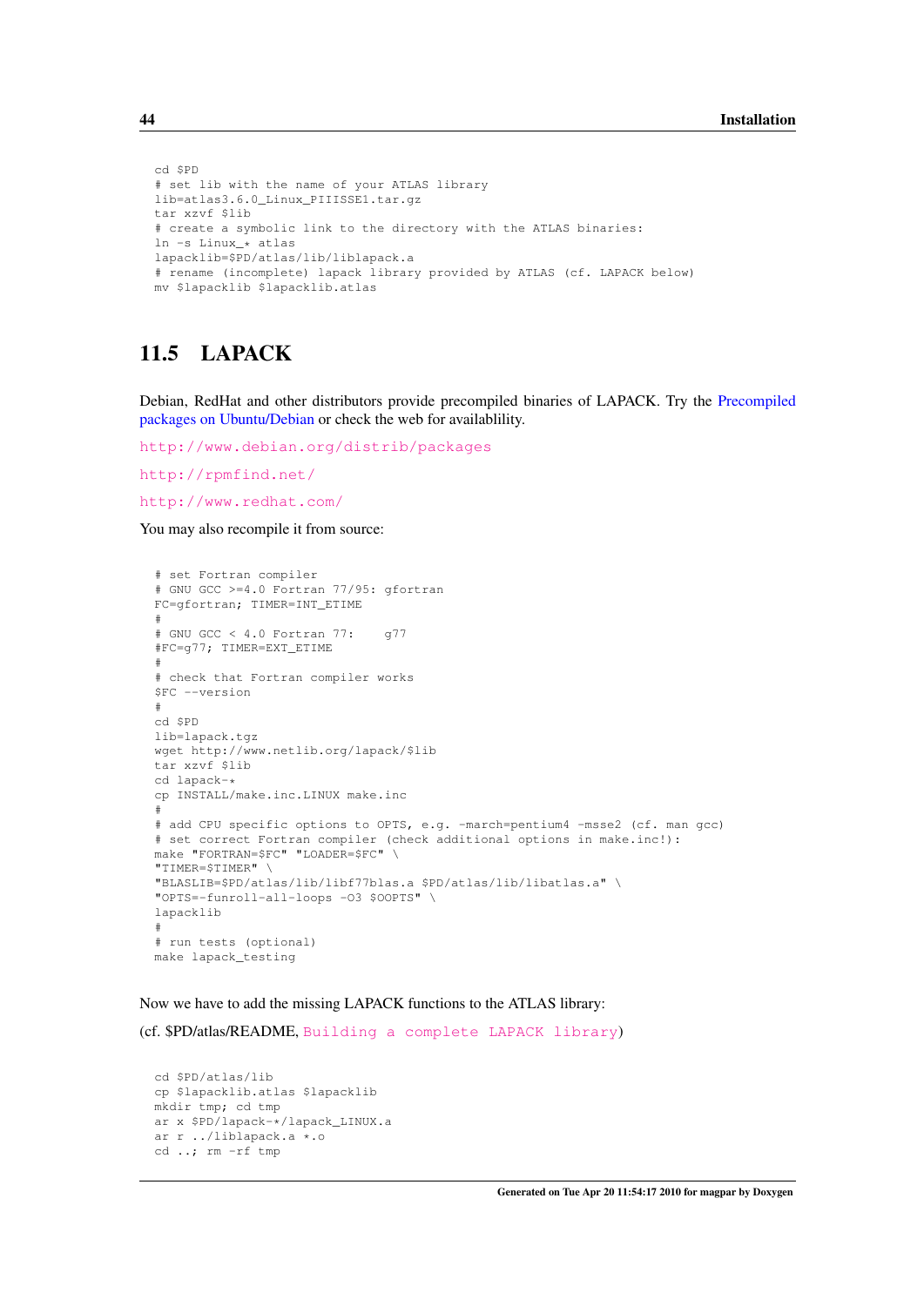```
cd $PD
# set lib with the name of your ATLAS library
lib=atlas3.6.0_Linux_PIIISSE1.tar.gz
tar xzvf $lib
# create a symbolic link to the directory with the ATLAS binaries:
ln -s Linux_* atlas
lapacklib=$PD/atlas/lib/liblapack.a
# rename (incomplete) lapack library provided by ATLAS (cf. LAPACK below)
mv $lapacklib $lapacklib.atlas
```

## 11.5 LAPACK

Debian, RedHat and other distributors provide precompiled binaries of LAPACK. Try the Precompiled packages on Ubuntu/Debian or check the web for availablility.

http://www.debian.org/distrib/packages

http://rpmfind.net/

http://www.redhat.com/

You may also recompile it from source:

```
# set Fortran compiler
# GNU GCC >=4.0 Fortran 77/95: gfortran
FC=gfortran; TIMER=INT_ETIME
#
# GNU GCC < 4.0 Fortran 77:    g77
#FC=g77; TIMER=EXT_ETIME
#
# check that Fortran compiler works
$FC --version
#
cd $PD
lib=lapack.tgz
wget http://www.netlib.org/lapack/$lib
tar xzvf $lib
cd lapack-*
cp INSTALL/make.inc.LINUX make.inc
#
# add CPU specific options to OPTS, e.g. -march=pentium4 -msse2 (cf. man gcc)
# set correct Fortran compiler (check additional options in make.inc!):
make "FORTRAN=$FC" "LOADER=$FC" \
"TIMER=$TIMER" \
"BLASLIB=$PD/atlas/lib/libf77blas.a $PD/atlas/lib/libatlas.a" \
"OPTS=-funroll-all-loops -O3 $OOPTS" \
lapacklib
#
# run tests (optional)
make lapack_testing
```

Now we have to add the missing LAPACK functions to the ATLAS library:

(cf. $PD/atlas/README, Building a complete LAPACK library)

```
cd $PD/atlas/lib
cp $lapacklib.atlas $lapacklib
mkdir tmp; cd tmp
ar x $PD/lapack-*/lapack_LINUX.a
ar r ../liblapack.a *.o
cd ..; rm -rf tmp
```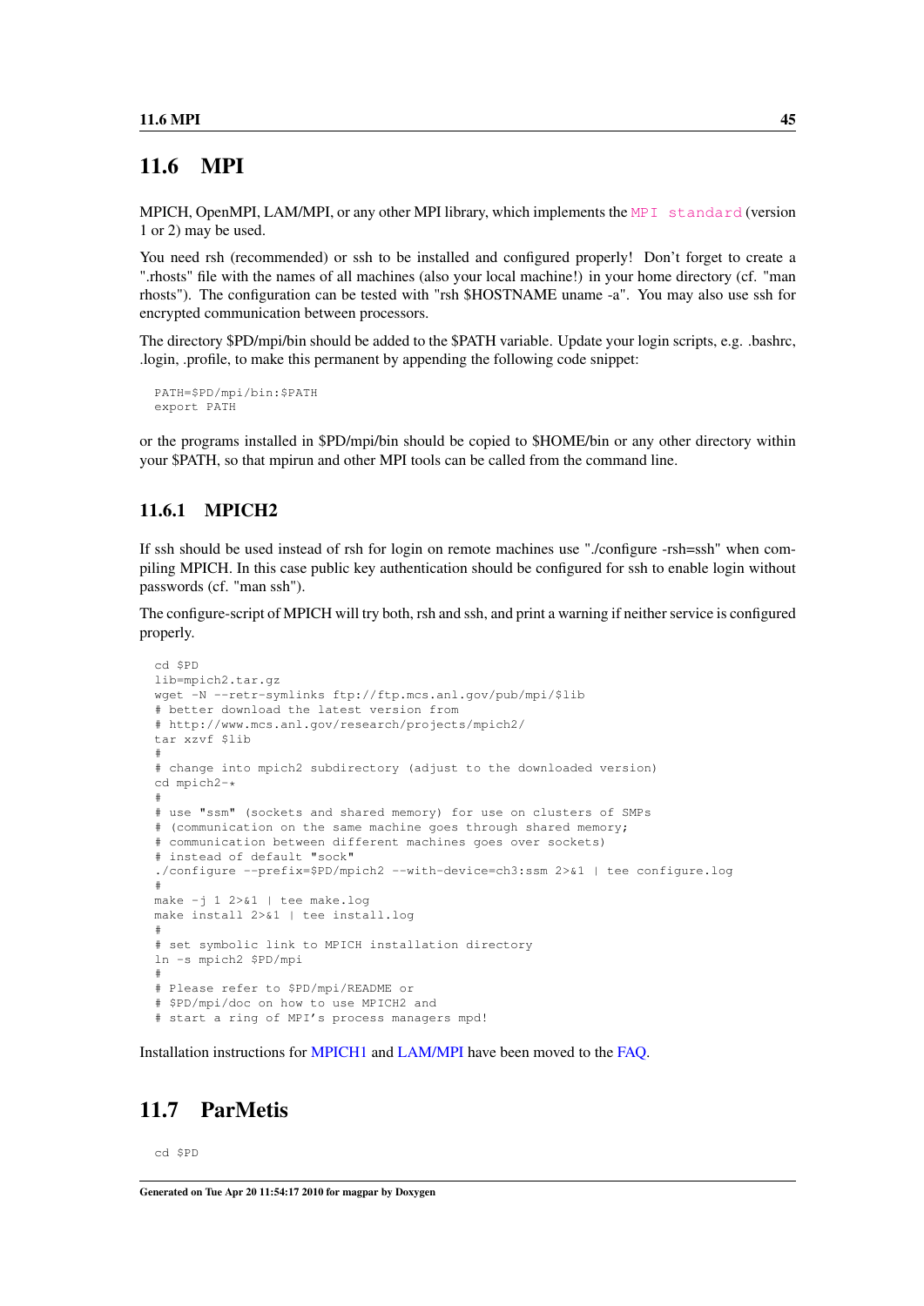## 11.6 MPI

MPICH, OpenMPI, LAM/MPI, or any other MPI library, which implements the MPI standard (version 1 or 2) may be used.

You need rsh (recommended) or ssh to be installed and configured properly! Don't forget to create a ".rhosts" file with the names of all machines (also your local machine!) in your home directory (cf. "man rhosts"). The configuration can be tested with "rsh $HOSTNAME uname -a". You may also use ssh for encrypted communication between processors.

The directory $PD/mpi/bin should be added to the $PATH variable. Update your login scripts, e.g. .bashrc, .login, .profile, to make this permanent by appending the following code snippet:

```
PATH=$PD/mpi/bin:$PATH
export PATH
```

or the programs installed in $PD/mpi/bin should be copied to $HOME/bin or any other directory within your $PATH, so that mpirun and other MPI tools can be called from the command line.

### 11.6.1 MPICH2

If ssh should be used instead of rsh for login on remote machines use "./configure -rsh=ssh" when compiling MPICH. In this case public key authentication should be configured for ssh to enable login without passwords (cf. "man ssh").

The configure-script of MPICH will try both, rsh and ssh, and print a warning if neither service is configured properly.

```
cd $PD
lib=mpich2.tar.gz
wget -N --retr-symlinks ftp://ftp.mcs.anl.gov/pub/mpi/$lib
# better download the latest version from
# http://www.mcs.anl.gov/research/projects/mpich2/
tar xzvf $lib
#
# change into mpich2 subdirectory (adjust to the downloaded version)
cd mpich2-*
#
# use "ssm" (sockets and shared memory) for use on clusters of SMPs
# (communication on the same machine goes through shared memory;
# communication between different machines goes over sockets)
# instead of default "sock"
./configure --prefix=$PD/mpich2 --with-device=ch3:ssm 2>&1 | tee configure.log
#
make -j 1 2>&1 | tee make.log
make install 2>&1 | tee install.log
#
# set symbolic link to MPICH installation directory
ln -s mpich2 $PD/mpi
#
# Please refer to $PD/mpi/README or
# $PD/mpi/doc on how to use MPICH2 and
# start a ring of MPI's process managers mpd!
```

Installation instructions for MPICH1 and LAM/MPI have been moved to the FAQ.

## 11.7 ParMetis

```
cd $PD
```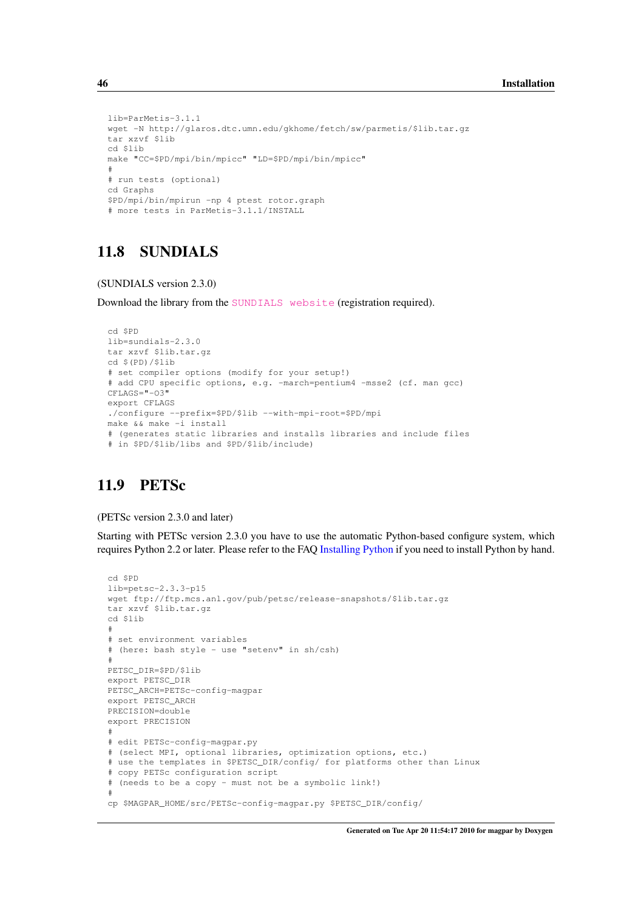```
lib=ParMetis-3.1.1
wget -N http://glaros.dtc.umn.edu/gkhome/fetch/sw/parmetis/$lib.tar.gz
tar xzvf $lib
cd $lib
make "CC=$PD/mpi/bin/mpicc" "LD=$PD/mpi/bin/mpicc"
#
# run tests (optional)
cd Graphs
$PD/mpi/bin/mpirun -np 4 ptest rotor.graph
# more tests in ParMetis-3.1.1/INSTALL
```

## 11.8 SUNDIALS

(SUNDIALS version 2.3.0)

Download the library from the SUNDIALS website (registration required).

```
cd $PD
lib=sundials-2.3.0
tar xzvf $lib.tar.gz
cd $(PD)/$lib
# set compiler options (modify for your setup!)
# add CPU specific options, e.g. -march=pentium4 -msse2 (cf. man gcc)
CFLAGS="-O3"
export CFLAGS
./configure --prefix=$PD/$lib --with-mpi-root=$PD/mpi
make && make -i install
# (generates static libraries and installs libraries and include files
# in $PD/$lib/libs and $PD/$lib/include)
```

## 11.9 PETSc

(PETSc version 2.3.0 and later)

Starting with PETSc version 2.3.0 you have to use the automatic Python-based configure system, which requires Python 2.2 or later. Please refer to the FAQ Installing Python if you need to install Python by hand.

```
cd $PD
lib=petsc-2.3.3-p15
wget ftp://ftp.mcs.anl.gov/pub/petsc/release-snapshots/$lib.tar.gz
tar xzvf $lib.tar.gz
cd $lib
#
# set environment variables
# (here: bash style - use "setenv" in sh/csh)
#
PETSC_DIR=$PD/$lib
export PETSC_DIR
PETSC_ARCH=PETSc-config-magpar
export PETSC_ARCH
PRECISION=double
export PRECISION
#
# edit PETSc-config-magpar.py
# (select MPI, optional libraries, optimization options, etc.)
# use the templates in $PETSC_DIR/config/ for platforms other than Linux
# copy PETSc configuration script
# (needs to be a copy - must not be a symbolic link!)
#
cp $MAGPAR_HOME/src/PETSc-config-magpar.py $PETSC_DIR/config/
```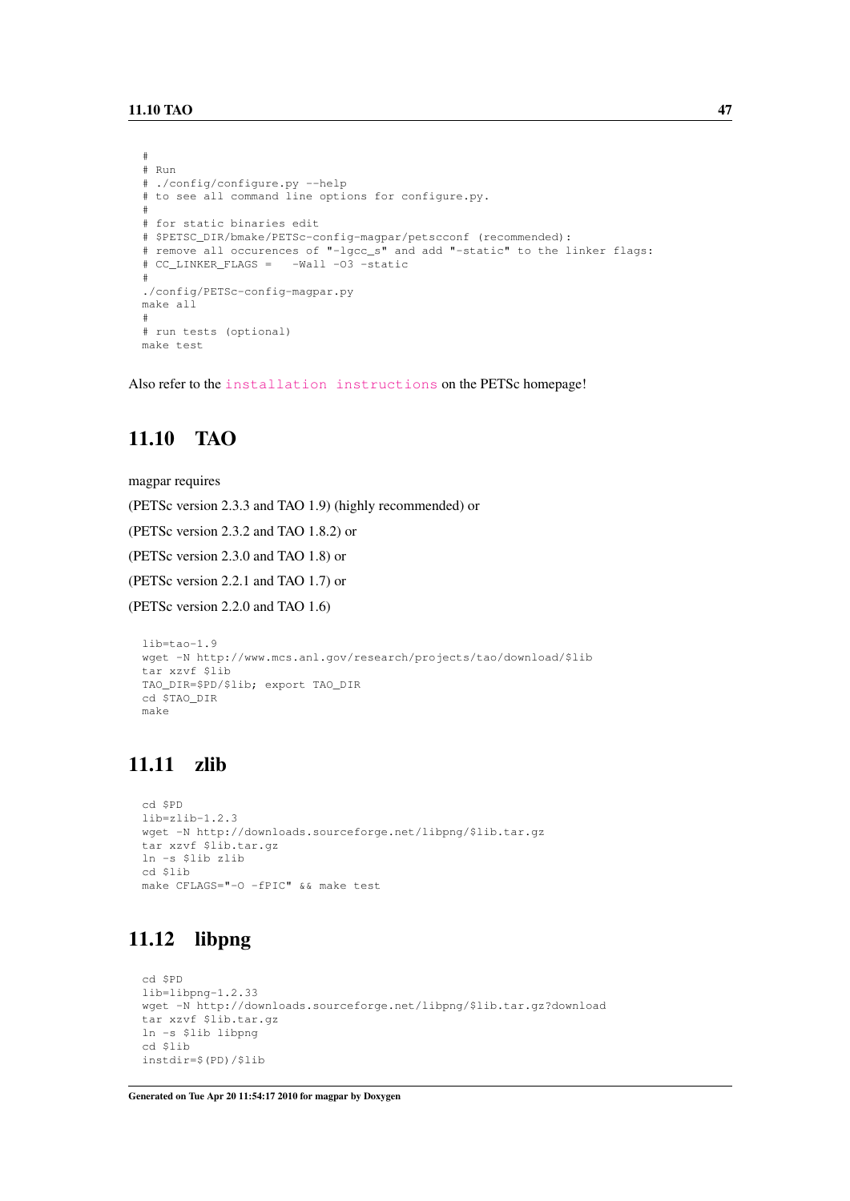```
#
# Run
# ./config/configure.py --help
# to see all command line options for configure.py.
#
# for static binaries edit
# $PETSC_DIR/bmake/PETSc-config-magpar/petscconf (recommended):
# remove all occurences of "-lgcc_s" and add "-static" to the linker flags:
# CC_LINKER_FLAGS =   -Wall -O3 -static
#
./config/PETSc-config-magpar.py
make all
#
# run tests (optional)
make test
```

Also refer to the installation instructions on the PETSc homepage!

## 11.10 TAO

magpar requires

(PETSc version 2.3.3 and TAO 1.9) (highly recommended) or

(PETSc version 2.3.2 and TAO 1.8.2) or

(PETSc version 2.3.0 and TAO 1.8) or

(PETSc version 2.2.1 and TAO 1.7) or

(PETSc version 2.2.0 and TAO 1.6)

```
lib=tao-1.9
wget -N http://www.mcs.anl.gov/research/projects/tao/download/$lib
tar xzvf $lib
TAO_DIR=$PD/$lib; export TAO_DIR
cd $TAO_DIR
make
```

## 11.11 zlib

```
cd $PD
lib=zlib-1.2.3
wget -N http://downloads.sourceforge.net/libpng/$lib.tar.gz
tar xzvf $lib.tar.gz
ln -s $lib zlib
cd $lib
make CFLAGS="-O -fPIC" && make test
```

## 11.12 libpng

```
cd $PD
lib=libpng-1.2.33
wget -N http://downloads.sourceforge.net/libpng/$lib.tar.gz?download
tar xzvf $lib.tar.gz
ln -s $lib libpng
cd $lib
instdir=$(PD)/$lib
```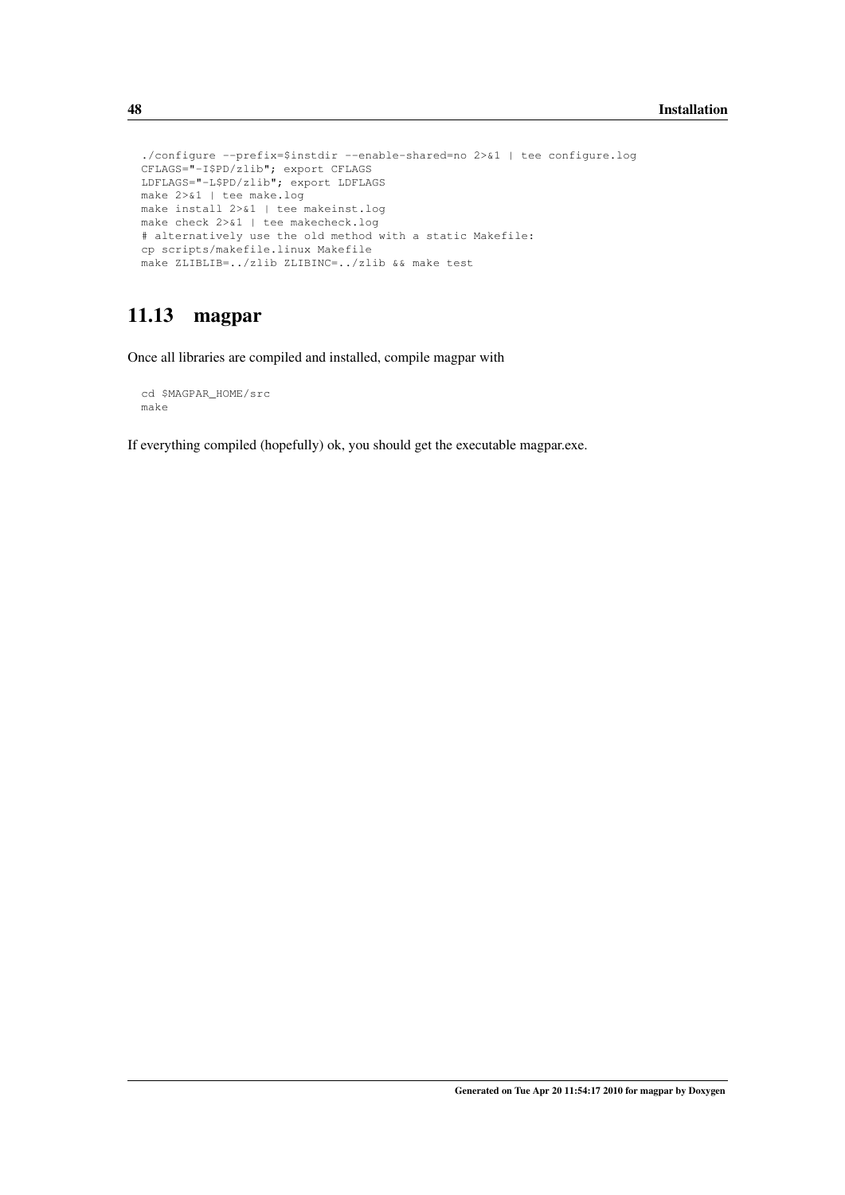```
./configure --prefix=$instdir --enable-shared=no 2>&1 | tee configure.log
CFLAGS="-I$PD/zlib"; export CFLAGS
LDFLAGS="-L$PD/zlib"; export LDFLAGS
make 2>&1 | tee make.log
make install 2>&1 | tee makeinst.log
make check 2>&1 | tee makecheck.log
# alternatively use the old method with a static Makefile:
cp scripts/makefile.linux Makefile
make ZLIBLIB=../zlib ZLIBINC=../zlib && make test
```

## 11.13 magpar

Once all libraries are compiled and installed, compile magpar with

```
cd $MAGPAR_HOME/src
make
```

If everything compiled (hopefully) ok, you should get the executable magpar.exe.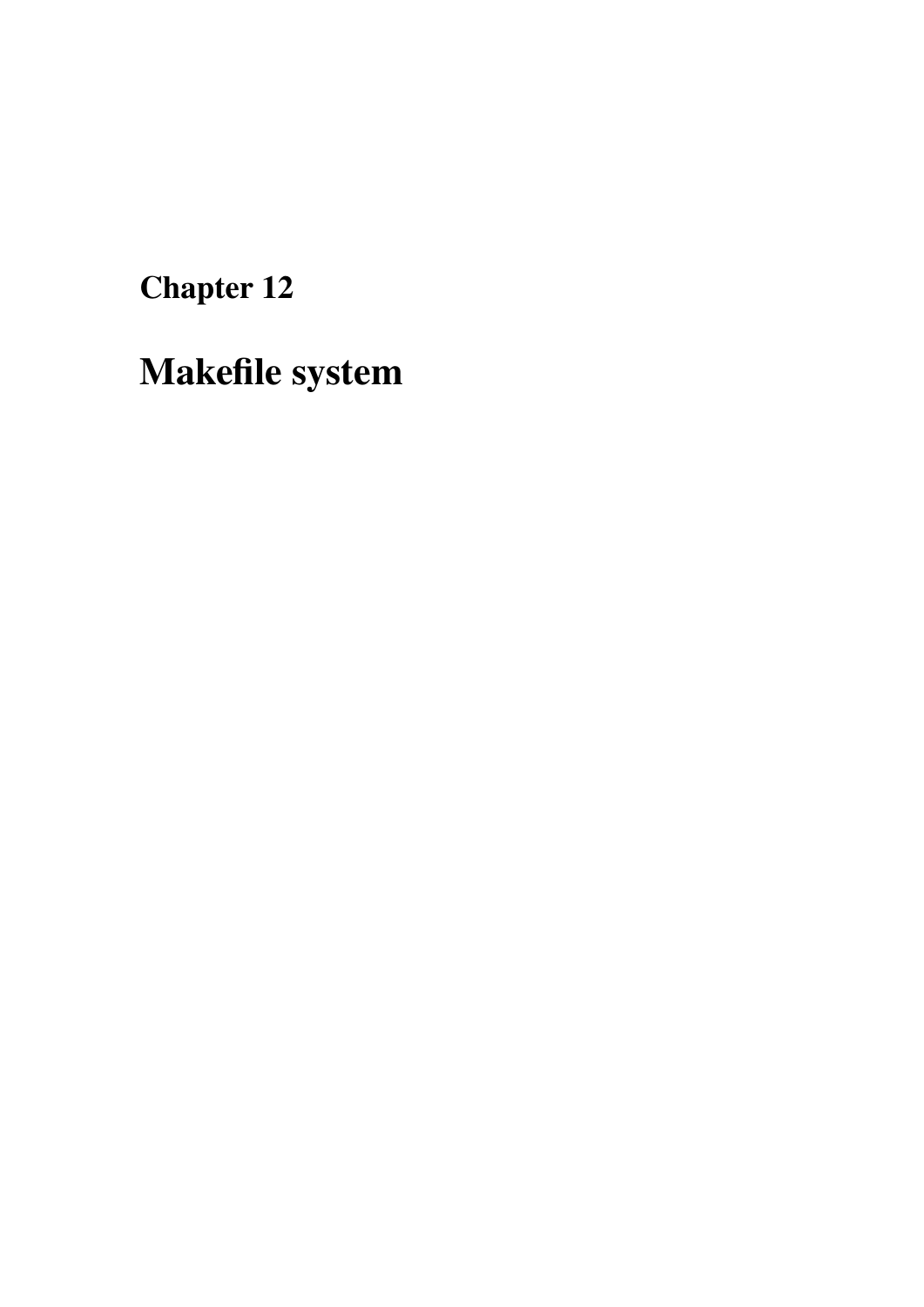# Chapter 12

# Makefile system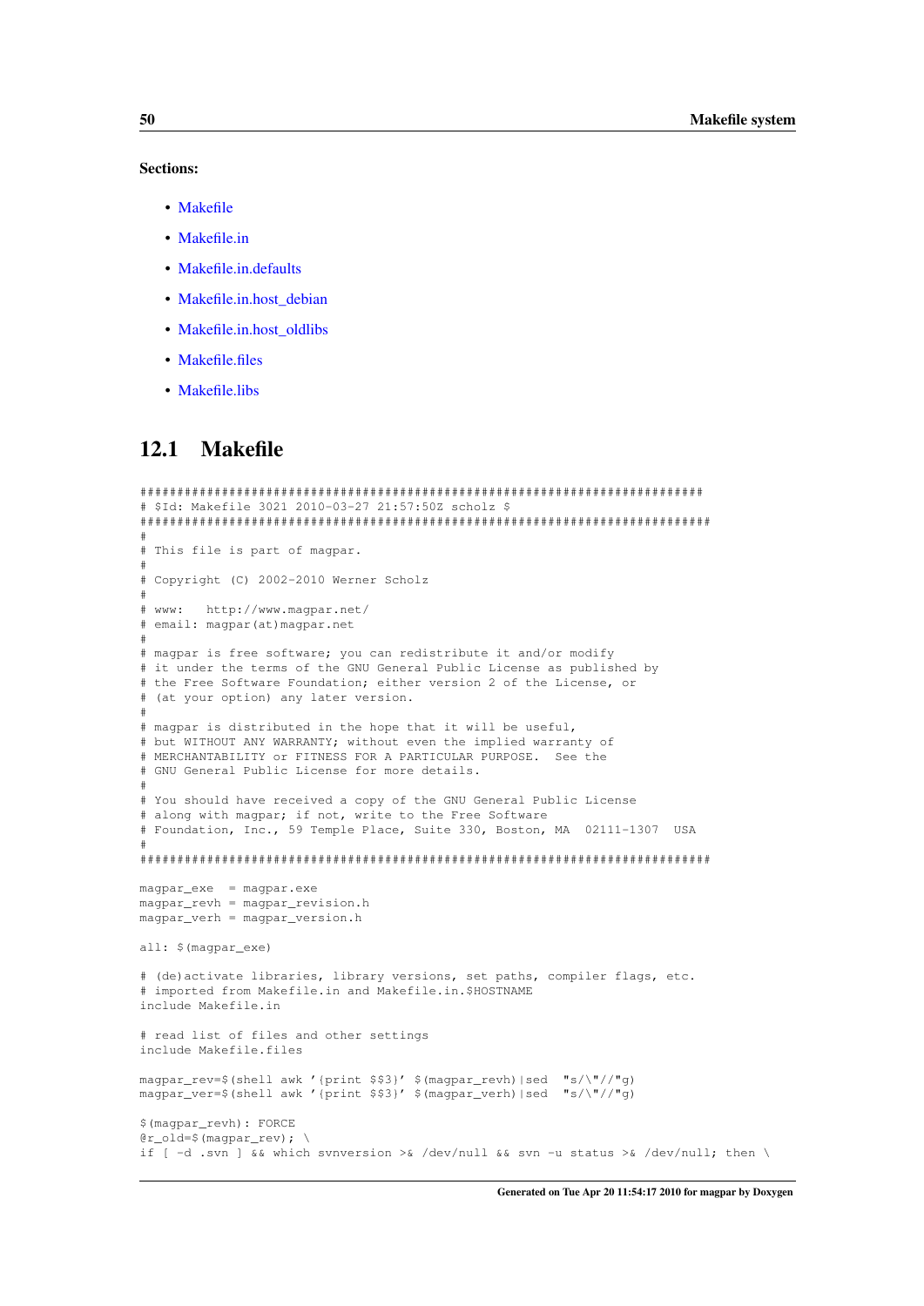**Sections:**

- Makefile
- Makefile.in
- Makefile.in.defaults
- Makefile.in.host_debian
- Makefile.in.host_oldlibs
- Makefile.files
- Makefile.libs

## 12.1 Makefile

```
###############################################################################
# $Id: Makefile 3021 2010-03-27 21:57:50Z scholz $
################################################################################
#
# This file is part of magpar.
#
# Copyright (C) 2002-2010 Werner Scholz
#
# www:   http://www.magpar.net/
# email: magpar(at)magpar.net
#
# magpar is free software; you can redistribute it and/or modify
# it under the terms of the GNU General Public License as published by
# the Free Software Foundation; either version 2 of the License, or
# (at your option) any later version.
#
# magpar is distributed in the hope that it will be useful,
# but WITHOUT ANY WARRANTY; without even the implied warranty of
# MERCHANTABILITY or FITNESS FOR A PARTICULAR PURPOSE.  See the
# GNU General Public License for more details.
#
# You should have received a copy of the GNU General Public License
# along with magpar; if not, write to the Free Software
# Foundation, Inc., 59 Temple Place, Suite 330, Boston, MA  02111-1307  USA
#
################################################################################

magpar_exe  = magpar.exe
magpar_revh = magpar_revision.h
magpar_verh = magpar_version.h

all: $(magpar_exe)

# (de)activate libraries, library versions, set paths, compiler flags, etc.
# imported from Makefile.in and Makefile.in.$HOSTNAME
include Makefile.in

# read list of files and other settings
include Makefile.files

magpar_rev=$(shell awk '{print $$3}' $(magpar_revh)|sed  "s/\"//"g)
magpar_ver=$(shell awk '{print $$3}' $(magpar_verh)|sed  "s/\"//"g)

$(magpar_revh): FORCE
@r_old=$(magpar_rev); \
if [ -d .svn ] && which svnversion >& /dev/null && svn -u status >& /dev/null; then \
```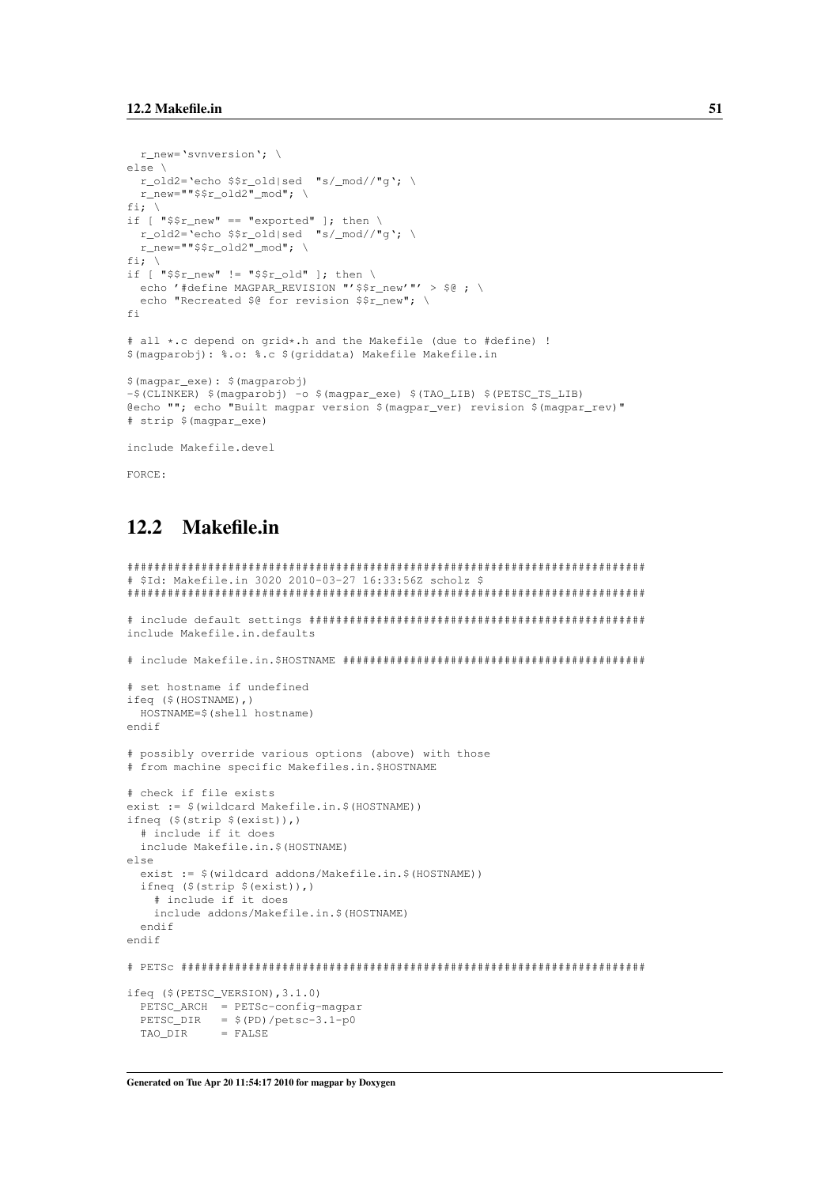```
  r_new=`svnversion`; \
else \
  r_old2=`echo $$r_old|sed  "s/_mod//"g`; \
  r_new=""$$r_old2"_mod"; \
fi; \
if [ "$$r_new" == "exported" ]; then \
  r_old2=`echo $$r_old|sed  "s/_mod//"g`; \
  r_new=""$$r_old2"_mod"; \
fi; \
if [ "$$r_new" != "$$r_old" ]; then \
  echo '#define MAGPAR_REVISION "'$$r_new'"' > $@ ; \
  echo "Recreated $@ for revision $$r_new"; \
fi

# all *.c depend on grid*.h and the Makefile (due to #define) !
$(magparobj): %.o: %.c $(griddata) Makefile Makefile.in

$(magpar_exe): $(magparobj)
-$(CLINKER) $(magparobj) -o $(magpar_exe) $(TAO_LIB) $(PETSC_TS_LIB)
@echo ""; echo "Built magpar version $(magpar_ver) revision $(magpar_rev)"
# strip $(magpar_exe)

include Makefile.devel

FORCE:
```

## 12.2 Makefile.in

```
##############################################################################
# $Id: Makefile.in 3020 2010-03-27 16:33:56Z scholz $
##############################################################################

# include default settings ##################################################
include Makefile.in.defaults

# include Makefile.in.$HOSTNAME #############################################

# set hostname if undefined
ifeq ($(HOSTNAME),)
  HOSTNAME=$(shell hostname)
endif

# possibly override various options (above) with those
# from machine specific Makefiles.in.$HOSTNAME

# check if file exists
exist := $(wildcard Makefile.in.$(HOSTNAME))
ifneq ($(strip $(exist)),)
  # include if it does
  include Makefile.in.$(HOSTNAME)
else
  exist := $(wildcard addons/Makefile.in.$(HOSTNAME))
  ifneq ($(strip $(exist)),)
    # include if it does
    include addons/Makefile.in.$(HOSTNAME)
  endif
endif

# PETSc #####################################################################

ifeq ($(PETSC_VERSION),3.1.0)
  PETSC_ARCH  = PETSc-config-magpar
  PETSC_DIR   = $(PD)/petsc-3.1-p0
  TAO_DIR     = FALSE
```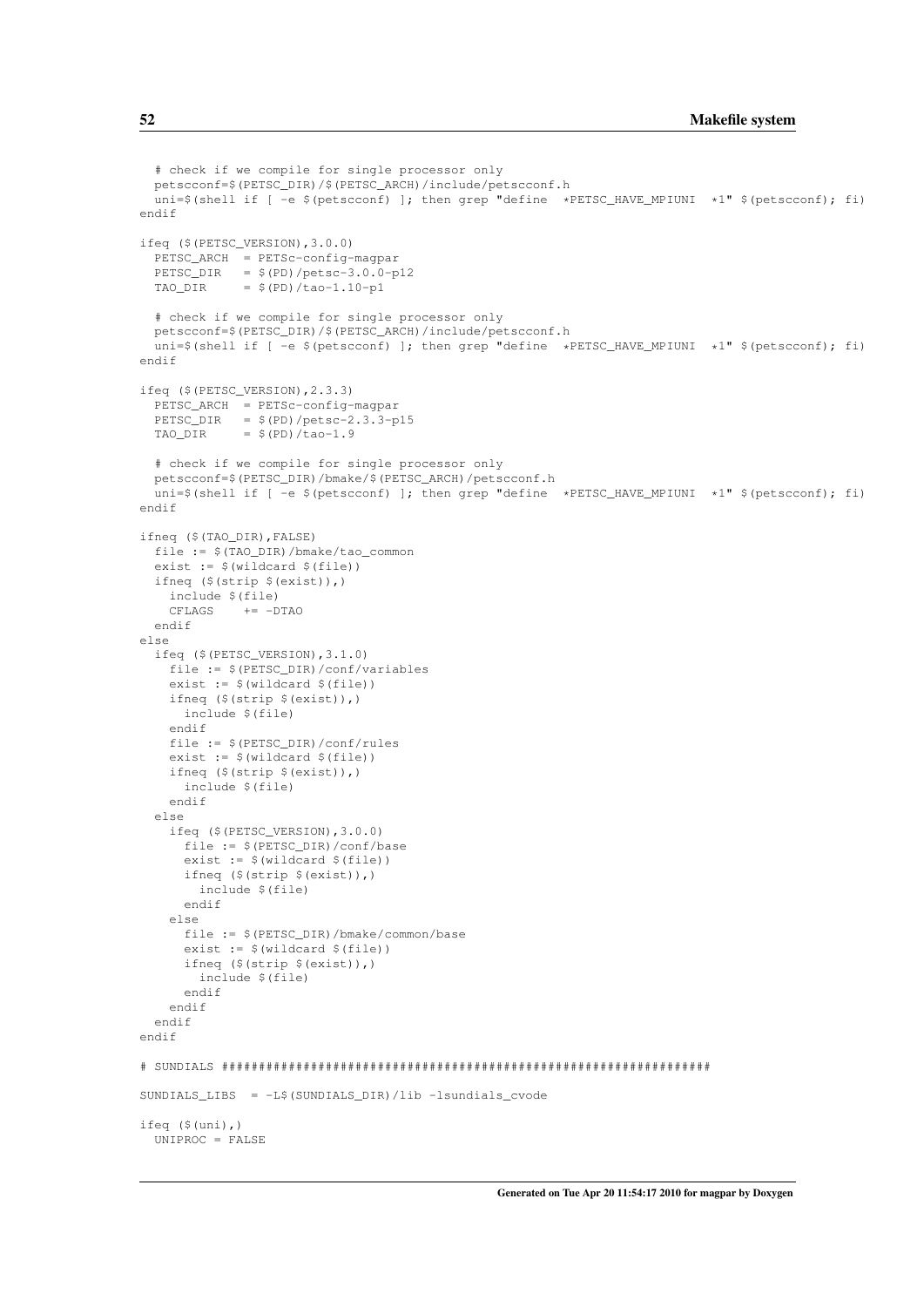```
  # check if we compile for single processor only
  petscconf=$(PETSC_DIR)/$(PETSC_ARCH)/include/petscconf.h
  uni=$(shell if [ -e $(petscconf) ]; then grep "define  *PETSC_HAVE_MPIUNI  *1" $(petscconf); fi)
endif

ifeq ($(PETSC_VERSION),3.0.0)
  PETSC_ARCH  = PETSc-config-magpar
  PETSC_DIR   = $(PD)/petsc-3.0.0-p12
  TAO_DIR     = $(PD)/tao-1.10-p1

  # check if we compile for single processor only
  petscconf=$(PETSC_DIR)/$(PETSC_ARCH)/include/petscconf.h
  uni=$(shell if [ -e $(petscconf) ]; then grep "define  *PETSC_HAVE_MPIUNI  *1" $(petscconf); fi)
endif

ifeq ($(PETSC_VERSION),2.3.3)
  PETSC_ARCH  = PETSc-config-magpar
  PETSC_DIR   = $(PD)/petsc-2.3.3-p15
  TAO_DIR     = $(PD)/tao-1.9

  # check if we compile for single processor only
  petscconf=$(PETSC_DIR)/bmake/$(PETSC_ARCH)/petscconf.h
  uni=$(shell if [ -e $(petscconf) ]; then grep "define  *PETSC_HAVE_MPIUNI  *1" $(petscconf); fi)
endif

ifneq ($(TAO_DIR),FALSE)
  file := $(TAO_DIR)/bmake/tao_common
  exist := $(wildcard $(file))
  ifneq ($(strip $(exist)),)
    include $(file)
    CFLAGS    += -DTAO
  endif
else
  ifeq ($(PETSC_VERSION),3.1.0)
    file := $(PETSC_DIR)/conf/variables
    exist := $(wildcard $(file))
    ifneq ($(strip $(exist)),)
      include $(file)
    endif
    file := $(PETSC_DIR)/conf/rules
    exist := $(wildcard $(file))
    ifneq ($(strip $(exist)),)
      include $(file)
    endif
  else
    ifeq ($(PETSC_VERSION),3.0.0)
      file := $(PETSC_DIR)/conf/base
      exist := $(wildcard $(file))
      ifneq ($(strip $(exist)),)
        include $(file)
      endif
    else
      file := $(PETSC_DIR)/bmake/common/base
      exist := $(wildcard $(file))
      ifneq ($(strip $(exist)),)
        include $(file)
      endif
    endif
  endif
endif

# SUNDIALS ################################################################

SUNDIALS_LIBS  = -L$(SUNDIALS_DIR)/lib -lsundials_cvode

ifeq ($(uni),)
  UNIPROC = FALSE
```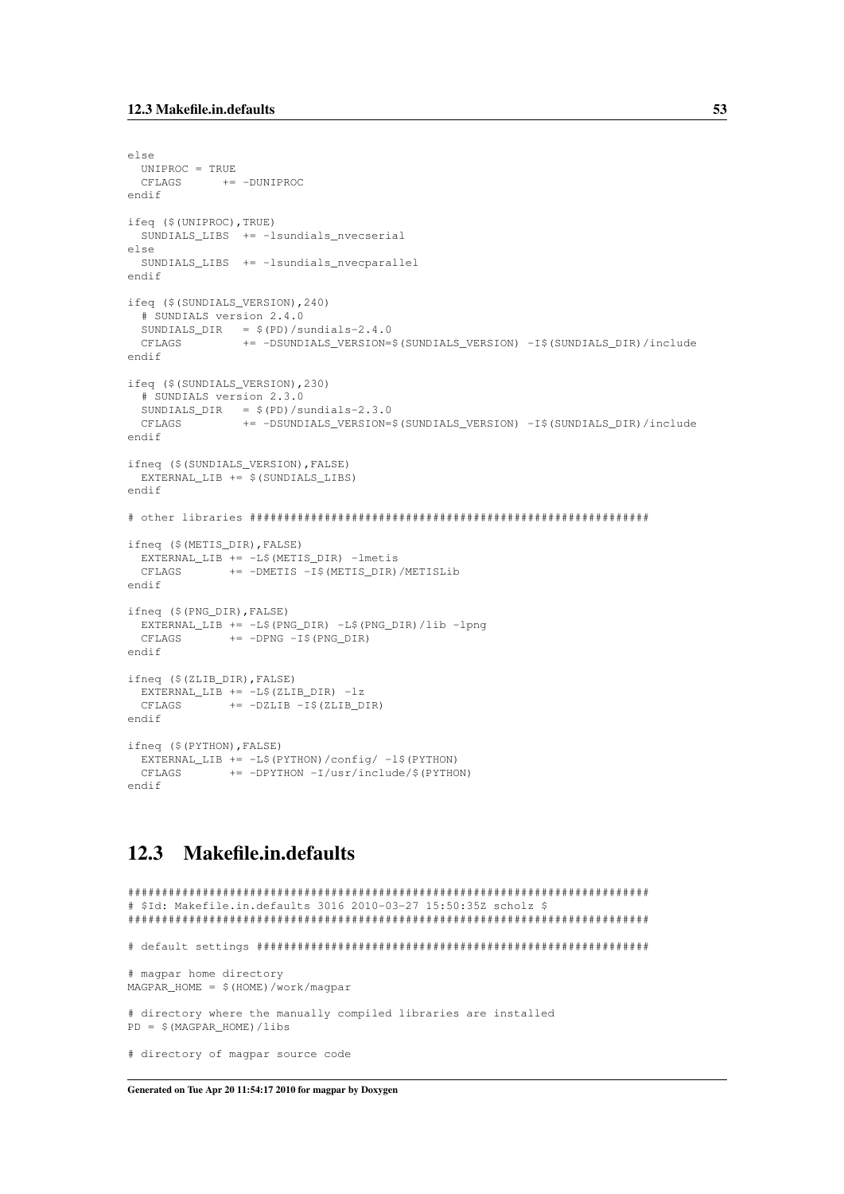```
else
  UNIPROC = TRUE
  CFLAGS      += -DUNIPROC
endif

ifeq ($(UNIPROC),TRUE)
  SUNDIALS_LIBS  += -lsundials_nvecserial
else
  SUNDIALS_LIBS  += -lsundials_nvecparallel
endif

ifeq ($(SUNDIALS_VERSION),240)
  # SUNDIALS version 2.4.0
  SUNDIALS_DIR   = $(PD)/sundials-2.4.0
  CFLAGS         += -DSUNDIALS_VERSION=$(SUNDIALS_VERSION) -I$(SUNDIALS_DIR)/include
endif

ifeq ($(SUNDIALS_VERSION),230)
  # SUNDIALS version 2.3.0
  SUNDIALS_DIR   = $(PD)/sundials-2.3.0
  CFLAGS         += -DSUNDIALS_VERSION=$(SUNDIALS_VERSION) -I$(SUNDIALS_DIR)/include
endif

ifneq ($(SUNDIALS_VERSION),FALSE)
  EXTERNAL_LIB += $(SUNDIALS_LIBS)
endif

# other libraries ##########################################################

ifneq ($(METIS_DIR),FALSE)
  EXTERNAL_LIB += -L$(METIS_DIR) -lmetis
  CFLAGS       += -DMETIS -I$(METIS_DIR)/METISLib
endif

ifneq ($(PNG_DIR),FALSE)
  EXTERNAL_LIB += -L$(PNG_DIR) -L$(PNG_DIR)/lib -lpng
  CFLAGS       += -DPNG -I$(PNG_DIR)
endif

ifneq ($(ZLIB_DIR),FALSE)
  EXTERNAL_LIB += -L$(ZLIB_DIR) -lz
  CFLAGS       += -DZLIB -I$(ZLIB_DIR)
endif

ifneq ($(PYTHON),FALSE)
  EXTERNAL_LIB += -L$(PYTHON)/config/ -l$(PYTHON)
  CFLAGS       += -DPYTHON -I/usr/include/$(PYTHON)
endif
```

## 12.3 Makefile.in.defaults

```
############################################################################
# $Id: Makefile.in.defaults 3016 2010-03-27 15:50:35Z scholz $
############################################################################

# default settings #########################################################

# magpar home directory
MAGPAR_HOME = $(HOME)/work/magpar

# directory where the manually compiled libraries are installed
PD = $(MAGPAR_HOME)/libs

# directory of magpar source code
```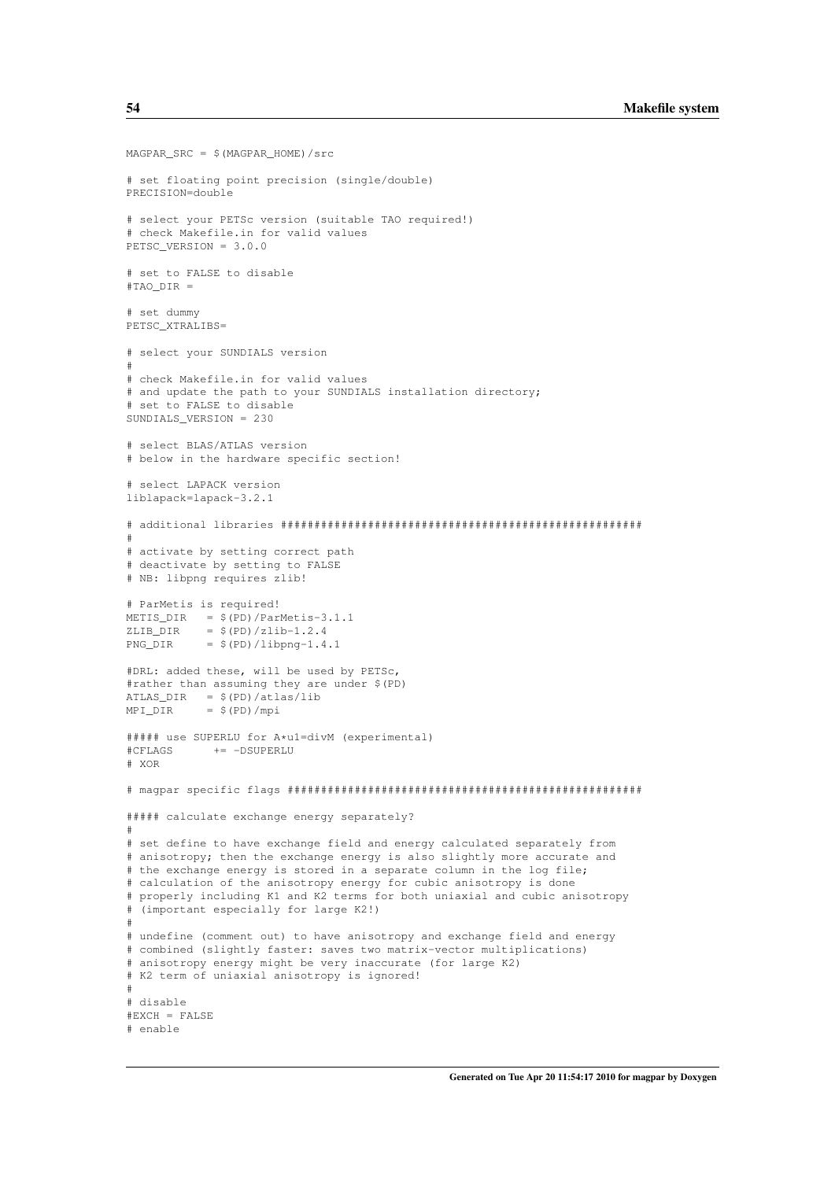```
MAGPAR_SRC = $(MAGPAR_HOME)/src

# set floating point precision (single/double)
PRECISION=double

# select your PETSc version (suitable TAO required!)
# check Makefile.in for valid values
PETSC_VERSION = 3.0.0

# set to FALSE to disable
#TAO_DIR =

# set dummy
PETSC_XTRALIBS=

# select your SUNDIALS version
#
# check Makefile.in for valid values
# and update the path to your SUNDIALS installation directory;
# set to FALSE to disable
SUNDIALS_VERSION = 230

# select BLAS/ATLAS version
# below in the hardware specific section!

# select LAPACK version
liblapack=lapack-3.2.1

# additional libraries ####################################################
#
# activate by setting correct path
# deactivate by setting to FALSE
# NB: libpng requires zlib!

# ParMetis is required!
METIS_DIR   = $(PD)/ParMetis-3.1.1
ZLIB_DIR    = $(PD)/zlib-1.2.4
PNG_DIR     = $(PD)/libpng-1.4.1

#DRL: added these, will be used by PETSc,
#rather than assuming they are under $(PD)
ATLAS_DIR   = $(PD)/atlas/lib
MPI_DIR     = $(PD)/mpi

##### use SUPERLU for A*u1=divM (experimental)
#CFLAGS      += -DSUPERLU
# XOR

# magpar specific flags ###################################################

##### calculate exchange energy separately?
#
# set define to have exchange field and energy calculated separately from
# anisotropy; then the exchange energy is also slightly more accurate and
# the exchange energy is stored in a separate column in the log file;
# calculation of the anisotropy energy for cubic anisotropy is done
# properly including K1 and K2 terms for both uniaxial and cubic anisotropy
# (important especially for large K2!)
#
# undefine (comment out) to have anisotropy and exchange field and energy
# combined (slightly faster: saves two matrix-vector multiplications)
# anisotropy energy might be very inaccurate (for large K2)
# K2 term of uniaxial anisotropy is ignored!
#
# disable
#EXCH = FALSE
# enable
```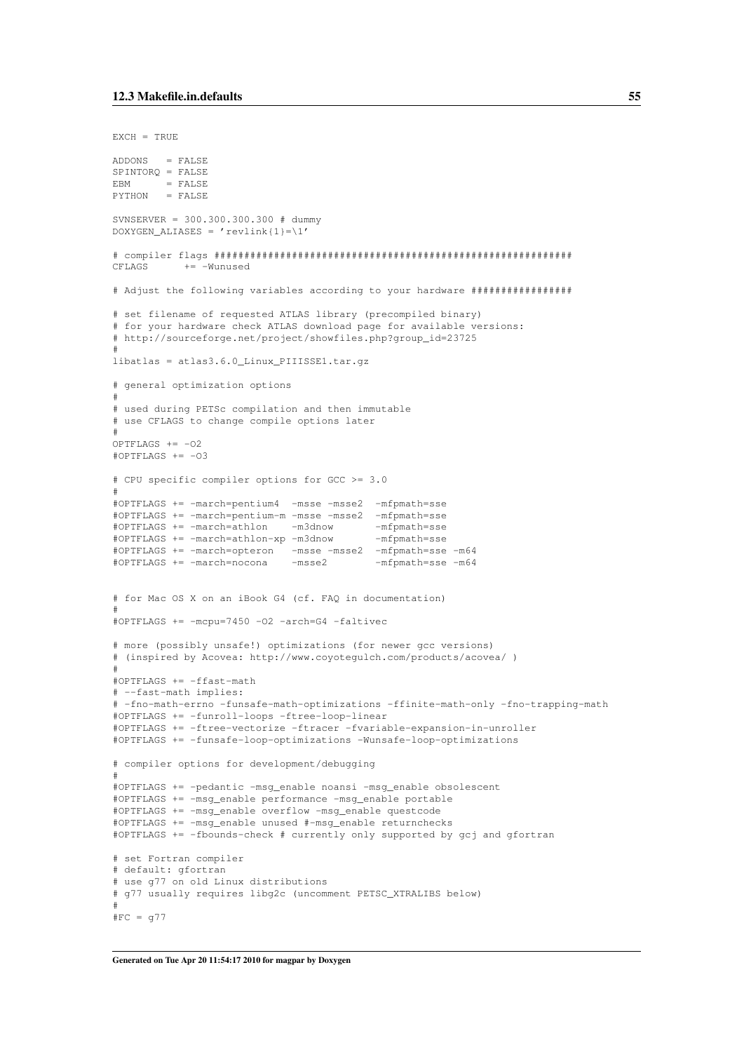```
EXCH = TRUE

ADDONS   = FALSE
SPINTORQ = FALSE
EBM      = FALSE
PYTHON   = FALSE

SVNSERVER = 300.300.300.300 # dummy
DOXYGEN_ALIASES = 'revlink{1}=\1'

# compiler flags ##########################################################
CFLAGS      += -Wunused

# Adjust the following variables according to your hardware ################

# set filename of requested ATLAS library (precompiled binary)
# for your hardware check ATLAS download page for available versions:
# http://sourceforge.net/project/showfiles.php?group_id=23725
#
libatlas = atlas3.6.0_Linux_PIIISSE1.tar.gz

# general optimization options
#
# used during PETSc compilation and then immutable
# use CFLAGS to change compile options later
#
OPTFLAGS += -O2
#OPTFLAGS += -O3

# CPU specific compiler options for GCC >= 3.0
#
#OPTFLAGS += -march=pentium4  -msse -msse2  -mfpmath=sse
#OPTFLAGS += -march=pentium-m -msse -msse2  -mfpmath=sse
#OPTFLAGS += -march=athlon    -m3dnow       -mfpmath=sse
#OPTFLAGS += -march=athlon-xp -m3dnow       -mfpmath=sse
#OPTFLAGS += -march=opteron   -msse -msse2  -mfpmath=sse -m64
#OPTFLAGS += -march=nocona    -msse2        -mfpmath=sse -m64


# for Mac OS X on an iBook G4 (cf. FAQ in documentation)
#
#OPTFLAGS += -mcpu=7450 -O2 -arch=G4 -faltivec

# more (possibly unsafe!) optimizations (for newer gcc versions)
# (inspired by Acovea: http://www.coyotegulch.com/products/acovea/ )
#
#OPTFLAGS += -ffast-math
# --fast-math implies:
# -fno-math-errno -funsafe-math-optimizations -ffinite-math-only -fno-trapping-math
#OPTFLAGS += -funroll-loops -ftree-loop-linear
#OPTFLAGS += -ftree-vectorize -ftracer -fvariable-expansion-in-unroller
#OPTFLAGS += -funsafe-loop-optimizations -Wunsafe-loop-optimizations

# compiler options for development/debugging
#
#OPTFLAGS += -pedantic -msg_enable noansi -msg_enable obsolescent
#OPTFLAGS += -msg_enable performance -msg_enable portable
#OPTFLAGS += -msg_enable overflow -msg_enable questcode
#OPTFLAGS += -msg_enable unused #-msg_enable returnchecks
#OPTFLAGS += -fbounds-check # currently only supported by gcj and gfortran

# set Fortran compiler
# default: gfortran
# use g77 on old Linux distributions
# g77 usually requires libg2c (uncomment PETSC_XTRALIBS below)
#
#FC = g77
```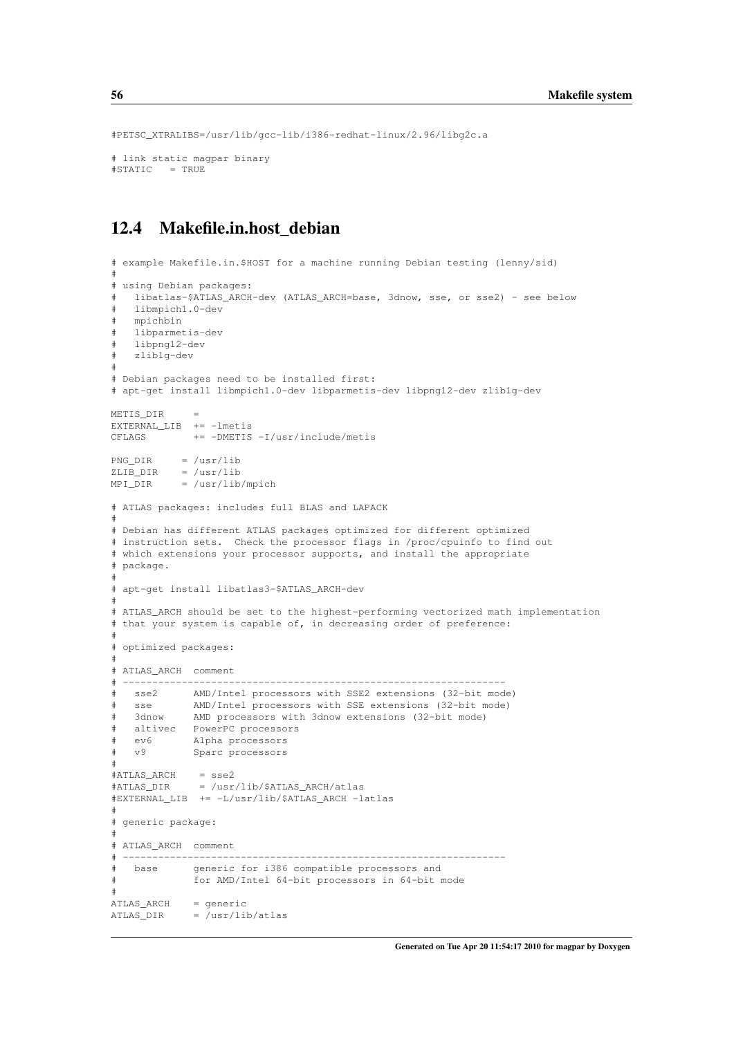```
#PETSC_XTRALIBS=/usr/lib/gcc-lib/i386-redhat-linux/2.96/libg2c.a

# link static magpar binary
#STATIC   = TRUE
```

## 12.4 Makefile.in.host_debian

```
# example Makefile.in.$HOST for a machine running Debian testing (lenny/sid)
#
# using Debian packages:
#   libatlas-$ATLAS_ARCH-dev (ATLAS_ARCH=base, 3dnow, sse, or sse2) - see below
#   libmpich1.0-dev
#   mpichbin
#   libparmetis-dev
#   libpng12-dev
#   zlib1g-dev
#
# Debian packages need to be installed first:
# apt-get install libmpich1.0-dev libparmetis-dev libpng12-dev zlib1g-dev

METIS_DIR     =
EXTERNAL_LIB  += -lmetis
CFLAGS        += -DMETIS -I/usr/include/metis

PNG_DIR     = /usr/lib
ZLIB_DIR    = /usr/lib
MPI_DIR     = /usr/lib/mpich

# ATLAS packages: includes full BLAS and LAPACK
#
# Debian has different ATLAS packages optimized for different optimized
# instruction sets.  Check the processor flags in /proc/cpuinfo to find out
# which extensions your processor supports, and install the appropriate
# package.
#
# apt-get install libatlas3-$ATLAS_ARCH-dev
#
# ATLAS_ARCH should be set to the highest-performing vectorized math implementation
# that your system is capable of, in decreasing order of preference:
#
# optimized packages:
#
# ATLAS_ARCH  comment
# ------------------------------------------------------------------
#   sse2      AMD/Intel processors with SSE2 extensions (32-bit mode)
#   sse       AMD/Intel processors with SSE extensions (32-bit mode)
#   3dnow     AMD processors with 3dnow extensions (32-bit mode)
#   altivec   PowerPC processors
#   ev6       Alpha processors
#   v9        Sparc processors
#
#ATLAS_ARCH    = sse2
#ATLAS_DIR     = /usr/lib/$ATLAS_ARCH/atlas
#EXTERNAL_LIB  += -L/usr/lib/$ATLAS_ARCH -latlas
#
# generic package:
#
# ATLAS_ARCH  comment
# ------------------------------------------------------------------
#   base      generic for i386 compatible processors and
#             for AMD/Intel 64-bit processors in 64-bit mode
#
ATLAS_ARCH    = generic
ATLAS_DIR     = /usr/lib/atlas
```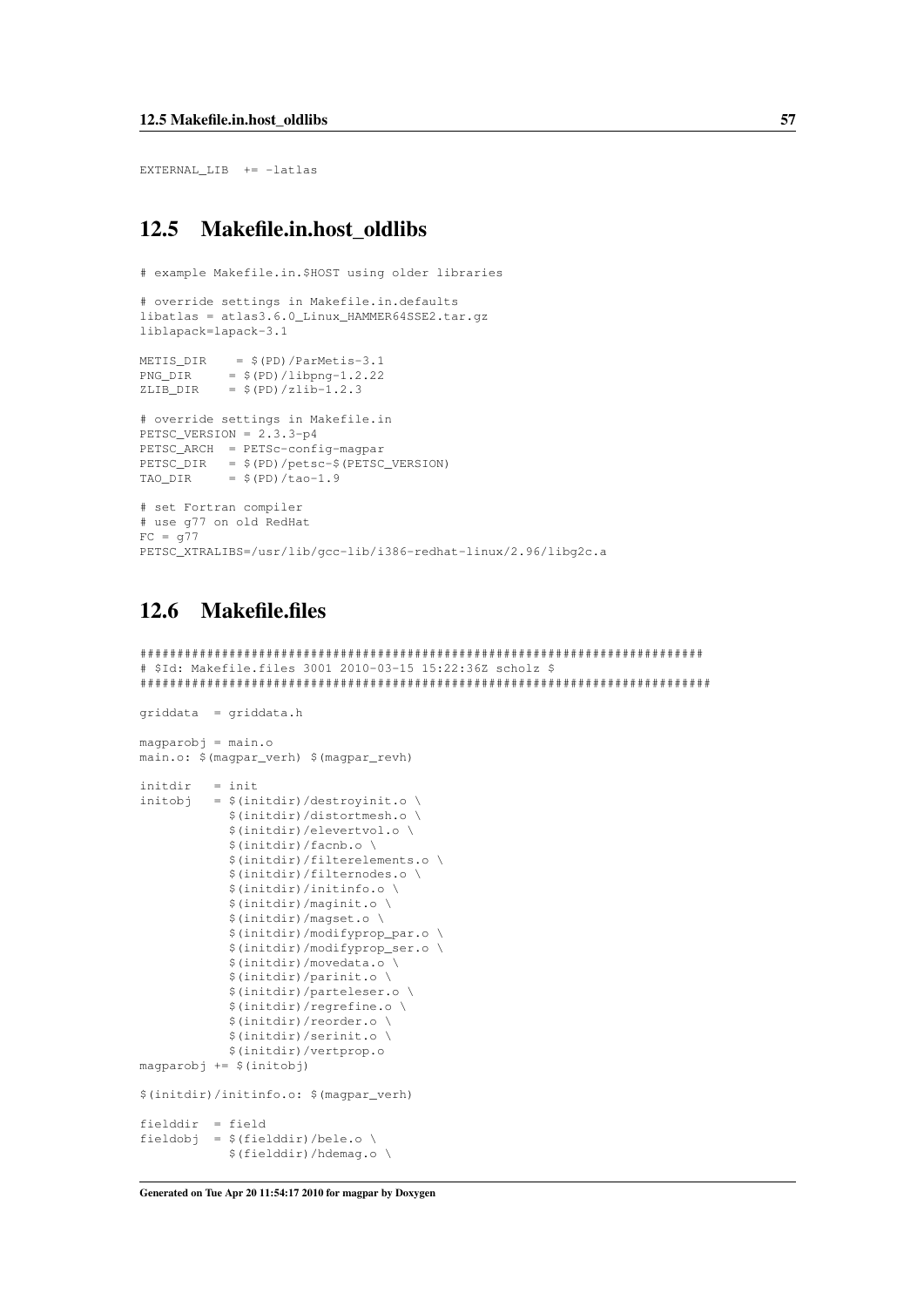```
EXTERNAL_LIB  += -latlas
```

## 12.5 Makefile.in.host_oldlibs

```
# example Makefile.in.$HOST using older libraries

# override settings in Makefile.in.defaults
libatlas = atlas3.6.0_Linux_HAMMER64SSE2.tar.gz
liblapack=lapack-3.1

METIS_DIR    = $(PD)/ParMetis-3.1
PNG_DIR      = $(PD)/libpng-1.2.22
ZLIB_DIR     = $(PD)/zlib-1.2.3

# override settings in Makefile.in
PETSC_VERSION = 2.3.3-p4
PETSC_ARCH  = PETSc-config-magpar
PETSC_DIR   = $(PD)/petsc-$(PETSC_VERSION)
TAO_DIR     = $(PD)/tao-1.9

# set Fortran compiler
# use g77 on old RedHat
FC = g77
PETSC_XTRALIBS=/usr/lib/gcc-lib/i386-redhat-linux/2.96/libg2c.a
```

## 12.6 Makefile.files

```
###########################################################################
# $Id: Makefile.files 3001 2010-03-15 15:22:36Z scholz $
############################################################################

griddata  = griddata.h

magparobj = main.o
main.o: $(magpar_verh) $(magpar_revh)

initdir   = init
initobj   = $(initdir)/destroyinit.o \
            $(initdir)/distortmesh.o \
            $(initdir)/elevertvol.o \
            $(initdir)/facnb.o \
            $(initdir)/filterelements.o \
            $(initdir)/filternodes.o \
            $(initdir)/initinfo.o \
            $(initdir)/maginit.o \
            $(initdir)/magset.o \
            $(initdir)/modifyprop_par.o \
            $(initdir)/modifyprop_ser.o \
            $(initdir)/movedata.o \
            $(initdir)/parinit.o \
            $(initdir)/parteleser.o \
            $(initdir)/regrefine.o \
            $(initdir)/reorder.o \
            $(initdir)/serinit.o \
            $(initdir)/vertprop.o
magparobj += $(initobj)

$(initdir)/initinfo.o: $(magpar_verh)

fielddir  = field
fieldobj  = $(fielddir)/bele.o \
            $(fielddir)/hdemag.o \
```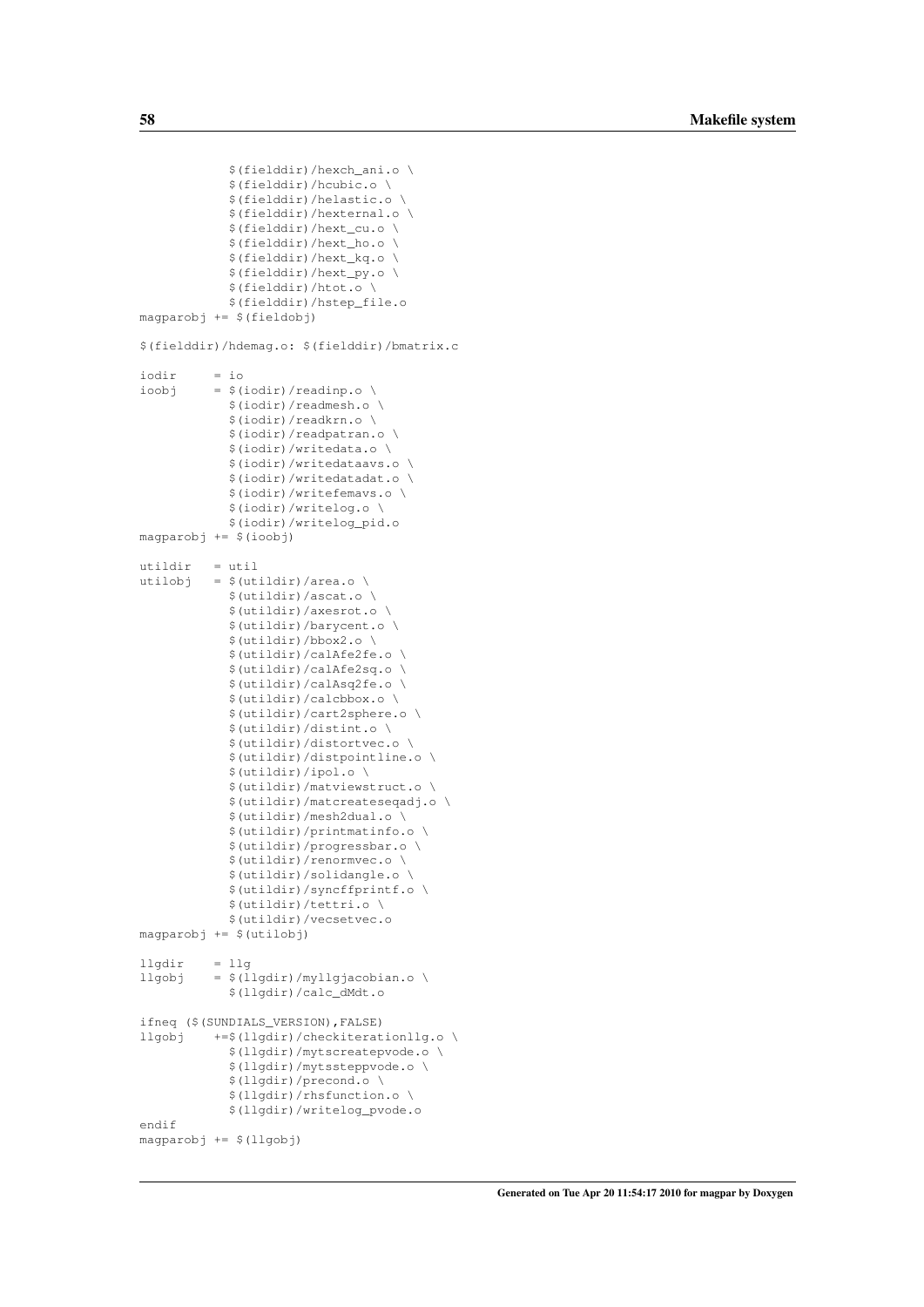```
            $(fielddir)/hexch_ani.o \
            $(fielddir)/hcubic.o \
            $(fielddir)/helastic.o \
            $(fielddir)/hexternal.o \
            $(fielddir)/hext_cu.o \
            $(fielddir)/hext_ho.o \
            $(fielddir)/hext_kq.o \
            $(fielddir)/hext_py.o \
            $(fielddir)/htot.o \
            $(fielddir)/hstep_file.o
magparobj += $(fieldobj)

$(fielddir)/hdemag.o: $(fielddir)/bmatrix.c

iodir     = io
ioobj     = $(iodir)/readinp.o \
            $(iodir)/readmesh.o \
            $(iodir)/readkrn.o \
            $(iodir)/readpatran.o \
            $(iodir)/writedata.o \
            $(iodir)/writedataavs.o \
            $(iodir)/writedatadat.o \
            $(iodir)/writefemavs.o \
            $(iodir)/writelog.o \
            $(iodir)/writelog_pid.o
magparobj += $(ioobj)

utildir   = util
utilobj   = $(utildir)/area.o \
            $(utildir)/ascat.o \
            $(utildir)/axesrot.o \
            $(utildir)/barycent.o \
            $(utildir)/bbox2.o \
            $(utildir)/calAfe2fe.o \
            $(utildir)/calAfe2sq.o \
            $(utildir)/calAsq2fe.o \
            $(utildir)/calcbbox.o \
            $(utildir)/cart2sphere.o \
            $(utildir)/distint.o \
            $(utildir)/distortvec.o \
            $(utildir)/distpointline.o \
            $(utildir)/ipol.o \
            $(utildir)/matviewstruct.o \
            $(utildir)/matcreateseqadj.o \
            $(utildir)/mesh2dual.o \
            $(utildir)/printmatinfo.o \
            $(utildir)/progressbar.o \
            $(utildir)/renormvec.o \
            $(utildir)/solidangle.o \
            $(utildir)/syncffprintf.o \
            $(utildir)/tettri.o \
            $(utildir)/vecsetvec.o
magparobj += $(utilobj)

llgdir    = llg
llgobj    = $(llgdir)/myllgjacobian.o \
            $(llgdir)/calc_dMdt.o

ifneq ($(SUNDIALS_VERSION),FALSE)
llgobj    +=$(llgdir)/checkiterationllg.o \
            $(llgdir)/mytscreatepvode.o \
            $(llgdir)/mytssteppvode.o \
            $(llgdir)/precond.o \
            $(llgdir)/rhsfunction.o \
            $(llgdir)/writelog_pvode.o
endif
magparobj += $(llgobj)
```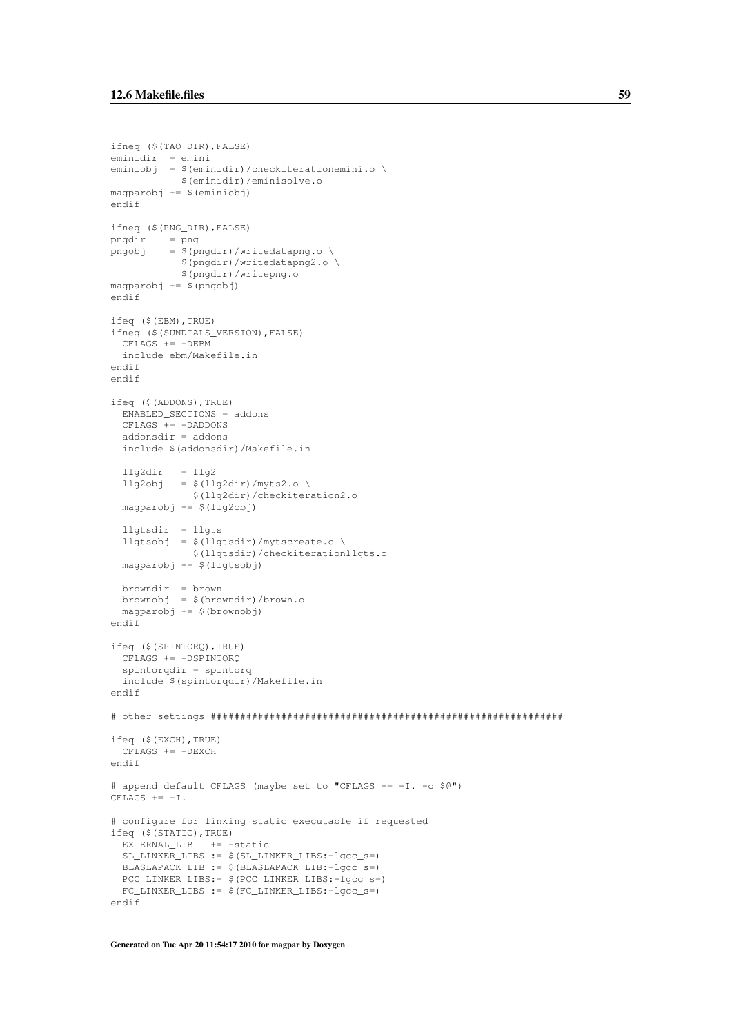```
ifneq ($(TAO_DIR),FALSE)
eminidir  = emini
eminiobj  = $(eminidir)/checkiterationemini.o \
            $(eminidir)/eminisolve.o
magparobj += $(eminiobj)
endif

ifneq ($(PNG_DIR),FALSE)
pngdir    = png
pngobj    = $(pngdir)/writedatapng.o \
            $(pngdir)/writedatapng2.o \
            $(pngdir)/writepng.o
magparobj += $(pngobj)
endif

ifeq ($(EBM),TRUE)
ifneq ($(SUNDIALS_VERSION),FALSE)
  CFLAGS += -DEBM
  include ebm/Makefile.in
endif
endif

ifeq ($(ADDONS),TRUE)
  ENABLED_SECTIONS = addons
  CFLAGS += -DADDONS
  addonsdir = addons
  include $(addonsdir)/Makefile.in

  llg2dir   = llg2
  llg2obj   = $(llg2dir)/myts2.o \
              $(llg2dir)/checkiteration2.o
  magparobj += $(llg2obj)

  llgtsdir  = llgts
  llgtsobj  = $(llgtsdir)/mytscreate.o \
              $(llgtsdir)/checkiterationllgts.o
  magparobj += $(llgtsobj)

  browndir  = brown
  brownobj  = $(browndir)/brown.o
  magparobj += $(brownobj)
endif

ifeq ($(SPINTORQ),TRUE)
  CFLAGS += -DSPINTORQ
  spintorqdir = spintorq
  include $(spintorqdir)/Makefile.in
endif

# other settings ##########################################################

ifeq ($(EXCH),TRUE)
  CFLAGS += -DEXCH
endif

# append default CFLAGS (maybe set to "CFLAGS += -I. -o $@")
CFLAGS += -I.

# configure for linking static executable if requested
ifeq ($(STATIC),TRUE)
  EXTERNAL_LIB   += -static
  SL_LINKER_LIBS := $(SL_LINKER_LIBS:-lgcc_s=)
  BLASLAPACK_LIB := $(BLASLAPACK_LIB:-lgcc_s=)
  PCC_LINKER_LIBS:= $(PCC_LINKER_LIBS:-lgcc_s=)
  FC_LINKER_LIBS := $(FC_LINKER_LIBS:-lgcc_s=)
endif
```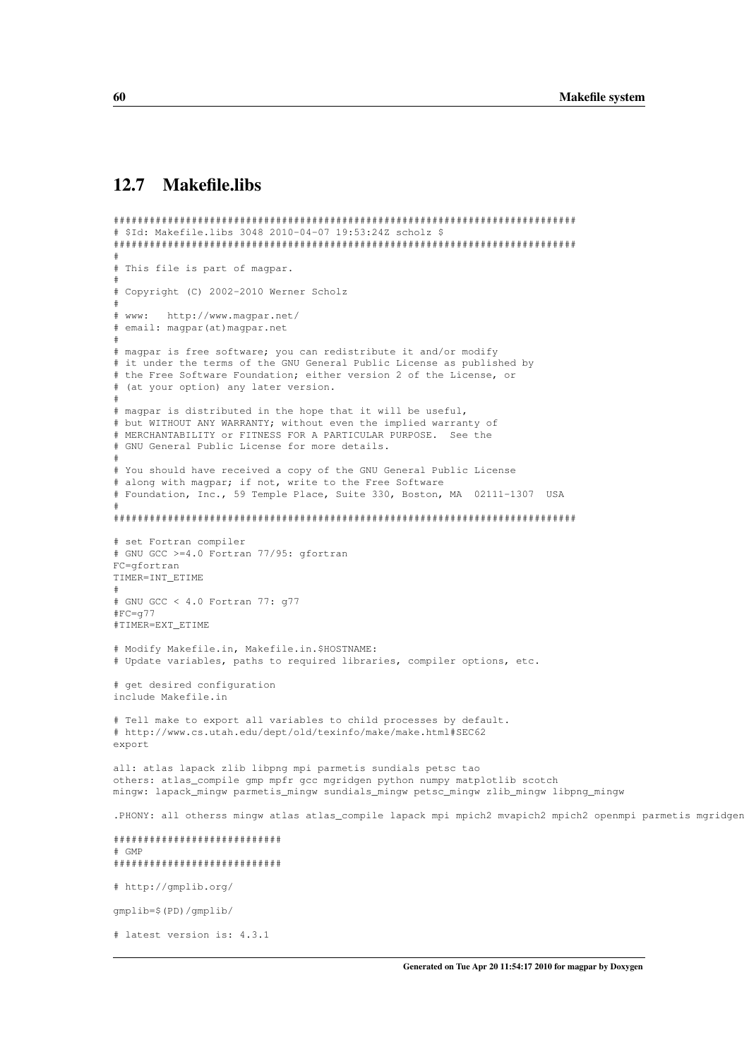## 12.7 Makefile.libs

```
##########################################################################
# $Id: Makefile.libs 3048 2010-04-07 19:53:24Z scholz $
##########################################################################
#
# This file is part of magpar.
#
# Copyright (C) 2002-2010 Werner Scholz
#
# www:   http://www.magpar.net/
# email: magpar(at)magpar.net
#
# magpar is free software; you can redistribute it and/or modify
# it under the terms of the GNU General Public License as published by
# the Free Software Foundation; either version 2 of the License, or
# (at your option) any later version.
#
# magpar is distributed in the hope that it will be useful,
# but WITHOUT ANY WARRANTY; without even the implied warranty of
# MERCHANTABILITY or FITNESS FOR A PARTICULAR PURPOSE.  See the
# GNU General Public License for more details.
#
# You should have received a copy of the GNU General Public License
# along with magpar; if not, write to the Free Software
# Foundation, Inc., 59 Temple Place, Suite 330, Boston, MA  02111-1307  USA
#
##########################################################################

# set Fortran compiler
# GNU GCC >=4.0 Fortran 77/95: gfortran
FC=gfortran
TIMER=INT_ETIME
#
# GNU GCC < 4.0 Fortran 77: g77
#FC=g77
#TIMER=EXT_ETIME

# Modify Makefile.in, Makefile.in.$HOSTNAME:
# Update variables, paths to required libraries, compiler options, etc.

# get desired configuration
include Makefile.in

# Tell make to export all variables to child processes by default.
# http://www.cs.utah.edu/dept/old/texinfo/make/make.html#SEC62
export

all: atlas lapack zlib libpng mpi parmetis sundials petsc tao
others: atlas_compile gmp mpfr gcc mgridgen python numpy matplotlib scotch
mingw: lapack_mingw parmetis_mingw sundials_mingw petsc_mingw zlib_mingw libpng_mingw

.PHONY: all otherss mingw atlas atlas_compile lapack mpi mpich2 mvapich2 mpich2 openmpi parmetis mgridgen

###########################
# GMP
###########################

# http://gmplib.org/

gmplib=$(PD)/gmplib/

# latest version is: 4.3.1
```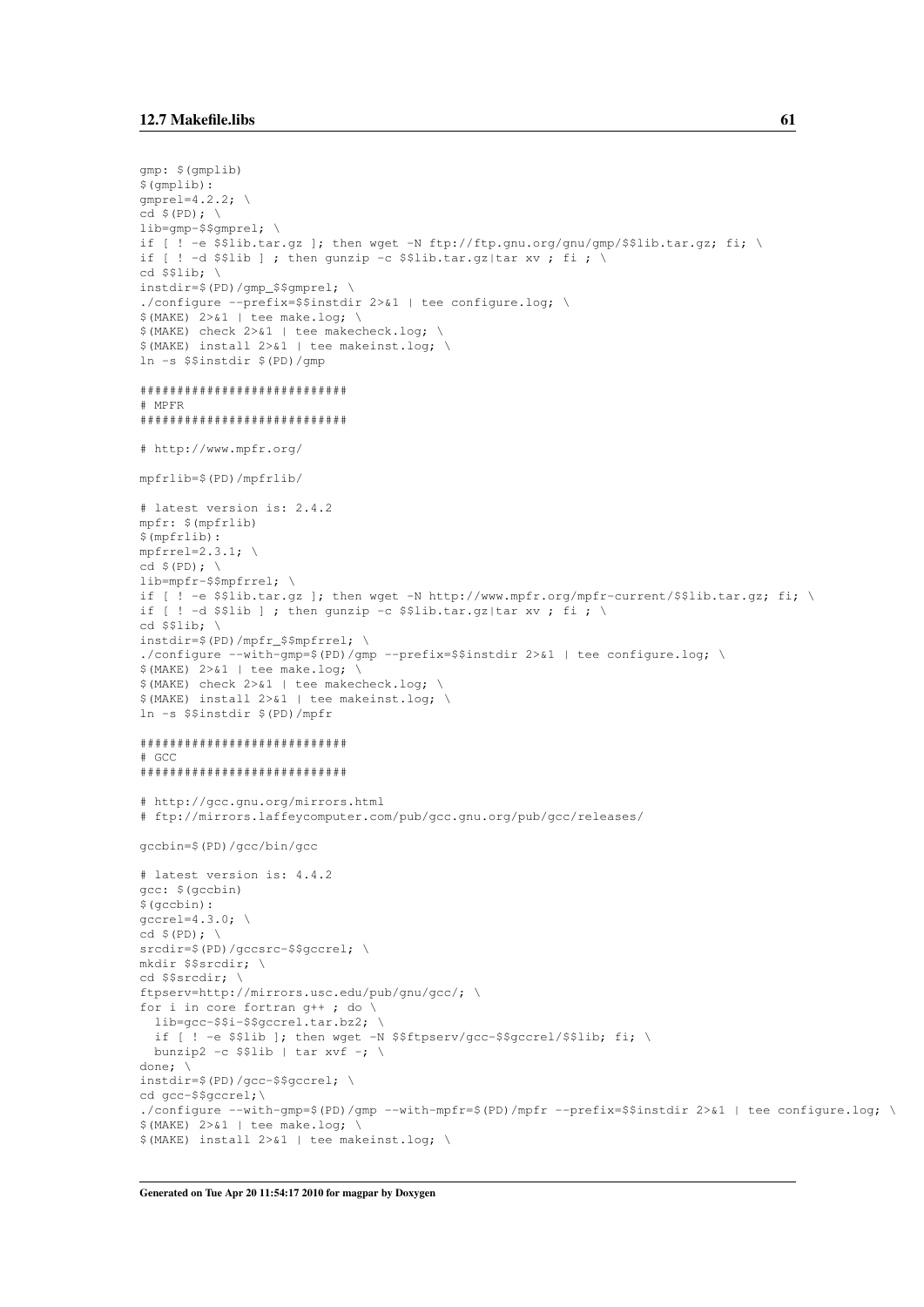```
gmp: $(gmplib)
$(gmplib):
gmprel=4.2.2; \
cd $(PD); \
lib=gmp-$$gmprel; \
if [ ! -e $$lib.tar.gz ]; then wget -N ftp://ftp.gnu.org/gnu/gmp/$$lib.tar.gz; fi; \
if [ ! -d $$lib ] ; then gunzip -c $$lib.tar.gz|tar xv ; fi ; \
cd $$lib; \
instdir=$(PD)/gmp_$$gmprel; \
./configure --prefix=$$instdir 2>&1 | tee configure.log; \
$(MAKE) 2>&1 | tee make.log; \
$(MAKE) check 2>&1 | tee makecheck.log; \
$(MAKE) install 2>&1 | tee makeinst.log; \
ln -s $$instdir $(PD)/gmp

###########################
# MPFR
###########################

# http://www.mpfr.org/

mpfrlib=$(PD)/mpfrlib/

# latest version is: 2.4.2
mpfr: $(mpfrlib)
$(mpfrlib):
mpfrrel=2.3.1; \
cd $(PD); \
lib=mpfr-$$mpfrrel; \
if [ ! -e $$lib.tar.gz ]; then wget -N http://www.mpfr.org/mpfr-current/$$lib.tar.gz; fi; \
if [ ! -d $$lib ] ; then gunzip -c $$lib.tar.gz|tar xv ; fi ; \
cd $$lib; \
instdir=$(PD)/mpfr_$$mpfrrel; \
./configure --with-gmp=$(PD)/gmp --prefix=$$instdir 2>&1 | tee configure.log; \
$(MAKE) 2>&1 | tee make.log; \
$(MAKE) check 2>&1 | tee makecheck.log; \
$(MAKE) install 2>&1 | tee makeinst.log; \
ln -s $$instdir $(PD)/mpfr

###########################
# GCC
###########################

# http://gcc.gnu.org/mirrors.html
# ftp://mirrors.laffeycomputer.com/pub/gcc.gnu.org/pub/gcc/releases/

gccbin=$(PD)/gcc/bin/gcc

# latest version is: 4.4.2
gcc: $(gccbin)
$(gccbin):
gccrel=4.3.0; \
cd $(PD); \
srcdir=$(PD)/gccsrc-$$gccrel; \
mkdir $$srcdir; \
cd $$srcdir; \
ftpserv=http://mirrors.usc.edu/pub/gnu/gcc/; \
for i in core fortran g++ ; do \
  lib=gcc-$$i-$$gccrel.tar.bz2; \
  if [ ! -e $$lib ]; then wget -N $$ftpserv/gcc-$$gccrel/$$lib; fi; \
  bunzip2 -c $$lib | tar xvf -; \
done; \
instdir=$(PD)/gcc-$$gccrel; \
cd gcc-$$gccrel;\
./configure --with-gmp=$(PD)/gmp --with-mpfr=$(PD)/mpfr --prefix=$$instdir 2>&1 | tee configure.log; \
$(MAKE) 2>&1 | tee make.log; \
$(MAKE) install 2>&1 | tee makeinst.log; \
```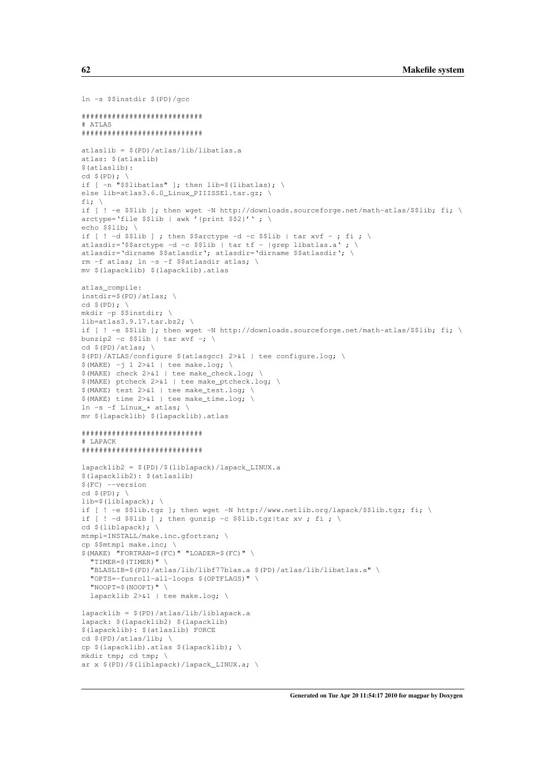```
ln -s $$instdir $(PD)/gcc

###########################
# ATLAS
###########################

atlaslib = $(PD)/atlas/lib/libatlas.a
atlas: $(atlaslib)
$(atlaslib):
cd $(PD); \
if [ -n "$$libatlas" ]; then lib=$(libatlas); \
else lib=atlas3.6.0_Linux_PIIISSE1.tar.gz; \
fi; \
if [ ! -e $$lib ]; then wget -N http://downloads.sourceforge.net/math-atlas/$$lib; fi; \
arctype=`file $$lib | awk '{print $$2}'` ; \
echo $$lib; \
if [ ! -d $$lib ] ; then $$arctype -d -c $$lib | tar xvf - ; fi ; \
atlasdir=`$$arctype -d -c $$lib | tar tf - |grep libatlas.a` ; \
atlasdir=`dirname $$atlasdir`; atlasdir=`dirname $$atlasdir`; \
rm -f atlas; ln -s -f $$atlasdir atlas; \
mv $(lapacklib) $(lapacklib).atlas

atlas_compile:
instdir=$(PD)/atlas; \
cd $(PD); \
mkdir -p $$instdir; \
lib=atlas3.9.17.tar.bz2; \
if [ ! -e $$lib ]; then wget -N http://downloads.sourceforge.net/math-atlas/$$lib; fi; \
bunzip2 -c $$lib | tar xvf -; \
cd $(PD)/atlas; \
$(PD)/ATLAS/configure $(atlasgcc) 2>&1 | tee configure.log; \
$(MAKE) -j 1 2>&1 | tee make.log; \
$(MAKE) check 2>&1 | tee make_check.log; \
$(MAKE) ptcheck 2>&1 | tee make_ptcheck.log; \
$(MAKE) test 2>&1 | tee make_test.log; \
$(MAKE) time 2>&1 | tee make_time.log; \
ln -s -f Linux_* atlas; \
mv $(lapacklib) $(lapacklib).atlas

###########################
# LAPACK
###########################

lapacklib2 = $(PD)/$(liblapack)/lapack_LINUX.a
$(lapacklib2): $(atlaslib)
$(FC) --version
cd $(PD); \
lib=$(liblapack); \
if [ ! -e $$lib.tgz ]; then wget -N http://www.netlib.org/lapack/$$lib.tgz; fi; \
if [ ! -d $$lib ] ; then gunzip -c $$lib.tgz|tar xv ; fi ; \
cd $(liblapack); \
mtmpl=INSTALL/make.inc.gfortran; \
cp $$mtmpl make.inc; \
$(MAKE) "FORTRAN=$(FC)" "LOADER=$(FC)" \
  "TIMER=$(TIMER)" \
  "BLASLIB=$(PD)/atlas/lib/libf77blas.a $(PD)/atlas/lib/libatlas.a" \
  "OPTS=-funroll-all-loops $(OPTFLAGS)" \
  "NOOPT=$(NOOPT)" \
  lapacklib 2>&1 | tee make.log; \

lapacklib = $(PD)/atlas/lib/liblapack.a
lapack: $(lapacklib2) $(lapacklib)
$(lapacklib): $(atlaslib) FORCE
cd $(PD)/atlas/lib; \
cp $(lapacklib).atlas $(lapacklib); \
mkdir tmp; cd tmp; \
ar x $(PD)/$(liblapack)/lapack_LINUX.a; \
```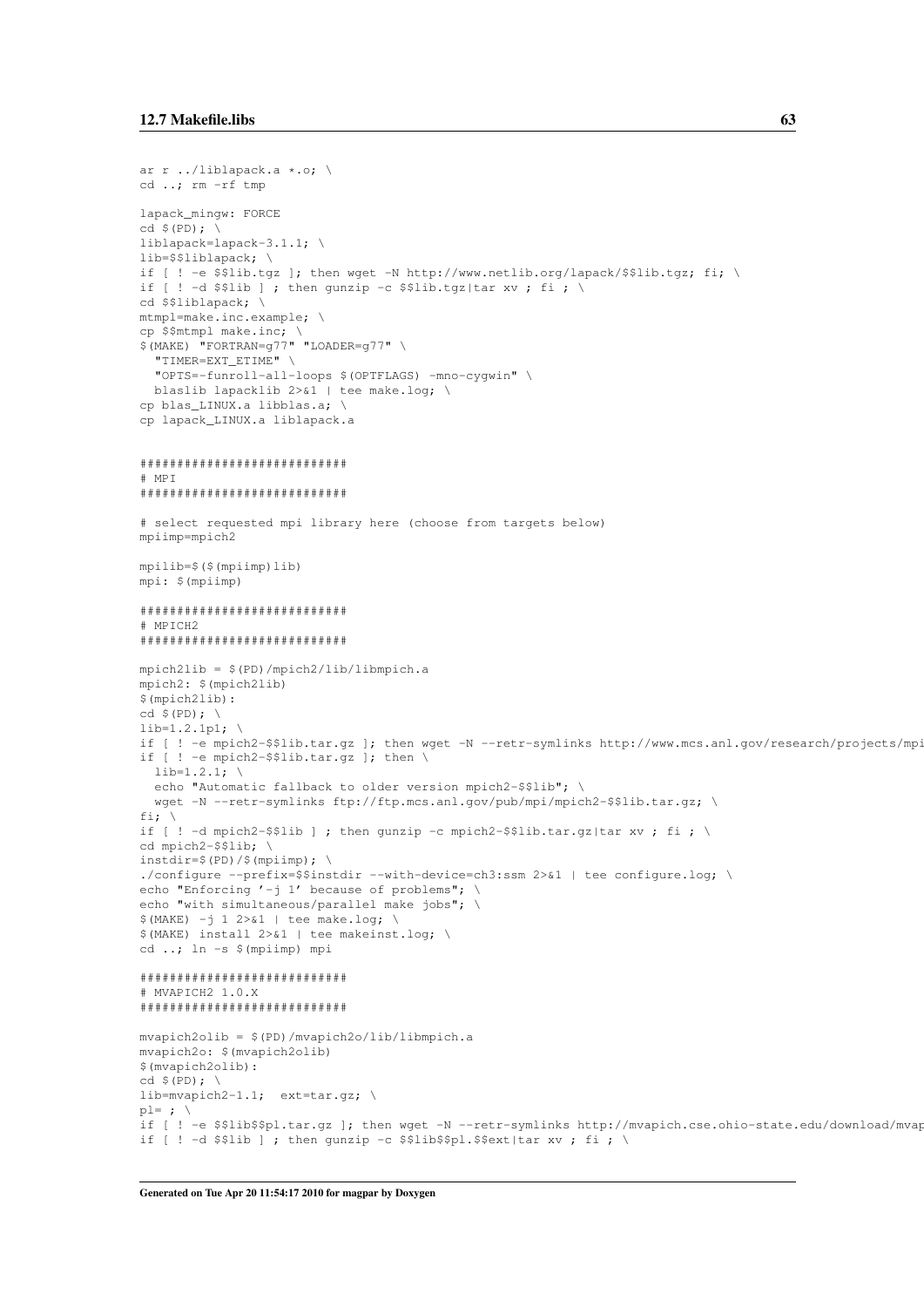```
ar r ../liblapack.a *.o; \
cd ..; rm -rf tmp

lapack_mingw: FORCE
cd $(PD); \
liblapack=lapack-3.1.1; \
lib=$$liblapack; \
if [ ! -e $$lib.tgz ]; then wget -N http://www.netlib.org/lapack/$$lib.tgz; fi; \
if [ ! -d $$lib ] ; then gunzip -c $$lib.tgz|tar xv ; fi ; \
cd $$liblapack; \
mtmpl=make.inc.example; \
cp $$mtmpl make.inc; \
$(MAKE) "FORTRAN=g77" "LOADER=g77" \
  "TIMER=EXT_ETIME" \
  "OPTS=-funroll-all-loops $(OPTFLAGS) -mno-cygwin" \
  blaslib lapacklib 2>&1 | tee make.log; \
cp blas_LINUX.a libblas.a; \
cp lapack_LINUX.a liblapack.a


###########################
# MPI
###########################

# select requested mpi library here (choose from targets below)
mpiimp=mpich2

mpilib=$($(mpiimp)lib)
mpi: $(mpiimp)

###########################
# MPICH2
###########################

mpich2lib = $(PD)/mpich2/lib/libmpich.a
mpich2: $(mpich2lib)
$(mpich2lib):
cd $(PD); \
lib=1.2.1p1; \
if [ ! -e mpich2-$$lib.tar.gz ]; then wget -N --retr-symlinks http://www.mcs.anl.gov/research/projects/mpi
if [ ! -e mpich2-$$lib.tar.gz ]; then \
  lib=1.2.1; \
  echo "Automatic fallback to older version mpich2-$$lib"; \
  wget -N --retr-symlinks ftp://ftp.mcs.anl.gov/pub/mpi/mpich2-$$lib.tar.gz; \
fi; \
if [ ! -d mpich2-$$lib ] ; then gunzip -c mpich2-$$lib.tar.gz|tar xv ; fi ; \
cd mpich2-$$lib; \
instdir=$(PD)/$(mpiimp); \
./configure --prefix=$$instdir --with-device=ch3:ssm 2>&1 | tee configure.log; \
echo "Enforcing '-j 1' because of problems"; \
echo "with simultaneous/parallel make jobs"; \
$(MAKE) -j 1 2>&1 | tee make.log; \
$(MAKE) install 2>&1 | tee makeinst.log; \
cd ..; ln -s $(mpiimp) mpi

###########################
# MVAPICH2 1.0.X
###########################

mvapich2olib = $(PD)/mvapich2o/lib/libmpich.a
mvapich2o: $(mvapich2olib)
$(mvapich2olib):
cd $(PD); \
lib=mvapich2-1.1;  ext=tar.gz; \
pl= ; \
if [ ! -e $$lib$$pl.tar.gz ]; then wget -N --retr-symlinks http://mvapich.cse.ohio-state.edu/download/mvap
if [ ! -d $$lib ] ; then gunzip -c $$lib$$pl.$$ext|tar xv ; fi ; \
```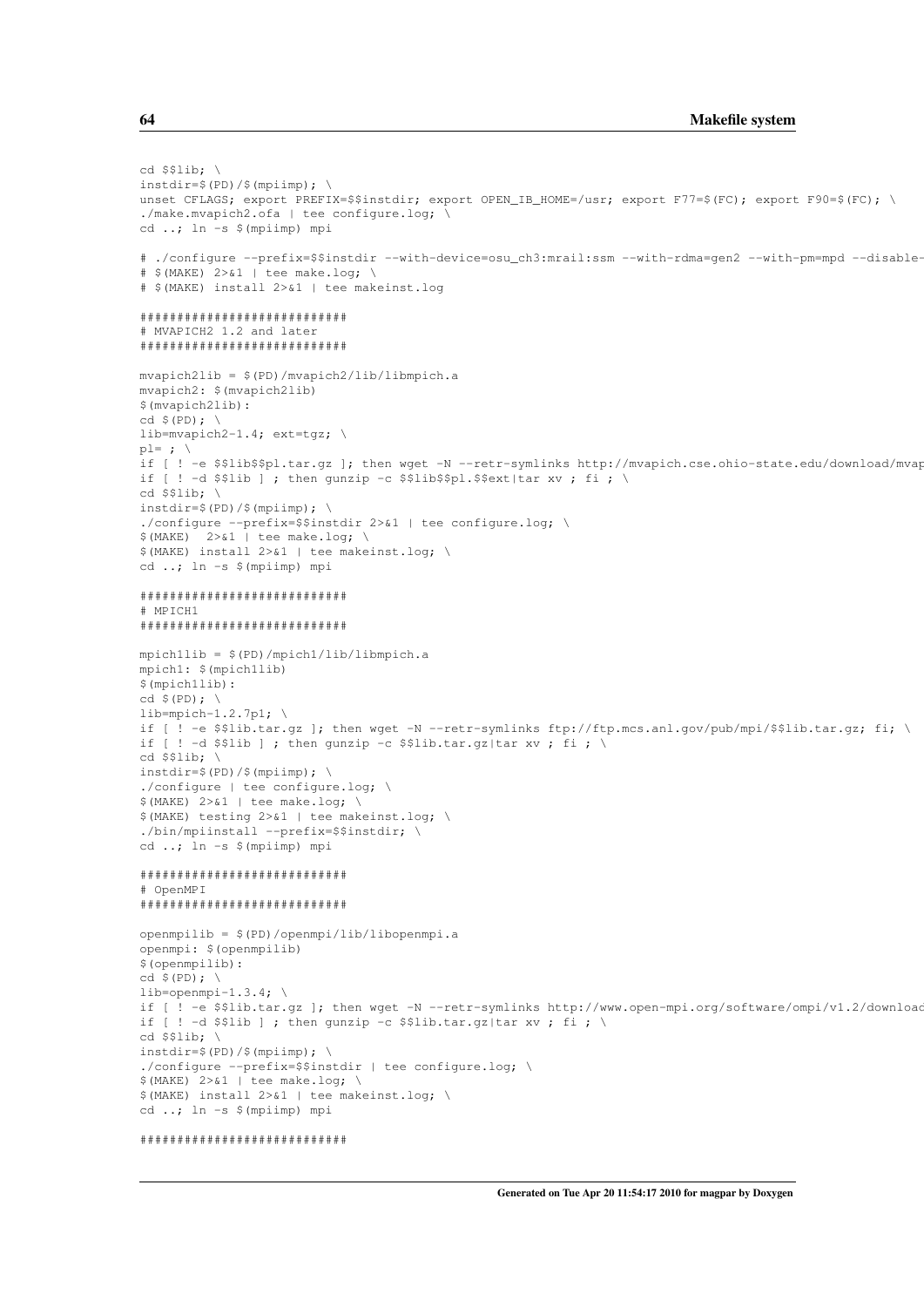```
cd $$lib; \
instdir=$(PD)/$(mpiimp); \
unset CFLAGS; export PREFIX=$$instdir; export OPEN_IB_HOME=/usr; export F77=$(FC); export F90=$(FC); \
./make.mvapich2.ofa | tee configure.log; \
cd ..; ln -s $(mpiimp) mpi

# ./configure --prefix=$$instdir --with-device=osu_ch3:mrail:ssm --with-rdma=gen2 --with-pm=mpd --disable-
# $(MAKE) 2>&1 | tee make.log; \
# $(MAKE) install 2>&1 | tee makeinst.log

##########################
# MVAPICH2 1.2 and later
##########################

mvapich2lib = $(PD)/mvapich2/lib/libmpich.a
mvapich2: $(mvapich2lib)
$(mvapich2lib):
cd $(PD); \
lib=mvapich2-1.4; ext=tgz; \
pl= ; \
if [ ! -e $$lib$$pl.tar.gz ]; then wget -N --retr-symlinks http://mvapich.cse.ohio-state.edu/download/mvap
if [ ! -d $$lib ] ; then gunzip -c $$lib$$pl.$$ext|tar xv ; fi ; \
cd $$lib; \
instdir=$(PD)/$(mpiimp); \
./configure --prefix=$$instdir 2>&1 | tee configure.log; \
$(MAKE)  2>&1 | tee make.log; \
$(MAKE) install 2>&1 | tee makeinst.log; \
cd ..; ln -s $(mpiimp) mpi

##########################
# MPICH1
##########################

mpich1lib = $(PD)/mpich1/lib/libmpich.a
mpich1: $(mpich1lib)
$(mpich1lib):
cd $(PD); \
lib=mpich-1.2.7p1; \
if [ ! -e $$lib.tar.gz ]; then wget -N --retr-symlinks ftp://ftp.mcs.anl.gov/pub/mpi/$$lib.tar.gz; fi; \
if [ ! -d $$lib ] ; then gunzip -c $$lib.tar.gz|tar xv ; fi ; \
cd $$lib; \
instdir=$(PD)/$(mpiimp); \
./configure | tee configure.log; \
$(MAKE) 2>&1 | tee make.log; \
$(MAKE) testing 2>&1 | tee makeinst.log; \
./bin/mpiinstall --prefix=$$instdir; \
cd ..; ln -s $(mpiimp) mpi

##########################
# OpenMPI
##########################

openmpilib = $(PD)/openmpi/lib/libopenmpi.a
openmpi: $(openmpilib)
$(openmpilib):
cd $(PD); \
lib=openmpi-1.3.4; \
if [ ! -e $$lib.tar.gz ]; then wget -N --retr-symlinks http://www.open-mpi.org/software/ompi/v1.2/download
if [ ! -d $$lib ] ; then gunzip -c $$lib.tar.gz|tar xv ; fi ; \
cd $$lib; \
instdir=$(PD)/$(mpiimp); \
./configure --prefix=$$instdir | tee configure.log; \
$(MAKE) 2>&1 | tee make.log; \
$(MAKE) install 2>&1 | tee makeinst.log; \
cd ..; ln -s $(mpiimp) mpi

##########################
```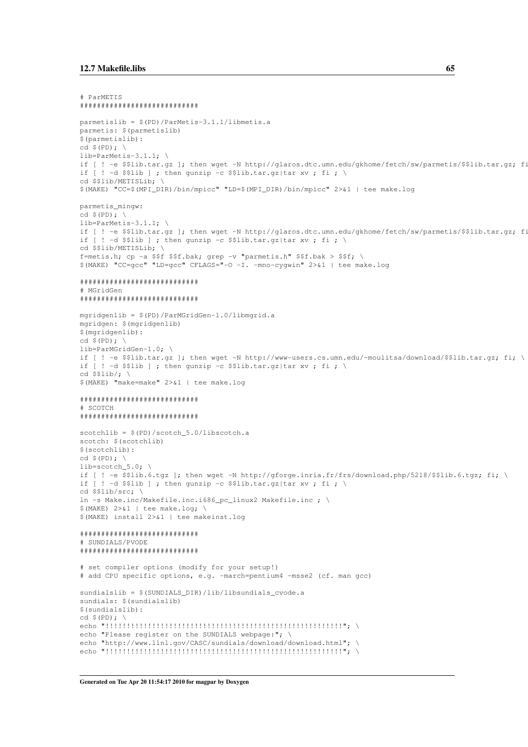```
# ParMETIS
###########################

parmetislib = $(PD)/ParMetis-3.1.1/libmetis.a
parmetis: $(parmetislib)
$(parmetislib):
cd $(PD); \
lib=ParMetis-3.1.1; \
if [ ! -e $$lib.tar.gz ]; then wget -N http://glaros.dtc.umn.edu/gkhome/fetch/sw/parmetis/$$lib.tar.gz; fi
if [ ! -d $$lib ] ; then gunzip -c $$lib.tar.gz|tar xv ; fi ; \
cd $$lib/METISLib; \
$(MAKE) "CC=$(MPI_DIR)/bin/mpicc" "LD=$(MPI_DIR)/bin/mpicc" 2>&1 | tee make.log

parmetis_mingw:
cd $(PD); \
lib=ParMetis-3.1.1; \
if [ ! -e $$lib.tar.gz ]; then wget -N http://glaros.dtc.umn.edu/gkhome/fetch/sw/parmetis/$$lib.tar.gz; fi
if [ ! -d $$lib ] ; then gunzip -c $$lib.tar.gz|tar xv ; fi ; \
cd $$lib/METISLib; \
f=metis.h; cp -a $$f $$f.bak; grep -v "parmetis.h" $$f.bak > $$f; \
$(MAKE) "CC=gcc" "LD=gcc" CFLAGS="-O -I. -mno-cygwin" 2>&1 | tee make.log

###########################
# MGridGen
###########################

mgridgenlib = $(PD)/ParMGridGen-1.0/libmgrid.a
mgridgen: $(mgridgenlib)
$(mgridgenlib):
cd $(PD); \
lib=ParMGridGen-1.0; \
if [ ! -e $$lib.tar.gz ]; then wget -N http://www-users.cs.umn.edu/~moulitsa/download/$$lib.tar.gz; fi; \
if [ ! -d $$lib ] ; then gunzip -c $$lib.tar.gz|tar xv ; fi ; \
cd $$lib/; \
$(MAKE) "make=make" 2>&1 | tee make.log

###########################
# SCOTCH
###########################

scotchlib = $(PD)/scotch_5.0/libscotch.a
scotch: $(scotchlib)
$(scotchlib):
cd $(PD); \
lib=scotch_5.0; \
if [ ! -e $$lib.6.tgz ]; then wget -N http://gforge.inria.fr/frs/download.php/5218/$$lib.6.tgz; fi; \
if [ ! -d $$lib ] ; then gunzip -c $$lib.tar.gz|tar xv ; fi ; \
cd $$lib/src; \
ln -s Make.inc/Makefile.inc.i686_pc_linux2 Makefile.inc ; \
$(MAKE) 2>&1 | tee make.log; \
$(MAKE) install 2>&1 | tee makeinst.log

###########################
# SUNDIALS/PVODE
###########################

# set compiler options (modify for your setup!)
# add CPU specific options, e.g. -march=pentium4 -msse2 (cf. man gcc)

sundialslib = $(SUNDIALS_DIR)/lib/libsundials_cvode.a
sundials: $(sundialslib)
$(sundialslib):
cd $(PD); \
echo "!!!!!!!!!!!!!!!!!!!!!!!!!!!!!!!!!!!!!!!!!!!!!!!!!!!!!!!!"; \
echo "Please register on the SUNDIALS webpage:"; \
echo "http://www.llnl.gov/CASC/sundials/download/download.html"; \
echo "!!!!!!!!!!!!!!!!!!!!!!!!!!!!!!!!!!!!!!!!!!!!!!!!!!!!!!!!"; \
```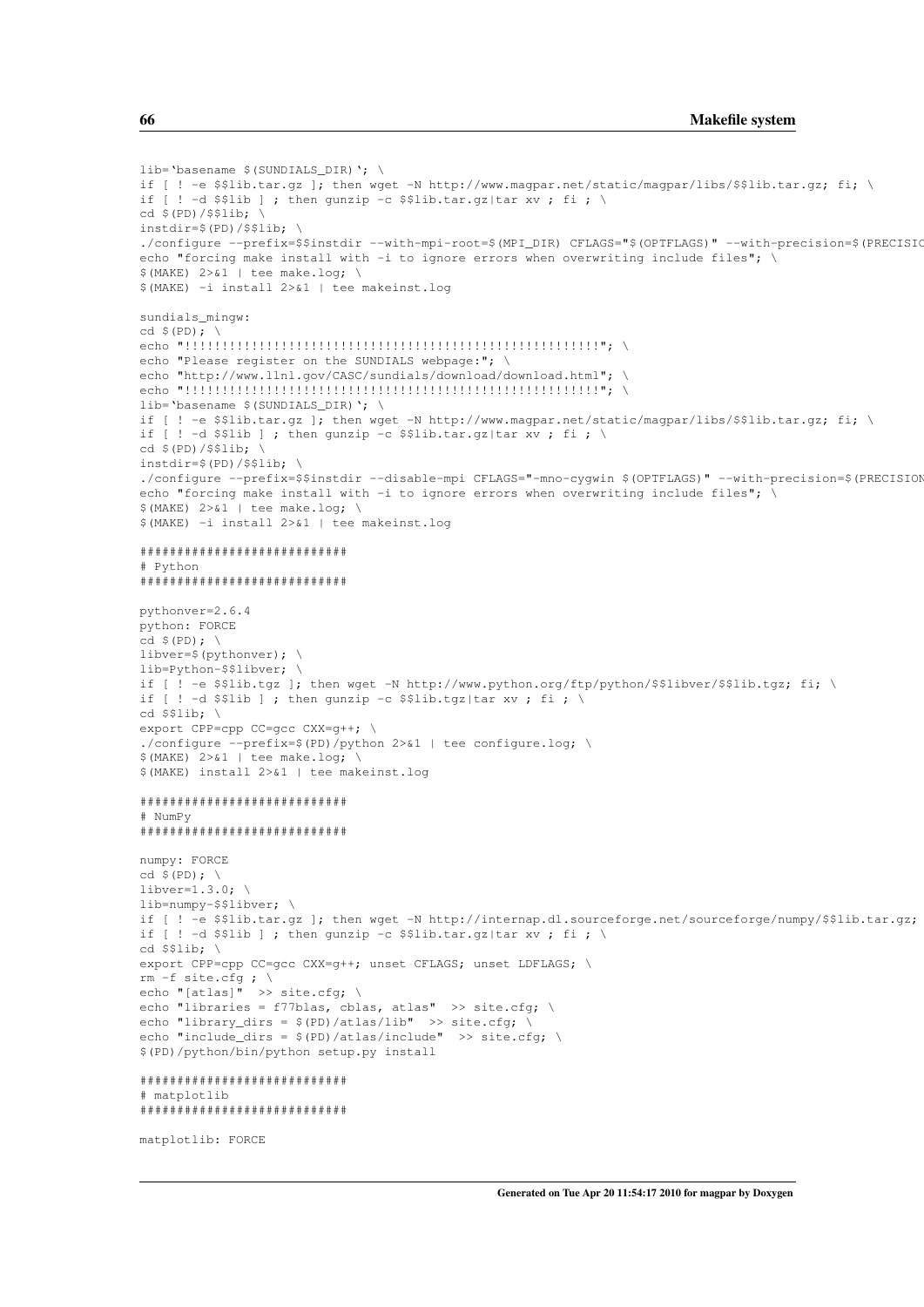```
lib=`basename $(SUNDIALS_DIR)`; \
if [ ! -e $$lib.tar.gz ]; then wget -N http://www.magpar.net/static/magpar/libs/$$lib.tar.gz; fi; \
if [ ! -d $$lib ] ; then gunzip -c $$lib.tar.gz|tar xv ; fi ; \
cd $(PD)/$$lib; \
instdir=$(PD)/$$lib; \
./configure --prefix=$$instdir --with-mpi-root=$(MPI_DIR) CFLAGS="$(OPTFLAGS)" --with-precision=$(PRECISIO
echo "forcing make install with -i to ignore errors when overwriting include files"; \
$(MAKE) 2>&1 | tee make.log; \
$(MAKE) -i install 2>&1 | tee makeinst.log

sundials_mingw:
cd $(PD); \
echo "!!!!!!!!!!!!!!!!!!!!!!!!!!!!!!!!!!!!!!!!!!!!!!!!!!!!!!!!!!!!"; \
echo "Please register on the SUNDIALS webpage:"; \
echo "http://www.llnl.gov/CASC/sundials/download/download.html"; \
echo "!!!!!!!!!!!!!!!!!!!!!!!!!!!!!!!!!!!!!!!!!!!!!!!!!!!!!!!!!!!!"; \
lib=`basename $(SUNDIALS_DIR)`; \
if [ ! -e $$lib.tar.gz ]; then wget -N http://www.magpar.net/static/magpar/libs/$$lib.tar.gz; fi; \
if [ ! -d $$lib ] ; then gunzip -c $$lib.tar.gz|tar xv ; fi ; \
cd $(PD)/$$lib; \
instdir=$(PD)/$$lib; \
./configure --prefix=$$instdir --disable-mpi CFLAGS="-mno-cygwin $(OPTFLAGS)" --with-precision=$(PRECISION
echo "forcing make install with -i to ignore errors when overwriting include files"; \
$(MAKE) 2>&1 | tee make.log; \
$(MAKE) -i install 2>&1 | tee makeinst.log

##########################
# Python
##########################

pythonver=2.6.4
python: FORCE
cd $(PD); \
libver=$(pythonver); \
lib=Python-$$libver; \
if [ ! -e $$lib.tgz ]; then wget -N http://www.python.org/ftp/python/$$libver/$$lib.tgz; fi; \
if [ ! -d $$lib ] ; then gunzip -c $$lib.tgz|tar xv ; fi ; \
cd $$lib; \
export CPP=cpp CC=gcc CXX=g++; \
./configure --prefix=$(PD)/python 2>&1 | tee configure.log; \
$(MAKE) 2>&1 | tee make.log; \
$(MAKE) install 2>&1 | tee makeinst.log

##########################
# NumPy
##########################

numpy: FORCE
cd $(PD); \
libver=1.3.0; \
lib=numpy-$$libver; \
if [ ! -e $$lib.tar.gz ]; then wget -N http://internap.dl.sourceforge.net/sourceforge/numpy/$$lib.tar.gz;
if [ ! -d $$lib ] ; then gunzip -c $$lib.tar.gz|tar xv ; fi ; \
cd $$lib; \
export CPP=cpp CC=gcc CXX=g++; unset CFLAGS; unset LDFLAGS; \
rm -f site.cfg ; \
echo "[atlas]"  >> site.cfg; \
echo "libraries = f77blas, cblas, atlas"  >> site.cfg; \
echo "library_dirs = $(PD)/atlas/lib"  >> site.cfg; \
echo "include_dirs = $(PD)/atlas/include"  >> site.cfg; \
$(PD)/python/bin/python setup.py install

##########################
# matplotlib
##########################

matplotlib: FORCE
```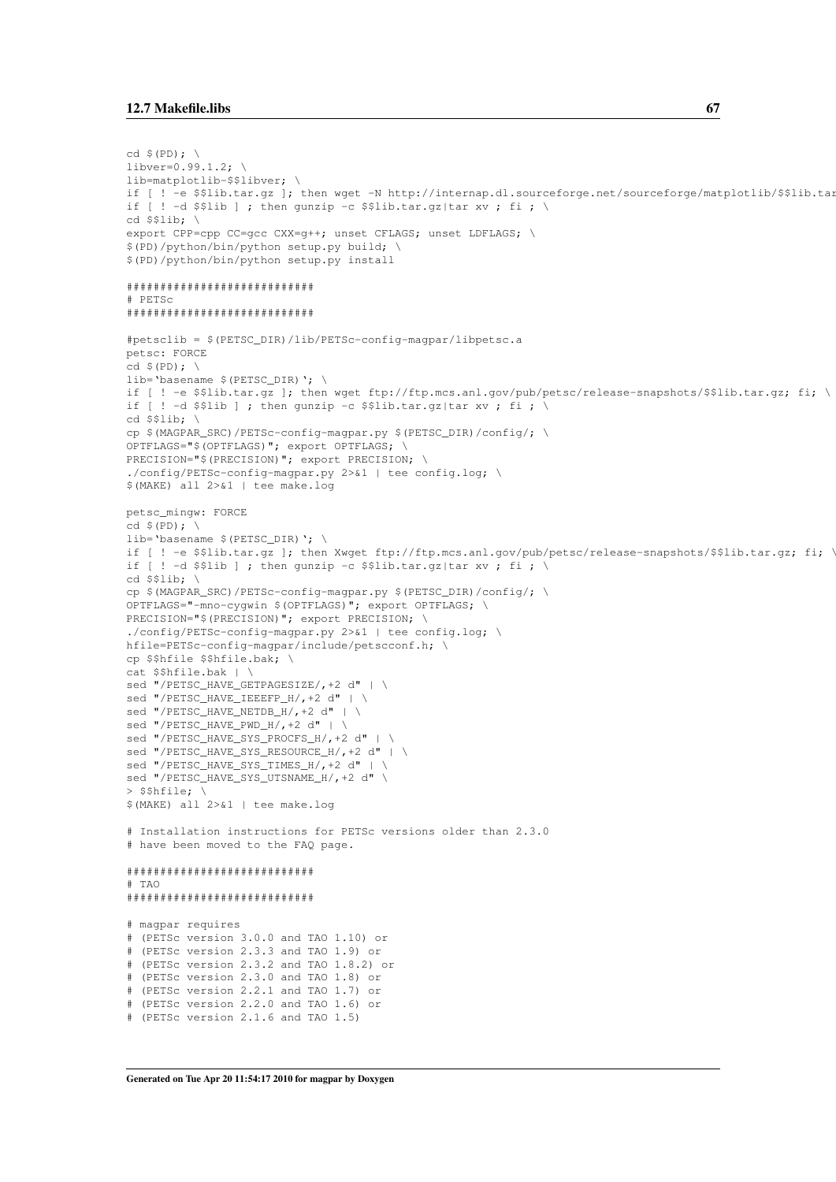```
cd $(PD); \
libver=0.99.1.2; \
lib=matplotlib-$$libver; \
if [ ! -e $$lib.tar.gz ]; then wget -N http://internap.dl.sourceforge.net/sourceforge/matplotlib/$$lib.tar
if [ ! -d $$lib ] ; then gunzip -c $$lib.tar.gz|tar xv ; fi ; \
cd $$lib; \
export CPP=cpp CC=gcc CXX=g++; unset CFLAGS; unset LDFLAGS; \
$(PD)/python/bin/python setup.py build; \
$(PD)/python/bin/python setup.py install

###########################
# PETSc
###########################

#petsclib = $(PETSC_DIR)/lib/PETSc-config-magpar/libpetsc.a
petsc: FORCE
cd $(PD); \
lib=`basename $(PETSC_DIR)`; \
if [ ! -e $$lib.tar.gz ]; then wget ftp://ftp.mcs.anl.gov/pub/petsc/release-snapshots/$$lib.tar.gz; fi; \
if [ ! -d $$lib ] ; then gunzip -c $$lib.tar.gz|tar xv ; fi ; \
cd $$lib; \
cp $(MAGPAR_SRC)/PETSc-config-magpar.py $(PETSC_DIR)/config/; \
OPTFLAGS="$(OPTFLAGS)"; export OPTFLAGS; \
PRECISION="$(PRECISION)"; export PRECISION; \
./config/PETSc-config-magpar.py 2>&1 | tee config.log; \
$(MAKE) all 2>&1 | tee make.log

petsc_mingw: FORCE
cd $(PD); \
lib=`basename $(PETSC_DIR)`; \
if [ ! -e $$lib.tar.gz ]; then Xwget ftp://ftp.mcs.anl.gov/pub/petsc/release-snapshots/$$lib.tar.gz; fi; \
if [ ! -d $$lib ] ; then gunzip -c $$lib.tar.gz|tar xv ; fi ; \
cd $$lib; \
cp $(MAGPAR_SRC)/PETSc-config-magpar.py $(PETSC_DIR)/config/; \
OPTFLAGS="-mno-cygwin $(OPTFLAGS)"; export OPTFLAGS; \
PRECISION="$(PRECISION)"; export PRECISION; \
./config/PETSc-config-magpar.py 2>&1 | tee config.log; \
hfile=PETSc-config-magpar/include/petscconf.h; \
cp $$hfile $$hfile.bak; \
cat $$hfile.bak | \
sed "/PETSC_HAVE_GETPAGESIZE/,+2 d" | \
sed "/PETSC_HAVE_IEEEFP_H/,+2 d" | \
sed "/PETSC_HAVE_NETDB_H/,+2 d" | \
sed "/PETSC_HAVE_PWD_H/,+2 d" | \
sed "/PETSC_HAVE_SYS_PROCFS_H/,+2 d" | \
sed "/PETSC_HAVE_SYS_RESOURCE_H/,+2 d" | \
sed "/PETSC_HAVE_SYS_TIMES_H/,+2 d" | \
sed "/PETSC_HAVE_SYS_UTSNAME_H/,+2 d" \
> $$hfile; \
$(MAKE) all 2>&1 | tee make.log

# Installation instructions for PETSc versions older than 2.3.0
# have been moved to the FAQ page.

###########################
# TAO
###########################

# magpar requires
# (PETSc version 3.0.0 and TAO 1.10) or
# (PETSc version 2.3.3 and TAO 1.9) or
# (PETSc version 2.3.2 and TAO 1.8.2) or
# (PETSc version 2.3.0 and TAO 1.8) or
# (PETSc version 2.2.1 and TAO 1.7) or
# (PETSc version 2.2.0 and TAO 1.6) or
# (PETSc version 2.1.6 and TAO 1.5)
```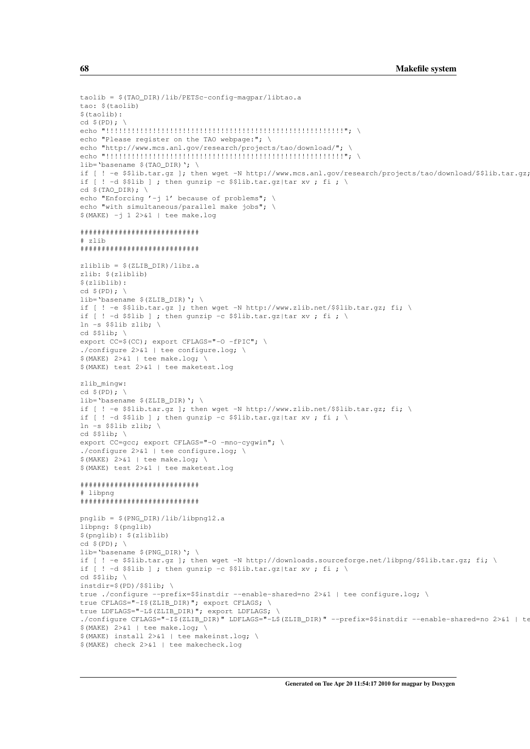```
taolib = $(TAO_DIR)/lib/PETSc-config-magpar/libtao.a
tao: $(taolib)
$(taolib):
cd $(PD); \
echo "!!!!!!!!!!!!!!!!!!!!!!!!!!!!!!!!!!!!!!!!!!!!!!!!!!!!!!!!!!!"; \
echo "Please register on the TAO webpage:"; \
echo "http://www.mcs.anl.gov/research/projects/tao/download/"; \
echo "!!!!!!!!!!!!!!!!!!!!!!!!!!!!!!!!!!!!!!!!!!!!!!!!!!!!!!!!!!!"; \
lib=`basename $(TAO_DIR)`; \
if [ ! -e $$lib.tar.gz ]; then wget -N http://www.mcs.anl.gov/research/projects/tao/download/$$lib.tar.gz;
if [ ! -d $$lib ] ; then gunzip -c $$lib.tar.gz|tar xv ; fi ; \
cd $(TAO_DIR); \
echo "Enforcing '-j 1' because of problems"; \
echo "with simultaneous/parallel make jobs"; \
$(MAKE) -j 1 2>&1 | tee make.log

##########################
# zlib
##########################

zliblib = $(ZLIB_DIR)/libz.a
zlib: $(zliblib)
$(zliblib):
cd $(PD); \
lib=`basename $(ZLIB_DIR)`; \
if [ ! -e $$lib.tar.gz ]; then wget -N http://www.zlib.net/$$lib.tar.gz; fi; \
if [ ! -d $$lib ] ; then gunzip -c $$lib.tar.gz|tar xv ; fi ; \
ln -s $$lib zlib; \
cd $$lib; \
export CC=$(CC); export CFLAGS="-O -fPIC"; \
./configure 2>&1 | tee configure.log; \
$(MAKE) 2>&1 | tee make.log; \
$(MAKE) test 2>&1 | tee maketest.log

zlib_mingw:
cd $(PD); \
lib=`basename $(ZLIB_DIR)`; \
if [ ! -e $$lib.tar.gz ]; then wget -N http://www.zlib.net/$$lib.tar.gz; fi; \
if [ ! -d $$lib ] ; then gunzip -c $$lib.tar.gz|tar xv ; fi ; \
ln -s $$lib zlib; \
cd $$lib; \
export CC=gcc; export CFLAGS="-O -mno-cygwin"; \
./configure 2>&1 | tee configure.log; \
$(MAKE) 2>&1 | tee make.log; \
$(MAKE) test 2>&1 | tee maketest.log

##########################
# libpng
##########################

pnglib = $(PNG_DIR)/lib/libpng12.a
libpng: $(pnglib)
$(pnglib): $(zliblib)
cd $(PD); \
lib=`basename $(PNG_DIR)`; \
if [ ! -e $$lib.tar.gz ]; then wget -N http://downloads.sourceforge.net/libpng/$$lib.tar.gz; fi; \
if [ ! -d $$lib ] ; then gunzip -c $$lib.tar.gz|tar xv ; fi ; \
cd $$lib; \
instdir=$(PD)/$$lib; \
true ./configure --prefix=$$instdir --enable-shared=no 2>&1 | tee configure.log; \
true CFLAGS="-I$(ZLIB_DIR)"; export CFLAGS; \
true LDFLAGS="-L$(ZLIB_DIR)"; export LDFLAGS; \
./configure CFLAGS="-I$(ZLIB_DIR)" LDFLAGS="-L$(ZLIB_DIR)" --prefix=$$instdir --enable-shared=no 2>&1 | te
$(MAKE) 2>&1 | tee make.log; \
$(MAKE) install 2>&1 | tee makeinst.log; \
$(MAKE) check 2>&1 | tee makecheck.log
```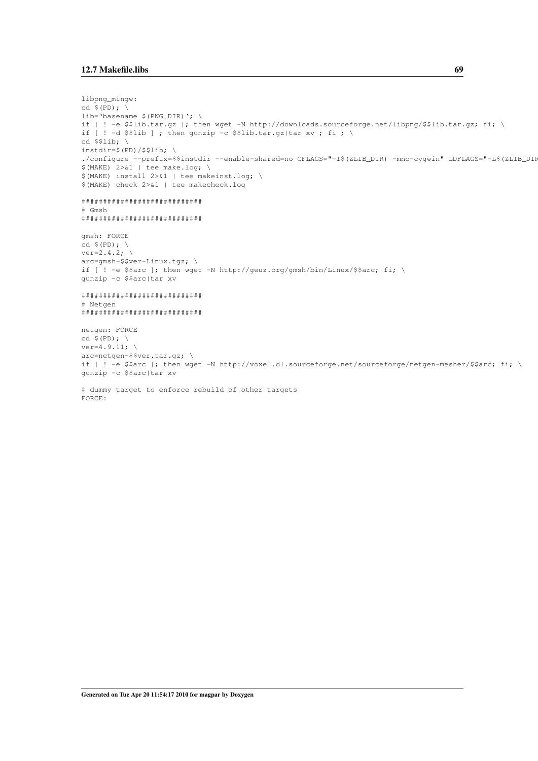```
libpng_mingw:
cd $(PD); \
lib=`basename $(PNG_DIR)`; \
if [ ! -e $$lib.tar.gz ]; then wget -N http://downloads.sourceforge.net/libpng/$$lib.tar.gz; fi; \
if [ ! -d $$lib ] ; then gunzip -c $$lib.tar.gz|tar xv ; fi ; \
cd $$lib; \
instdir=$(PD)/$$lib; \
./configure --prefix=$$instdir --enable-shared=no CFLAGS="-I$(ZLIB_DIR) -mno-cygwin" LDFLAGS="-L$(ZLIB_DIR
$(MAKE) 2>&1 | tee make.log; \
$(MAKE) install 2>&1 | tee makeinst.log; \
$(MAKE) check 2>&1 | tee makecheck.log

##########################
# Gmsh
##########################

gmsh: FORCE
cd $(PD); \
ver=2.4.2; \
arc=gmsh-$$ver-Linux.tgz; \
if [ ! -e $$arc ]; then wget -N http://geuz.org/gmsh/bin/Linux/$$arc; fi; \
gunzip -c $$arc|tar xv

##########################
# Netgen
##########################

netgen: FORCE
cd $(PD); \
ver=4.9.11; \
arc=netgen-$$ver.tar.gz; \
if [ ! -e $$arc ]; then wget -N http://voxel.dl.sourceforge.net/sourceforge/netgen-mesher/$$arc; fi; \
gunzip -c $$arc|tar xv

# dummy target to enforce rebuild of other targets
FORCE:
```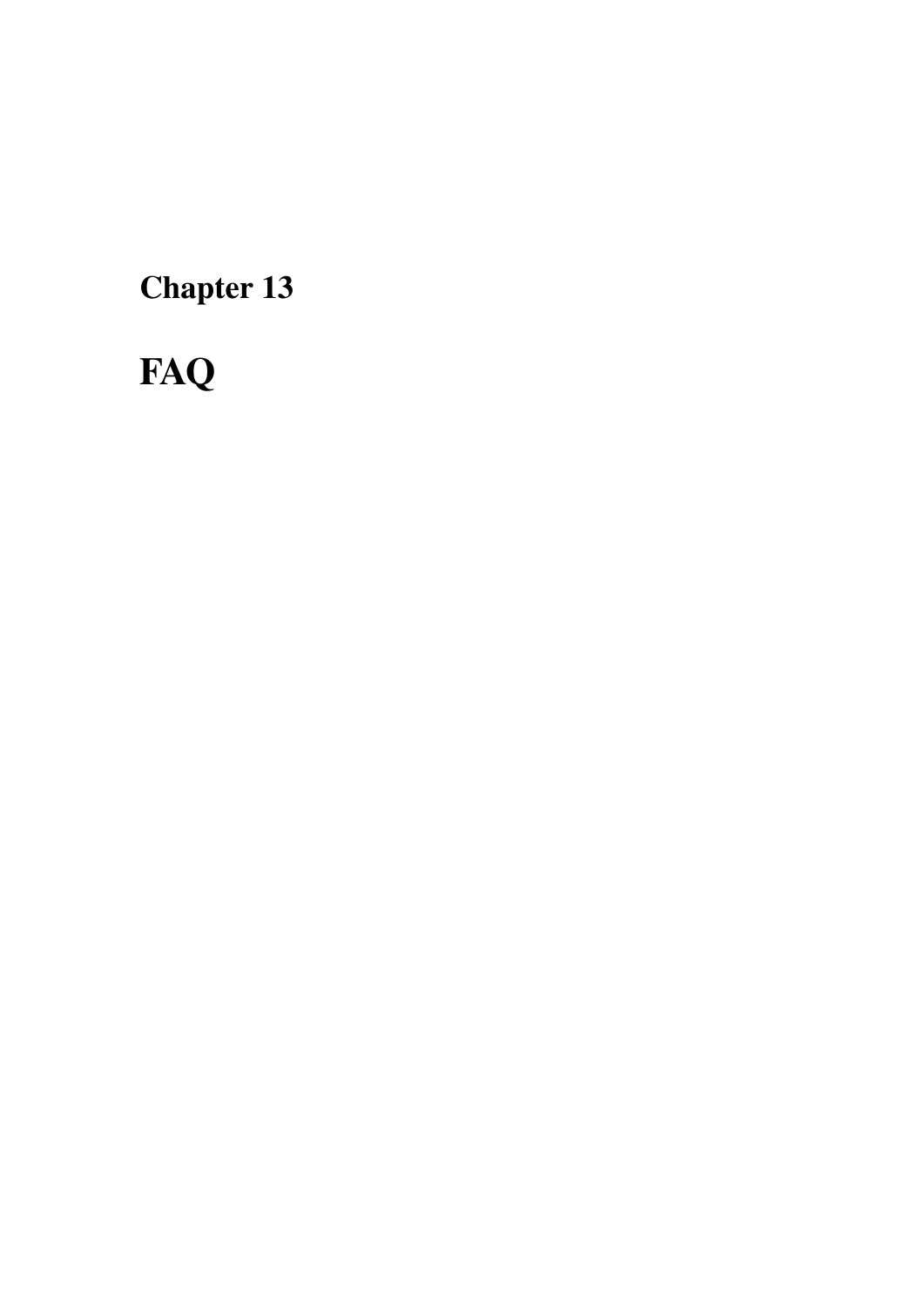# Chapter 13

# FAQ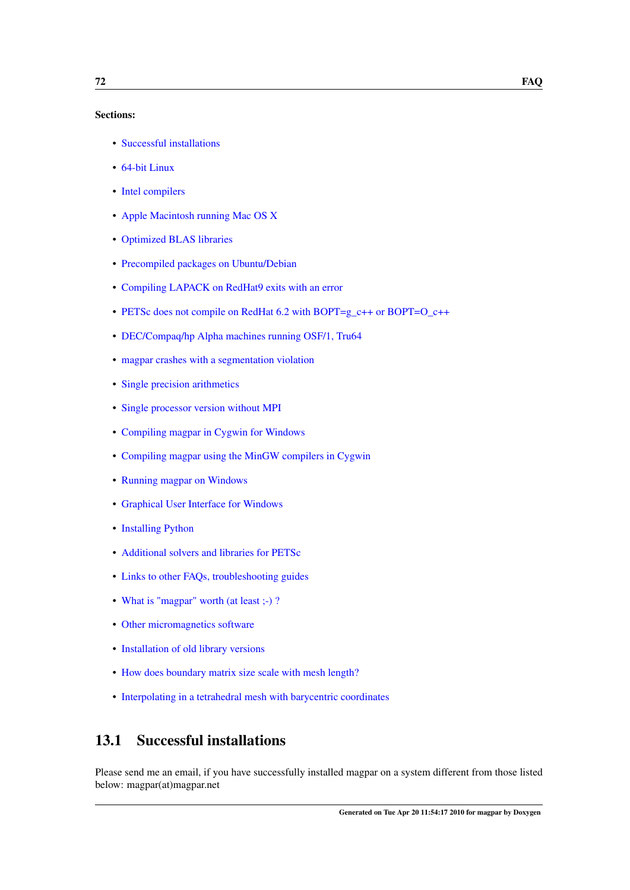**Sections:**

- Successful installations
- 64-bit Linux
- Intel compilers
- Apple Macintosh running Mac OS X
- Optimized BLAS libraries
- Precompiled packages on Ubuntu/Debian
- Compiling LAPACK on RedHat9 exits with an error
- PETSc does not compile on RedHat 6.2 with BOPT=g_c++ or BOPT=O_c++
- DEC/Compaq/hp Alpha machines running OSF/1, Tru64
- magpar crashes with a segmentation violation
- Single precision arithmetics
- Single processor version without MPI
- Compiling magpar in Cygwin for Windows
- Compiling magpar using the MinGW compilers in Cygwin
- Running magpar on Windows
- Graphical User Interface for Windows
- Installing Python
- Additional solvers and libraries for PETSc
- Links to other FAQs, troubleshooting guides
- What is "magpar" worth (at least ;-) ?
- Other micromagnetics software
- Installation of old library versions
- How does boundary matrix size scale with mesh length?
- Interpolating in a tetrahedral mesh with barycentric coordinates

## 13.1 Successful installations

Please send me an email, if you have successfully installed magpar on a system different from those listed below: magpar(at)magpar.net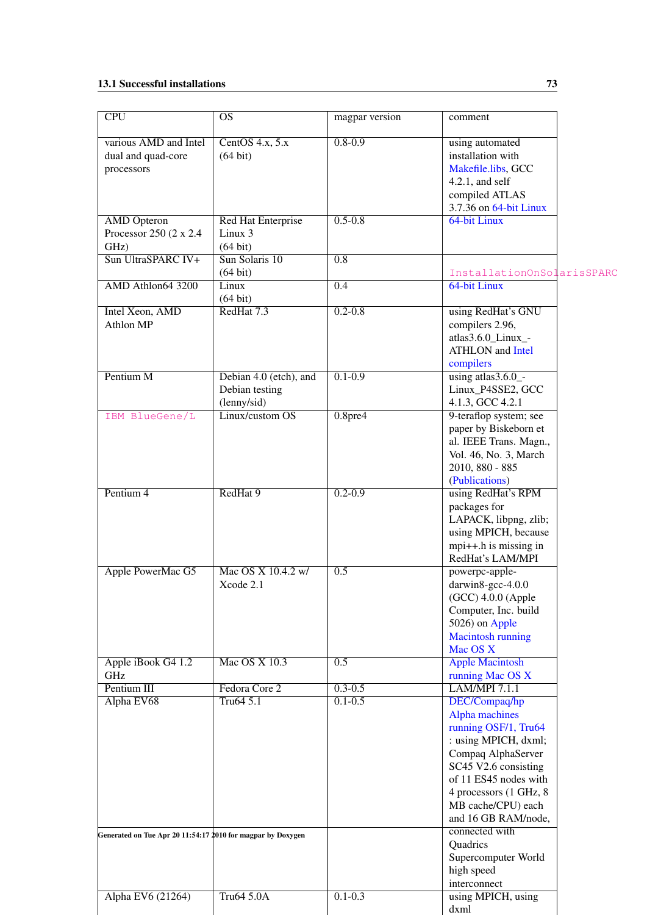| CPU | OS | magpar version | comment |
|---|---|---|---|
| various AMD and Intel dual and quad-core processors | CentOS 4.x, 5.x (64 bit) | 0.8-0.9 | using automated installation with Makefile.libs, GCC 4.2.1, and self compiled ATLAS 3.7.36 on 64-bit Linux |
| AMD Opteron Processor 250 (2 x 2.4 GHz) | Red Hat Enterprise Linux 3 (64 bit) | 0.5-0.8 | 64-bit Linux |
| Sun UltraSPARC IV+ | Sun Solaris 10 (64 bit) | 0.8 | InstallationOnSolarisSPARC |
| AMD Athlon64 3200 | Linux (64 bit) | 0.4 | 64-bit Linux |
| Intel Xeon, AMD Athlon MP | RedHat 7.3 | 0.2-0.8 | using RedHat's GNU compilers 2.96, atlas3.6.0_Linux_ATHLON and Intel compilers |
| Pentium M | Debian 4.0 (etch), and Debian testing (lenny/sid) | 0.1-0.9 | using atlas3.6.0_Linux_P4SSE2, GCC 4.1.3, GCC 4.2.1 |
| IBM BlueGene/L | Linux/custom OS | 0.8pre4 | 9-teraflop system; see paper by Biskeborn et al. IEEE Trans. Magn., Vol. 46, No. 3, March 2010, 880 - 885 (Publications) |
| Pentium 4 | RedHat 9 | 0.2-0.9 | using RedHat's RPM packages for LAPACK, libpng, zlib; using MPICH, because mpi++.h is missing in RedHat's LAM/MPI |
| Apple PowerMac G5 | Mac OS X 10.4.2 w/ Xcode 2.1 | 0.5 | powerpc-apple-darwin8-gcc-4.0.0 (GCC) 4.0.0 (Apple Computer, Inc. build 5026) on Apple Macintosh running Mac OS X |
| Apple iBook G4 1.2 GHz | Mac OS X 10.3 | 0.5 | Apple Macintosh running Mac OS X |
| Pentium III | Fedora Core 2 | 0.3-0.5 | LAM/MPI 7.1.1 |
| Alpha EV68 | Tru64 5.1 | 0.1-0.5 | DEC/Compaq/hp Alpha machines running OSF/1, Tru64 : using MPICH, dxml; Compaq AlphaServer SC45 V2.6 consisting of 11 ES45 nodes with 4 processors (1 GHz, 8 MB cache/CPU) each and 16 GB RAM/node, connected with Quadrics Supercomputer World high speed interconnect |
| Alpha EV6 (21264) | Tru64 5.0A | 0.1-0.3 | using MPICH, using dxml |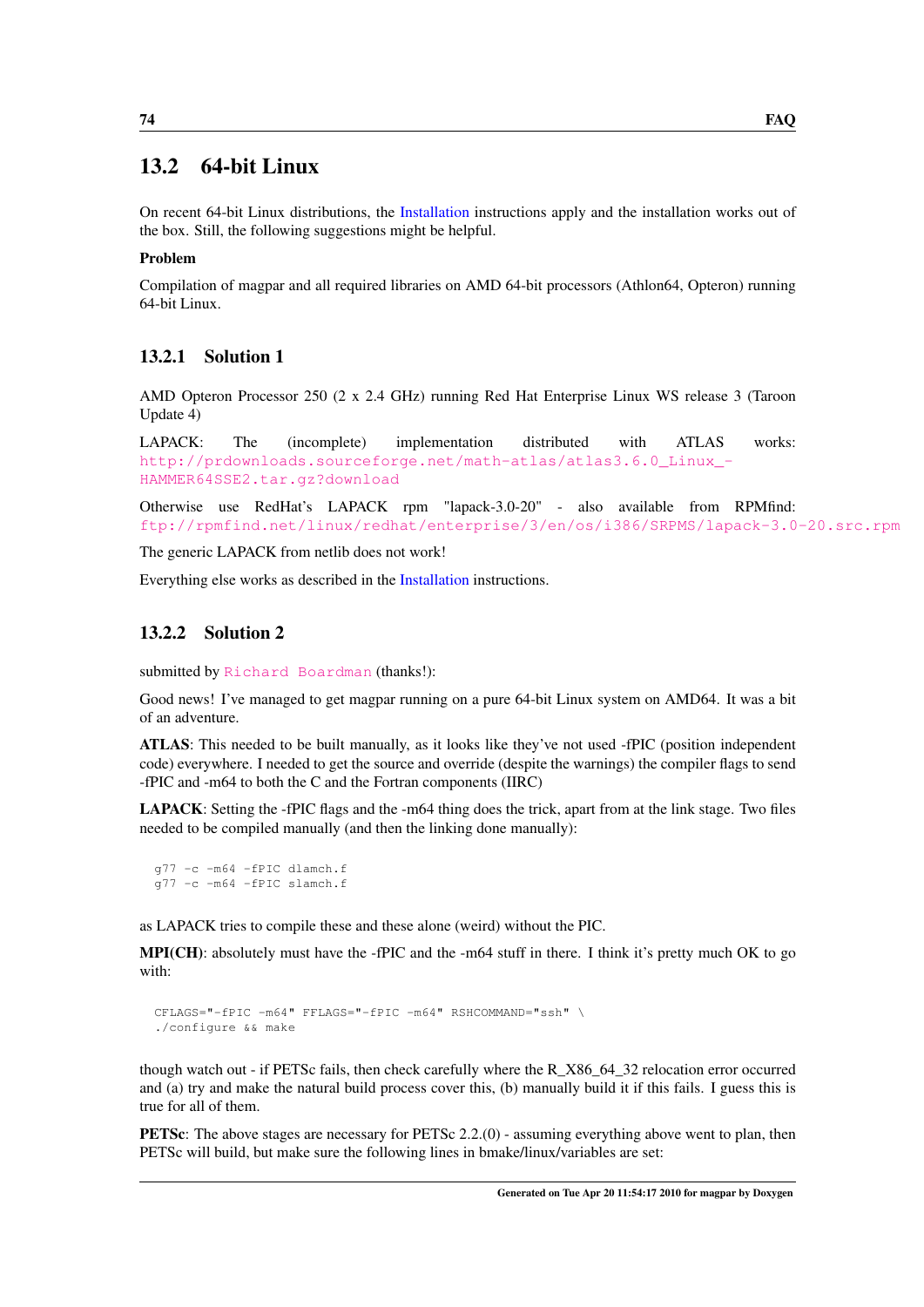## 13.2 64-bit Linux

On recent 64-bit Linux distributions, the Installation instructions apply and the installation works out of the box. Still, the following suggestions might be helpful.

**Problem**

Compilation of magpar and all required libraries on AMD 64-bit processors (Athlon64, Opteron) running 64-bit Linux.

### 13.2.1 Solution 1

AMD Opteron Processor 250 (2 x 2.4 GHz) running Red Hat Enterprise Linux WS release 3 (Taroon Update 4)

LAPACK: The (incomplete) implementation distributed with ATLAS works: http://prdownloads.sourceforge.net/math-atlas/atlas3.6.0_Linux_-HAMMER64SSE2.tar.gz?download

Otherwise use RedHat's LAPACK rpm "lapack-3.0-20" - also available from RPMfind: ftp://rpmfind.net/linux/redhat/enterprise/3/en/os/i386/SRPMS/lapack-3.0-20.src.rpm

The generic LAPACK from netlib does not work!

Everything else works as described in the Installation instructions.

### 13.2.2 Solution 2

submitted by Richard Boardman (thanks!):

Good news! I've managed to get magpar running on a pure 64-bit Linux system on AMD64. It was a bit of an adventure.

**ATLAS**: This needed to be built manually, as it looks like they've not used -fPIC (position independent code) everywhere. I needed to get the source and override (despite the warnings) the compiler flags to send -fPIC and -m64 to both the C and the Fortran components (IIRC)

**LAPACK**: Setting the -fPIC flags and the -m64 thing does the trick, apart from at the link stage. Two files needed to be compiled manually (and then the linking done manually):

```
g77 -c -m64 -fPIC dlamch.f
g77 -c -m64 -fPIC slamch.f
```

as LAPACK tries to compile these and these alone (weird) without the PIC.

**MPI(CH)**: absolutely must have the -fPIC and the -m64 stuff in there. I think it's pretty much OK to go with:

```
CFLAGS="-fPIC -m64" FFLAGS="-fPIC -m64" RSHCOMMAND="ssh" \
./configure && make
```

though watch out - if PETSc fails, then check carefully where the R_X86_64_32 relocation error occurred and (a) try and make the natural build process cover this, (b) manually build it if this fails. I guess this is true for all of them.

**PETSc**: The above stages are necessary for PETSc 2.2.(0) - assuming everything above went to plan, then PETSc will build, but make sure the following lines in bmake/linux/variables are set: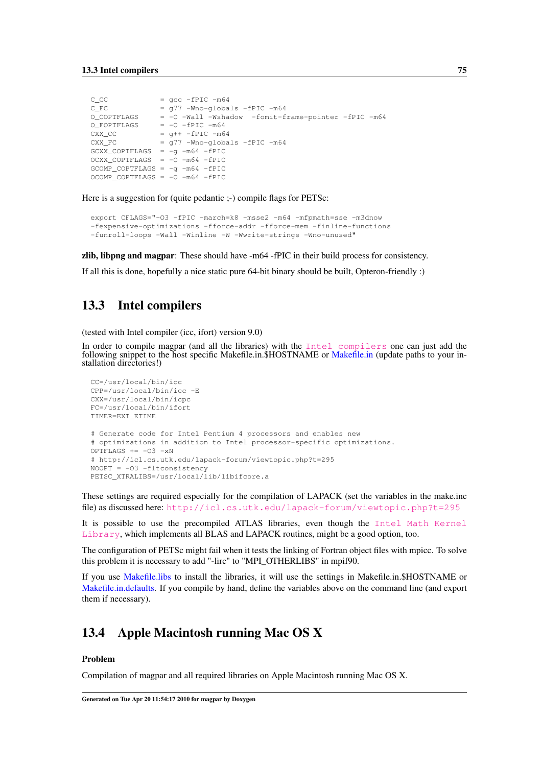```
C_CC            = gcc -fPIC -m64
C_FC            = g77 -Wno-globals -fPIC -m64
O_COPTFLAGS     = -O -Wall -Wshadow  -fomit-frame-pointer -fPIC -m64
O_FOPTFLAGS     = -O -fPIC -m64
CXX_CC          = g++ -fPIC -m64
CXX_FC          = g77 -Wno-globals -fPIC -m64
GCXX_COPTFLAGS  = -g -m64 -fPIC
OCXX_COPTFLAGS  = -O -m64 -fPIC
GCOMP_COPTFLAGS = -g -m64 -fPIC
OCOMP_COPTFLAGS = -O -m64 -fPIC
```

Here is a suggestion for (quite pedantic ;-) compile flags for PETSc:

```
export CFLAGS="-O3 -fPIC -march=k8 -msse2 -m64 -mfpmath=sse -m3dnow
-fexpensive-optimizations -fforce-addr -fforce-mem -finline-functions
-funroll-loops -Wall -Winline -W -Wwrite-strings -Wno-unused"
```

**zlib, libpng and magpar**: These should have -m64 -fPIC in their build process for consistency.

If all this is done, hopefully a nice static pure 64-bit binary should be built, Opteron-friendly :)

## 13.3 Intel compilers

(tested with Intel compiler (icc, ifort) version 9.0)

In order to compile magpar (and all the libraries) with the `Intel compilers` one can just add the following snippet to the host specific Makefile.in.$HOSTNAME or Makefile.in (update paths to your installation directories!)

```
CC=/usr/local/bin/icc
CPP=/usr/local/bin/icc -E
CXX=/usr/local/bin/icpc
FC=/usr/local/bin/ifort
TIMER=EXT_ETIME

# Generate code for Intel Pentium 4 processors and enables new
# optimizations in addition to Intel processor-specific optimizations.
OPTFLAGS += -O3 -xN
# http://icl.cs.utk.edu/lapack-forum/viewtopic.php?t=295
NOOPT = -O3 -fltconsistency
PETSC_XTRALIBS=/usr/local/lib/libifcore.a
```

These settings are required especially for the compilation of LAPACK (set the variables in the make.inc file) as discussed here: `http://icl.cs.utk.edu/lapack-forum/viewtopic.php?t=295`

It is possible to use the precompiled ATLAS libraries, even though the `Intel Math Kernel Library`, which implements all BLAS and LAPACK routines, might be a good option, too.

The configuration of PETSc might fail when it tests the linking of Fortran object files with mpicc. To solve this problem it is necessary to add "-lirc" to "MPI_OTHERLIBS" in mpif90.

If you use Makefile.libs to install the libraries, it will use the settings in Makefile.in.$HOSTNAME or Makefile.in.defaults. If you compile by hand, define the variables above on the command line (and export them if necessary).

## 13.4 Apple Macintosh running Mac OS X

**Problem**

Compilation of magpar and all required libraries on Apple Macintosh running Mac OS X.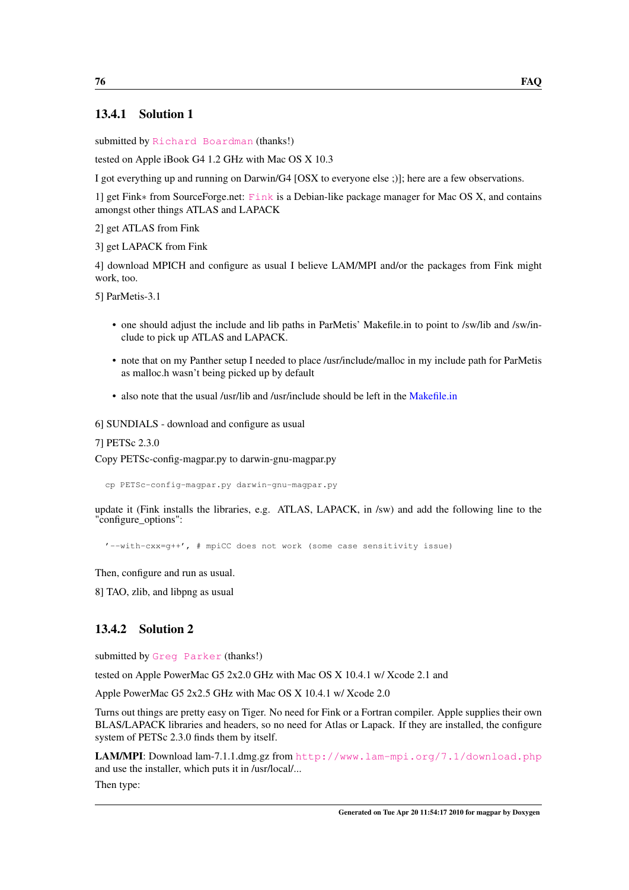### 13.4.1 Solution 1

submitted by Richard Boardman (thanks!)

tested on Apple iBook G4 1.2 GHz with Mac OS X 10.3

I got everything up and running on Darwin/G4 [OSX to everyone else ;)]; here are a few observations.

1] get Fink∗ from SourceForge.net: Fink is a Debian-like package manager for Mac OS X, and contains amongst other things ATLAS and LAPACK

2] get ATLAS from Fink

3] get LAPACK from Fink

4] download MPICH and configure as usual I believe LAM/MPI and/or the packages from Fink might work, too.

5] ParMetis-3.1

- one should adjust the include and lib paths in ParMetis' Makefile.in to point to /sw/lib and /sw/include to pick up ATLAS and LAPACK.
- note that on my Panther setup I needed to place /usr/include/malloc in my include path for ParMetis as malloc.h wasn't being picked up by default
- also note that the usual /usr/lib and /usr/include should be left in the Makefile.in

6] SUNDIALS - download and configure as usual

7] PETSc 2.3.0

Copy PETSc-config-magpar.py to darwin-gnu-magpar.py

```
cp PETSc-config-magpar.py darwin-gnu-magpar.py
```

update it (Fink installs the libraries, e.g. ATLAS, LAPACK, in /sw) and add the following line to the "configure_options":

```
'--with-cxx=g++', # mpiCC does not work (some case sensitivity issue)
```

Then, configure and run as usual.

8] TAO, zlib, and libpng as usual

### 13.4.2 Solution 2

submitted by Greg Parker (thanks!)

tested on Apple PowerMac G5 2x2.0 GHz with Mac OS X 10.4.1 w/ Xcode 2.1 and

Apple PowerMac G5 2x2.5 GHz with Mac OS X 10.4.1 w/ Xcode 2.0

Turns out things are pretty easy on Tiger. No need for Fink or a Fortran compiler. Apple supplies their own BLAS/LAPACK libraries and headers, so no need for Atlas or Lapack. If they are installed, the configure system of PETSc 2.3.0 finds them by itself.

**LAM/MPI**: Download lam-7.1.1.dmg.gz from http://www.lam-mpi.org/7.1/download.php and use the installer, which puts it in /usr/local/...

Then type: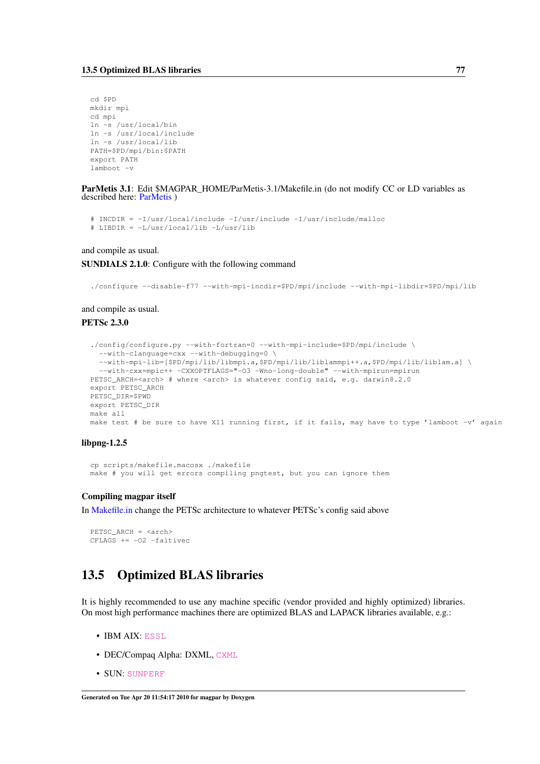```
cd $PD
mkdir mpi
cd mpi
ln -s /usr/local/bin
ln -s /usr/local/include
ln -s /usr/local/lib
PATH=$PD/mpi/bin:$PATH
export PATH
lamboot -v
```

**ParMetis 3.1**: Edit $MAGPAR_HOME/ParMetis-3.1/Makefile.in (do not modify CC or LD variables as described here: ParMetis )

```
# INCDIR = -I/usr/local/include -I/usr/include -I/usr/include/malloc
# LIBDIR = -L/usr/local/lib -L/usr/lib
```

and compile as usual.

**SUNDIALS 2.1.0**: Configure with the following command

```
./configure --disable-f77 --with-mpi-incdir=$PD/mpi/include --with-mpi-libdir=$PD/mpi/lib
```

and compile as usual.

**PETSc 2.3.0**

```
./config/configure.py --with-fortran=0 --with-mpi-include=$PD/mpi/include \
  --with-clanguage=cxx --with-debugging=0 \
  --with-mpi-lib=[$PD/mpi/lib/libmpi.a,$PD/mpi/lib/liblammpi++.a,$PD/mpi/lib/liblam.a] \
  --with-cxx=mpic++ -CXXOPTFLAGS="-O3 -Wno-long-double" --with-mpirun=mpirun
PETSC_ARCH=<arch> # where <arch> is whatever config said, e.g. darwin8.2.0
export PETSC_ARCH
PETSC_DIR=$PWD
export PETSC_DIR
make all
make test # be sure to have X11 running first, if it fails, may have to type 'lamboot -v' again
```

**libpng-1.2.5**

```
cp scripts/makefile.macosx ./makefile
make # you will get errors compiling pngtest, but you can ignore them
```

**Compiling magpar itself**

In Makefile.in change the PETSc architecture to whatever PETSc's config said above

```
PETSC_ARCH = <arch>
CFLAGS += -O2 -faltivec
```

## 13.5 Optimized BLAS libraries

It is highly recommended to use any machine specific (vendor provided and highly optimized) libraries. On most high performance machines there are optimized BLAS and LAPACK libraries available, e.g.:

- IBM AIX: ESSL
- DEC/Compaq Alpha: DXML, CXML
- SUN: SUNPERF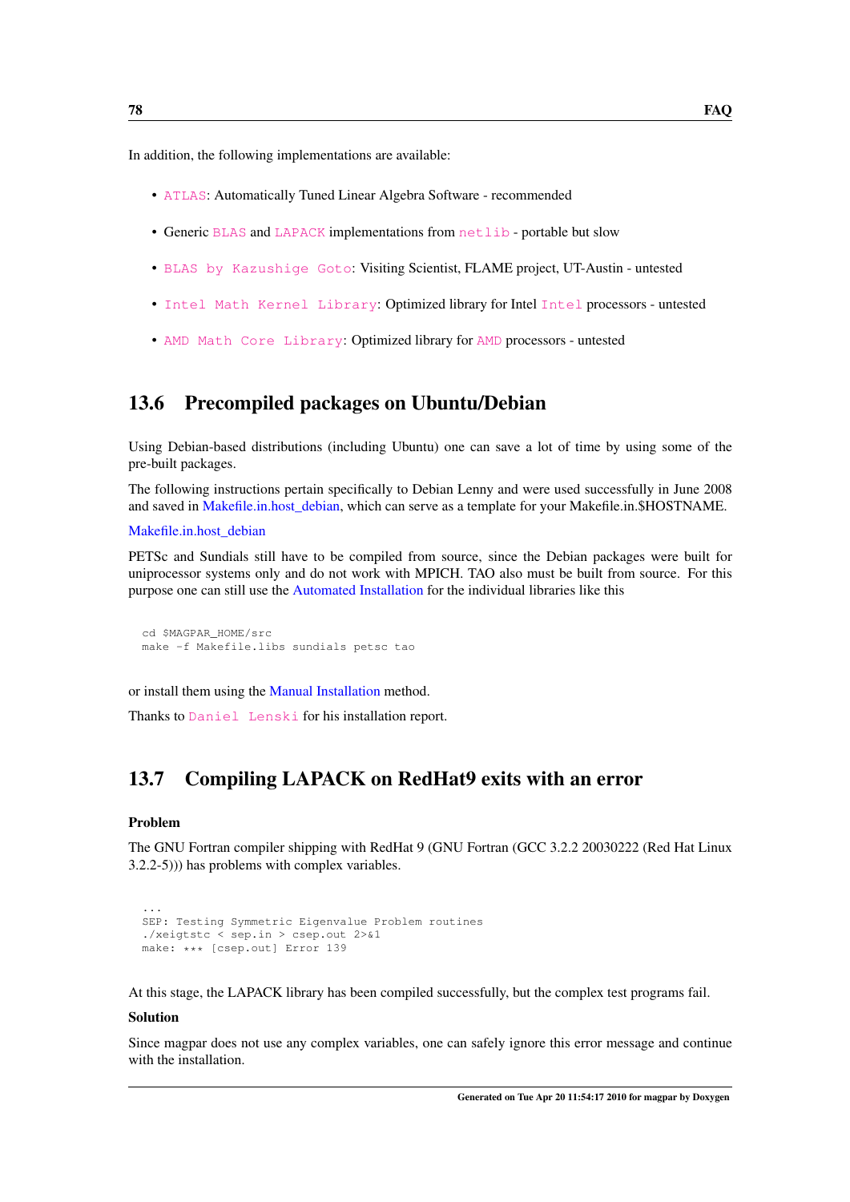In addition, the following implementations are available:

- ATLAS: Automatically Tuned Linear Algebra Software - recommended
- Generic BLAS and LAPACK implementations from netlib - portable but slow
- BLAS by Kazushige Goto: Visiting Scientist, FLAME project, UT-Austin - untested
- Intel Math Kernel Library: Optimized library for Intel Intel processors - untested
- AMD Math Core Library: Optimized library for AMD processors - untested

## 13.6 Precompiled packages on Ubuntu/Debian

Using Debian-based distributions (including Ubuntu) one can save a lot of time by using some of the pre-built packages.

The following instructions pertain specifically to Debian Lenny and were used successfully in June 2008 and saved in Makefile.in.host_debian, which can serve as a template for your Makefile.in.$HOSTNAME.

Makefile.in.host_debian

PETSc and Sundials still have to be compiled from source, since the Debian packages were built for uniprocessor systems only and do not work with MPICH. TAO also must be built from source. For this purpose one can still use the Automated Installation for the individual libraries like this

```
cd $MAGPAR_HOME/src
make -f Makefile.libs sundials petsc tao
```

or install them using the Manual Installation method.

Thanks to Daniel Lenski for his installation report.

## 13.7 Compiling LAPACK on RedHat9 exits with an error

**Problem**

The GNU Fortran compiler shipping with RedHat 9 (GNU Fortran (GCC 3.2.2 20030222 (Red Hat Linux 3.2.2-5))) has problems with complex variables.

```
...
SEP: Testing Symmetric Eigenvalue Problem routines
./xeigtstc < sep.in > csep.out 2>&1
make: *** [csep.out] Error 139
```

At this stage, the LAPACK library has been compiled successfully, but the complex test programs fail.

**Solution**

Since magpar does not use any complex variables, one can safely ignore this error message and continue with the installation.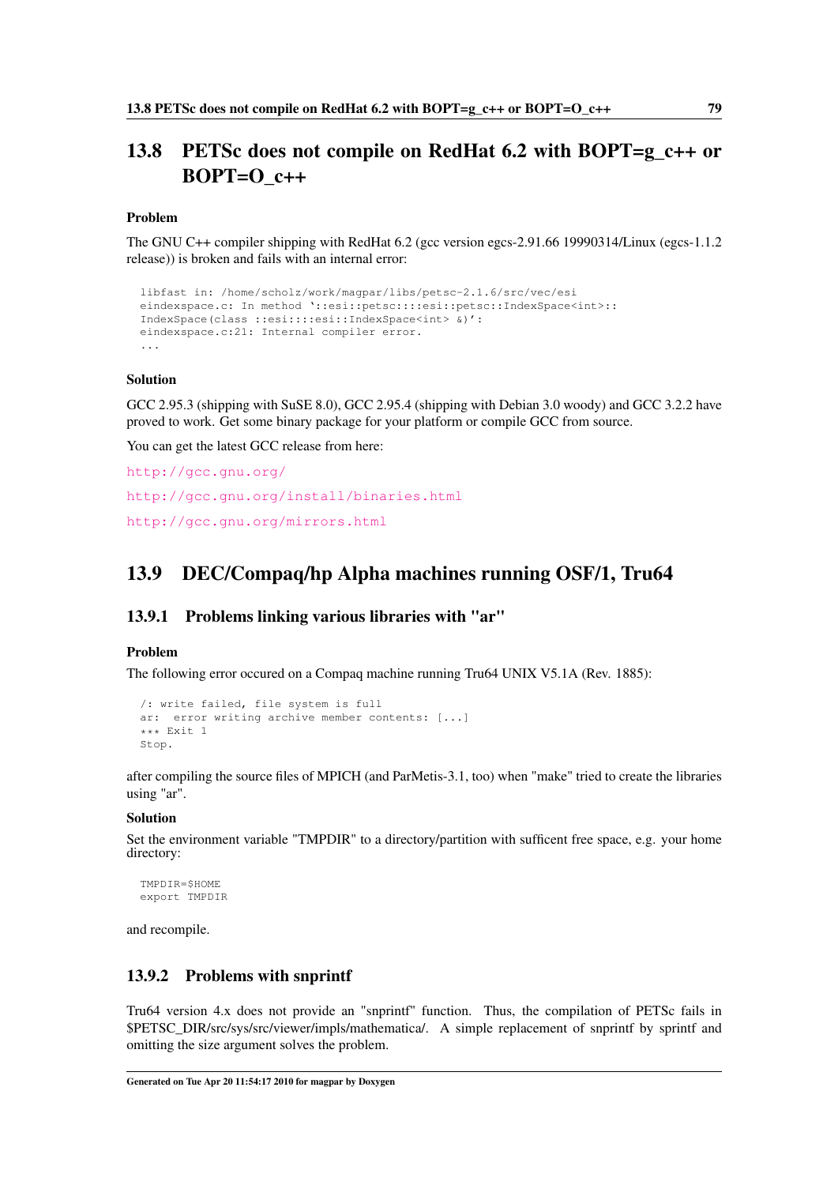## 13.8 PETSc does not compile on RedHat 6.2 with BOPT=g_c++ or BOPT=O_c++

**Problem**

The GNU C++ compiler shipping with RedHat 6.2 (gcc version egcs-2.91.66 19990314/Linux (egcs-1.1.2 release)) is broken and fails with an internal error:

```
libfast in: /home/scholz/work/magpar/libs/petsc-2.1.6/src/vec/esi
eindexspace.c: In method `::esi::petsc::::esi::petsc::IndexSpace<int>::
IndexSpace(class ::esi::::esi::IndexSpace<int> &)':
eindexspace.c:21: Internal compiler error.
...
```

**Solution**

GCC 2.95.3 (shipping with SuSE 8.0), GCC 2.95.4 (shipping with Debian 3.0 woody) and GCC 3.2.2 have proved to work. Get some binary package for your platform or compile GCC from source.

You can get the latest GCC release from here:

http://gcc.gnu.org/

http://gcc.gnu.org/install/binaries.html

http://gcc.gnu.org/mirrors.html

## 13.9 DEC/Compaq/hp Alpha machines running OSF/1, Tru64

### 13.9.1 Problems linking various libraries with "ar"

**Problem**

The following error occured on a Compaq machine running Tru64 UNIX V5.1A (Rev. 1885):

```
/: write failed, file system is full
ar:  error writing archive member contents: [...]
*** Exit 1
Stop.
```

after compiling the source files of MPICH (and ParMetis-3.1, too) when "make" tried to create the libraries using "ar".

**Solution**

Set the environment variable "TMPDIR" to a directory/partition with sufficent free space, e.g. your home directory:

```
TMPDIR=$HOME
export TMPDIR
```

and recompile.

### 13.9.2 Problems with snprintf

Tru64 version 4.x does not provide an "snprintf" function. Thus, the compilation of PETSc fails in $PETSC_DIR/src/sys/src/viewer/impls/mathematica/. A simple replacement of snprintf by sprintf and omitting the size argument solves the problem.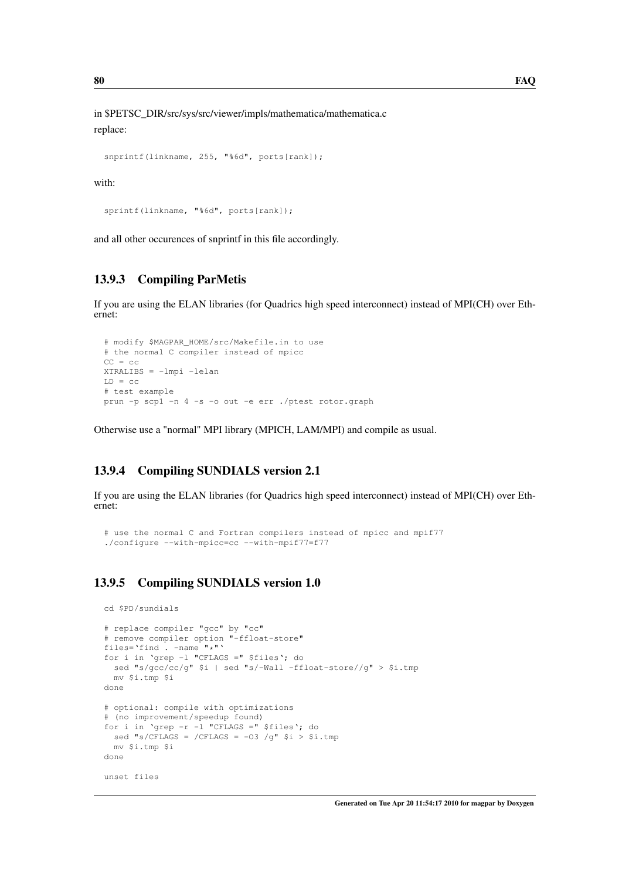in $PETSC_DIR/src/sys/src/viewer/impls/mathematica/mathematica.c

replace:

```
snprintf(linkname, 255, "%6d", ports[rank]);
```

with:

```
sprintf(linkname, "%6d", ports[rank]);
```

and all other occurences of snprintf in this file accordingly.

### 13.9.3 Compiling ParMetis

If you are using the ELAN libraries (for Quadrics high speed interconnect) instead of MPI(CH) over Ethernet:

```
# modify $MAGPAR_HOME/src/Makefile.in to use
# the normal C compiler instead of mpicc
CC = cc
XTRALIBS = -lmpi -lelan
LD = cc
# test example
prun -p scp1 -n 4 -s -o out -e err ./ptest rotor.graph
```

Otherwise use a "normal" MPI library (MPICH, LAM/MPI) and compile as usual.

### 13.9.4 Compiling SUNDIALS version 2.1

If you are using the ELAN libraries (for Quadrics high speed interconnect) instead of MPI(CH) over Ethernet:

```
# use the normal C and Fortran compilers instead of mpicc and mpif77
./configure --with-mpicc=cc --with-mpif77=f77
```

### 13.9.5 Compiling SUNDIALS version 1.0

```
cd $PD/sundials

# replace compiler "gcc" by "cc"
# remove compiler option "-ffloat-store"
files=`find . -name "*"`
for i in `grep -l "CFLAGS =" $files`; do
  sed "s/gcc/cc/g" $i | sed "s/-Wall -ffloat-store//g" > $i.tmp
  mv $i.tmp $i
done

# optional: compile with optimizations
# (no improvement/speedup found)
for i in `grep -r -l "CFLAGS =" $files`; do
  sed "s/CFLAGS = /CFLAGS = -O3 /g" $i > $i.tmp
  mv $i.tmp $i
done

unset files
```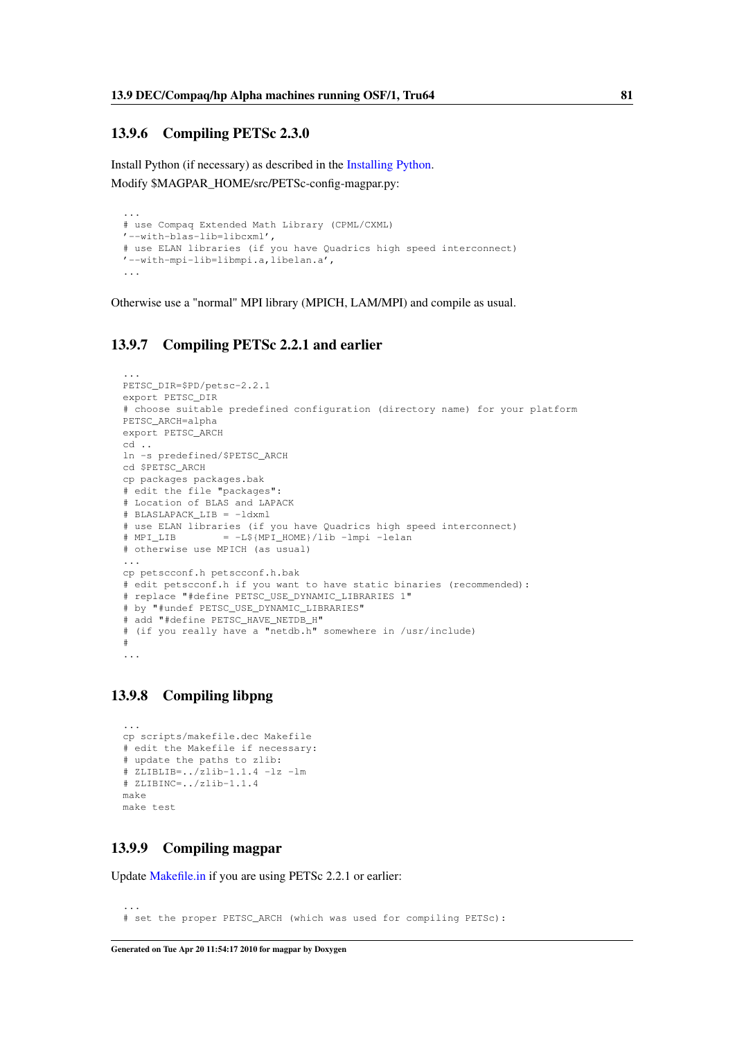### 13.9.6 Compiling PETSc 2.3.0

Install Python (if necessary) as described in the Installing Python.

Modify $MAGPAR_HOME/src/PETSc-config-magpar.py:

```
...
# use Compaq Extended Math Library (CPML/CXML)
'--with-blas-lib=libcxml',
# use ELAN libraries (if you have Quadrics high speed interconnect)
'--with-mpi-lib=libmpi.a,libelan.a',
...
```

Otherwise use a "normal" MPI library (MPICH, LAM/MPI) and compile as usual.

### 13.9.7 Compiling PETSc 2.2.1 and earlier

```
...
PETSC_DIR=$PD/petsc-2.2.1
export PETSC_DIR
# choose suitable predefined configuration (directory name) for your platform
PETSC_ARCH=alpha
export PETSC_ARCH
cd ..
ln -s predefined/$PETSC_ARCH
cd $PETSC_ARCH
cp packages packages.bak
# edit the file "packages":
# Location of BLAS and LAPACK
# BLASLAPACK_LIB = -ldxml
# use ELAN libraries (if you have Quadrics high speed interconnect)
# MPI_LIB        = -L${MPI_HOME}/lib -lmpi -lelan
# otherwise use MPICH (as usual)
...
cp petscconf.h petscconf.h.bak
# edit petscconf.h if you want to have static binaries (recommended):
# replace "#define PETSC_USE_DYNAMIC_LIBRARIES 1"
# by "#undef PETSC_USE_DYNAMIC_LIBRARIES"
# add "#define PETSC_HAVE_NETDB_H"
# (if you really have a "netdb.h" somewhere in /usr/include)
#
...
```

### 13.9.8 Compiling libpng

```
...
cp scripts/makefile.dec Makefile
# edit the Makefile if necessary:
# update the paths to zlib:
# ZLIBLIB=../zlib-1.1.4 -lz -lm
# ZLIBINC=../zlib-1.1.4
make
make test
```

### 13.9.9 Compiling magpar

Update Makefile.in if you are using PETSc 2.2.1 or earlier:

```
...
# set the proper PETSC_ARCH (which was used for compiling PETSc):
```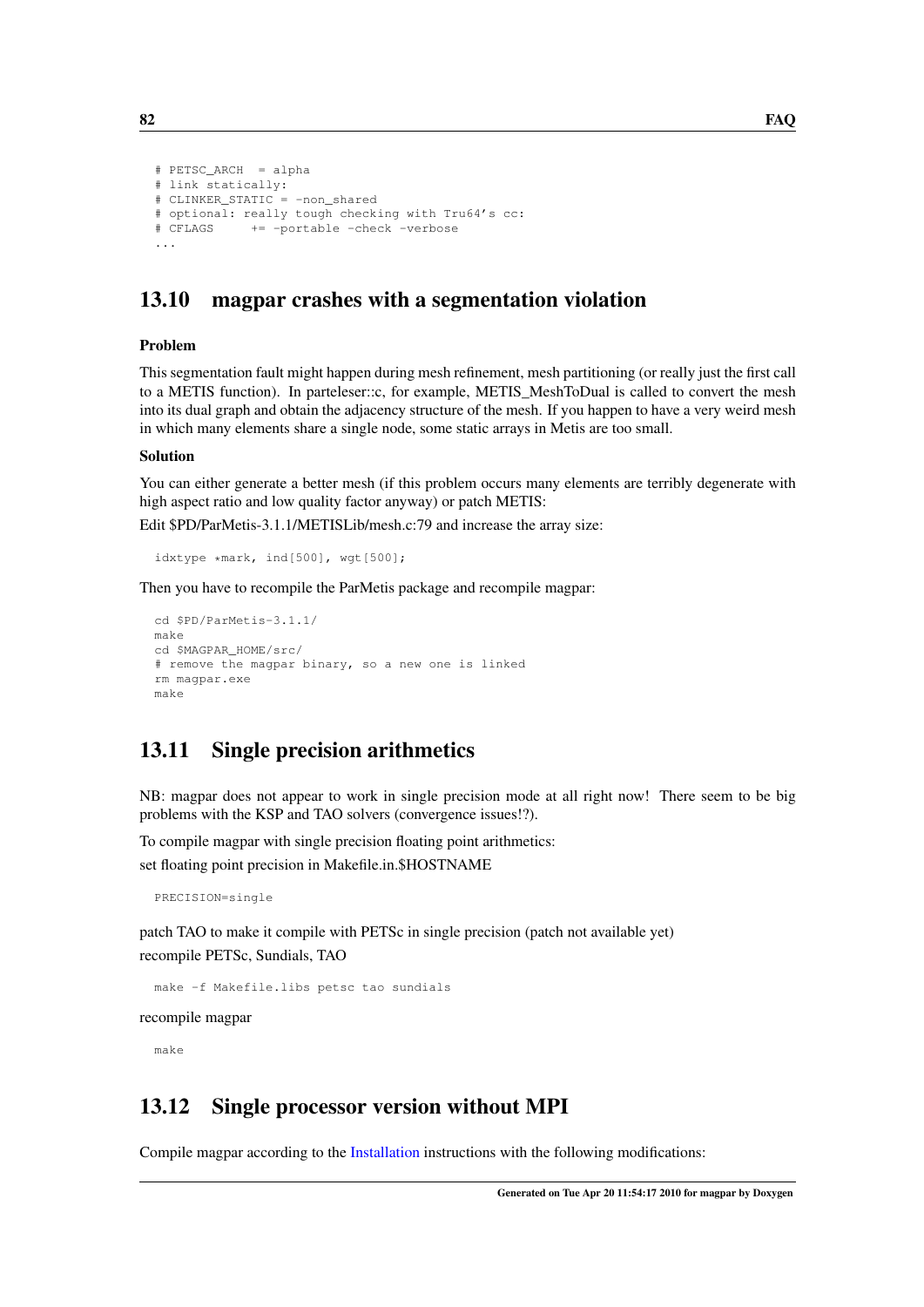```
# PETSC_ARCH  = alpha
# link statically:
# CLINKER_STATIC = -non_shared
# optional: really tough checking with Tru64's cc:
# CFLAGS     += -portable -check -verbose
...
```

## 13.10 magpar crashes with a segmentation violation

**Problem**

This segmentation fault might happen during mesh refinement, mesh partitioning (or really just the first call to a METIS function). In parteleser::c, for example, METIS_MeshToDual is called to convert the mesh into its dual graph and obtain the adjacency structure of the mesh. If you happen to have a very weird mesh in which many elements share a single node, some static arrays in Metis are too small.

**Solution**

You can either generate a better mesh (if this problem occurs many elements are terribly degenerate with high aspect ratio and low quality factor anyway) or patch METIS:

Edit $PD/ParMetis-3.1.1/METISLib/mesh.c:79 and increase the array size:

```
idxtype *mark, ind[500], wgt[500];
```

Then you have to recompile the ParMetis package and recompile magpar:

```
cd $PD/ParMetis-3.1.1/
make
cd $MAGPAR_HOME/src/
# remove the magpar binary, so a new one is linked
rm magpar.exe
make
```

## 13.11 Single precision arithmetics

NB: magpar does not appear to work in single precision mode at all right now! There seem to be big problems with the KSP and TAO solvers (convergence issues!?).

To compile magpar with single precision floating point arithmetics:

set floating point precision in Makefile.in.$HOSTNAME

```
PRECISION=single
```

patch TAO to make it compile with PETSc in single precision (patch not available yet)

recompile PETSc, Sundials, TAO

```
make -f Makefile.libs petsc tao sundials
```

recompile magpar

```
make
```

## 13.12 Single processor version without MPI

Compile magpar according to the Installation instructions with the following modifications: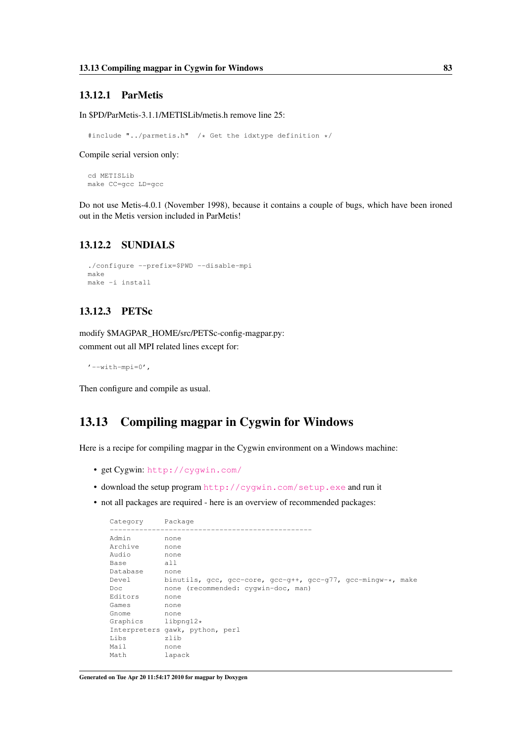### 13.12.1 ParMetis

In $PD/ParMetis-3.1.1/METISLib/metis.h remove line 25:

```
#include "../parmetis.h"  /* Get the idxtype definition */
```

Compile serial version only:

```
cd METISLib
make CC=gcc LD=gcc
```

Do not use Metis-4.0.1 (November 1998), because it contains a couple of bugs, which have been ironed out in the Metis version included in ParMetis!

### 13.12.2 SUNDIALS

```
./configure --prefix=$PWD --disable-mpi
make
make -i install
```

### 13.12.3 PETSc

modify $MAGPAR_HOME/src/PETSc-config-magpar.py:
comment out all MPI related lines except for:

```
'--with-mpi=0',
```

Then configure and compile as usual.

## 13.13 Compiling magpar in Cygwin for Windows

Here is a recipe for compiling magpar in the Cygwin environment on a Windows machine:

- get Cygwin: http://cygwin.com/
- download the setup program http://cygwin.com/setup.exe and run it
- not all packages are required - here is an overview of recommended packages:

```
Category     Package
-------------------------------------------------
Admin        none
Archive      none
Audio        none
Base         all
Database     none
Devel        binutils, gcc, gcc-core, gcc-g++, gcc-g77, gcc-mingw-*, make
Doc          none (recommended: cygwin-doc, man)
Editors      none
Games        none
Gnome        none
Graphics     libpng12*
Interpreters gawk, python, perl
Libs         zlib
Mail         none
Math         lapack
```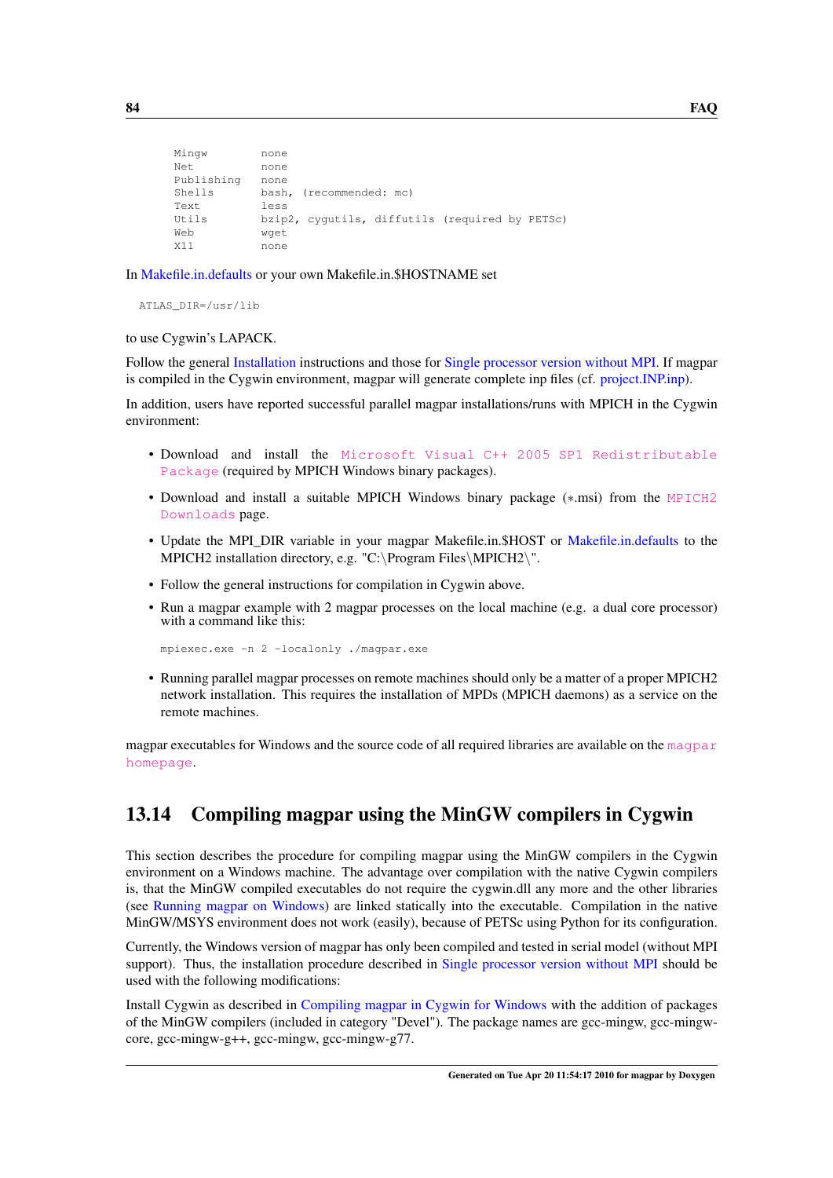```
Mingw        none
Net          none
Publishing   none
Shells       bash, (recommended: mc)
Text         less
Utils        bzip2, cygutils, diffutils (required by PETSc)
Web          wget
X11          none
```

In Makefile.in.defaults or your own Makefile.in.$HOSTNAME set

```
ATLAS_DIR=/usr/lib
```

to use Cygwin's LAPACK.

Follow the general Installation instructions and those for Single processor version without MPI. If magpar is compiled in the Cygwin environment, magpar will generate complete inp files (cf. project.INP.inp).

In addition, users have reported successful parallel magpar installations/runs with MPICH in the Cygwin environment:

- Download and install the Microsoft Visual C++ 2005 SP1 Redistributable Package (required by MPICH Windows binary packages).
- Download and install a suitable MPICH Windows binary package (*.msi) from the MPICH2 Downloads page.
- Update the MPI_DIR variable in your magpar Makefile.in.$HOST or Makefile.in.defaults to the MPICH2 installation directory, e.g. "C:\Program Files\MPICH2\".
- Follow the general instructions for compilation in Cygwin above.
- Run a magpar example with 2 magpar processes on the local machine (e.g. a dual core processor) with a command like this:

  ```
  mpiexec.exe -n 2 -localonly ./magpar.exe
  ```

- Running parallel magpar processes on remote machines should only be a matter of a proper MPICH2 network installation. This requires the installation of MPDs (MPICH daemons) as a service on the remote machines.

magpar executables for Windows and the source code of all required libraries are available on the magpar homepage.

## 13.14 Compiling magpar using the MinGW compilers in Cygwin

This section describes the procedure for compiling magpar using the MinGW compilers in the Cygwin environment on a Windows machine. The advantage over compilation with the native Cygwin compilers is, that the MinGW compiled executables do not require the cygwin.dll any more and the other libraries (see Running magpar on Windows) are linked statically into the executable. Compilation in the native MinGW/MSYS environment does not work (easily), because of PETSc using Python for its configuration.

Currently, the Windows version of magpar has only been compiled and tested in serial model (without MPI support). Thus, the installation procedure described in Single processor version without MPI should be used with the following modifications:

Install Cygwin as described in Compiling magpar in Cygwin for Windows with the addition of packages of the MinGW compilers (included in category "Devel"). The package names are gcc-mingw, gcc-mingw-core, gcc-mingw-g++, gcc-mingw, gcc-mingw-g77.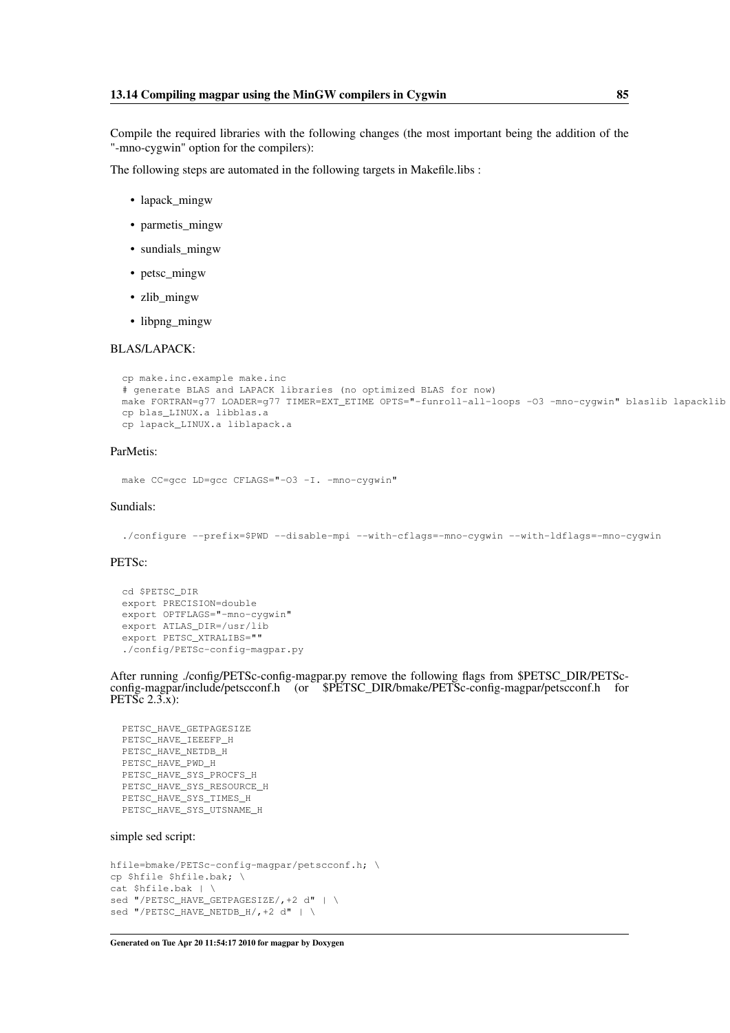Compile the required libraries with the following changes (the most important being the addition of the "-mno-cygwin" option for the compilers):

The following steps are automated in the following targets in Makefile.libs :

- lapack_mingw
- parmetis_mingw
- sundials_mingw
- petsc_mingw
- zlib_mingw
- libpng_mingw

BLAS/LAPACK:

```
cp make.inc.example make.inc
# generate BLAS and LAPACK libraries (no optimized BLAS for now)
make FORTRAN=g77 LOADER=g77 TIMER=EXT_ETIME OPTS="-funroll-all-loops -O3 -mno-cygwin" blaslib lapacklib
cp blas_LINUX.a libblas.a
cp lapack_LINUX.a liblapack.a
```

ParMetis:

```
make CC=gcc LD=gcc CFLAGS="-O3 -I. -mno-cygwin"
```

Sundials:

```
./configure --prefix=$PWD --disable-mpi --with-cflags=-mno-cygwin --with-ldflags=-mno-cygwin
```

PETSc:

```
cd $PETSC_DIR
export PRECISION=double
export OPTFLAGS="-mno-cygwin"
export ATLAS_DIR=/usr/lib
export PETSC_XTRALIBS=""
./config/PETSc-config-magpar.py
```

After running ./config/PETSc-config-magpar.py remove the following flags from $PETSC_DIR/PETSc-config-magpar/include/petscconf.h (or $PETSC_DIR/bmake/PETSc-config-magpar/petscconf.h for PETSc 2.3.x):

```
PETSC_HAVE_GETPAGESIZE
PETSC_HAVE_IEEEFP_H
PETSC_HAVE_NETDB_H
PETSC_HAVE_PWD_H
PETSC_HAVE_SYS_PROCFS_H
PETSC_HAVE_SYS_RESOURCE_H
PETSC_HAVE_SYS_TIMES_H
PETSC_HAVE_SYS_UTSNAME_H
```

simple sed script:

```
hfile=bmake/PETSc-config-magpar/petscconf.h; \
cp $hfile $hfile.bak; \
cat $hfile.bak | \
sed "/PETSC_HAVE_GETPAGESIZE/,+2 d" | \
sed "/PETSC_HAVE_NETDB_H/,+2 d" | \
```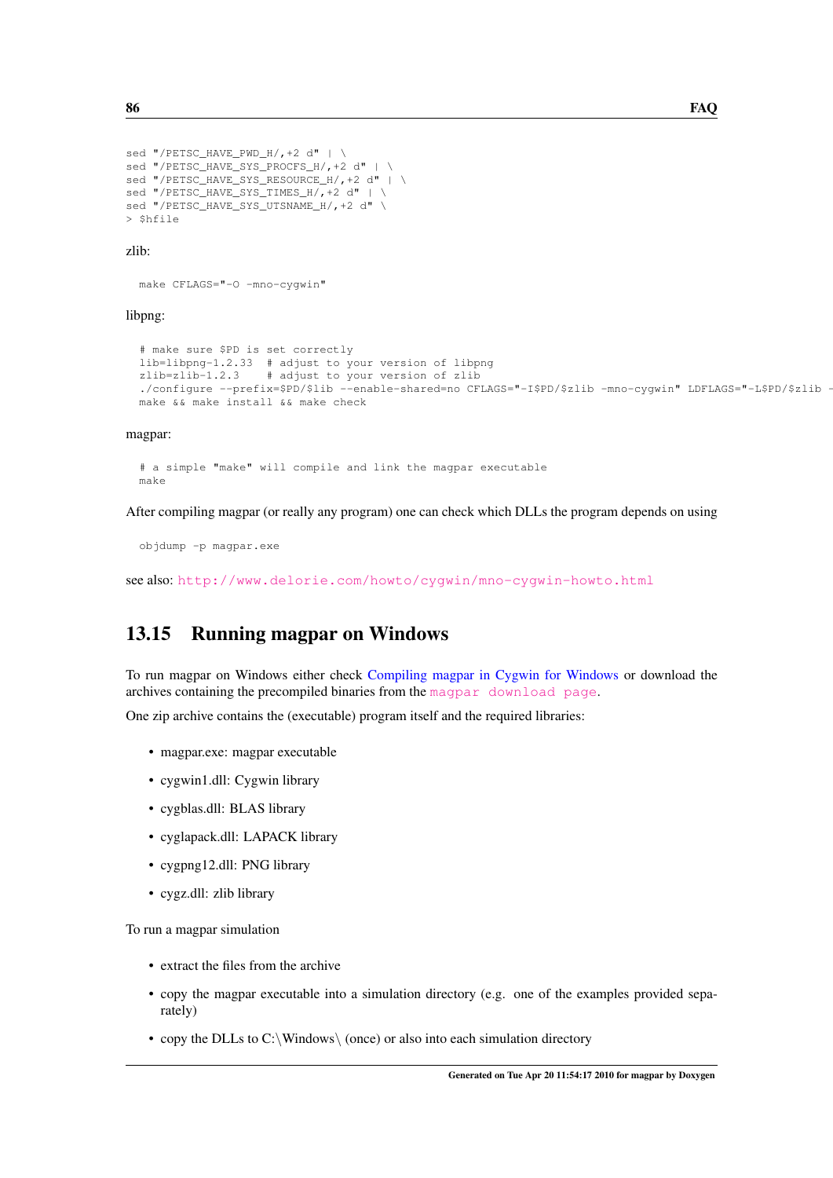```
sed "/PETSC_HAVE_PWD_H/,+2 d" | \
sed "/PETSC_HAVE_SYS_PROCFS_H/,+2 d" | \
sed "/PETSC_HAVE_SYS_RESOURCE_H/,+2 d" | \
sed "/PETSC_HAVE_SYS_TIMES_H/,+2 d" | \
sed "/PETSC_HAVE_SYS_UTSNAME_H/,+2 d" \
> $hfile
```

zlib:

```
make CFLAGS="-O -mno-cygwin"
```

libpng:

```
# make sure $PD is set correctly
lib=libpng-1.2.33  # adjust to your version of libpng
zlib=zlib-1.2.3    # adjust to your version of zlib
./configure --prefix=$PD/$lib --enable-shared=no CFLAGS="-I$PD/$zlib -mno-cygwin" LDFLAGS="-L$PD/$zlib -
make && make install && make check
```

magpar:

```
# a simple "make" will compile and link the magpar executable
make
```

After compiling magpar (or really any program) one can check which DLLs the program depends on using

```
objdump -p magpar.exe
```

see also: http://www.delorie.com/howto/cygwin/mno-cygwin-howto.html

## 13.15 Running magpar on Windows

To run magpar on Windows either check Compiling magpar in Cygwin for Windows or download the archives containing the precompiled binaries from the magpar download page.

One zip archive contains the (executable) program itself and the required libraries:

- magpar.exe: magpar executable
- cygwin1.dll: Cygwin library
- cygblas.dll: BLAS library
- cyglapack.dll: LAPACK library
- cygpng12.dll: PNG library
- cygz.dll: zlib library

To run a magpar simulation

- extract the files from the archive
- copy the magpar executable into a simulation directory (e.g. one of the examples provided separately)
- copy the DLLs to C:\Windows\ (once) or also into each simulation directory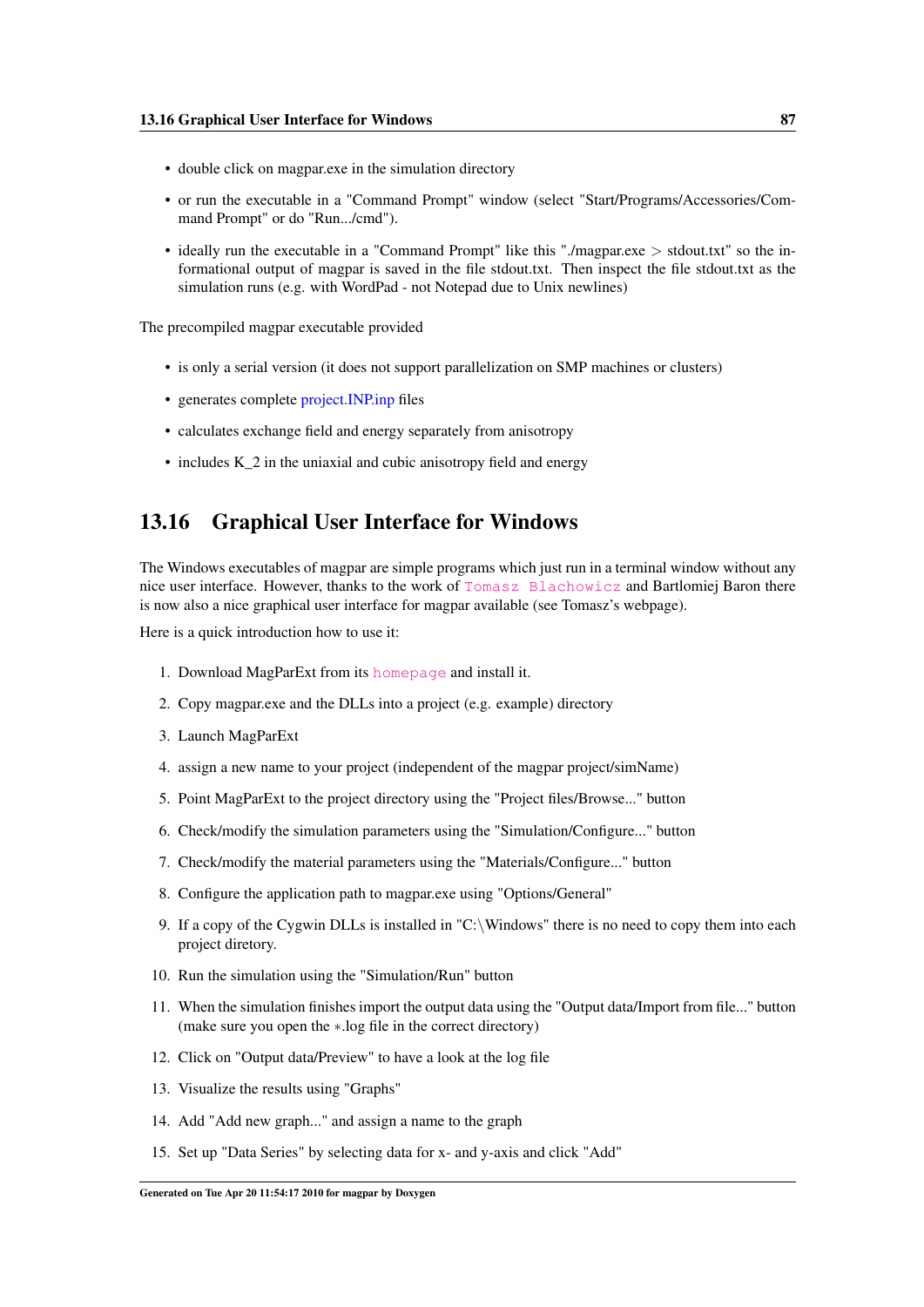- double click on magpar.exe in the simulation directory
- or run the executable in a "Command Prompt" window (select "Start/Programs/Accessories/Command Prompt" or do "Run.../cmd").
- ideally run the executable in a "Command Prompt" like this "./magpar.exe > stdout.txt" so the informational output of magpar is saved in the file stdout.txt. Then inspect the file stdout.txt as the simulation runs (e.g. with WordPad - not Notepad due to Unix newlines)

The precompiled magpar executable provided

- is only a serial version (it does not support parallelization on SMP machines or clusters)
- generates complete project.INP.inp files
- calculates exchange field and energy separately from anisotropy
- includes K_2 in the uniaxial and cubic anisotropy field and energy

## 13.16 Graphical User Interface for Windows

The Windows executables of magpar are simple programs which just run in a terminal window without any nice user interface. However, thanks to the work of Tomasz Blachowicz and Bartlomiej Baron there is now also a nice graphical user interface for magpar available (see Tomasz's webpage).

Here is a quick introduction how to use it:

1. Download MagParExt from its homepage and install it.
2. Copy magpar.exe and the DLLs into a project (e.g. example) directory
3. Launch MagParExt
4. assign a new name to your project (independent of the magpar project/simName)
5. Point MagParExt to the project directory using the "Project files/Browse..." button
6. Check/modify the simulation parameters using the "Simulation/Configure..." button
7. Check/modify the material parameters using the "Materials/Configure..." button
8. Configure the application path to magpar.exe using "Options/General"
9. If a copy of the Cygwin DLLs is installed in "C:\Windows" there is no need to copy them into each project diretory.
10. Run the simulation using the "Simulation/Run" button
11. When the simulation finishes import the output data using the "Output data/Import from file..." button (make sure you open the *.log file in the correct directory)
12. Click on "Output data/Preview" to have a look at the log file
13. Visualize the results using "Graphs"
14. Add "Add new graph..." and assign a name to the graph
15. Set up "Data Series" by selecting data for x- and y-axis and click "Add"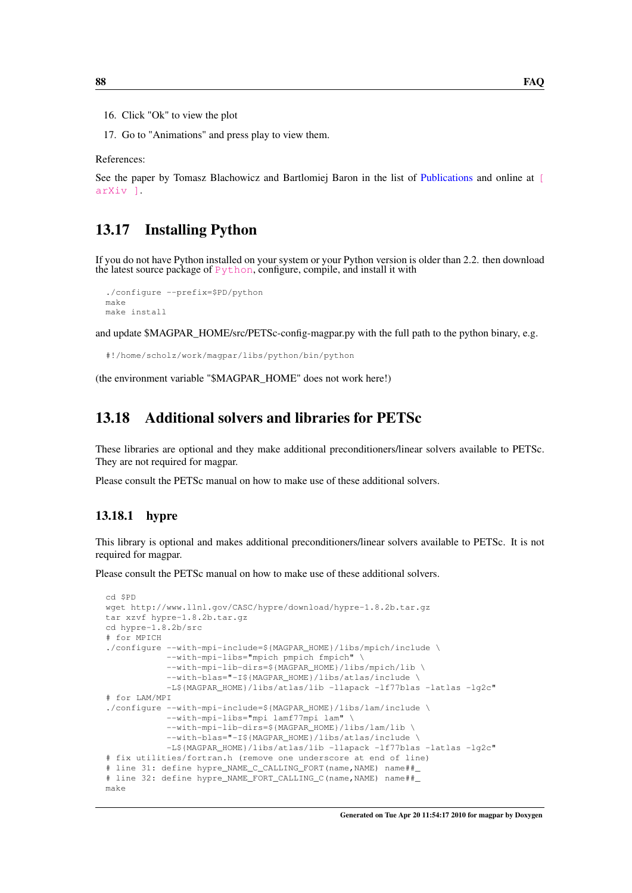16. Click "Ok" to view the plot
17. Go to "Animations" and press play to view them.

References:

See the paper by Tomasz Blachowicz and Bartlomiej Baron in the list of Publications and online at [ arXiv ].

## 13.17 Installing Python

If you do not have Python installed on your system or your Python version is older than 2.2. then download the latest source package of Python, configure, compile, and install it with

```
./configure --prefix=$PD/python
make
make install
```

and update $MAGPAR_HOME/src/PETSc-config-magpar.py with the full path to the python binary, e.g.

```
#!/home/scholz/work/magpar/libs/python/bin/python
```

(the environment variable "$MAGPAR_HOME" does not work here!)

## 13.18 Additional solvers and libraries for PETSc

These libraries are optional and they make additional preconditioners/linear solvers available to PETSc. They are not required for magpar.

Please consult the PETSc manual on how to make use of these additional solvers.

### 13.18.1 hypre

This library is optional and makes additional preconditioners/linear solvers available to PETSc. It is not required for magpar.

Please consult the PETSc manual on how to make use of these additional solvers.

```
cd $PD
wget http://www.llnl.gov/CASC/hypre/download/hypre-1.8.2b.tar.gz
tar xzvf hypre-1.8.2b.tar.gz
cd hypre-1.8.2b/src
# for MPICH
./configure --with-mpi-include=${MAGPAR_HOME}/libs/mpich/include \
            --with-mpi-libs="mpich pmpich fmpich" \
            --with-mpi-lib-dirs=${MAGPAR_HOME}/libs/mpich/lib \
            --with-blas="-I${MAGPAR_HOME}/libs/atlas/include \
            -L${MAGPAR_HOME}/libs/atlas/lib -llapack -lf77blas -latlas -lg2c"
# for LAM/MPI
./configure --with-mpi-include=${MAGPAR_HOME}/libs/lam/include \
            --with-mpi-libs="mpi lamf77mpi lam" \
            --with-mpi-lib-dirs=${MAGPAR_HOME}/libs/lam/lib \
            --with-blas="-I${MAGPAR_HOME}/libs/atlas/include \
            -L${MAGPAR_HOME}/libs/atlas/lib -llapack -lf77blas -latlas -lg2c"
# fix utilities/fortran.h (remove one underscore at end of line)
# line 31: define hypre_NAME_C_CALLING_FORT(name,NAME) name##_
# line 32: define hypre_NAME_FORT_CALLING_C(name,NAME) name##_
make
```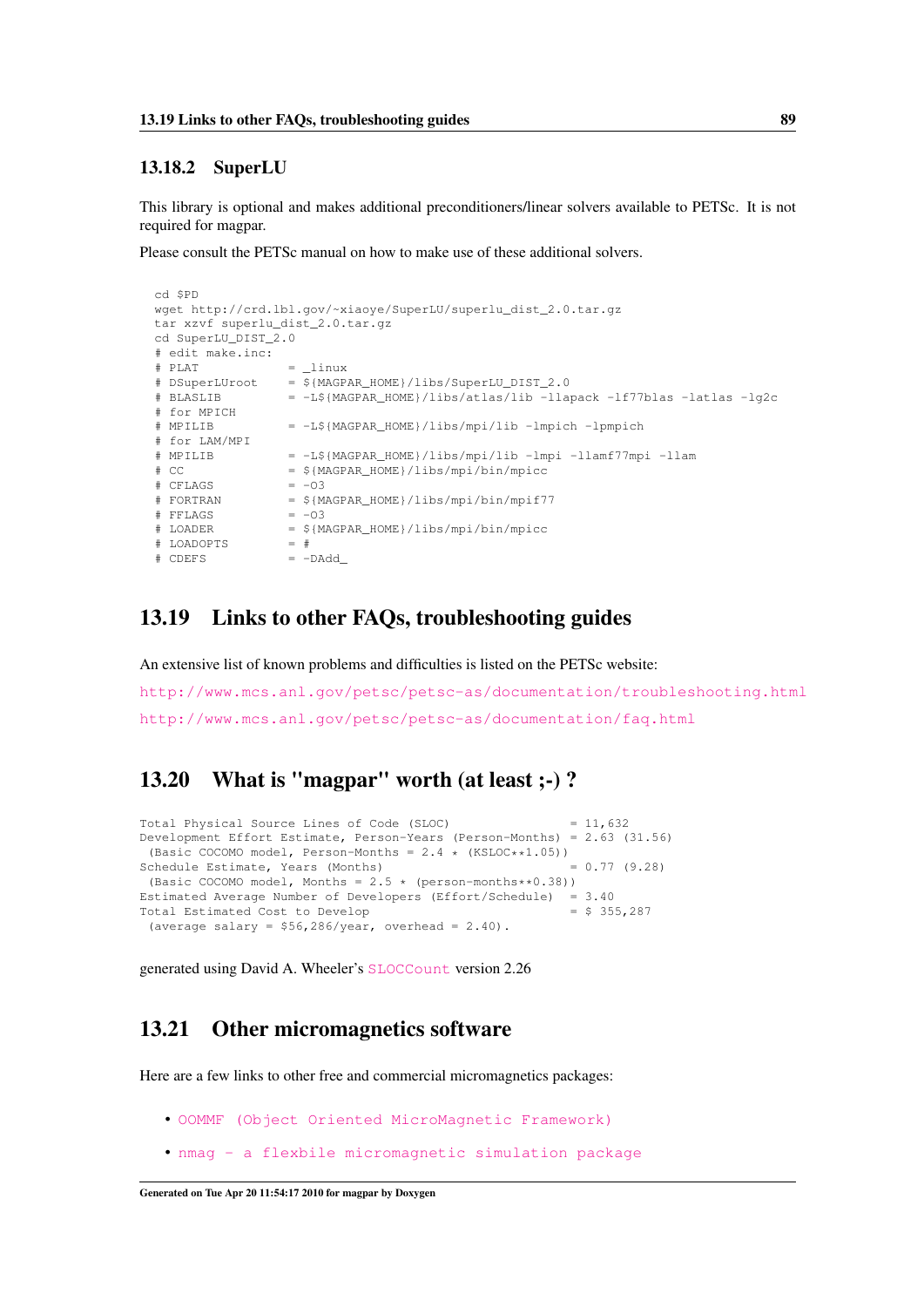### 13.18.2 SuperLU

This library is optional and makes additional preconditioners/linear solvers available to PETSc. It is not required for magpar.

Please consult the PETSc manual on how to make use of these additional solvers.

```
cd $PD
wget http://crd.lbl.gov/~xiaoye/SuperLU/superlu_dist_2.0.tar.gz
tar xzvf superlu_dist_2.0.tar.gz
cd SuperLU_DIST_2.0
# edit make.inc:
# PLAT              = _linux
# DSuperLUroot      = ${MAGPAR_HOME}/libs/SuperLU_DIST_2.0
# BLASLIB           = -L${MAGPAR_HOME}/libs/atlas/lib -llapack -lf77blas -latlas -lg2c
# for MPICH
# MPILIB            = -L${MAGPAR_HOME}/libs/mpi/lib -lmpich -lpmpich
# for LAM/MPI
# MPILIB            = -L${MAGPAR_HOME}/libs/mpi/lib -lmpi -llamf77mpi -llam
# CC                = ${MAGPAR_HOME}/libs/mpi/bin/mpicc
# CFLAGS            = -O3
# FORTRAN           = ${MAGPAR_HOME}/libs/mpi/bin/mpif77
# FFLAGS            = -O3
# LOADER            = ${MAGPAR_HOME}/libs/mpi/bin/mpicc
# LOADOPTS          = #
# CDEFS             = -DAdd_
```

## 13.19 Links to other FAQs, troubleshooting guides

An extensive list of known problems and difficulties is listed on the PETSc website:

http://www.mcs.anl.gov/petsc/petsc-as/documentation/troubleshooting.html

http://www.mcs.anl.gov/petsc/petsc-as/documentation/faq.html

## 13.20 What is "magpar" worth (at least ;-) ?

```
Total Physical Source Lines of Code (SLOC)                = 11,632
Development Effort Estimate, Person-Years (Person-Months) = 2.63 (31.56)
 (Basic COCOMO model, Person-Months = 2.4 * (KSLOC**1.05))
Schedule Estimate, Years (Months)                         = 0.77 (9.28)
 (Basic COCOMO model, Months = 2.5 * (person-months**0.38))
Estimated Average Number of Developers (Effort/Schedule)  = 3.40
Total Estimated Cost to Develop                           = $ 355,287
 (average salary = $56,286/year, overhead = 2.40).
```

generated using David A. Wheeler's SLOCCount version 2.26

## 13.21 Other micromagnetics software

Here are a few links to other free and commercial micromagnetics packages:

- OOMMF (Object Oriented MicroMagnetic Framework)
- nmag - a flexbile micromagnetic simulation package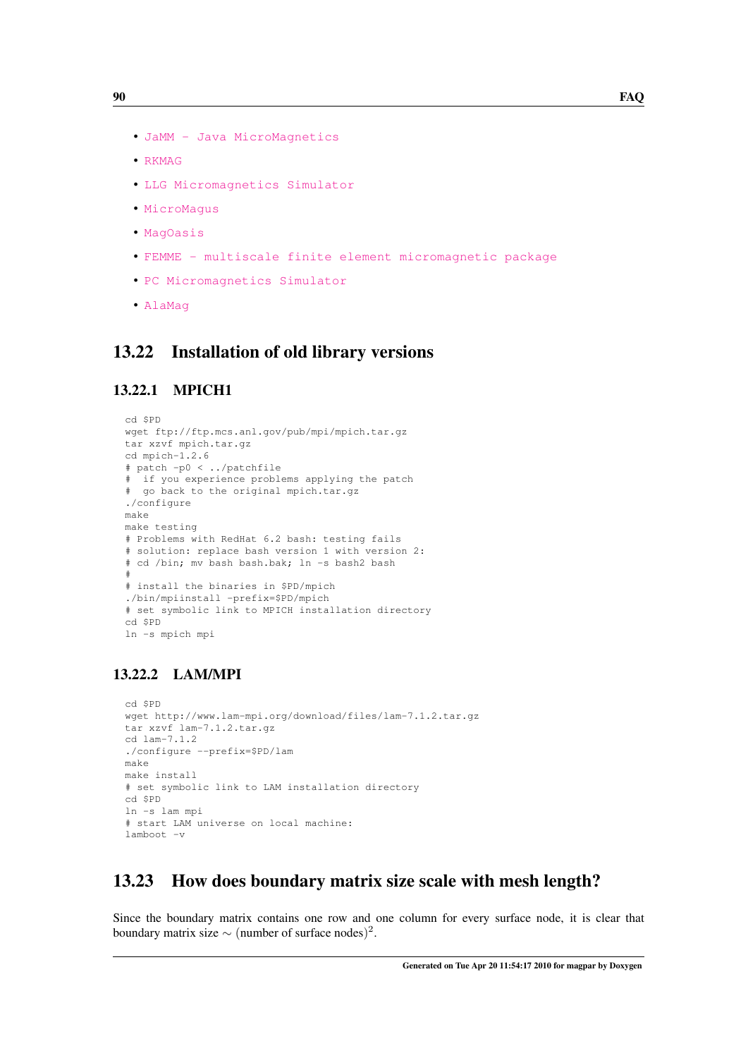- JaMM - Java MicroMagnetics
- RKMAG
- LLG Micromagnetics Simulator
- MicroMagus
- MagOasis
- FEMME - multiscale finite element micromagnetic package
- PC Micromagnetics Simulator
- AlaMag

## 13.22 Installation of old library versions

### 13.22.1 MPICH1

```
cd $PD
wget ftp://ftp.mcs.anl.gov/pub/mpi/mpich.tar.gz
tar xzvf mpich.tar.gz
cd mpich-1.2.6
# patch -p0 < ../patchfile
#  if you experience problems applying the patch
#  go back to the original mpich.tar.gz
./configure
make
make testing
# Problems with RedHat 6.2 bash: testing fails
# solution: replace bash version 1 with version 2:
# cd /bin; mv bash bash.bak; ln -s bash2 bash
#
# install the binaries in $PD/mpich
./bin/mpiinstall -prefix=$PD/mpich
# set symbolic link to MPICH installation directory
cd $PD
ln -s mpich mpi
```

### 13.22.2 LAM/MPI

```
cd $PD
wget http://www.lam-mpi.org/download/files/lam-7.1.2.tar.gz
tar xzvf lam-7.1.2.tar.gz
cd lam-7.1.2
./configure --prefix=$PD/lam
make
make install
# set symbolic link to LAM installation directory
cd $PD
ln -s lam mpi
# start LAM universe on local machine:
lamboot -v
```

## 13.23 How does boundary matrix size scale with mesh length?

Since the boundary matrix contains one row and one column for every surface node, it is clear that boundary matrix size $\sim$ (number of surface nodes)$^2$.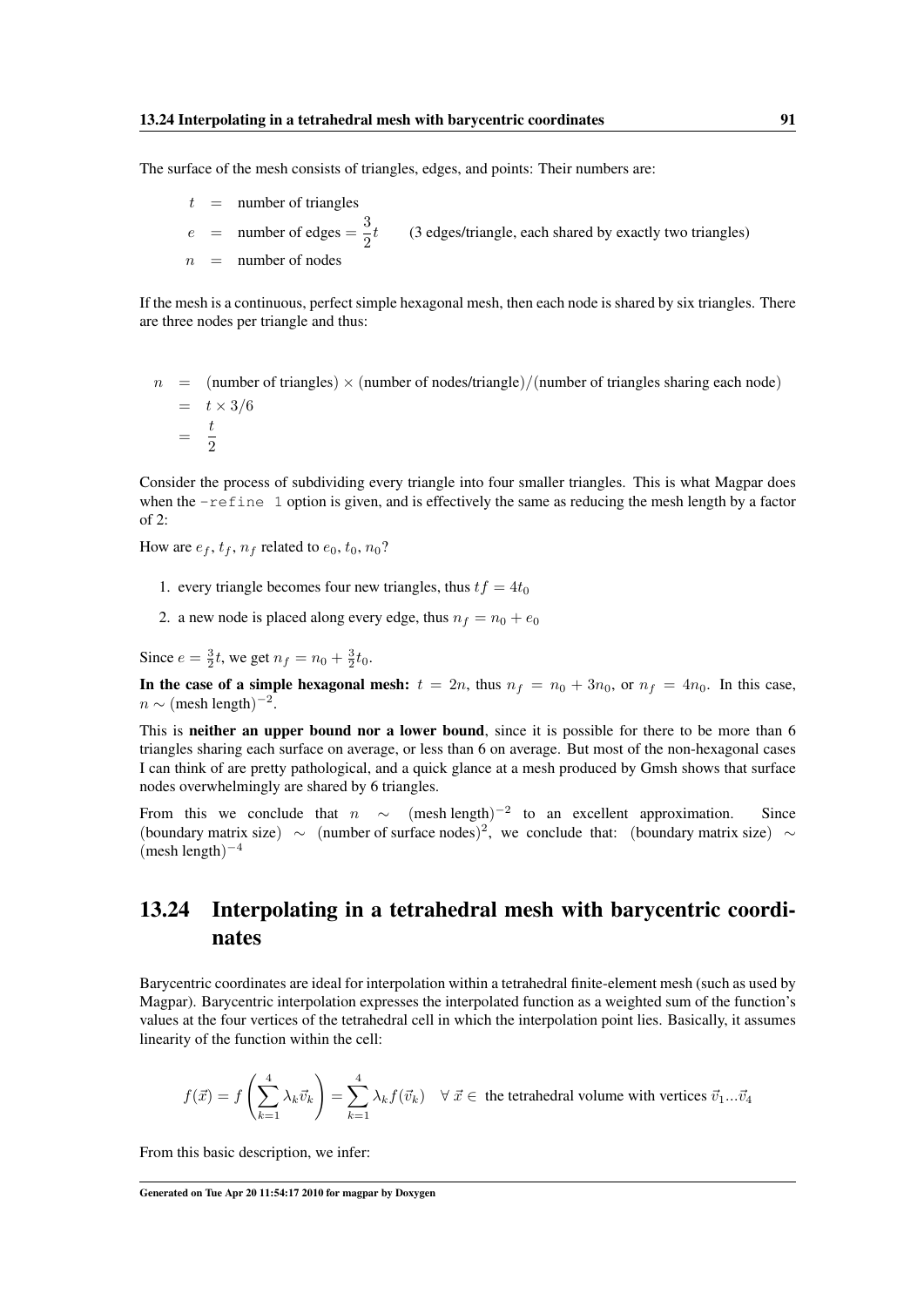The surface of the mesh consists of triangles, edges, and points: Their numbers are:

$$
\begin{aligned}
t &= \text{number of triangles} \\
e &= \text{number of edges} = \frac{3}{2}t \qquad \text{(3 edges/triangle, each shared by exactly two triangles)} \\
n &= \text{number of nodes}
\end{aligned}
$$

If the mesh is a continuous, perfect simple hexagonal mesh, then each node is shared by six triangles. There are three nodes per triangle and thus:

$$
\begin{aligned}
n &= (\text{number of triangles}) \times (\text{number of nodes/triangle}) / (\text{number of triangles sharing each node}) \\
&= t \times 3/6 \\
&= \frac{t}{2}
\end{aligned}
$$

Consider the process of subdividing every triangle into four smaller triangles. This is what Magpar does when the `-refine 1` option is given, and is effectively the same as reducing the mesh length by a factor of 2:

How are $e_f$, $t_f$, $n_f$ related to $e_0$, $t_0$, $n_0$?

1. every triangle becomes four new triangles, thus $tf = 4t_0$
2. a new node is placed along every edge, thus $n_f = n_0 + e_0$

Since $e = \frac{3}{2}t$, we get $n_f = n_0 + \frac{3}{2}t_0$.

**In the case of a simple hexagonal mesh:** $t = 2n$, thus $n_f = n_0 + 3n_0$, or $n_f = 4n_0$. In this case, $n \sim (\text{mesh length})^{-2}$.

This is **neither an upper bound nor a lower bound**, since it is possible for there to be more than 6 triangles sharing each surface on average, or less than 6 on average. But most of the non-hexagonal cases I can think of are pretty pathological, and a quick glance at a mesh produced by Gmsh shows that surface nodes overwhelmingly are shared by 6 triangles.

From this we conclude that $n \sim (\text{mesh length})^{-2}$ to an excellent approximation. Since $(\text{boundary matrix size}) \sim (\text{number of surface nodes})^2$, we conclude that: $(\text{boundary matrix size}) \sim (\text{mesh length})^{-4}$

## 13.24 Interpolating in a tetrahedral mesh with barycentric coordinates

Barycentric coordinates are ideal for interpolation within a tetrahedral finite-element mesh (such as used by Magpar). Barycentric interpolation expresses the interpolated function as a weighted sum of the function's values at the four vertices of the tetrahedral cell in which the interpolation point lies. Basically, it assumes linearity of the function within the cell:

$$
f(\vec{x}) = f\left(\sum_{k=1}^{4} \lambda_k \vec{v}_k\right) = \sum_{k=1}^{4} \lambda_k f(\vec{v}_k) \quad \forall\, \vec{x} \in \text{ the tetrahedral volume with vertices } \vec{v}_1 \ldots \vec{v}_4
$$

From this basic description, we infer: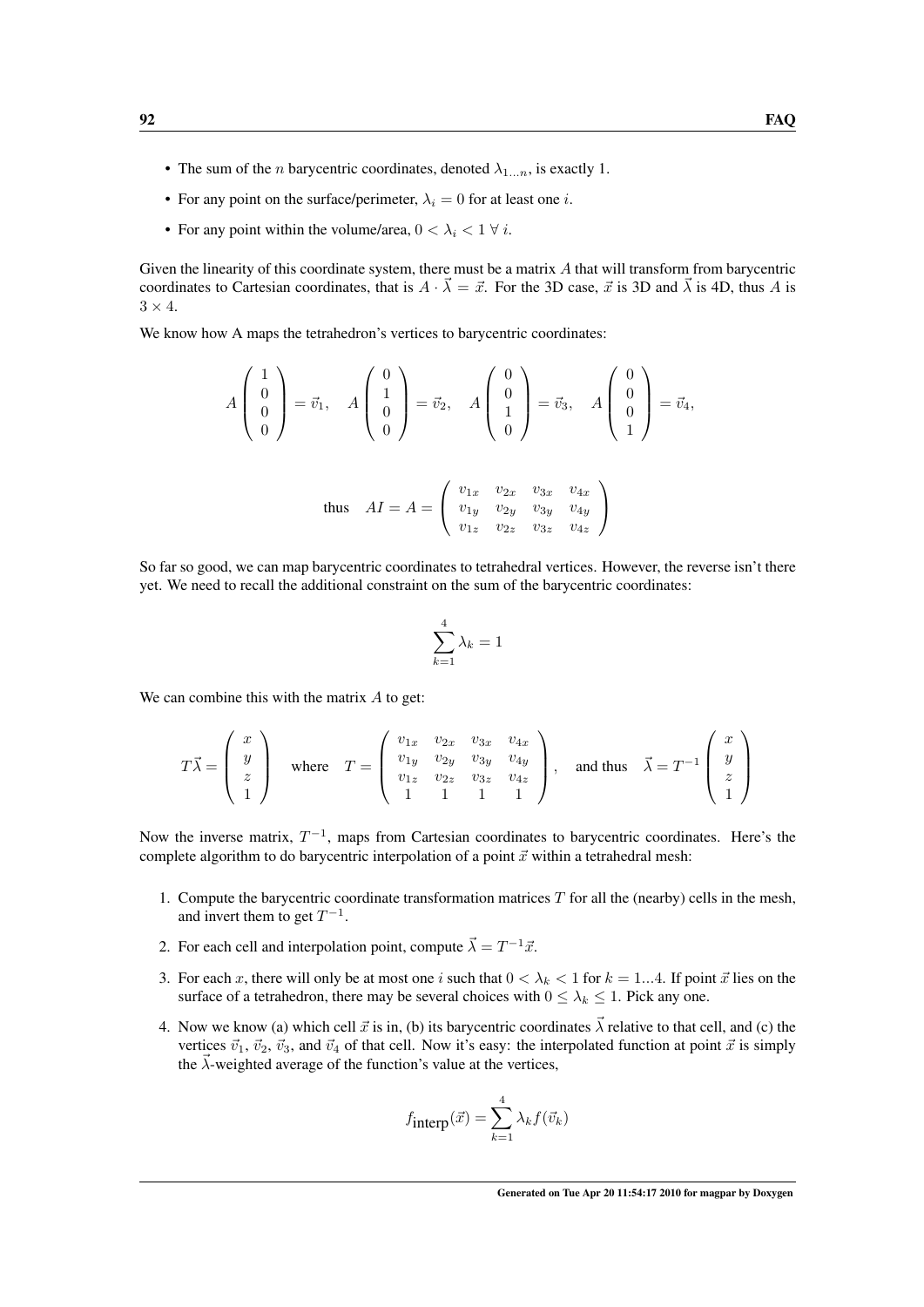- The sum of the $n$ barycentric coordinates, denoted $\lambda_{1...n}$, is exactly 1.
- For any point on the surface/perimeter, $\lambda_i = 0$ for at least one $i$.
- For any point within the volume/area, $0 < \lambda_i < 1 \; \forall \; i$.

Given the linearity of this coordinate system, there must be a matrix $A$ that will transform from barycentric coordinates to Cartesian coordinates, that is $A \cdot \vec{\lambda} = \vec{x}$. For the 3D case, $\vec{x}$ is 3D and $\vec{\lambda}$ is 4D, thus $A$ is $3 \times 4$.

We know how A maps the tetrahedron's vertices to barycentric coordinates:

$$A \begin{pmatrix} 1 \\ 0 \\ 0 \\ 0 \end{pmatrix} = \vec{v}_1, \quad A \begin{pmatrix} 0 \\ 1 \\ 0 \\ 0 \end{pmatrix} = \vec{v}_2, \quad A \begin{pmatrix} 0 \\ 0 \\ 1 \\ 0 \end{pmatrix} = \vec{v}_3, \quad A \begin{pmatrix} 0 \\ 0 \\ 0 \\ 1 \end{pmatrix} = \vec{v}_4,$$

$$\text{thus} \quad AI = A = \begin{pmatrix} v_{1x} & v_{2x} & v_{3x} & v_{4x} \\ v_{1y} & v_{2y} & v_{3y} & v_{4y} \\ v_{1z} & v_{2z} & v_{3z} & v_{4z} \end{pmatrix}$$

So far so good, we can map barycentric coordinates to tetrahedral vertices. However, the reverse isn't there yet. We need to recall the additional constraint on the sum of the barycentric coordinates:

$$\sum_{k=1}^{4} \lambda_k = 1$$

We can combine this with the matrix $A$ to get:

$$T\vec{\lambda} = \begin{pmatrix} x \\ y \\ z \\ 1 \end{pmatrix} \quad \text{where} \quad T = \begin{pmatrix} v_{1x} & v_{2x} & v_{3x} & v_{4x} \\ v_{1y} & v_{2y} & v_{3y} & v_{4y} \\ v_{1z} & v_{2z} & v_{3z} & v_{4z} \\ 1 & 1 & 1 & 1 \end{pmatrix}, \quad \text{and thus} \quad \vec{\lambda} = T^{-1} \begin{pmatrix} x \\ y \\ z \\ 1 \end{pmatrix}$$

Now the inverse matrix, $T^{-1}$, maps from Cartesian coordinates to barycentric coordinates. Here's the complete algorithm to do barycentric interpolation of a point $\vec{x}$ within a tetrahedral mesh:

1. Compute the barycentric coordinate transformation matrices $T$ for all the (nearby) cells in the mesh, and invert them to get $T^{-1}$.
2. For each cell and interpolation point, compute $\vec{\lambda} = T^{-1}\vec{x}$.
3. For each $x$, there will only be at most one $i$ such that $0 < \lambda_k < 1$ for $k = 1...4$. If point $\vec{x}$ lies on the surface of a tetrahedron, there may be several choices with $0 \leq \lambda_k \leq 1$. Pick any one.
4. Now we know (a) which cell $\vec{x}$ is in, (b) its barycentric coordinates $\vec{\lambda}$ relative to that cell, and (c) the vertices $\vec{v}_1$, $\vec{v}_2$, $\vec{v}_3$, and $\vec{v}_4$ of that cell. Now it's easy: the interpolated function at point $\vec{x}$ is simply the $\vec{\lambda}$-weighted average of the function's value at the vertices,

$$f_{\text{interp}}(\vec{x}) = \sum_{k=1}^{4} \lambda_k f(\vec{v}_k)$$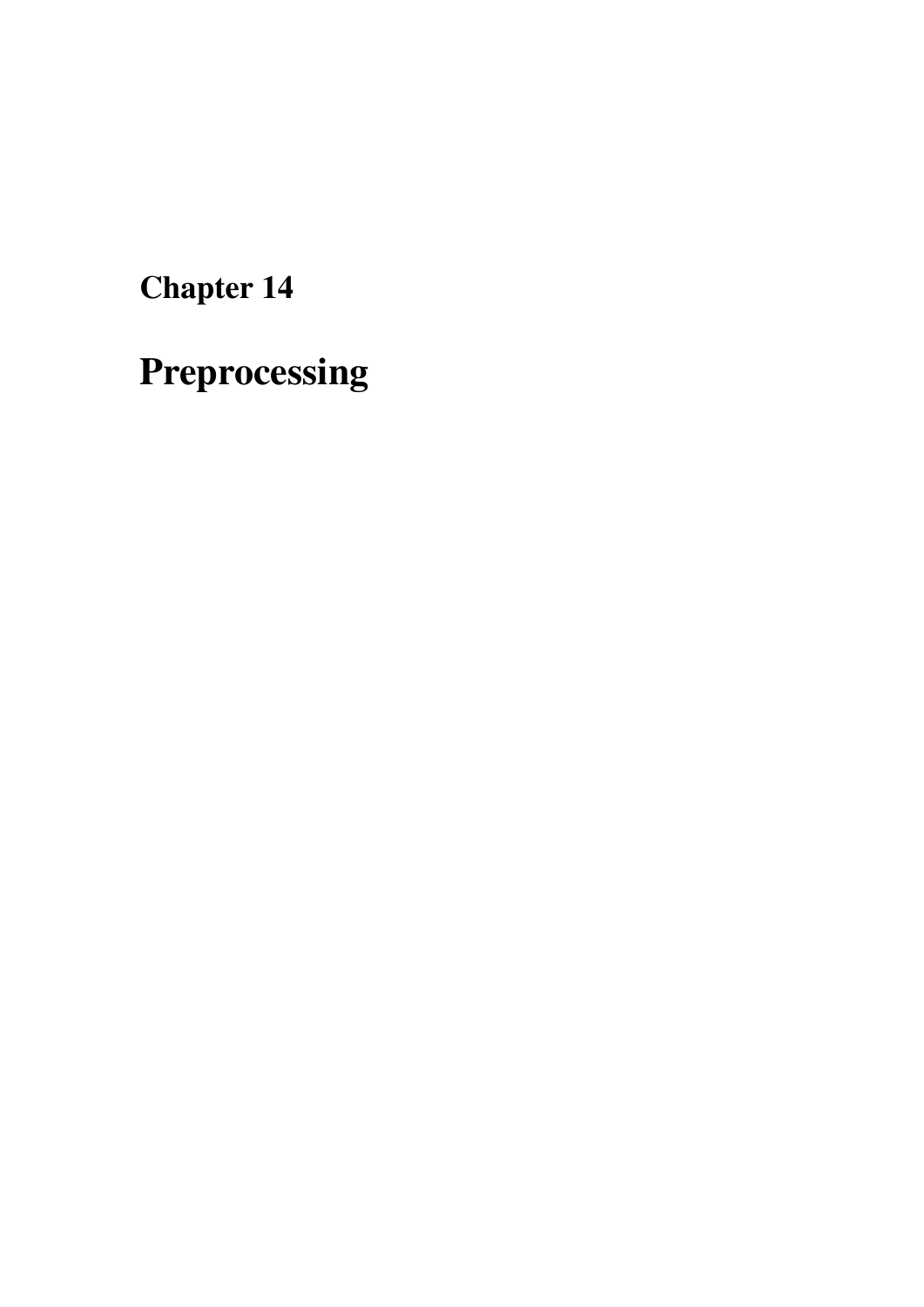# Chapter 14

# Preprocessing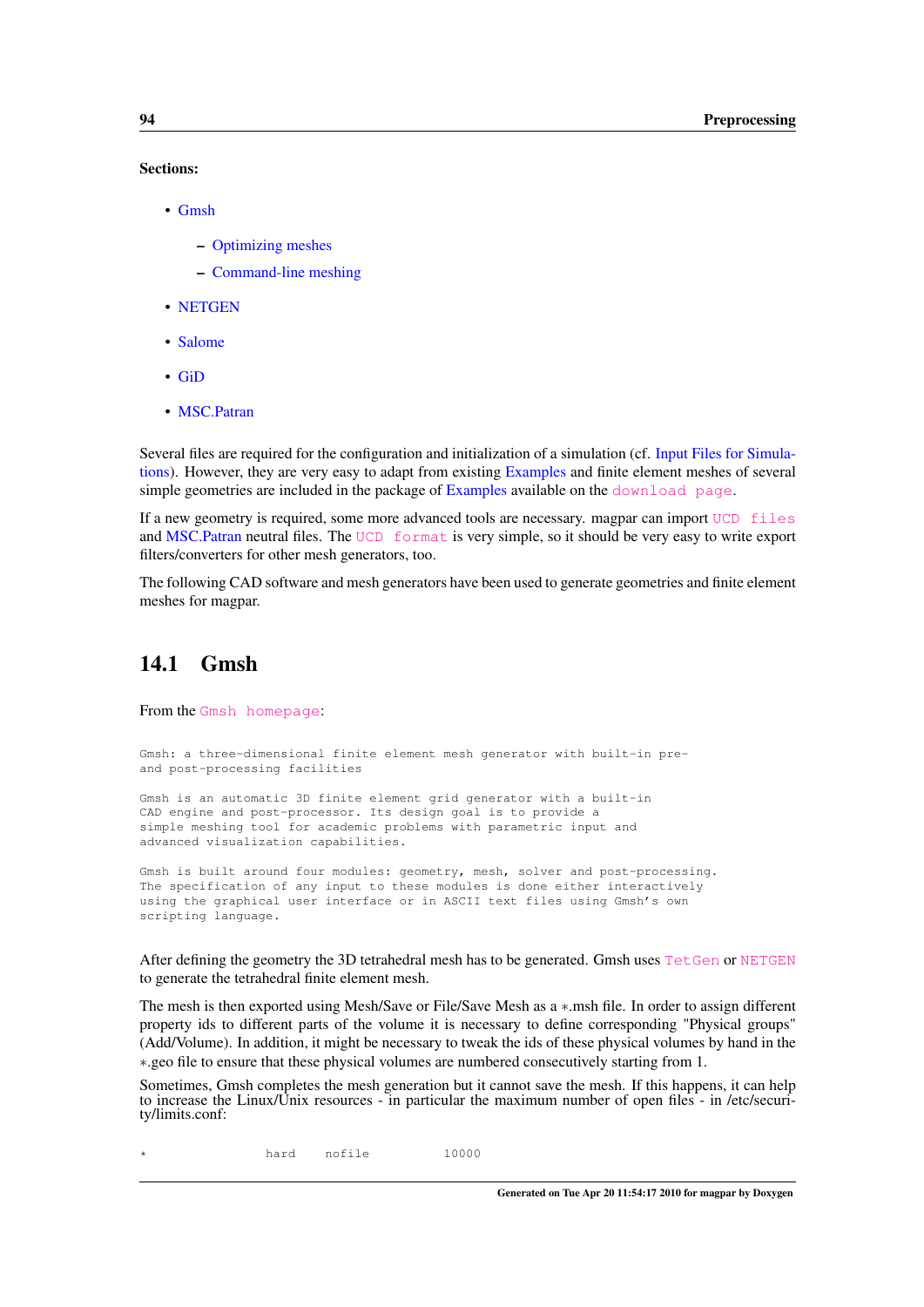**Sections:**

- Gmsh
  - Optimizing meshes
  - Command-line meshing
- NETGEN
- Salome
- GiD
- MSC.Patran

Several files are required for the configuration and initialization of a simulation (cf. Input Files for Simulations). However, they are very easy to adapt from existing Examples and finite element meshes of several simple geometries are included in the package of Examples available on the `download page`.

If a new geometry is required, some more advanced tools are necessary. magpar can import `UCD files` and MSC.Patran neutral files. The `UCD format` is very simple, so it should be very easy to write export filters/converters for other mesh generators, too.

The following CAD software and mesh generators have been used to generate geometries and finite element meshes for magpar.

## 14.1 Gmsh

From the `Gmsh homepage`:

```
Gmsh: a three-dimensional finite element mesh generator with built-in pre-
and post-processing facilities

Gmsh is an automatic 3D finite element grid generator with a built-in
CAD engine and post-processor. Its design goal is to provide a
simple meshing tool for academic problems with parametric input and
advanced visualization capabilities.

Gmsh is built around four modules: geometry, mesh, solver and post-processing.
The specification of any input to these modules is done either interactively
using the graphical user interface or in ASCII text files using Gmsh's own
scripting language.
```

After defining the geometry the 3D tetrahedral mesh has to be generated. Gmsh uses `TetGen` or `NETGEN` to generate the tetrahedral finite element mesh.

The mesh is then exported using Mesh/Save or File/Save Mesh as a *.msh file. In order to assign different property ids to different parts of the volume it is necessary to define corresponding "Physical groups" (Add/Volume). In addition, it might be necessary to tweak the ids of these physical volumes by hand in the *.geo file to ensure that these physical volumes are numbered consecutively starting from 1.

Sometimes, Gmsh completes the mesh generation but it cannot save the mesh. If this happens, it can help to increase the Linux/Unix resources - in particular the maximum number of open files - in /etc/security/limits.conf:

```
*               hard    nofile          10000
```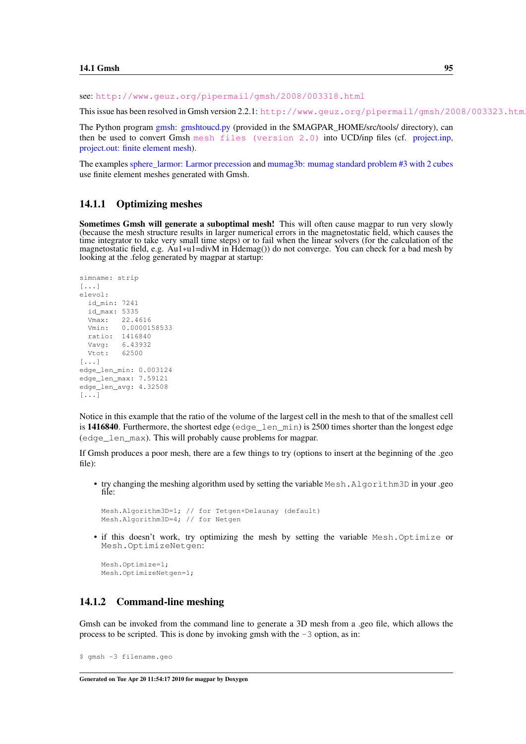see: http://www.geuz.org/pipermail/gmsh/2008/003318.html

This issue has been resolved in Gmsh version 2.2.1: http://www.geuz.org/pipermail/gmsh/2008/003323.html

The Python program gmsh: gmshtoucd.py (provided in the $MAGPAR_HOME/src/tools/ directory), can then be used to convert Gmsh mesh files (version 2.0) into UCD/inp files (cf. project.inp, project.out: finite element mesh).

The examples sphere_larmor: Larmor precession and mumag3b: mumag standard problem #3 with 2 cubes use finite element meshes generated with Gmsh.

### 14.1.1 Optimizing meshes

**Sometimes Gmsh will generate a suboptimal mesh!** This will often cause magpar to run very slowly (because the mesh structure results in larger numerical errors in the magnetostatic field, which causes the time integrator to take very small time steps) or to fail when the linear solvers (for the calculation of the magnetostatic field, e.g. Au1*u1=divM in Hdemag()) do not converge. You can check for a bad mesh by looking at the .felog generated by magpar at startup:

```
simname: strip
[...]
elevol:
  id_min: 7241
  id_max: 5335
  Vmax:   22.4616
  Vmin:   0.0000158533
  ratio:  1416840
  Vavg:   6.43932
  Vtot:   62500
[...]
edge_len_min: 0.003124
edge_len_max: 7.59121
edge_len_avg: 4.32508
[...]
```

Notice in this example that the ratio of the volume of the largest cell in the mesh to that of the smallest cell is **1416840**. Furthermore, the shortest edge (edge_len_min) is 2500 times shorter than the longest edge (edge_len_max). This will probably cause problems for magpar.

If Gmsh produces a poor mesh, there are a few things to try (options to insert at the beginning of the .geo file):

- try changing the meshing algorithm used by setting the variable Mesh.Algorithm3D in your .geo file:

```
Mesh.Algorithm3D=1; // for Tetgen+Delaunay (default)
Mesh.Algorithm3D=4; // for Netgen
```

- if this doesn't work, try optimizing the mesh by setting the variable Mesh.Optimize or Mesh.OptimizeNetgen:

```
Mesh.Optimize=1;
Mesh.OptimizeNetgen=1;
```

### 14.1.2 Command-line meshing

Gmsh can be invoked from the command line to generate a 3D mesh from a .geo file, which allows the process to be scripted. This is done by invoking gmsh with the -3 option, as in:

```
$ gmsh -3 filename.geo
```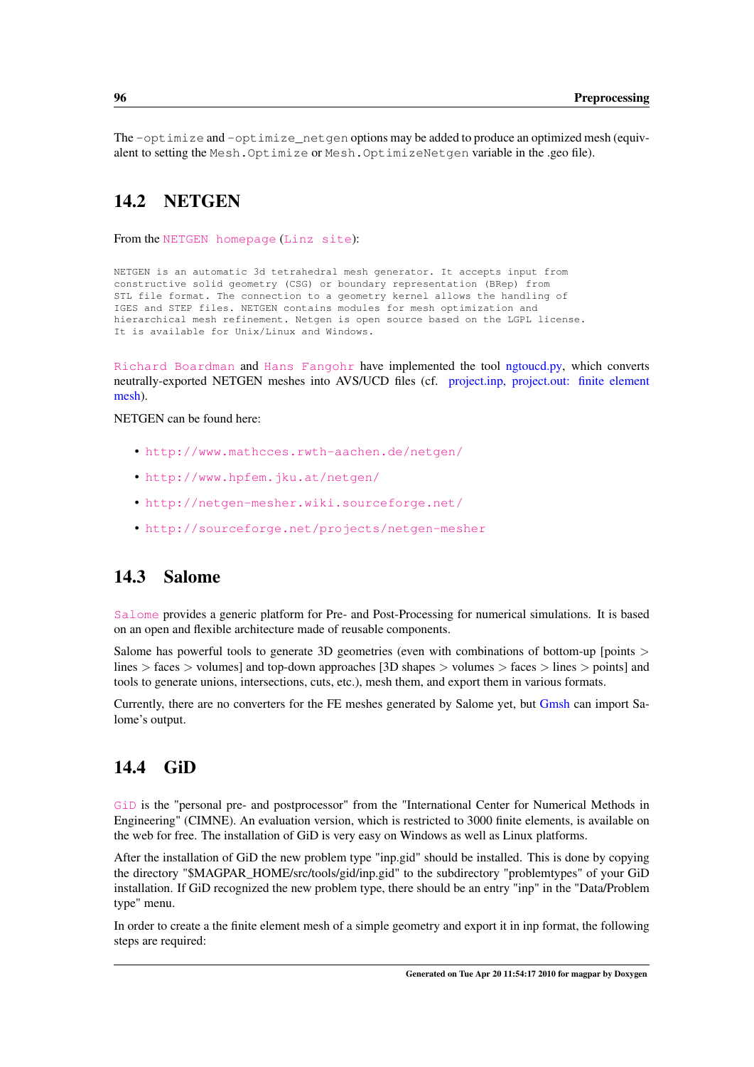The `-optimize` and `-optimize_netgen` options may be added to produce an optimized mesh (equivalent to setting the `Mesh.Optimize` or `Mesh.OptimizeNetgen` variable in the .geo file).

## 14.2 NETGEN

From the NETGEN homepage (Linz site):

```
NETGEN is an automatic 3d tetrahedral mesh generator. It accepts input from
constructive solid geometry (CSG) or boundary representation (BRep) from
STL file format. The connection to a geometry kernel allows the handling of
IGES and STEP files. NETGEN contains modules for mesh optimization and
hierarchical mesh refinement. Netgen is open source based on the LGPL license.
It is available for Unix/Linux and Windows.
```

Richard Boardman and Hans Fangohr have implemented the tool ngtoucd.py, which converts neutrally-exported NETGEN meshes into AVS/UCD files (cf. project.inp, project.out: finite element mesh).

NETGEN can be found here:

- http://www.mathcces.rwth-aachen.de/netgen/
- http://www.hpfem.jku.at/netgen/
- http://netgen-mesher.wiki.sourceforge.net/
- http://sourceforge.net/projects/netgen-mesher

## 14.3 Salome

Salome provides a generic platform for Pre- and Post-Processing for numerical simulations. It is based on an open and flexible architecture made of reusable components.

Salome has powerful tools to generate 3D geometries (even with combinations of bottom-up [points > lines > faces > volumes] and top-down approaches [3D shapes > volumes > faces > lines > points] and tools to generate unions, intersections, cuts, etc.), mesh them, and export them in various formats.

Currently, there are no converters for the FE meshes generated by Salome yet, but Gmsh can import Salome's output.

## 14.4 GiD

GiD is the "personal pre- and postprocessor" from the "International Center for Numerical Methods in Engineering" (CIMNE). An evaluation version, which is restricted to 3000 finite elements, is available on the web for free. The installation of GiD is very easy on Windows as well as Linux platforms.

After the installation of GiD the new problem type "inp.gid" should be installed. This is done by copying the directory "$MAGPAR_HOME/src/tools/gid/inp.gid" to the subdirectory "problemtypes" of your GiD installation. If GiD recognized the new problem type, there should be an entry "inp" in the "Data/Problem type" menu.

In order to create a the finite element mesh of a simple geometry and export it in inp format, the following steps are required: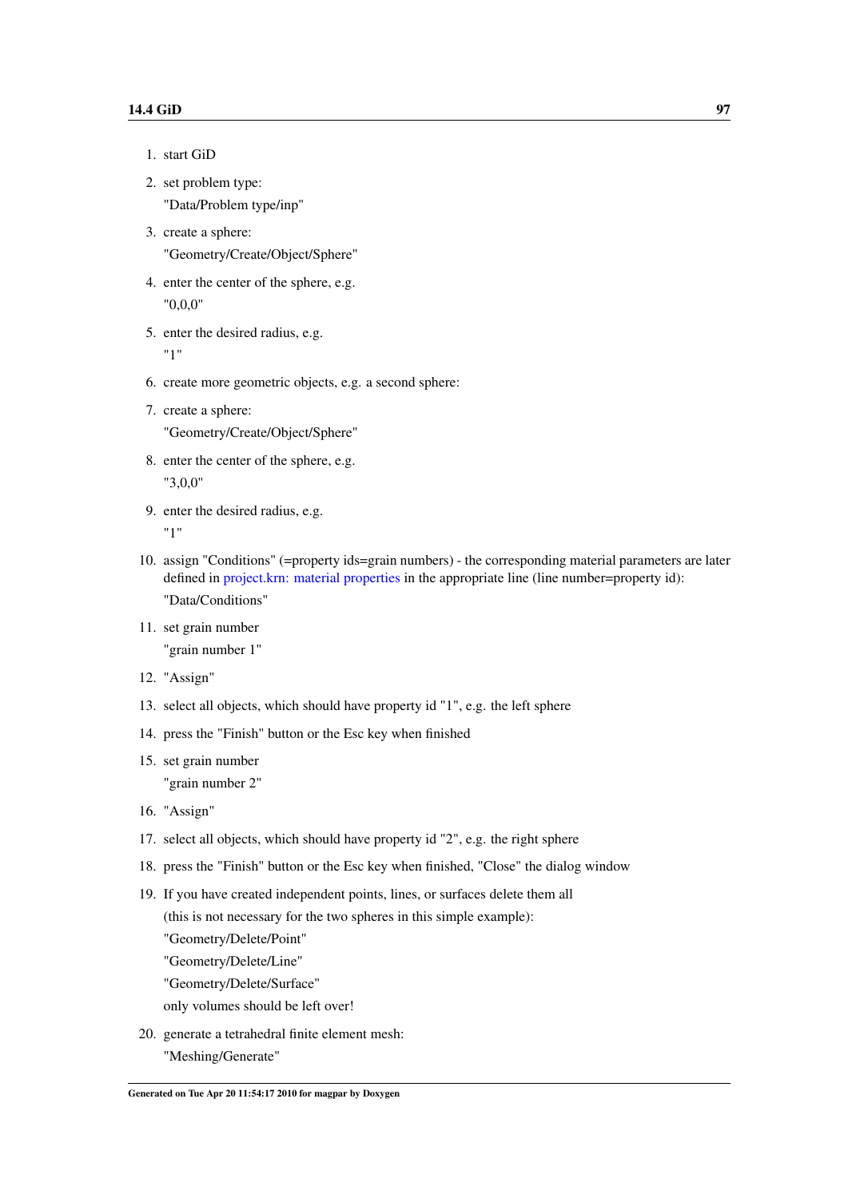1. start GiD
2. set problem type:
   "Data/Problem type/inp"
3. create a sphere:
   "Geometry/Create/Object/Sphere"
4. enter the center of the sphere, e.g.
   "0,0,0"
5. enter the desired radius, e.g.
   "1"
6. create more geometric objects, e.g. a second sphere:
7. create a sphere:
   "Geometry/Create/Object/Sphere"
8. enter the center of the sphere, e.g.
   "3,0,0"
9. enter the desired radius, e.g.
   "1"
10. assign "Conditions" (=property ids=grain numbers) - the corresponding material parameters are later defined in project.krn: material properties in the appropriate line (line number=property id):
    "Data/Conditions"
11. set grain number
    "grain number 1"
12. "Assign"
13. select all objects, which should have property id "1", e.g. the left sphere
14. press the "Finish" button or the Esc key when finished
15. set grain number
    "grain number 2"
16. "Assign"
17. select all objects, which should have property id "2", e.g. the right sphere
18. press the "Finish" button or the Esc key when finished, "Close" the dialog window
19. If you have created independent points, lines, or surfaces delete them all
    (this is not necessary for the two spheres in this simple example):
    "Geometry/Delete/Point"
    "Geometry/Delete/Line"
    "Geometry/Delete/Surface"
    only volumes should be left over!
20. generate a tetrahedral finite element mesh:
    "Meshing/Generate"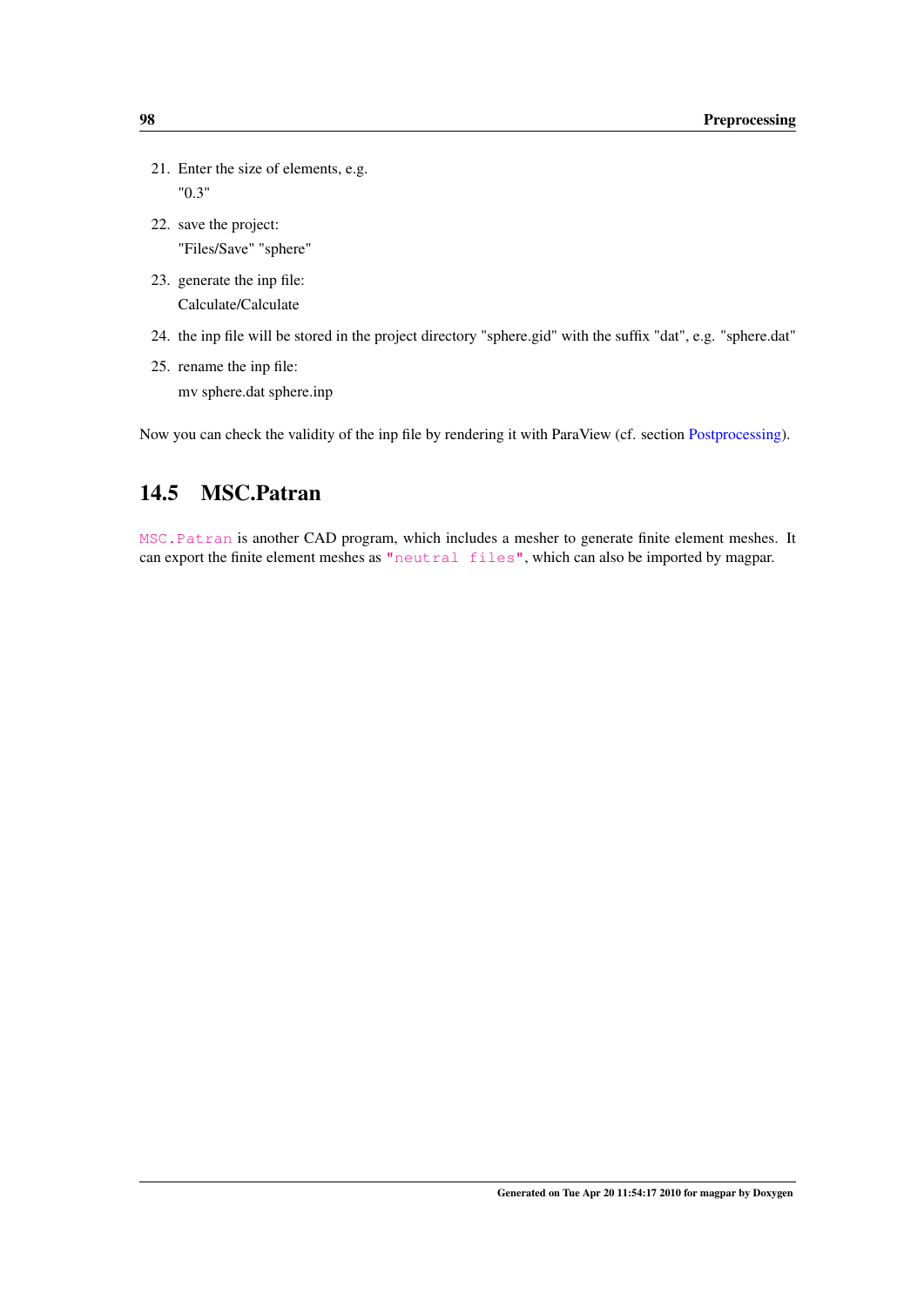21. Enter the size of elements, e.g.
    "0.3"
22. save the project:
    "Files/Save" "sphere"
23. generate the inp file:
    Calculate/Calculate
24. the inp file will be stored in the project directory "sphere.gid" with the suffix "dat", e.g. "sphere.dat"
25. rename the inp file:
    mv sphere.dat sphere.inp

Now you can check the validity of the inp file by rendering it with ParaView (cf. section Postprocessing).

## 14.5 MSC.Patran

`MSC.Patran` is another CAD program, which includes a mesher to generate finite element meshes. It can export the finite element meshes as `"neutral files"`, which can also be imported by magpar.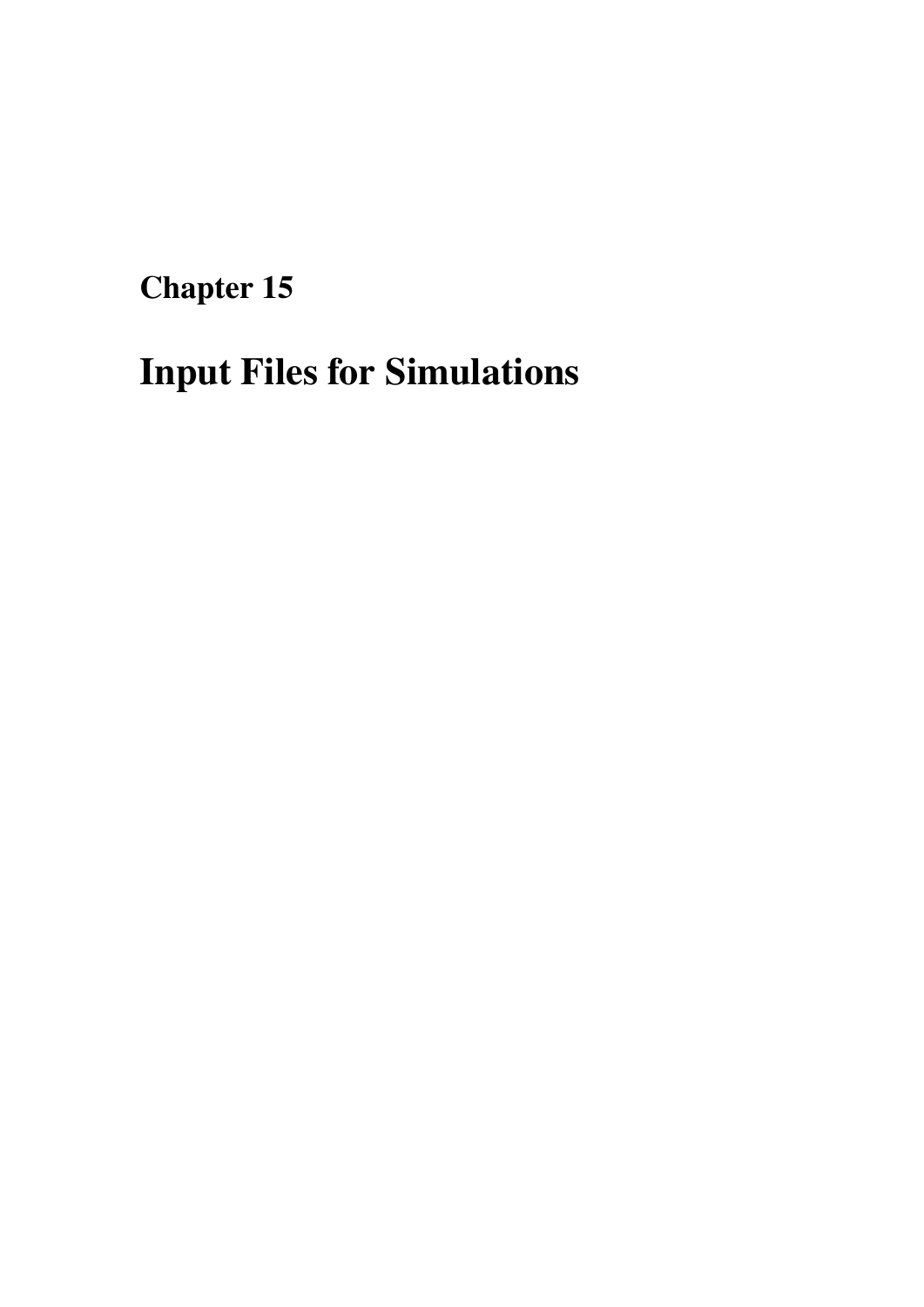# Chapter 15

# Input Files for Simulations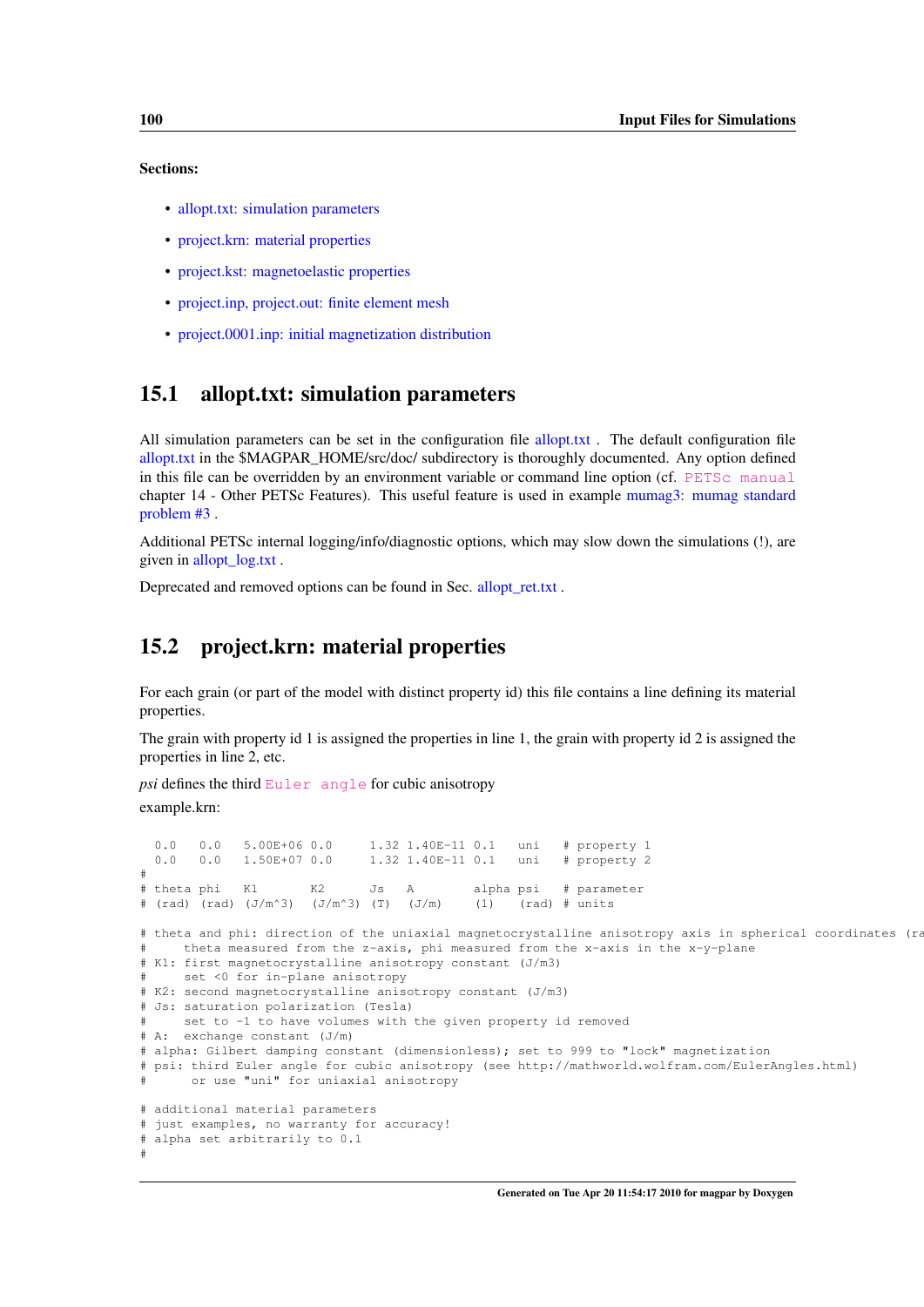**Sections:**

- allopt.txt: simulation parameters
- project.krn: material properties
- project.kst: magnetoelastic properties
- project.inp, project.out: finite element mesh
- project.0001.inp: initial magnetization distribution

## 15.1 allopt.txt: simulation parameters

All simulation parameters can be set in the configuration file allopt.txt . The default configuration file allopt.txt in the $MAGPAR_HOME/src/doc/ subdirectory is thoroughly documented. Any option defined in this file can be overridden by an environment variable or command line option (cf. PETSc manual chapter 14 - Other PETSc Features). This useful feature is used in example mumag3: mumag standard problem #3 .

Additional PETSc internal logging/info/diagnostic options, which may slow down the simulations (!), are given in allopt_log.txt .

Deprecated and removed options can be found in Sec. allopt_ret.txt .

## 15.2 project.krn: material properties

For each grain (or part of the model with distinct property id) this file contains a line defining its material properties.

The grain with property id 1 is assigned the properties in line 1, the grain with property id 2 is assigned the properties in line 2, etc.

*psi* defines the third Euler angle for cubic anisotropy

example.krn:

```
  0.0   0.0   5.00E+06 0.0     1.32 1.40E-11 0.1   uni   # property 1
  0.0   0.0   1.50E+07 0.0     1.32 1.40E-11 0.1   uni   # property 2
#
# theta phi   K1       K2      Js   A        alpha psi   # parameter
# (rad) (rad) (J/m^3)  (J/m^3) (T)  (J/m)     (1)   (rad) # units

# theta and phi: direction of the uniaxial magnetocrystalline anisotropy axis in spherical coordinates (ra
#     theta measured from the z-axis, phi measured from the x-axis in the x-y-plane
# K1: first magnetocrystalline anisotropy constant (J/m3)
#     set <0 for in-plane anisotropy
# K2: second magnetocrystalline anisotropy constant (J/m3)
# Js: saturation polarization (Tesla)
#     set to -1 to have volumes with the given property id removed
# A:  exchange constant (J/m)
# alpha: Gilbert damping constant (dimensionless); set to 999 to "lock" magnetization
# psi: third Euler angle for cubic anisotropy (see http://mathworld.wolfram.com/EulerAngles.html)
#      or use "uni" for uniaxial anisotropy

# additional material parameters
# just examples, no warranty for accuracy!
# alpha set arbitrarily to 0.1
#
```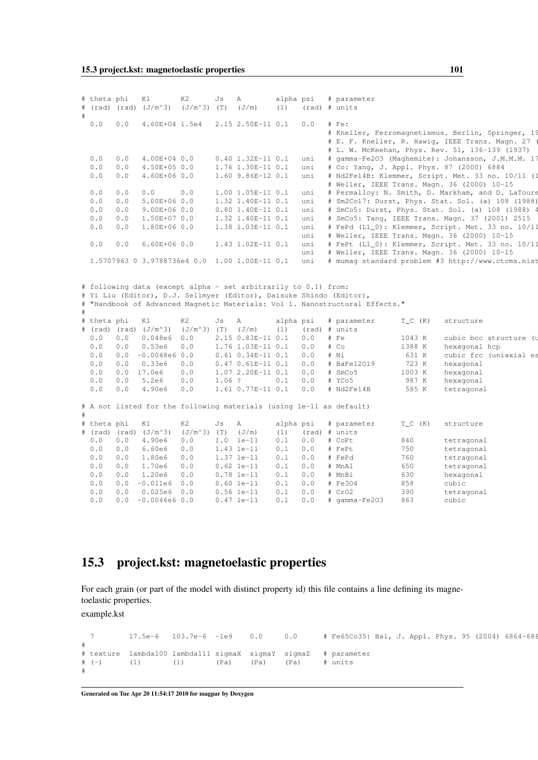```
# theta phi   K1        K2       Js   A         alpha psi   # parameter
# (rad) (rad) (J/m^3)   (J/m^3)  (T)  (J/m)     (1)   (rad) # units
#
  0.0   0.0   4.60E+04 1.5e4    2.15 2.50E-11 0.1   0.0   # Fe:
                                                          # Kneller, Ferromagnetismus. Berlin, Springer, 19
                                                          # E. F. Kneller, R. Hawig, IEEE Trans. Magn. 27 (
                                                          # L. W. McKeehan, Phys. Rev. 51, 136-139 (1937)
  0.0   0.0   4.00E+04 0.0      0.40 1.32E-11 0.1   uni   # gamma-Fe2O3 (Maghemite): Johansson, J.M.M.M. 17
  0.0   0.0   4.50E+05 0.0      1.76 1.30E-11 0.1   uni   # Co: Yang, J. Appl. Phys. 87 (2000) 6884
  0.0   0.0   4.60E+06 0.0      1.60 9.86E-12 0.1   uni   # Nd2Fe14B: Klemmer, Script. Met. 33 no. 10/11 (1
                                                          # Weller, IEEE Trans. Magn. 36 (2000) 10-15
  0.0   0.0   0.0      0.0      1.00 1.05E-11 0.1   uni   # Permalloy: N. Smith, D. Markham, and D. LaToure
  0.0   0.0   5.00E+06 0.0      1.32 1.40E-11 0.1   uni   # Sm2Co17: Durst, Phys. Stat. Sol. (a) 108 (1988)
  0.0   0.0   9.00E+06 0.0      0.80 1.40E-11 0.1   uni   # SmCo5: Durst, Phys. Stat. Sol. (a) 108 (1988) 4
  0.0   0.0   1.50E+07 0.0      1.32 1.40E-11 0.1   uni   # SmCo5: Tang, IEEE Trans. Magn. 37 (2001) 2515
  0.0   0.0   1.80E+06 0.0      1.38 1.03E-11 0.1   uni   # FePd (L1_0): Klemmer, Script. Met. 33 no. 10/11
                                                    uni   # Weller, IEEE Trans. Magn. 36 (2000) 10-15
  0.0   0.0   6.60E+06 0.0      1.43 1.02E-11 0.1   uni   # FePt (L1_0): Klemmer, Script. Met. 33 no. 10/11
                                                    uni   # Weller, IEEE Trans. Magn. 36 (2000) 10-15
  1.5707963 0 3.9788736e4 0.0  1.00 1.00E-11 0.1   uni   # mumag standard problem #3 http://www.ctcms.nist


# following data (except alpha - set arbitrarily to 0.1) from:
# Yi Liu (Editor), D.J. Sellmyer (Editor), Daisuke Shindo (Editor),
# "Handbook of Advanced Magnetic Materials: Vol 1. Nanostructural Effects."
#
# theta phi   K1        K2       Js   A         alpha psi   # parameter      T_C (K)    structure
# (rad) (rad) (J/m^3)   (J/m^3)  (T)  (J/m)     (1)   (rad) # units
  0.0   0.0   0.048e6   0.0      2.15 0.83E-11 0.1   0.0   # Fe             1043 K     cubic bcc structure (u
  0.0   0.0   0.53e6    0.0      1.76 1.03E-11 0.1   0.0   # Co             1388 K     hexagonal hcp
  0.0   0.0  -0.0048e6 0.0      0.61 0.34E-11 0.1   0.0   # Ni              631 K     cubic fcc (uniaxial es
  0.0   0.0   0.33e6    0.0      0.47 0.61E-11 0.1   0.0   # BaFe12O19       723 K     hexagonal
  0.0   0.0  17.0e6     0.0      1.07 2.20E-11 0.1   0.0   # SmCo5          1003 K     hexagonal
  0.0   0.0   5.2e6     0.0      1.06 ?        0.1   0.0   # YCo5            987 K     hexagonal
  0.0   0.0   4.90e6    0.0      1.61 0.77E-11 0.1   0.0   # Nd2Fe14B        585 K     tetragonal

# A not listed for the following materials (using 1e-11 as default)
#
# theta phi   K1        K2       Js   A         alpha psi   # parameter      T_C (K)    structure
# (rad) (rad) (J/m^3)   (J/m^3)  (T)  (J/m)     (1)   (rad) # units
  0.0   0.0   4.90e6    0.0      1.0  1e-11     0.1   0.0   # CoPt           840        tetragonal
  0.0   0.0   6.60e6    0.0      1.43 1e-11     0.1   0.0   # FePt           750        tetragonal
  0.0   0.0   1.80e6    0.0      1.37 1e-11     0.1   0.0   # FePd           760        tetragonal
  0.0   0.0   1.70e6    0.0      0.62 1e-11     0.1   0.0   # MnAl           650        tetragonal
  0.0   0.0   1.20e6    0.0      0.78 1e-11     0.1   0.0   # MnBi           630        hexagonal
  0.0   0.0  -0.011e6   0.0      0.60 1e-11     0.1   0.0   # Fe3O4          858        cubic
  0.0   0.0   0.025e6   0.0      0.56 1e-11     0.1   0.0   # CrO2           390        tetragonal
  0.0   0.0  -0.0046e6 0.0      0.47 1e-11     0.1   0.0   # gamma-Fe2O3    863        cubic
```

## 15.3 project.kst: magnetoelastic properties

For each grain (or part of the model with distinct property id) this file contains a line defining its magnetoelastic properties.

example.kst

```
  7         17.5e-6   103.7e-6  -1e9     0.0      0.0       # Fe65Co35: Bai, J. Appl. Phys. 95 (2004) 6864-686
#
# texture  lambda100 lambda111 sigmaX  sigmaY  sigmaZ   # parameter
# (-)      (1)       (1)       (Pa)    (Pa)    (Pa)     # units
#
```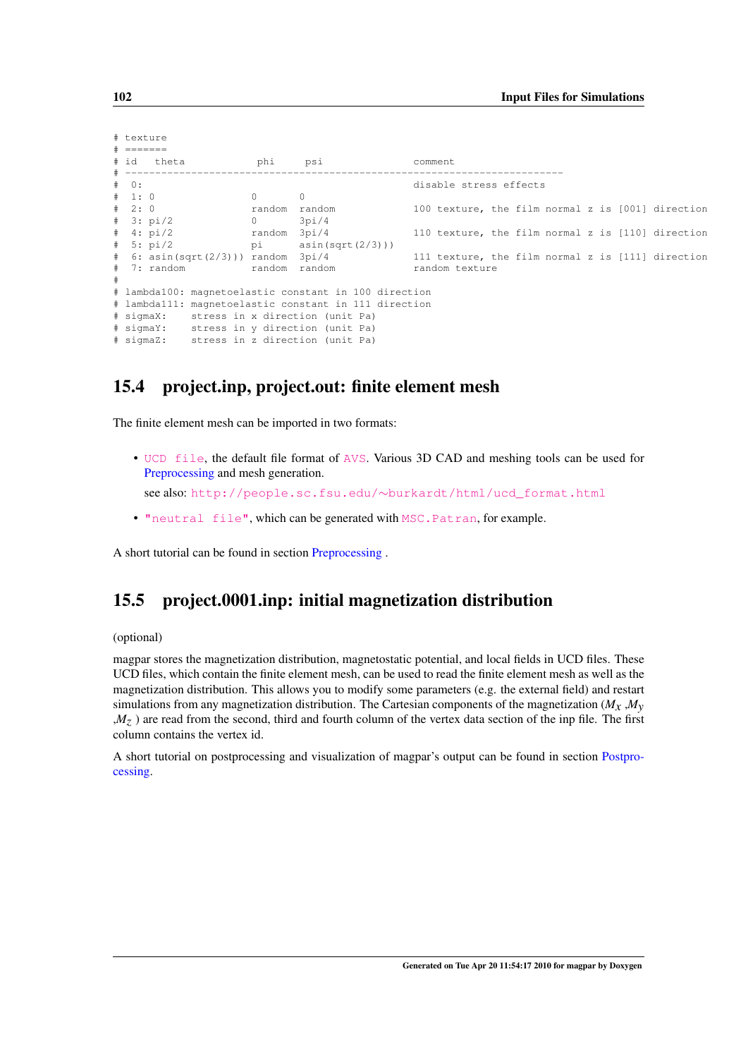```
# texture
# =======
# id   theta            phi     psi              comment
# ------------------------------------------------------------------------
#  0:                                            disable stress effects
#  1: 0                 0       0
#  2: 0                 random  random           100 texture, the film normal z is [001] direction
#  3: pi/2              0       3pi/4
#  4: pi/2              random  3pi/4            110 texture, the film normal z is [110] direction
#  5: pi/2              pi      asin(sqrt(2/3)))
#  6: asin(sqrt(2/3))) random  3pi/4            111 texture, the film normal z is [111] direction
#  7: random            random  random           random texture
#
# lambda100: magnetoelastic constant in 100 direction
# lambda111: magnetoelastic constant in 111 direction
# sigmaX:    stress in x direction (unit Pa)
# sigmaY:    stress in y direction (unit Pa)
# sigmaZ:    stress in z direction (unit Pa)
```

## 15.4 project.inp, project.out: finite element mesh

The finite element mesh can be imported in two formats:

- UCD file, the default file format of AVS. Various 3D CAD and meshing tools can be used for Preprocessing and mesh generation.

  see also: http://people.sc.fsu.edu/~burkardt/html/ucd_format.html

- "neutral file", which can be generated with MSC.Patran, for example.

A short tutorial can be found in section Preprocessing .

## 15.5 project.0001.inp: initial magnetization distribution

(optional)

magpar stores the magnetization distribution, magnetostatic potential, and local fields in UCD files. These UCD files, which contain the finite element mesh, can be used to read the finite element mesh as well as the magnetization distribution. This allows you to modify some parameters (e.g. the external field) and restart simulations from any magnetization distribution. The Cartesian components of the magnetization ($M_x$ ,$M_y$ ,$M_z$ ) are read from the second, third and fourth column of the vertex data section of the inp file. The first column contains the vertex id.

A short tutorial on postprocessing and visualization of magpar's output can be found in section Postprocessing.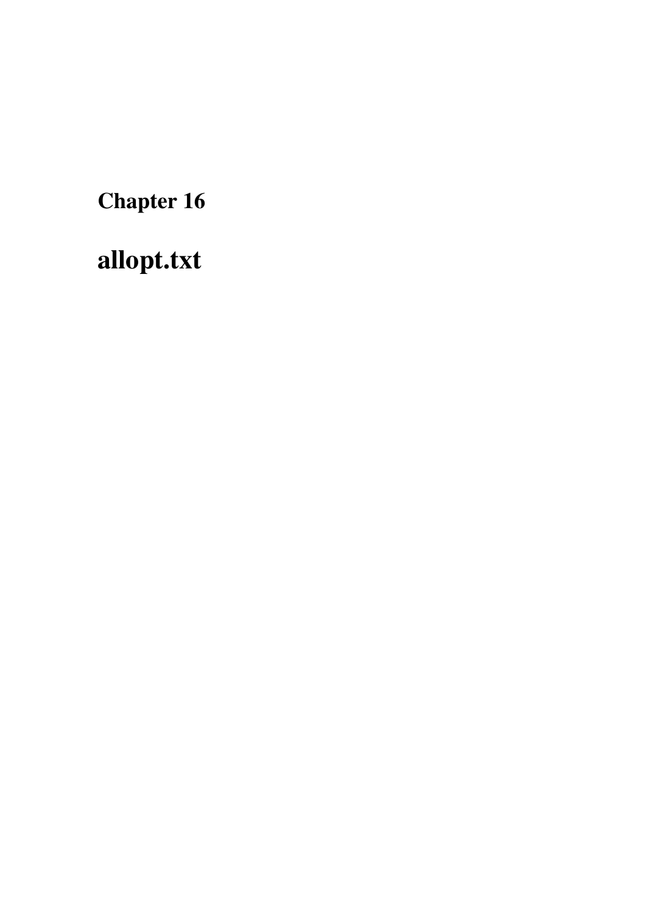# Chapter 16

# allopt.txt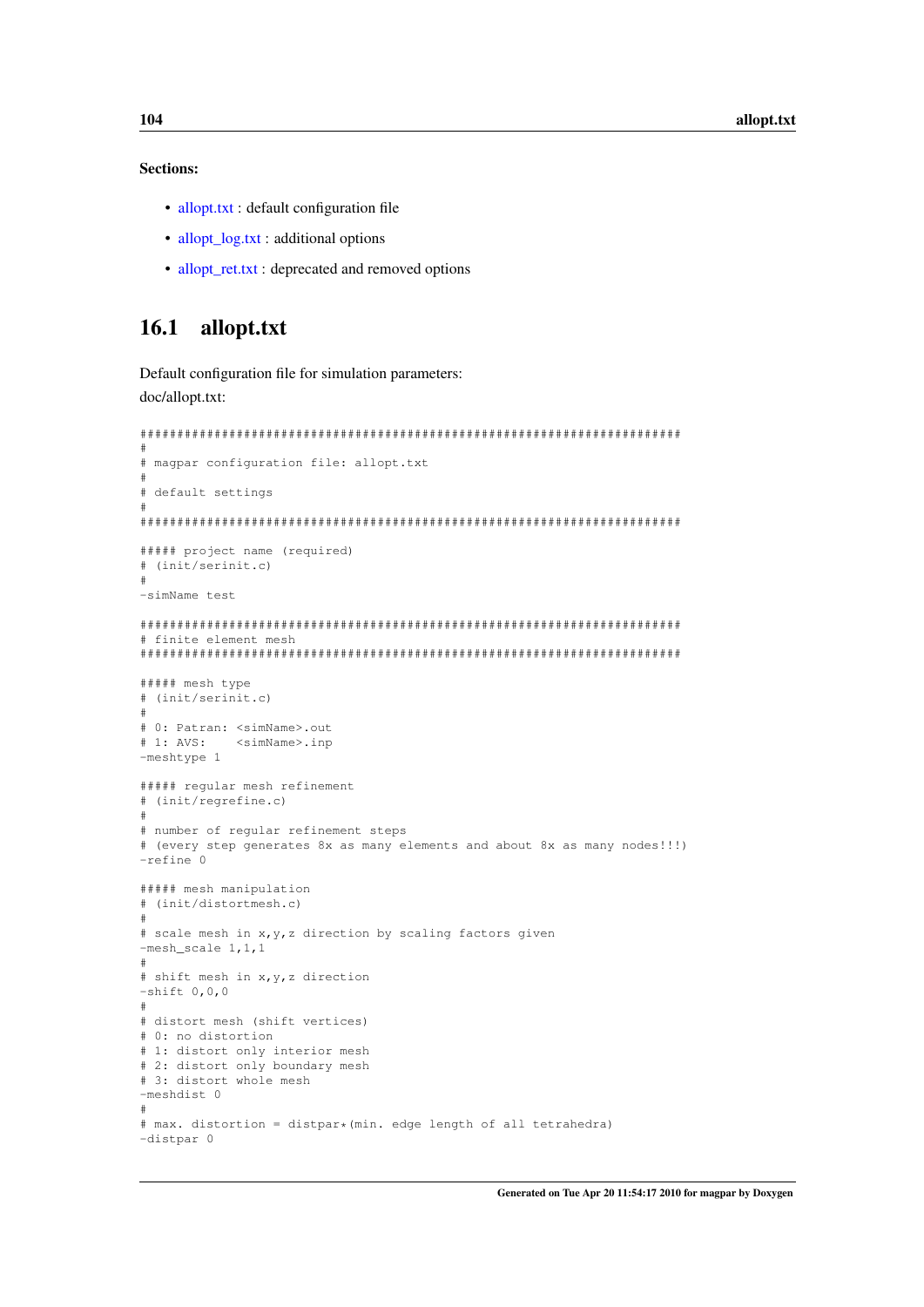**Sections:**

- allopt.txt : default configuration file
- allopt_log.txt : additional options
- allopt_ret.txt : deprecated and removed options

## 16.1 allopt.txt

Default configuration file for simulation parameters:

doc/allopt.txt:

```
##########################################################################
#
# magpar configuration file: allopt.txt
#
# default settings
#
##########################################################################

##### project name (required)
# (init/serinit.c)
#
-simName test

##########################################################################
# finite element mesh
##########################################################################

##### mesh type
# (init/serinit.c)
#
# 0: Patran: <simName>.out
# 1: AVS:    <simName>.inp
-meshtype 1

##### regular mesh refinement
# (init/regrefine.c)
#
# number of regular refinement steps
# (every step generates 8x as many elements and about 8x as many nodes!!!)
-refine 0

##### mesh manipulation
# (init/distortmesh.c)
#
# scale mesh in x,y,z direction by scaling factors given
-mesh_scale 1,1,1
#
# shift mesh in x,y,z direction
-shift 0,0,0
#
# distort mesh (shift vertices)
# 0: no distortion
# 1: distort only interior mesh
# 2: distort only boundary mesh
# 3: distort whole mesh
-meshdist 0
#
# max. distortion = distpar*(min. edge length of all tetrahedra)
-distpar 0
```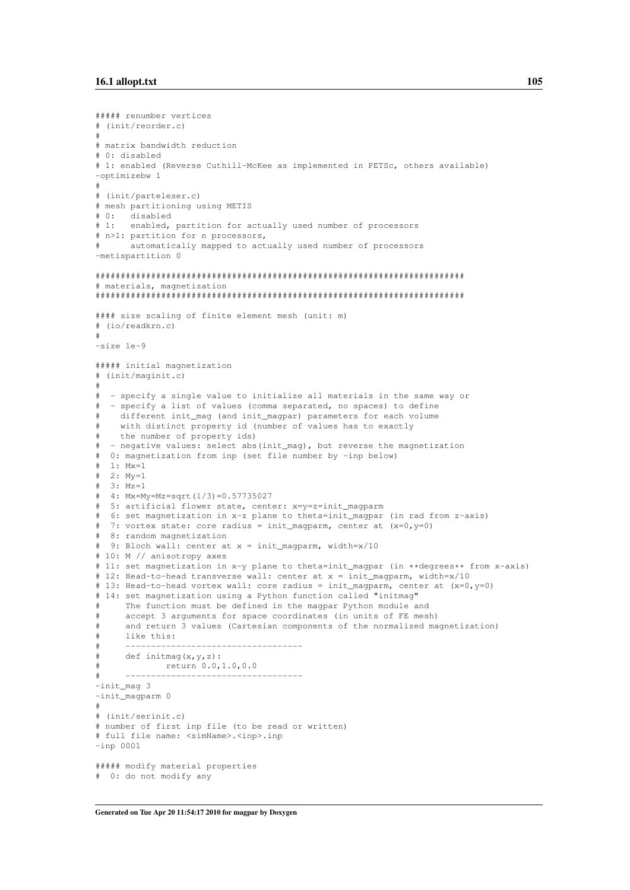```
##### renumber vertices
# (init/reorder.c)
#
# matrix bandwidth reduction
# 0: disabled
# 1: enabled (Reverse Cuthill-McKee as implemented in PETSc, others available)
-optimizebw 1
#
# (init/parteleser.c)
# mesh partitioning using METIS
# 0:   disabled
# 1:   enabled, partition for actually used number of processors
# n>1: partition for n processors,
#      automatically mapped to actually used number of processors
-metispartition 0

######################################################################
# materials, magnetization
######################################################################

#### size scaling of finite element mesh (unit: m)
# (io/readkrn.c)
#
-size 1e-9

##### initial magnetization
# (init/maginit.c)
#
#  - specify a single value to initialize all materials in the same way or
#  - specify a list of values (comma separated, no spaces) to define
#    different init_mag (and init_magpar) parameters for each volume
#    with distinct property id (number of values has to exactly
#    the number of property ids)
#  - negative values: select abs(init_mag), but reverse the magnetization
#  0: magnetization from inp (set file number by -inp below)
#  1: Mx=1
#  2: My=1
#  3: Mz=1
#  4: Mx=My=Mz=sqrt(1/3)=0.57735027
#  5: artificial flower state, center: x=y=z=init_magparm
#  6: set magnetization in x-z plane to theta=init_magpar (in rad from z-axis)
#  7: vortex state: core radius = init_magparm, center at (x=0,y=0)
#  8: random magnetization
#  9: Bloch wall: center at x = init_magparm, width=x/10
# 10: M // anisotropy axes
# 11: set magnetization in x-y plane to theta=init_magpar (in **degrees** from x-axis)
# 12: Head-to-head transverse wall: center at x = init_magparm, width=x/10
# 13: Head-to-head vortex wall: core radius = init_magparm, center at (x=0,y=0)
# 14: set magnetization using a Python function called "initmag"
#     The function must be defined in the magpar Python module and
#     accept 3 arguments for space coordinates (in units of FE mesh)
#     and return 3 values (Cartesian components of the normalized magnetization)
#     like this:
#     ----------------------------------
#     def initmag(x,y,z):
#             return 0.0,1.0,0.0
#     ----------------------------------
-init_mag 3
-init_magparm 0
#
# (init/serinit.c)
# number of first inp file (to be read or written)
# full file name: <simName>.<inp>.inp
-inp 0001

##### modify material properties
#  0: do not modify any
```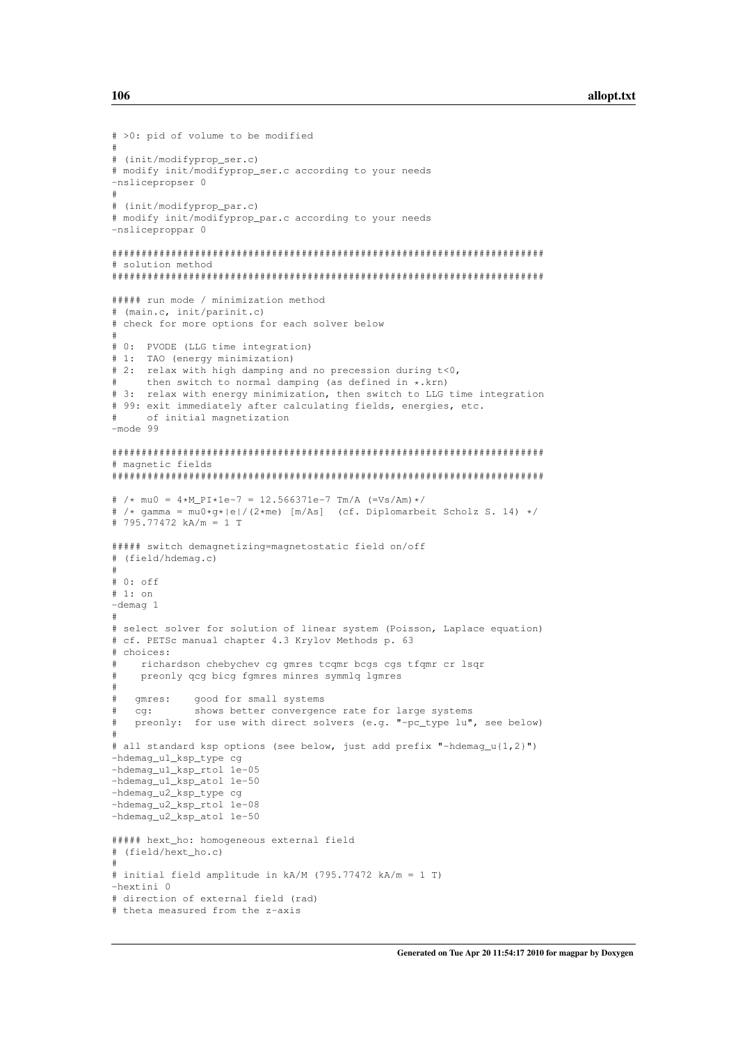```
# >0: pid of volume to be modified
#
# (init/modifyprop_ser.c)
# modify init/modifyprop_ser.c according to your needs
-nslicepropser 0
#
# (init/modifyprop_par.c)
# modify init/modifyprop_par.c according to your needs
-nsliceproppar 0

######################################################################
# solution method
######################################################################

##### run mode / minimization method
# (main.c, init/parinit.c)
# check for more options for each solver below
#
# 0:  PVODE (LLG time integration)
# 1:  TAO (energy minimization)
# 2:  relax with high damping and no precession during t<0,
#     then switch to normal damping (as defined in *.krn)
# 3:  relax with energy minimization, then switch to LLG time integration
# 99: exit immediately after calculating fields, energies, etc.
#     of initial magnetization
-mode 99

######################################################################
# magnetic fields
######################################################################

# /* mu0 = 4*M_PI*1e-7 = 12.566371e-7 Tm/A (=Vs/Am)*/
# /* gamma = mu0*g*|e|/(2*me) [m/As]  (cf. Diplomarbeit Scholz S. 14) */
# 795.77472 kA/m = 1 T

##### switch demagnetizing=magnetostatic field on/off
# (field/hdemag.c)
#
# 0: off
# 1: on
-demag 1
#
# select solver for solution of linear system (Poisson, Laplace equation)
# cf. PETSc manual chapter 4.3 Krylov Methods p. 63
# choices:
#    richardson chebychev cg gmres tcqmr bcgs cgs tfqmr cr lsqr
#    preonly qcg bicg fgmres minres symmlq lgmres
#
#   gmres:    good for small systems
#   cg:       shows better convergence rate for large systems
#   preonly:  for use with direct solvers (e.g. "-pc_type lu", see below)
#
# all standard ksp options (see below, just add prefix "-hdemag_u{1,2}")
-hdemag_u1_ksp_type cg
-hdemag_u1_ksp_rtol 1e-05
-hdemag_u1_ksp_atol 1e-50
-hdemag_u2_ksp_type cg
-hdemag_u2_ksp_rtol 1e-08
-hdemag_u2_ksp_atol 1e-50

##### hext_ho: homogeneous external field
# (field/hext_ho.c)
#
# initial field amplitude in kA/M (795.77472 kA/m = 1 T)
-hextini 0
# direction of external field (rad)
# theta measured from the z-axis
```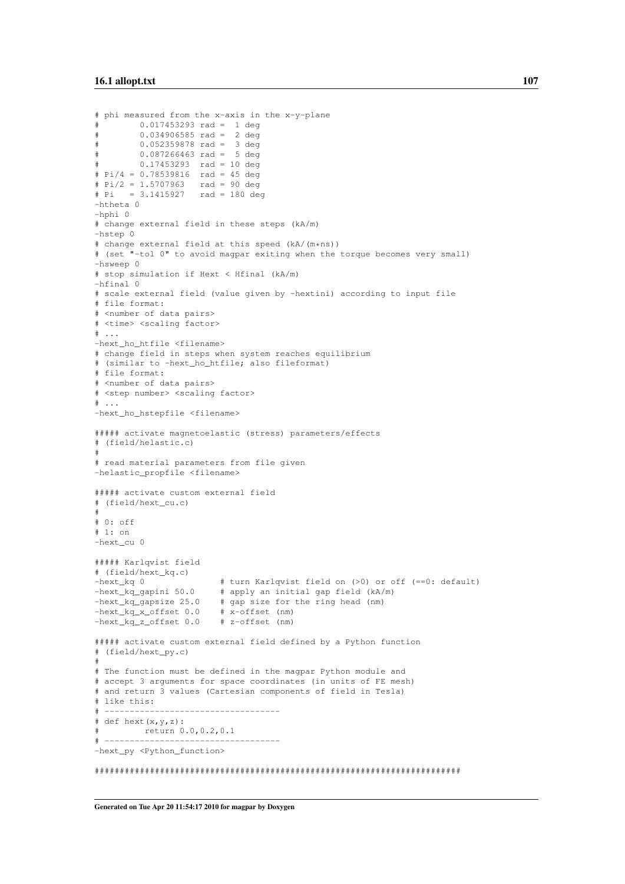```
# phi measured from the x-axis in the x-y-plane
#        0.017453293 rad =  1 deg
#        0.034906585 rad =  2 deg
#        0.052359878 rad =  3 deg
#        0.087266463 rad =  5 deg
#        0.17453293  rad = 10 deg
# Pi/4 = 0.78539816  rad = 45 deg
# Pi/2 = 1.5707963   rad = 90 deg
# Pi   = 3.1415927   rad = 180 deg
-htheta 0
-hphi 0
# change external field in these steps (kA/m)
-hstep 0
# change external field at this speed (kA/(m*ns))
# (set "-tol 0" to avoid magpar exiting when the torque becomes very small)
-hsweep 0
# stop simulation if Hext < Hfinal (kA/m)
-hfinal 0
# scale external field (value given by -hextini) according to input file
# file format:
# <number of data pairs>
# <time> <scaling factor>
# ...
-hext_ho_htfile <filename>
# change field in steps when system reaches equilibrium
# (similar to -hext_ho_htfile; also fileformat)
# file format:
# <number of data pairs>
# <step number> <scaling factor>
# ...
-hext_ho_hstepfile <filename>

##### activate magnetoelastic (stress) parameters/effects
# (field/helastic.c)
#
# read material parameters from file given
-helastic_propfile <filename>

##### activate custom external field
# (field/hext_cu.c)
#
# 0: off
# 1: on
-hext_cu 0

##### Karlqvist field
# (field/hext_kq.c)
-hext_kq 0               # turn Karlqvist field on (>0) or off (==0: default)
-hext_kq_gapini 50.0     # apply an initial gap field (kA/m)
-hext_kq_gapsize 25.0    # gap size for the ring head (nm)
-hext_kq_x_offset 0.0    # x-offset (nm)
-hext_kq_z_offset 0.0    # z-offset (nm)

##### activate custom external field defined by a Python function
# (field/hext_py.c)
#
# The function must be defined in the magpar Python module and
# accept 3 arguments for space coordinates (in units of FE mesh)
# and return 3 values (Cartesian components of field in Tesla)
# like this:
# ----------------------------------
# def hext(x,y,z):
#         return 0.0,0.2,0.1
# ----------------------------------
-hext_py <Python_function>

########################################################################
```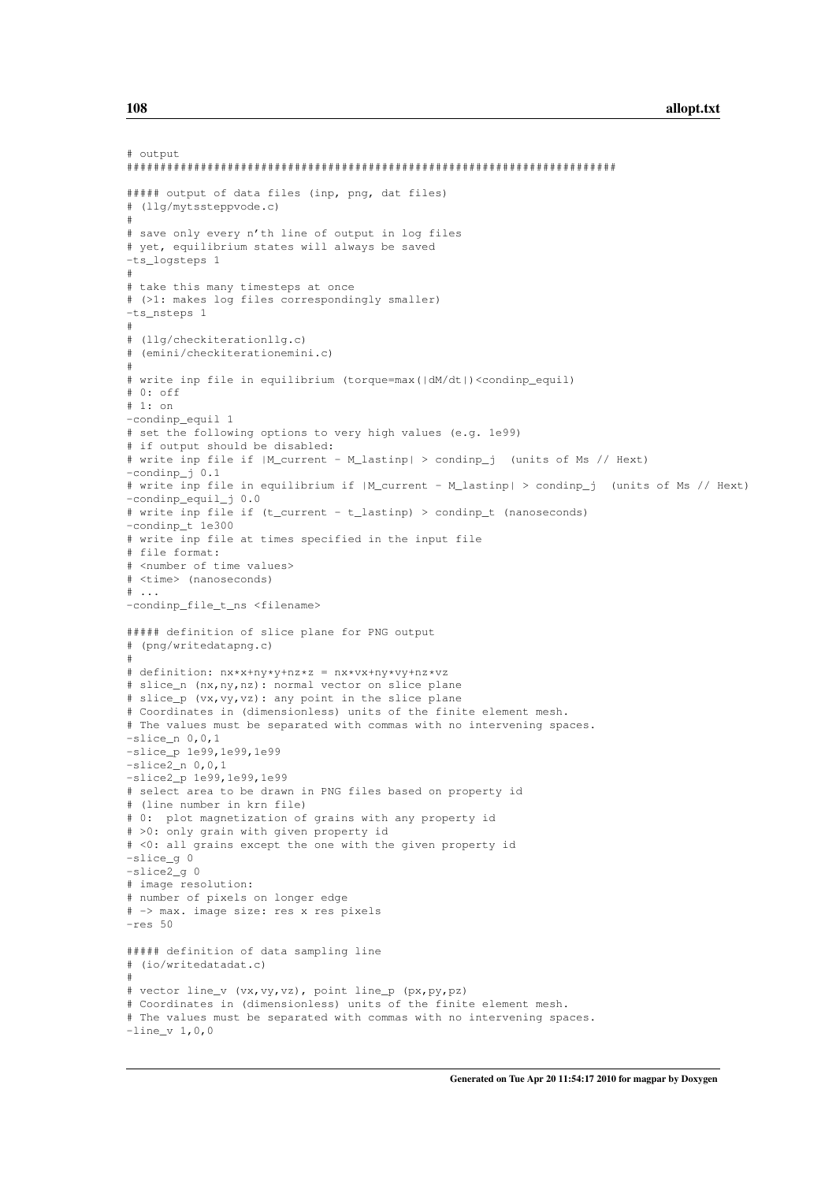```
# output
######################################################################

##### output of data files (inp, png, dat files)
# (llg/mytssteppvode.c)
#
# save only every n'th line of output in log files
# yet, equilibrium states will always be saved
-ts_logsteps 1
#
# take this many timesteps at once
# (>1: makes log files correspondingly smaller)
-ts_nsteps 1
#
# (llg/checkiterationllg.c)
# (emini/checkiterationemini.c)
#
# write inp file in equilibrium (torque=max(|dM/dt|)<condinp_equil)
# 0: off
# 1: on
-condinp_equil 1
# set the following options to very high values (e.g. 1e99)
# if output should be disabled:
# write inp file if |M_current - M_lastinp| > condinp_j  (units of Ms // Hext)
-condinp_j 0.1
# write inp file in equilibrium if |M_current - M_lastinp| > condinp_j  (units of Ms // Hext)
-condinp_equil_j 0.0
# write inp file if (t_current - t_lastinp) > condinp_t (nanoseconds)
-condinp_t 1e300
# write inp file at times specified in the input file
# file format:
# <number of time values>
# <time> (nanoseconds)
# ...
-condinp_file_t_ns <filename>

##### definition of slice plane for PNG output
# (png/writedatapng.c)
#
# definition: nx*x+ny*y+nz*z = nx*vx+ny*vy+nz*vz
# slice_n (nx,ny,nz): normal vector on slice plane
# slice_p (vx,vy,vz): any point in the slice plane
# Coordinates in (dimensionless) units of the finite element mesh.
# The values must be separated with commas with no intervening spaces.
-slice_n 0,0,1
-slice_p 1e99,1e99,1e99
-slice2_n 0,0,1
-slice2_p 1e99,1e99,1e99
# select area to be drawn in PNG files based on property id
# (line number in krn file)
# 0:  plot magnetization of grains with any property id
# >0: only grain with given property id
# <0: all grains except the one with the given property id
-slice_g 0
-slice2_g 0
# image resolution:
# number of pixels on longer edge
# -> max. image size: res x res pixels
-res 50

##### definition of data sampling line
# (io/writedatadat.c)
#
# vector line_v (vx,vy,vz), point line_p (px,py,pz)
# Coordinates in (dimensionless) units of the finite element mesh.
# The values must be separated with commas with no intervening spaces.
-line_v 1,0,0
```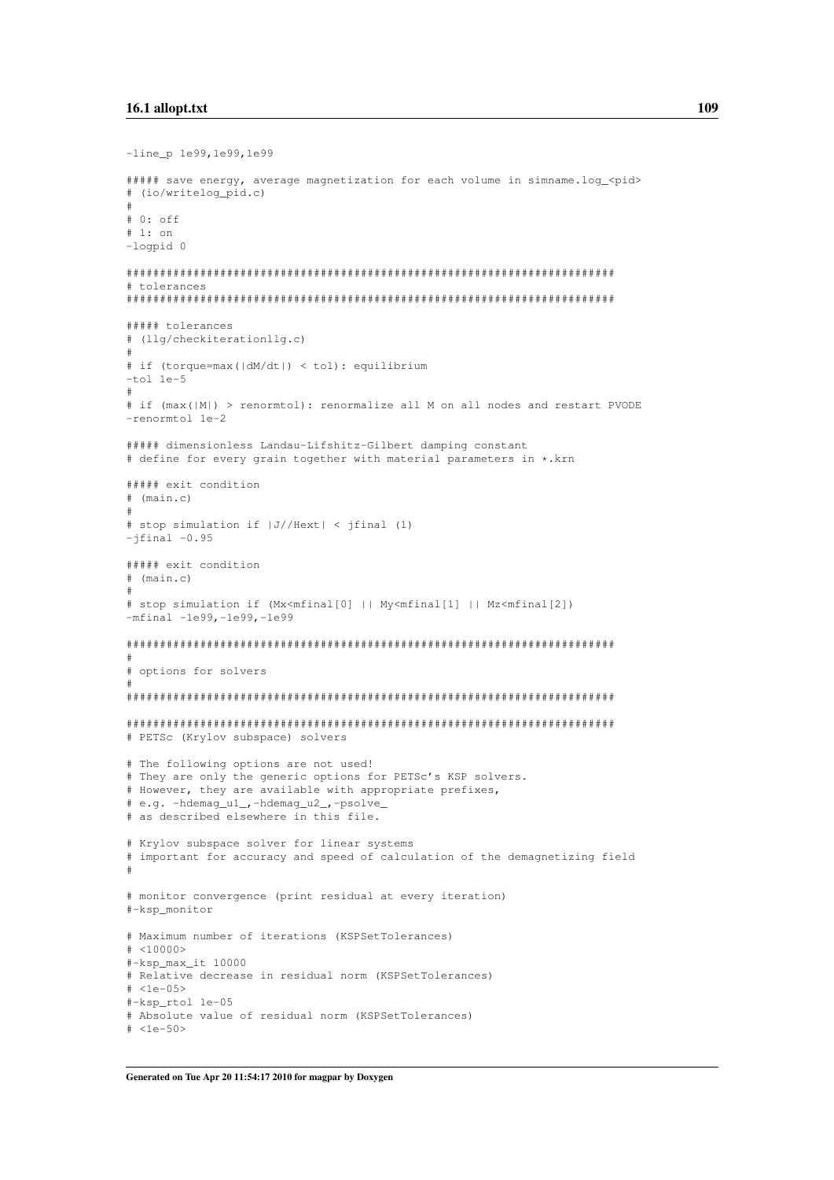```
-line_p 1e99,1e99,1e99

##### save energy, average magnetization for each volume in simname.log_<pid>
# (io/writelog_pid.c)
#
# 0: off
# 1: on
-logpid 0

######################################################################
# tolerances
######################################################################

##### tolerances
# (llg/checkiterationllg.c)
#
# if (torque=max(|dM/dt|) < tol): equilibrium
-tol 1e-5
#
# if (max(|M|) > renormtol): renormalize all M on all nodes and restart PVODE
-renormtol 1e-2

##### dimensionless Landau-Lifshitz-Gilbert damping constant
# define for every grain together with material parameters in *.krn

##### exit condition
# (main.c)
#
# stop simulation if |J//Hext| < jfinal (1)
-jfinal -0.95

##### exit condition
# (main.c)
#
# stop simulation if (Mx<mfinal[0] || My<mfinal[1] || Mz<mfinal[2])
-mfinal -1e99,-1e99,-1e99

######################################################################
#
# options for solvers
#
######################################################################

######################################################################
# PETSc (Krylov subspace) solvers

# The following options are not used!
# They are only the generic options for PETSc's KSP solvers.
# However, they are available with appropriate prefixes,
# e.g. -hdemag_u1_,-hdemag_u2_,-psolve_
# as described elsewhere in this file.

# Krylov subspace solver for linear systems
# important for accuracy and speed of calculation of the demagnetizing field
#

# monitor convergence (print residual at every iteration)
#-ksp_monitor

# Maximum number of iterations (KSPSetTolerances)
# <10000>
#-ksp_max_it 10000
# Relative decrease in residual norm (KSPSetTolerances)
# <1e-05>
#-ksp_rtol 1e-05
# Absolute value of residual norm (KSPSetTolerances)
# <1e-50>
```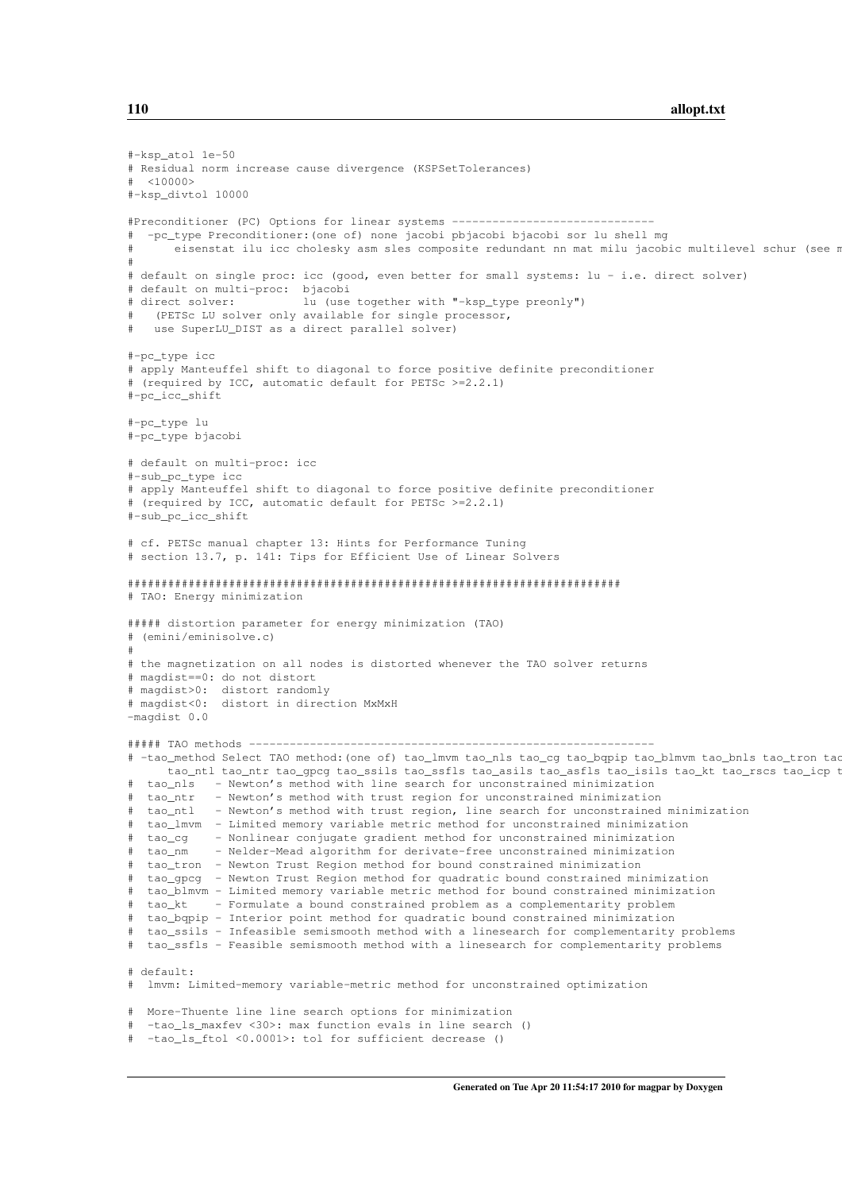```
#-ksp_atol 1e-50
# Residual norm increase cause divergence (KSPSetTolerances)
#  <10000>
#-ksp_divtol 10000

#Preconditioner (PC) Options for linear systems -------------------------------
#  -pc_type Preconditioner:(one of) none jacobi pbjacobi bjacobi sor lu shell mg
#      eisenstat ilu icc cholesky asm sles composite redundant nn mat milu jacobic multilevel schur (see m
#
# default on single proc: icc (good, even better for small systems: lu - i.e. direct solver)
# default on multi-proc:  bjacobi
# direct solver:          lu (use together with "-ksp_type preonly")
#   (PETSc LU solver only available for single processor,
#   use SuperLU_DIST as a direct parallel solver)

#-pc_type icc
# apply Manteuffel shift to diagonal to force positive definite preconditioner
# (required by ICC, automatic default for PETSc >=2.2.1)
#-pc_icc_shift

#-pc_type lu
#-pc_type bjacobi

# default on multi-proc: icc
#-sub_pc_type icc
# apply Manteuffel shift to diagonal to force positive definite preconditioner
# (required by ICC, automatic default for PETSc >=2.2.1)
#-sub_pc_icc_shift

# cf. PETSc manual chapter 13: Hints for Performance Tuning
# section 13.7, p. 141: Tips for Efficient Use of Linear Solvers

######################################################################
# TAO: Energy minimization

##### distortion parameter for energy minimization (TAO)
# (emini/eminisolve.c)
#
# the magnetization on all nodes is distorted whenever the TAO solver returns
# magdist==0: do not distort
# magdist>0:  distort randomly
# magdist<0:  distort in direction MxMxH
-magdist 0.0

##### TAO methods ---------------------------------------------------------------
# -tao_method Select TAO method:(one of) tao_lmvm tao_nls tao_cg tao_bqpip tao_blmvm tao_bnls tao_tron tao
      tao_ntl tao_ntr tao_gpcg tao_ssils tao_ssfls tao_asils tao_asfls tao_isils tao_kt tao_rscs tao_icp t
#  tao_nls   - Newton's method with line search for unconstrained minimization
#  tao_ntr   - Newton's method with trust region for unconstrained minimization
#  tao_ntl   - Newton's method with trust region, line search for unconstrained minimization
#  tao_lmvm  - Limited memory variable metric method for unconstrained minimization
#  tao_cg    - Nonlinear conjugate gradient method for unconstrained minimization
#  tao_nm    - Nelder-Mead algorithm for derivate-free unconstrained minimization
#  tao_tron  - Newton Trust Region method for bound constrained minimization
#  tao_gpcg  - Newton Trust Region method for quadratic bound constrained minimization
#  tao_blmvm - Limited memory variable metric method for bound constrained minimization
#  tao_kt    - Formulate a bound constrained problem as a complementarity problem
#  tao_bqpip - Interior point method for quadratic bound constrained minimization
#  tao_ssils - Infeasible semismooth method with a linesearch for complementarity problems
#  tao_ssfls - Feasible semismooth method with a linesearch for complementarity problems

# default:
#  lmvm: Limited-memory variable-metric method for unconstrained optimization

#  More-Thuente line line search options for minimization
#  -tao_ls_maxfev <30>: max function evals in line search ()
#  -tao_ls_ftol <0.0001>: tol for sufficient decrease ()
```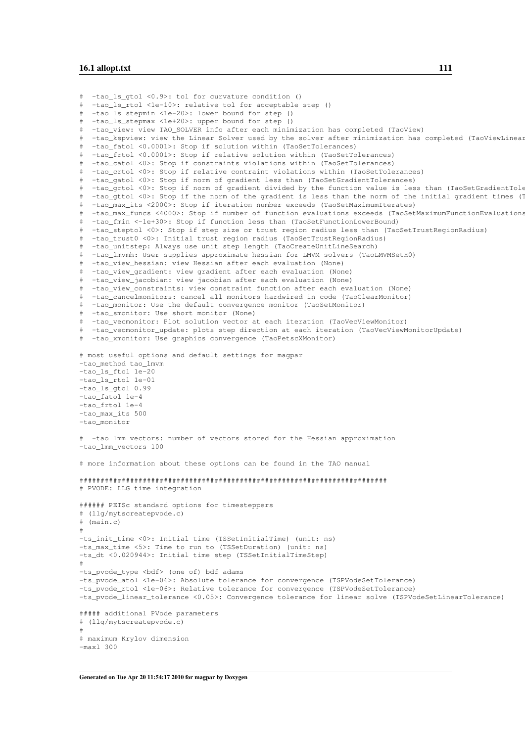```
#  -tao_ls_gtol <0.9>: tol for curvature condition ()
#  -tao_ls_rtol <1e-10>: relative tol for acceptable step ()
#  -tao_ls_stepmin <1e-20>: lower bound for step ()
#  -tao_ls_stepmax <1e+20>: upper bound for step ()
#  -tao_view: view TAO_SOLVER info after each minimization has completed (TaoView)
#  -tao_kspview: view the Linear Solver used by the solver after minimization has completed (TaoViewLinear
#  -tao_fatol <0.0001>: Stop if solution within (TaoSetTolerances)
#  -tao_frtol <0.0001>: Stop if relative solution within (TaoSetTolerances)
#  -tao_catol <0>: Stop if constraints violations within (TaoSetTolerances)
#  -tao_crtol <0>: Stop if relative contraint violations within (TaoSetTolerances)
#  -tao_gatol <0>: Stop if norm of gradient less than (TaoSetGradientTolerances)
#  -tao_grtol <0>: Stop if norm of gradient divided by the function value is less than (TaoSetGradientTole
#  -tao_gttol <0>: Stop if the norm of the gradient is less than the norm of the initial gradient times (T
#  -tao_max_its <2000>: Stop if iteration number exceeds (TaoSetMaximumIterates)
#  -tao_max_funcs <4000>: Stop if number of function evaluations exceeds (TaoSetMaximumFunctionEvaluations
#  -tao_fmin <-1e+30>: Stop if function less than (TaoSetFunctionLowerBound)
#  -tao_steptol <0>: Stop if step size or trust region radius less than (TaoSetTrustRegionRadius)
#  -tao_trust0 <0>: Initial trust region radius (TaoSetTrustRegionRadius)
#  -tao_unitstep: Always use unit step length (TaoCreateUnitLineSearch)
#  -tao_lmvmh: User supplies approximate hessian for LMVM solvers (TaoLMVMSetH0)
#  -tao_view_hessian: view Hessian after each evaluation (None)
#  -tao_view_gradient: view gradient after each evaluation (None)
#  -tao_view_jacobian: view jacobian after each evaluation (None)
#  -tao_view_constraints: view constraint function after each evaluation (None)
#  -tao_cancelmonitors: cancel all monitors hardwired in code (TaoClearMonitor)
#  -tao_monitor: Use the default convergence monitor (TaoSetMonitor)
#  -tao_smonitor: Use short monitor (None)
#  -tao_vecmonitor: Plot solution vector at each iteration (TaoVecViewMonitor)
#  -tao_vecmonitor_update: plots step direction at each iteration (TaoVecViewMonitorUpdate)
#  -tao_xmonitor: Use graphics convergence (TaoPetscXMonitor)

# most useful options and default settings for magpar
-tao_method tao_lmvm
-tao_ls_ftol 1e-20
-tao_ls_rtol 1e-01
-tao_ls_gtol 0.99
-tao_fatol 1e-4
-tao_frtol 1e-4
-tao_max_its 500
-tao_monitor

#  -tao_lmm_vectors: number of vectors stored for the Hessian approximation
-tao_lmm_vectors 100

# more information about these options can be found in the TAO manual

#######################################################################
# PVODE: LLG time integration

###### PETSc standard options for timesteppers
# (llg/mytscreatepvode.c)
# (main.c)
#
-ts_init_time <0>: Initial time (TSSetInitialTime) (unit: ns)
-ts_max_time <5>: Time to run to (TSSetDuration) (unit: ns)
-ts_dt <0.020944>: Initial time step (TSSetInitialTimeStep)
#
-ts_pvode_type <bdf> (one of) bdf adams
-ts_pvode_atol <1e-06>: Absolute tolerance for convergence (TSPVodeSetTolerance)
-ts_pvode_rtol <1e-06>: Relative tolerance for convergence (TSPVodeSetTolerance)
-ts_pvode_linear_tolerance <0.05>: Convergence tolerance for linear solve (TSPVodeSetLinearTolerance)

##### additional PVode parameters
# (llg/mytscreatepvode.c)
#
# maximum Krylov dimension
-maxl 300
```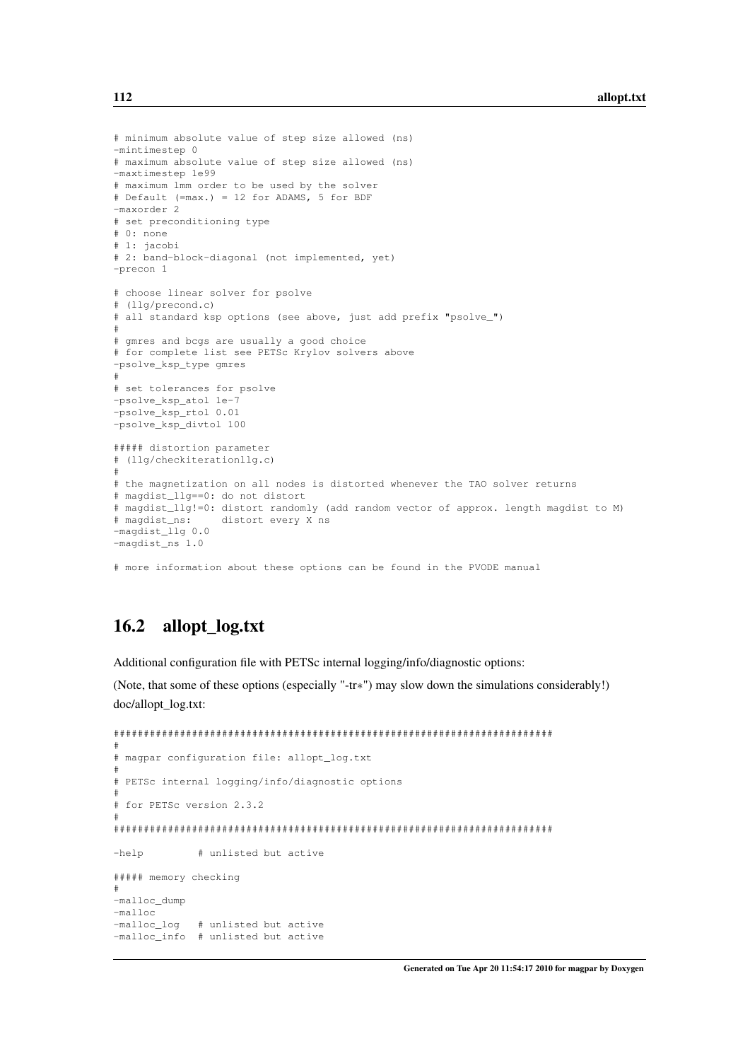```
# minimum absolute value of step size allowed (ns)
-mintimestep 0
# maximum absolute value of step size allowed (ns)
-maxtimestep 1e99
# maximum lmm order to be used by the solver
# Default (=max.) = 12 for ADAMS, 5 for BDF
-maxorder 2
# set preconditioning type
# 0: none
# 1: jacobi
# 2: band-block-diagonal (not implemented, yet)
-precon 1

# choose linear solver for psolve
# (llg/precond.c)
# all standard ksp options (see above, just add prefix "psolve_")
#
# gmres and bcgs are usually a good choice
# for complete list see PETSc Krylov solvers above
-psolve_ksp_type gmres
#
# set tolerances for psolve
-psolve_ksp_atol 1e-7
-psolve_ksp_rtol 0.01
-psolve_ksp_divtol 100

##### distortion parameter
# (llg/checkiterationllg.c)
#
# the magnetization on all nodes is distorted whenever the TAO solver returns
# magdist_llg==0: do not distort
# magdist_llg!=0: distort randomly (add random vector of approx. length magdist to M)
# magdist_ns:     distort every X ns
-magdist_llg 0.0
-magdist_ns 1.0

# more information about these options can be found in the PVODE manual
```

## 16.2 allopt_log.txt

Additional configuration file with PETSc internal logging/info/diagnostic options:

(Note, that some of these options (especially "-tr*") may slow down the simulations considerably!)

doc/allopt_log.txt:

```
######################################################################
#
# magpar configuration file: allopt_log.txt
#
# PETSc internal logging/info/diagnostic options
#
# for PETSc version 2.3.2
#
######################################################################

-help         # unlisted but active

##### memory checking
#
-malloc_dump
-malloc
-malloc_log   # unlisted but active
-malloc_info  # unlisted but active
```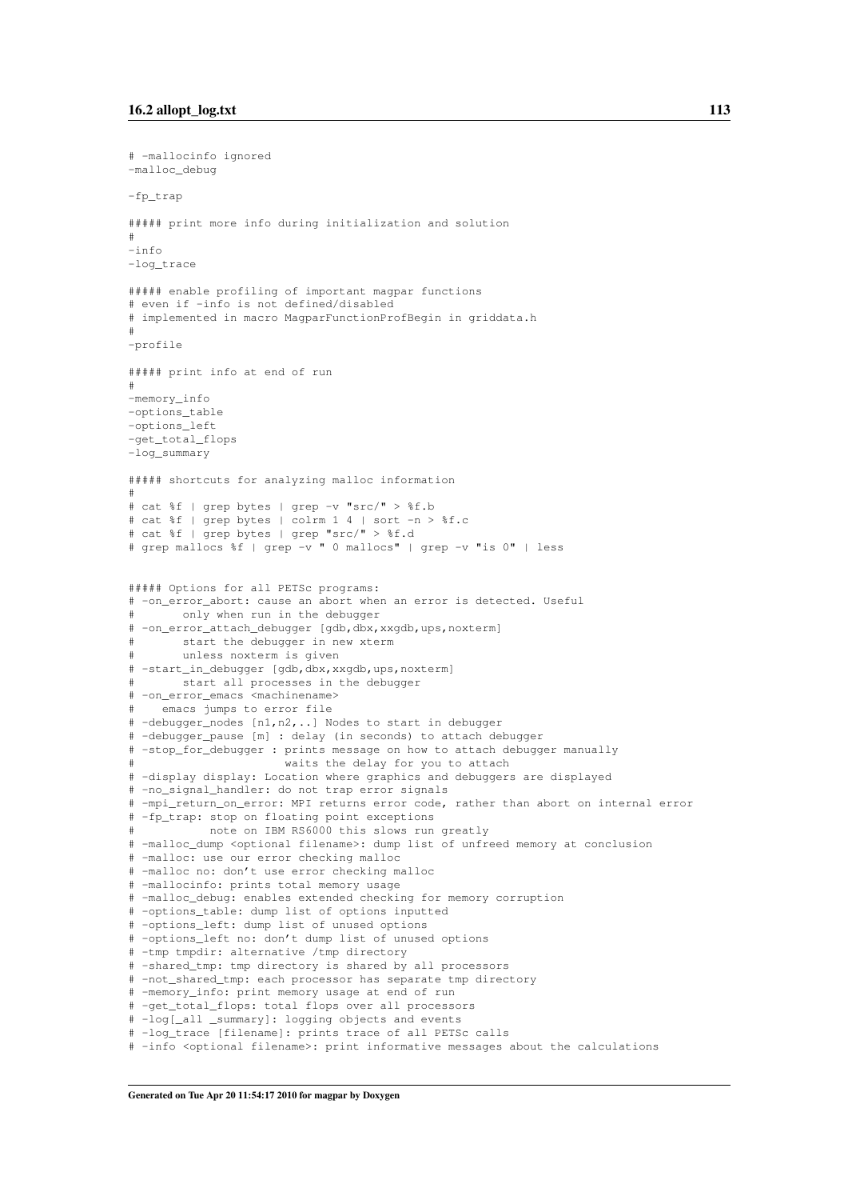```
# -mallocinfo ignored
-malloc_debug

-fp_trap

##### print more info during initialization and solution
#
-info
-log_trace

##### enable profiling of important magpar functions
# even if -info is not defined/disabled
# implemented in macro MagparFunctionProfBegin in griddata.h
#
-profile

##### print info at end of run
#
-memory_info
-options_table
-options_left
-get_total_flops
-log_summary

##### shortcuts for analyzing malloc information
#
# cat %f | grep bytes | grep -v "src/" > %f.b
# cat %f | grep bytes | colrm 1 4 | sort -n > %f.c
# cat %f | grep bytes | grep "src/" > %f.d
# grep mallocs %f | grep -v " 0 mallocs" | grep -v "is 0" | less


##### Options for all PETSc programs:
# -on_error_abort: cause an abort when an error is detected. Useful
#       only when run in the debugger
# -on_error_attach_debugger [gdb,dbx,xxgdb,ups,noxterm]
#       start the debugger in new xterm
#       unless noxterm is given
# -start_in_debugger [gdb,dbx,xxgdb,ups,noxterm]
#       start all processes in the debugger
# -on_error_emacs <machinename>
#    emacs jumps to error file
# -debugger_nodes [n1,n2,..] Nodes to start in debugger
# -debugger_pause [m] : delay (in seconds) to attach debugger
# -stop_for_debugger : prints message on how to attach debugger manually
#                      waits the delay for you to attach
# -display display: Location where graphics and debuggers are displayed
# -no_signal_handler: do not trap error signals
# -mpi_return_on_error: MPI returns error code, rather than abort on internal error
# -fp_trap: stop on floating point exceptions
#           note on IBM RS6000 this slows run greatly
# -malloc_dump <optional filename>: dump list of unfreed memory at conclusion
# -malloc: use our error checking malloc
# -malloc no: don't use error checking malloc
# -mallocinfo: prints total memory usage
# -malloc_debug: enables extended checking for memory corruption
# -options_table: dump list of options inputted
# -options_left: dump list of unused options
# -options_left no: don't dump list of unused options
# -tmp tmpdir: alternative /tmp directory
# -shared_tmp: tmp directory is shared by all processors
# -not_shared_tmp: each processor has separate tmp directory
# -memory_info: print memory usage at end of run
# -get_total_flops: total flops over all processors
# -log[_all _summary]: logging objects and events
# -log_trace [filename]: prints trace of all PETSc calls
# -info <optional filename>: print informative messages about the calculations
```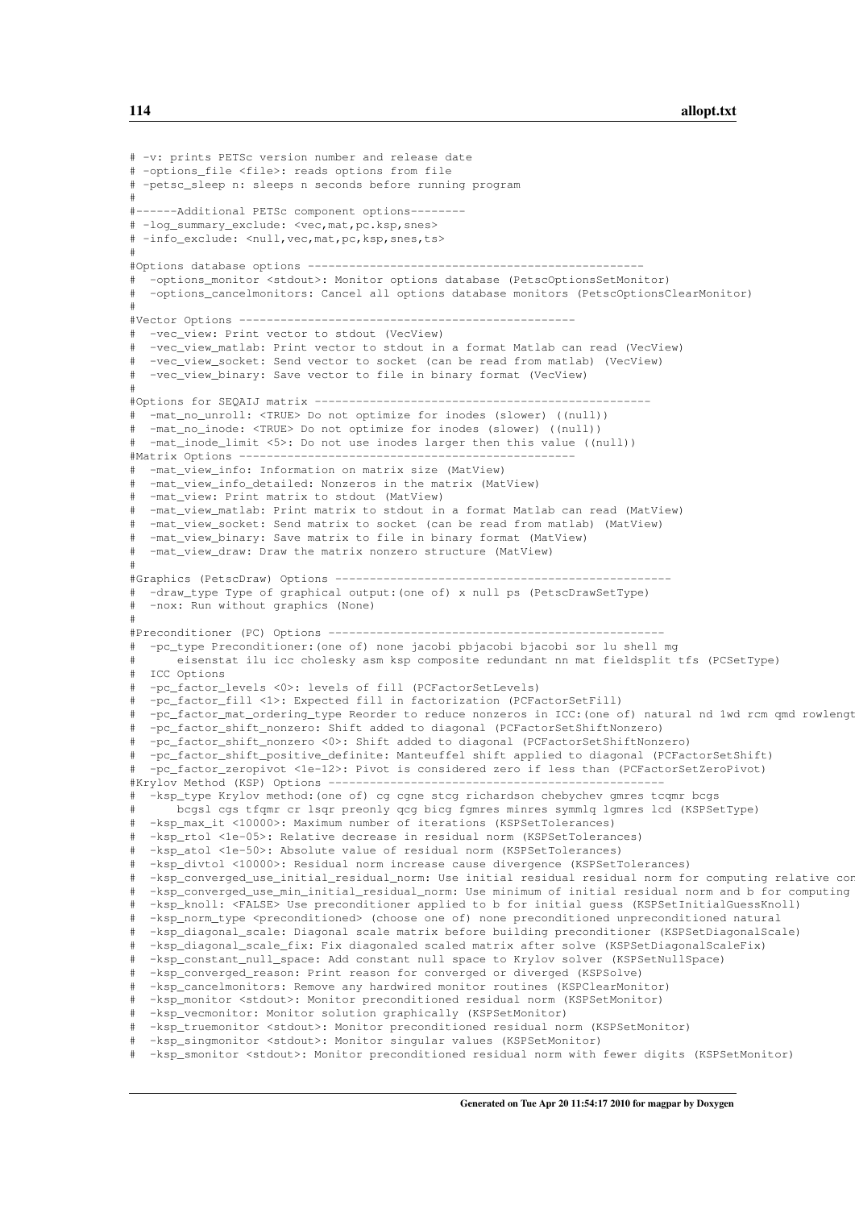```
# -v: prints PETSc version number and release date
# -options_file <file>: reads options from file
# -petsc_sleep n: sleeps n seconds before running program
#
#------Additional PETSc component options--------
# -log_summary_exclude: <vec,mat,pc.ksp,snes>
# -info_exclude: <null,vec,mat,pc,ksp,snes,ts>
#
#Options database options -------------------------------------------------
#  -options_monitor <stdout>: Monitor options database (PetscOptionsSetMonitor)
#  -options_cancelmonitors: Cancel all options database monitors (PetscOptionsClearMonitor)
#
#Vector Options -------------------------------------------------
#  -vec_view: Print vector to stdout (VecView)
#  -vec_view_matlab: Print vector to stdout in a format Matlab can read (VecView)
#  -vec_view_socket: Send vector to socket (can be read from matlab) (VecView)
#  -vec_view_binary: Save vector to file in binary format (VecView)
#
#Options for SEQAIJ matrix -------------------------------------------------
#  -mat_no_unroll: <TRUE> Do not optimize for inodes (slower) ((null))
#  -mat_no_inode: <TRUE> Do not optimize for inodes (slower) ((null))
#  -mat_inode_limit <5>: Do not use inodes larger then this value ((null))
#Matrix Options -------------------------------------------------
#  -mat_view_info: Information on matrix size (MatView)
#  -mat_view_info_detailed: Nonzeros in the matrix (MatView)
#  -mat_view: Print matrix to stdout (MatView)
#  -mat_view_matlab: Print matrix to stdout in a format Matlab can read (MatView)
#  -mat_view_socket: Send matrix to socket (can be read from matlab) (MatView)
#  -mat_view_binary: Save matrix to file in binary format (MatView)
#  -mat_view_draw: Draw the matrix nonzero structure (MatView)
#
#Graphics (PetscDraw) Options -------------------------------------------------
#  -draw_type Type of graphical output:(one of) x null ps (PetscDrawSetType)
#  -nox: Run without graphics (None)
#
#Preconditioner (PC) Options -------------------------------------------------
#  -pc_type Preconditioner:(one of) none jacobi pbjacobi bjacobi sor lu shell mg
#      eisenstat ilu icc cholesky asm ksp composite redundant nn mat fieldsplit tfs (PCSetType)
#  ICC Options
#  -pc_factor_levels <0>: levels of fill (PCFactorSetLevels)
#  -pc_factor_fill <1>: Expected fill in factorization (PCFactorSetFill)
#  -pc_factor_mat_ordering_type Reorder to reduce nonzeros in ICC:(one of) natural nd 1wd rcm qmd rowlengt
#  -pc_factor_shift_nonzero: Shift added to diagonal (PCFactorSetShiftNonzero)
#  -pc_factor_shift_nonzero <0>: Shift added to diagonal (PCFactorSetShiftNonzero)
#  -pc_factor_shift_positive_definite: Manteuffel shift applied to diagonal (PCFactorSetShift)
#  -pc_factor_zeropivot <1e-12>: Pivot is considered zero if less than (PCFactorSetZeroPivot)
#Krylov Method (KSP) Options -------------------------------------------------
#  -ksp_type Krylov method:(one of) cg cgne stcg richardson chebychev gmres tcqmr bcgs
#      bcgsl cgs tfqmr cr lsqr preonly qcg bicg fgmres minres symmlq lgmres lcd (KSPSetType)
#  -ksp_max_it <10000>: Maximum number of iterations (KSPSetTolerances)
#  -ksp_rtol <1e-05>: Relative decrease in residual norm (KSPSetTolerances)
#  -ksp_atol <1e-50>: Absolute value of residual norm (KSPSetTolerances)
#  -ksp_divtol <10000>: Residual norm increase cause divergence (KSPSetTolerances)
#  -ksp_converged_use_initial_residual_norm: Use initial residual residual norm for computing relative cor
#  -ksp_converged_use_min_initial_residual_norm: Use minimum of initial residual norm and b for computing
#  -ksp_knoll: <FALSE> Use preconditioner applied to b for initial guess (KSPSetInitialGuessKnoll)
#  -ksp_norm_type <preconditioned> (choose one of) none preconditioned unpreconditioned natural
#  -ksp_diagonal_scale: Diagonal scale matrix before building preconditioner (KSPSetDiagonalScale)
#  -ksp_diagonal_scale_fix: Fix diagonaled scaled matrix after solve (KSPSetDiagonalScaleFix)
#  -ksp_constant_null_space: Add constant null space to Krylov solver (KSPSetNullSpace)
#  -ksp_converged_reason: Print reason for converged or diverged (KSPSolve)
#  -ksp_cancelmonitors: Remove any hardwired monitor routines (KSPClearMonitor)
#  -ksp_monitor <stdout>: Monitor preconditioned residual norm (KSPSetMonitor)
#  -ksp_vecmonitor: Monitor solution graphically (KSPSetMonitor)
#  -ksp_truemonitor <stdout>: Monitor preconditioned residual norm (KSPSetMonitor)
#  -ksp_singmonitor <stdout>: Monitor singular values (KSPSetMonitor)
#  -ksp_smonitor <stdout>: Monitor preconditioned residual norm with fewer digits (KSPSetMonitor)
```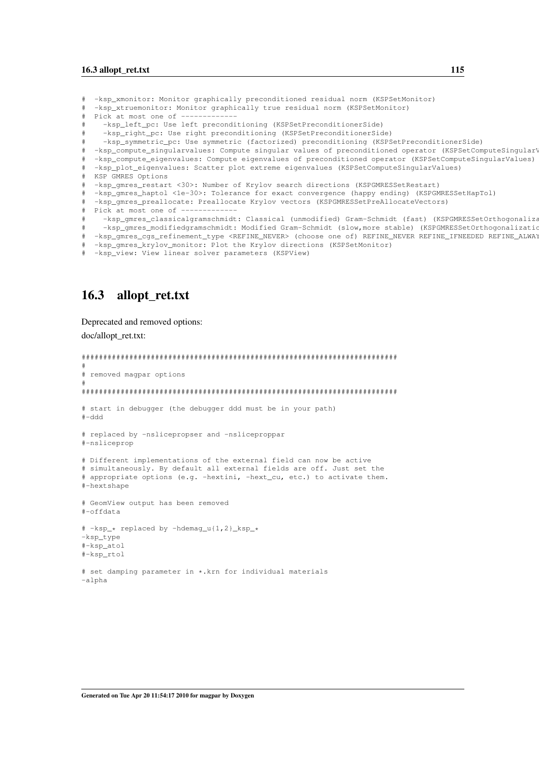```
#  -ksp_xmonitor: Monitor graphically preconditioned residual norm (KSPSetMonitor)
#  -ksp_xtruemonitor: Monitor graphically true residual norm (KSPSetMonitor)
#  Pick at most one of -------------
#    -ksp_left_pc: Use left preconditioning (KSPSetPreconditionerSide)
#    -ksp_right_pc: Use right preconditioning (KSPSetPreconditionerSide)
#    -ksp_symmetric_pc: Use symmetric (factorized) preconditioning (KSPSetPreconditionerSide)
#  -ksp_compute_singularvalues: Compute singular values of preconditioned operator (KSPSetComputeSingularV
#  -ksp_compute_eigenvalues: Compute eigenvalues of preconditioned operator (KSPSetComputeSingularValues)
#  -ksp_plot_eigenvalues: Scatter plot extreme eigenvalues (KSPSetComputeSingularValues)
#  KSP GMRES Options
#  -ksp_gmres_restart <30>: Number of Krylov search directions (KSPGMRESSetRestart)
#  -ksp_gmres_haptol <1e-30>: Tolerance for exact convergence (happy ending) (KSPGMRESSetHapTol)
#  -ksp_gmres_preallocate: Preallocate Krylov vectors (KSPGMRESSetPreAllocateVectors)
#  Pick at most one of -------------
#    -ksp_gmres_classicalgramschmidt: Classical (unmodified) Gram-Schmidt (fast) (KSPGMRESSetOrthogonaliza
#    -ksp_gmres_modifiedgramschmidt: Modified Gram-Schmidt (slow,more stable) (KSPGMRESSetOrthogonalizatio
#  -ksp_gmres_cgs_refinement_type <REFINE_NEVER> (choose one of) REFINE_NEVER REFINE_IFNEEDED REFINE_ALWAY
#  -ksp_gmres_krylov_monitor: Plot the Krylov directions (KSPSetMonitor)
#  -ksp_view: View linear solver parameters (KSPView)
```

## 16.3 allopt_ret.txt

Deprecated and removed options:

doc/allopt_ret.txt:

```
######################################################################
#
# removed magpar options
#
######################################################################

# start in debugger (the debugger ddd must be in your path)
#-ddd

# replaced by -nslicepropser and -nsliceproppar
#-nsliceprop

# Different implementations of the external field can now be active
# simultaneously. By default all external fields are off. Just set the
# appropriate options (e.g. -hextini, -hext_cu, etc.) to activate them.
#-hextshape

# GeomView output has been removed
#-offdata

# -ksp_* replaced by -hdemag_u{1,2}_ksp_*
-ksp_type
#-ksp_atol
#-ksp_rtol

# set damping parameter in *.krn for individual materials
-alpha
```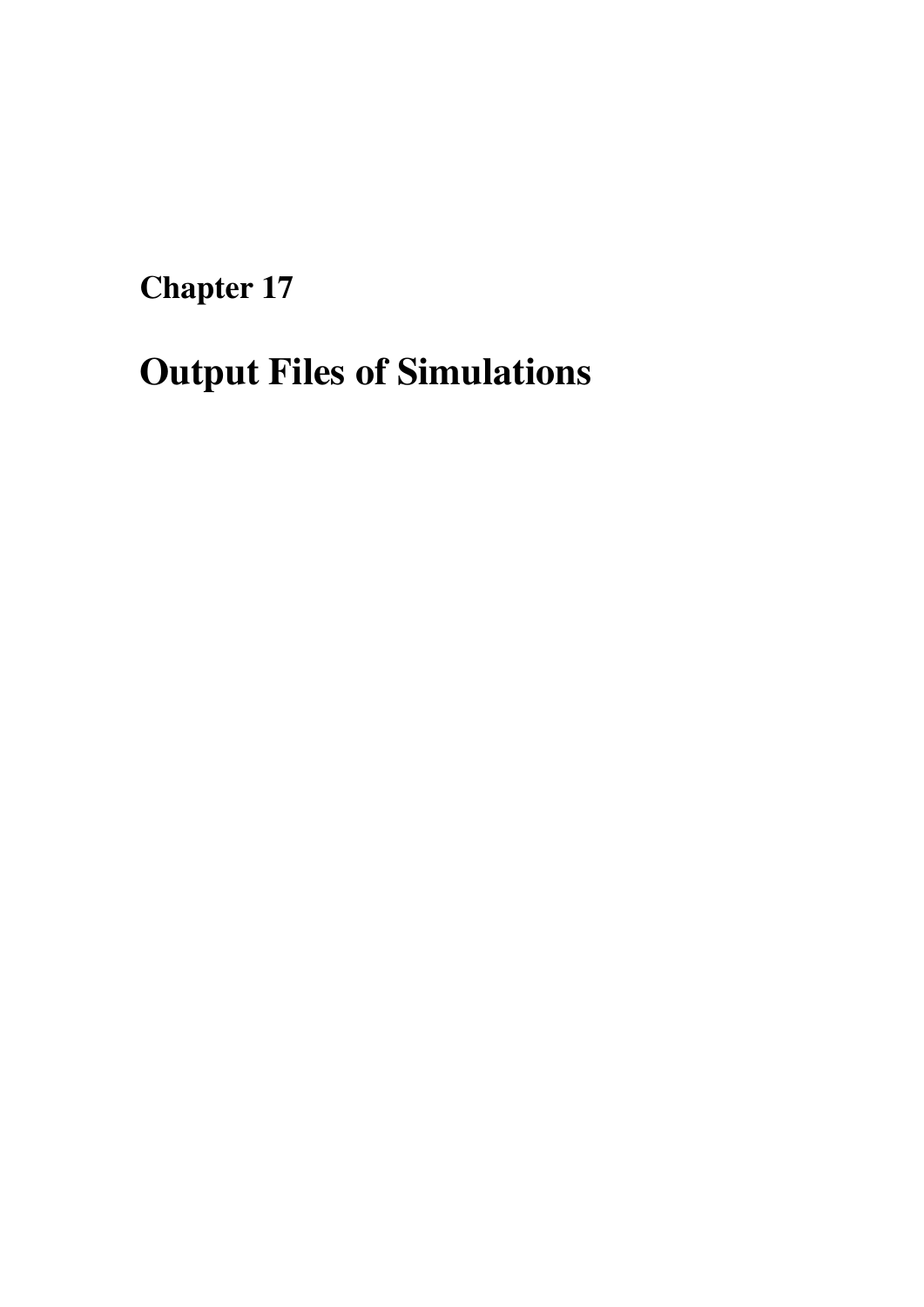# Chapter 17

# Output Files of Simulations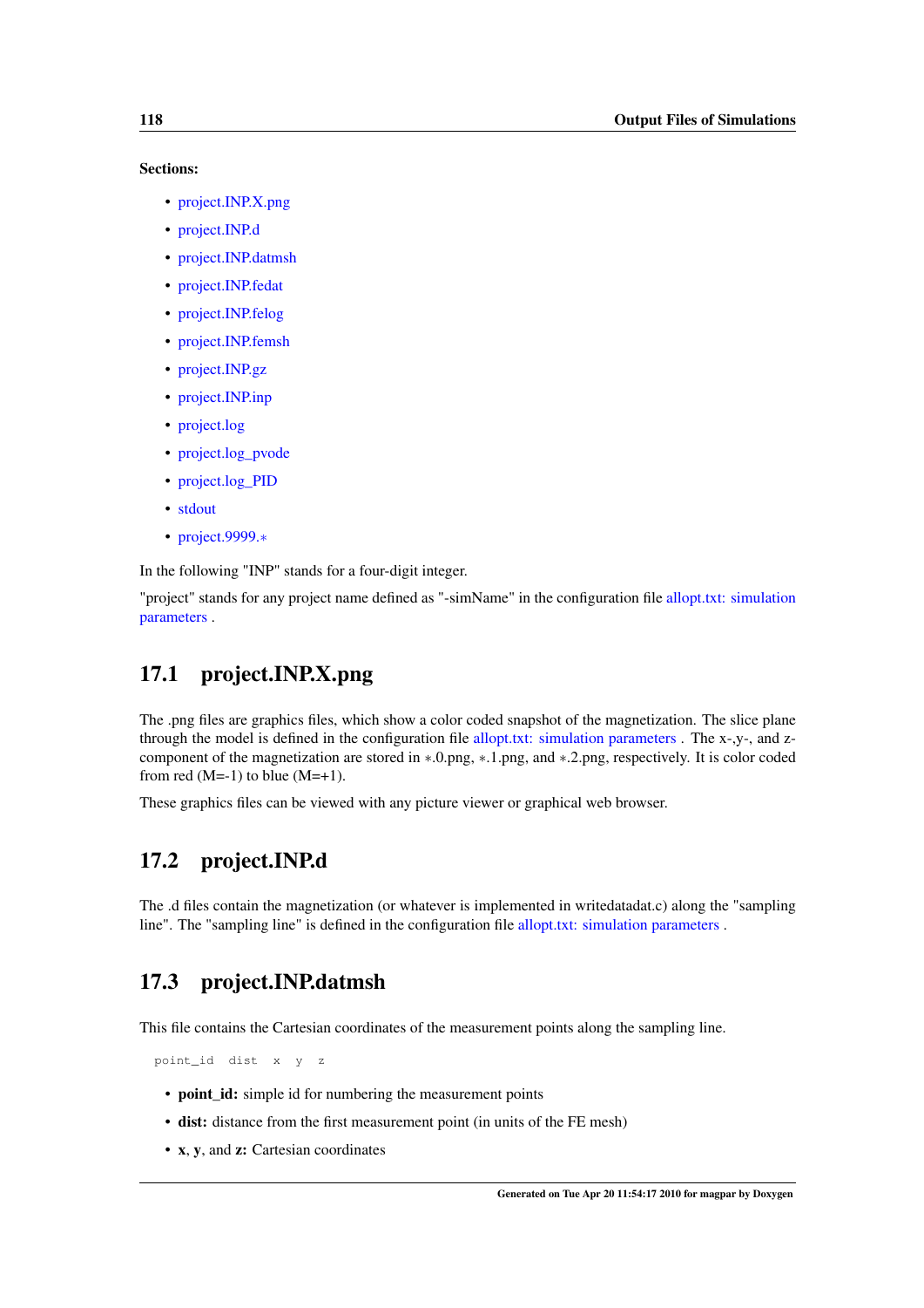**Sections:**

- project.INP.X.png
- project.INP.d
- project.INP.datmsh
- project.INP.fedat
- project.INP.felog
- project.INP.femsh
- project.INP.gz
- project.INP.inp
- project.log
- project.log_pvode
- project.log_PID
- stdout
- project.9999.∗

In the following "INP" stands for a four-digit integer.

"project" stands for any project name defined as "-simName" in the configuration file allopt.txt: simulation parameters .

## 17.1 project.INP.X.png

The .png files are graphics files, which show a color coded snapshot of the magnetization. The slice plane through the model is defined in the configuration file allopt.txt: simulation parameters . The x-,y-, and z-component of the magnetization are stored in ∗.0.png, ∗.1.png, and ∗.2.png, respectively. It is color coded from red (M=-1) to blue (M=+1).

These graphics files can be viewed with any picture viewer or graphical web browser.

## 17.2 project.INP.d

The .d files contain the magnetization (or whatever is implemented in writedatadat.c) along the "sampling line". The "sampling line" is defined in the configuration file allopt.txt: simulation parameters .

## 17.3 project.INP.datmsh

This file contains the Cartesian coordinates of the measurement points along the sampling line.

```
point_id  dist  x  y  z
```

- **point_id:** simple id for numbering the measurement points
- **dist:** distance from the first measurement point (in units of the FE mesh)
- **x**, **y**, and **z:** Cartesian coordinates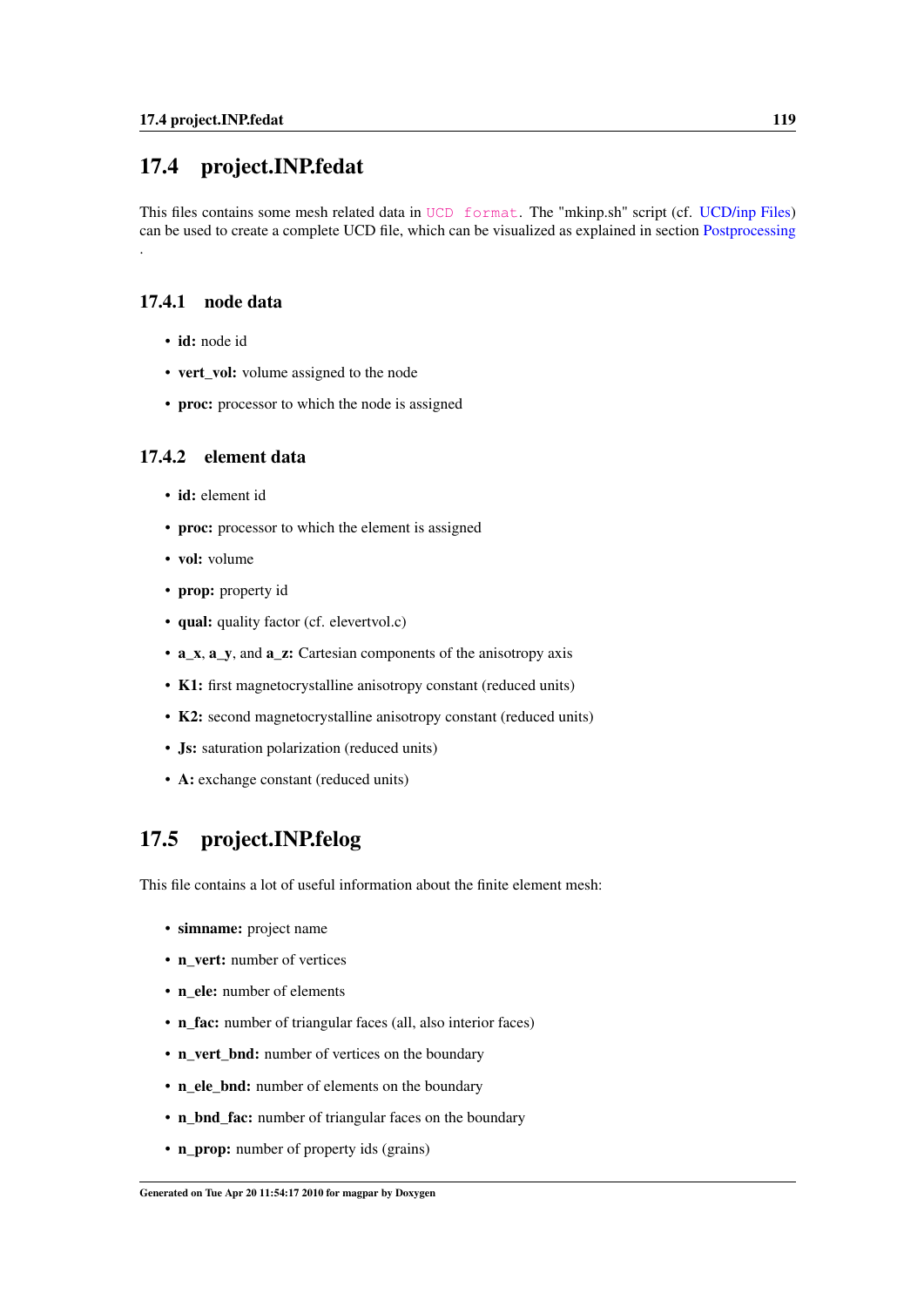## 17.4 project.INP.fedat

This files contains some mesh related data in UCD format. The "mkinp.sh" script (cf. UCD/inp Files) can be used to create a complete UCD file, which can be visualized as explained in section Postprocessing .

### 17.4.1 node data

- **id:** node id
- **vert_vol:** volume assigned to the node
- **proc:** processor to which the node is assigned

### 17.4.2 element data

- **id:** element id
- **proc:** processor to which the element is assigned
- **vol:** volume
- **prop:** property id
- **qual:** quality factor (cf. elevertvol.c)
- **a_x**, **a_y**, and **a_z:** Cartesian components of the anisotropy axis
- **K1:** first magnetocrystalline anisotropy constant (reduced units)
- **K2:** second magnetocrystalline anisotropy constant (reduced units)
- **Js:** saturation polarization (reduced units)
- **A:** exchange constant (reduced units)

## 17.5 project.INP.felog

This file contains a lot of useful information about the finite element mesh:

- **simname:** project name
- **n_vert:** number of vertices
- **n_ele:** number of elements
- **n_fac:** number of triangular faces (all, also interior faces)
- **n_vert_bnd:** number of vertices on the boundary
- **n_ele_bnd:** number of elements on the boundary
- **n_bnd_fac:** number of triangular faces on the boundary
- **n_prop:** number of property ids (grains)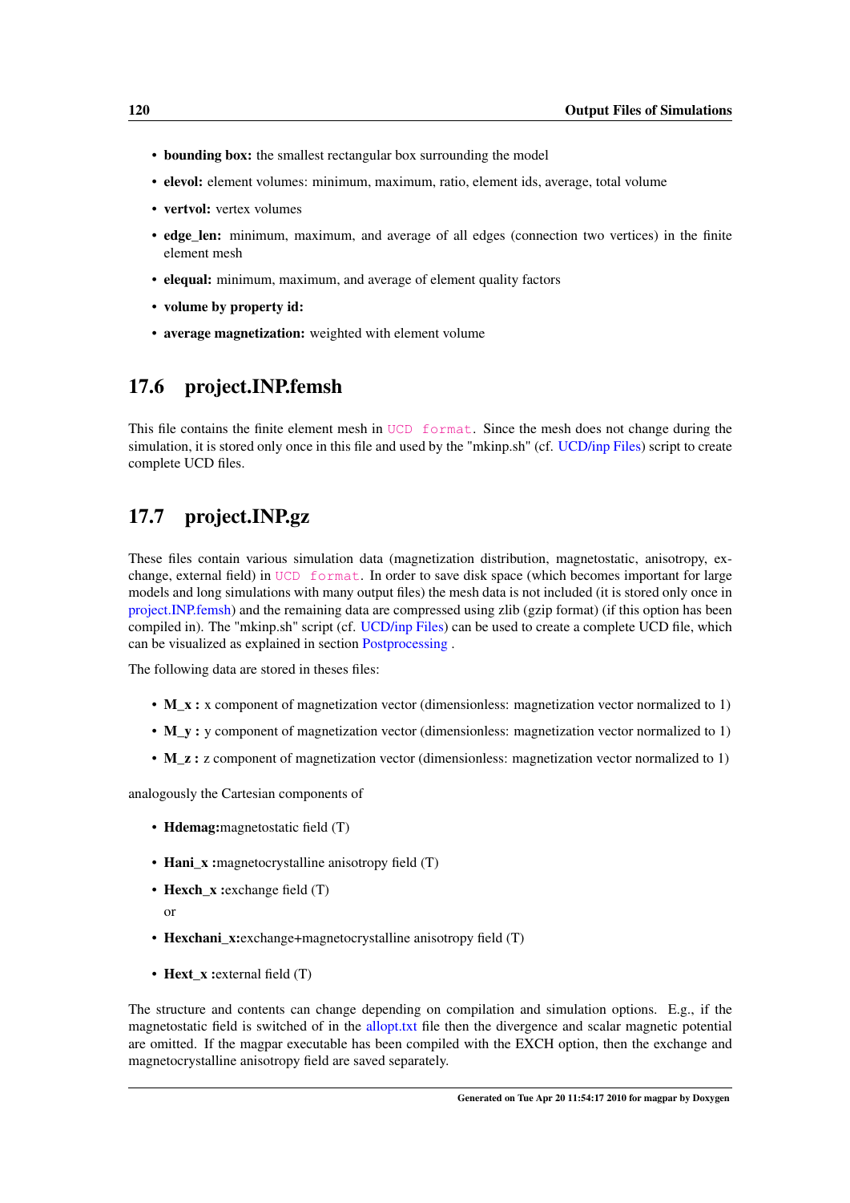- **bounding box:** the smallest rectangular box surrounding the model
- **elevol:** element volumes: minimum, maximum, ratio, element ids, average, total volume
- **vertvol:** vertex volumes
- **edge_len:** minimum, maximum, and average of all edges (connection two vertices) in the finite element mesh
- **elequal:** minimum, maximum, and average of element quality factors
- **volume by property id:**
- **average magnetization:** weighted with element volume

## 17.6 project.INP.femsh

This file contains the finite element mesh in `UCD format`. Since the mesh does not change during the simulation, it is stored only once in this file and used by the "mkinp.sh" (cf. UCD/inp Files) script to create complete UCD files.

## 17.7 project.INP.gz

These files contain various simulation data (magnetization distribution, magnetostatic, anisotropy, exchange, external field) in `UCD format`. In order to save disk space (which becomes important for large models and long simulations with many output files) the mesh data is not included (it is stored only once in project.INP.femsh) and the remaining data are compressed using zlib (gzip format) (if this option has been compiled in). The "mkinp.sh" script (cf. UCD/inp Files) can be used to create a complete UCD file, which can be visualized as explained in section Postprocessing .

The following data are stored in theses files:

- **M_x :** x component of magnetization vector (dimensionless: magnetization vector normalized to 1)
- **M_y :** y component of magnetization vector (dimensionless: magnetization vector normalized to 1)
- **M_z :** z component of magnetization vector (dimensionless: magnetization vector normalized to 1)

analogously the Cartesian components of

- **Hdemag:**magnetostatic field (T)
- **Hani_x :**magnetocrystalline anisotropy field (T)
- **Hexch_x :**exchange field (T)

  or

- **Hexchani_x:**exchange+magnetocrystalline anisotropy field (T)
- **Hext_x :**external field (T)

The structure and contents can change depending on compilation and simulation options. E.g., if the magnetostatic field is switched of in the allopt.txt file then the divergence and scalar magnetic potential are omitted. If the magpar executable has been compiled with the EXCH option, then the exchange and magnetocrystalline anisotropy field are saved separately.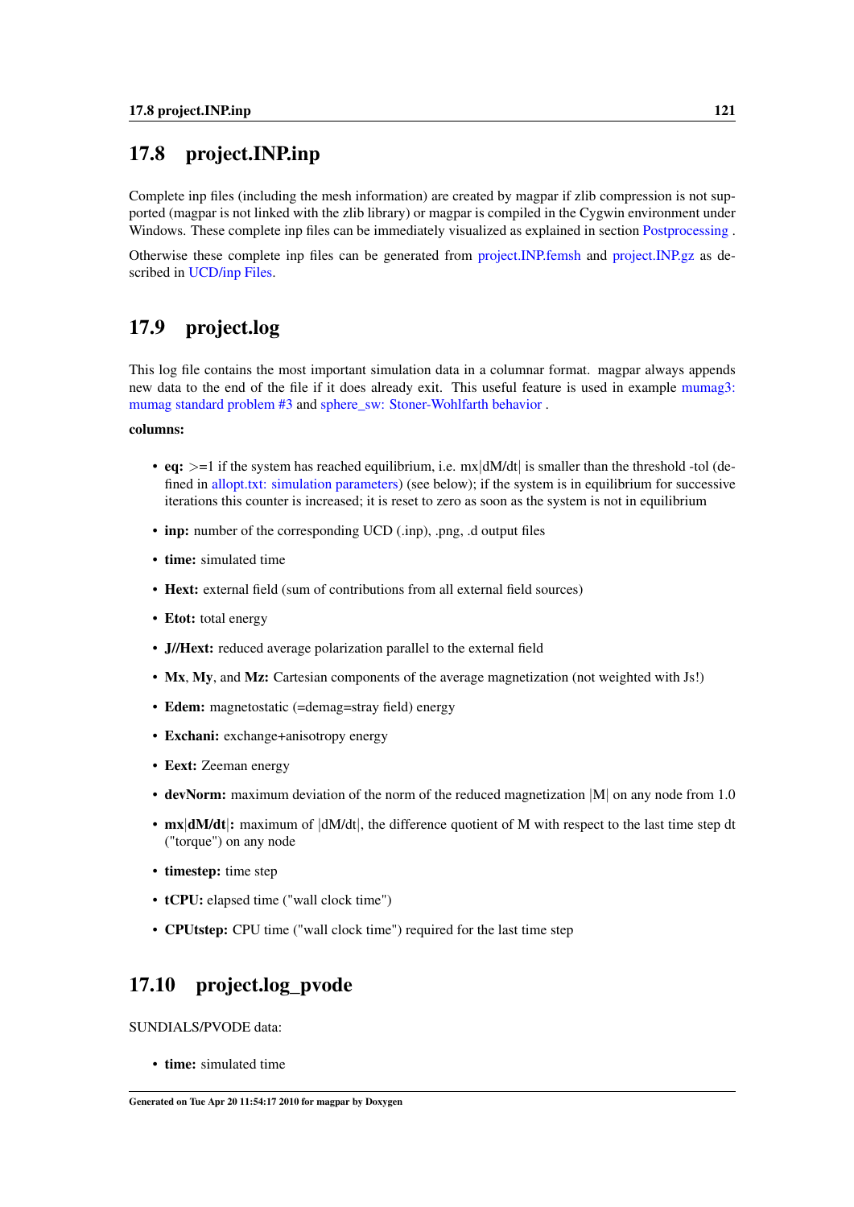## 17.8 project.INP.inp

Complete inp files (including the mesh information) are created by magpar if zlib compression is not supported (magpar is not linked with the zlib library) or magpar is compiled in the Cygwin environment under Windows. These complete inp files can be immediately visualized as explained in section Postprocessing .

Otherwise these complete inp files can be generated from project.INP.femsh and project.INP.gz as described in UCD/inp Files.

## 17.9 project.log

This log file contains the most important simulation data in a columnar format. magpar always appends new data to the end of the file if it does already exit. This useful feature is used in example mumag3: mumag standard problem #3 and sphere_sw: Stoner-Wohlfarth behavior .

**columns:**

- **eq:** >=1 if the system has reached equilibrium, i.e. mx|dM/dt| is smaller than the threshold -tol (defined in allopt.txt: simulation parameters) (see below); if the system is in equilibrium for successive iterations this counter is increased; it is reset to zero as soon as the system is not in equilibrium
- **inp:** number of the corresponding UCD (.inp), .png, .d output files
- **time:** simulated time
- **Hext:** external field (sum of contributions from all external field sources)
- **Etot:** total energy
- **J//Hext:** reduced average polarization parallel to the external field
- **Mx**, **My**, and **Mz:** Cartesian components of the average magnetization (not weighted with Js!)
- **Edem:** magnetostatic (=demag=stray field) energy
- **Exchani:** exchange+anisotropy energy
- **Eext:** Zeeman energy
- **devNorm:** maximum deviation of the norm of the reduced magnetization |M| on any node from 1.0
- **mx|dM/dt|:** maximum of |dM/dt|, the difference quotient of M with respect to the last time step dt ("torque") on any node
- **timestep:** time step
- **tCPU:** elapsed time ("wall clock time")
- **CPUtstep:** CPU time ("wall clock time") required for the last time step

## 17.10 project.log_pvode

SUNDIALS/PVODE data:

- **time:** simulated time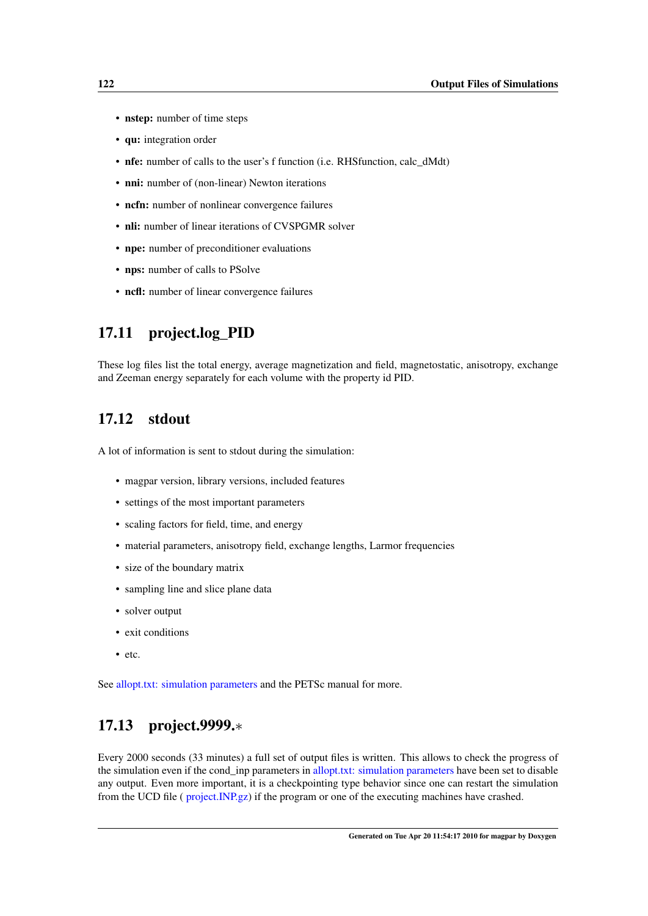- **nstep:** number of time steps
- **qu:** integration order
- **nfe:** number of calls to the user's f function (i.e. RHSfunction, calc_dMdt)
- **nni:** number of (non-linear) Newton iterations
- **ncfn:** number of nonlinear convergence failures
- **nli:** number of linear iterations of CVSPGMR solver
- **npe:** number of preconditioner evaluations
- **nps:** number of calls to PSolve
- **ncfl:** number of linear convergence failures

## 17.11 project.log_PID

These log files list the total energy, average magnetization and field, magnetostatic, anisotropy, exchange and Zeeman energy separately for each volume with the property id PID.

## 17.12 stdout

A lot of information is sent to stdout during the simulation:

- magpar version, library versions, included features
- settings of the most important parameters
- scaling factors for field, time, and energy
- material parameters, anisotropy field, exchange lengths, Larmor frequencies
- size of the boundary matrix
- sampling line and slice plane data
- solver output
- exit conditions
- etc.

See allopt.txt: simulation parameters and the PETSc manual for more.

## 17.13 project.9999.*

Every 2000 seconds (33 minutes) a full set of output files is written. This allows to check the progress of the simulation even if the cond_inp parameters in allopt.txt: simulation parameters have been set to disable any output. Even more important, it is a checkpointing type behavior since one can restart the simulation from the UCD file ( project.INP.gz) if the program or one of the executing machines have crashed.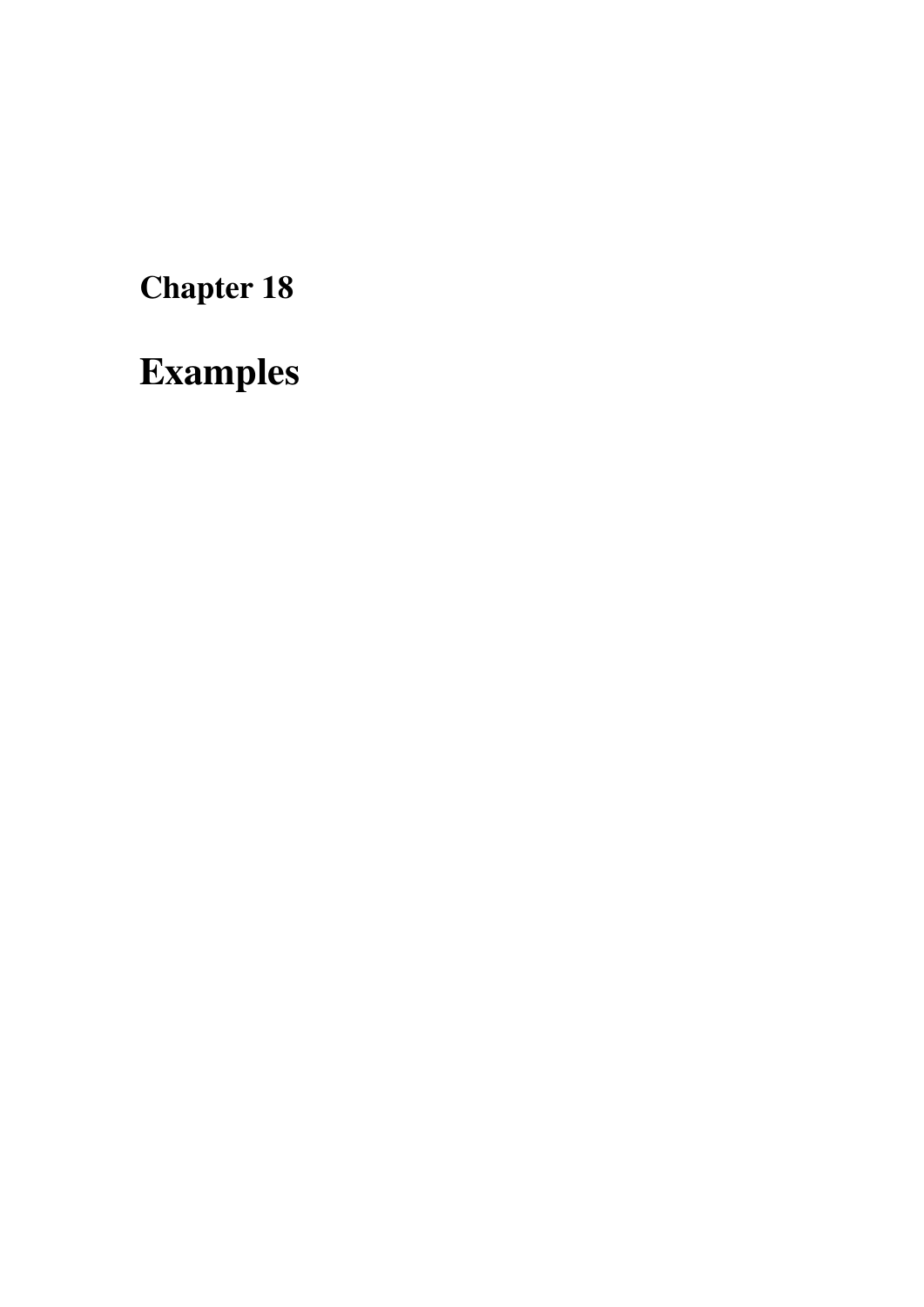# Chapter 18

# Examples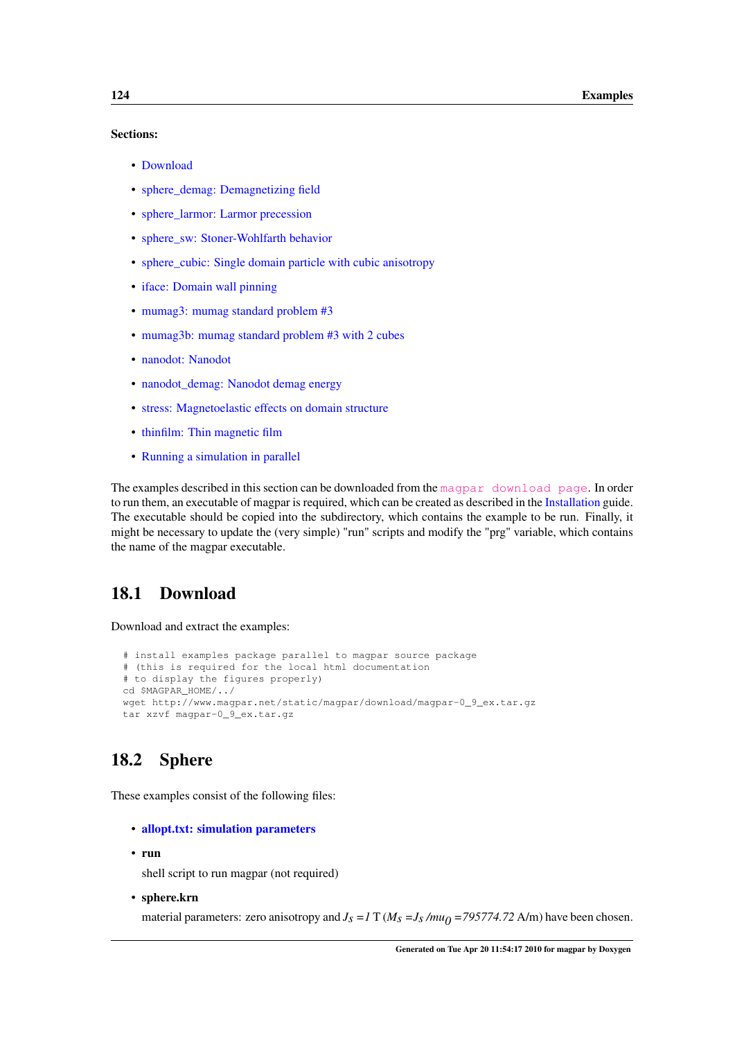**Sections:**

- Download
- sphere_demag: Demagnetizing field
- sphere_larmor: Larmor precession
- sphere_sw: Stoner-Wohlfarth behavior
- sphere_cubic: Single domain particle with cubic anisotropy
- iface: Domain wall pinning
- mumag3: mumag standard problem #3
- mumag3b: mumag standard problem #3 with 2 cubes
- nanodot: Nanodot
- nanodot_demag: Nanodot demag energy
- stress: Magnetoelastic effects on domain structure
- thinfilm: Thin magnetic film
- Running a simulation in parallel

The examples described in this section can be downloaded from the `magpar download page`. In order to run them, an executable of magpar is required, which can be created as described in the Installation guide. The executable should be copied into the subdirectory, which contains the example to be run. Finally, it might be necessary to update the (very simple) "run" scripts and modify the "prg" variable, which contains the name of the magpar executable.

## 18.1 Download

Download and extract the examples:

```
# install examples package parallel to magpar source package
# (this is required for the local html documentation
# to display the figures properly)
cd $MAGPAR_HOME/../
wget http://www.magpar.net/static/magpar/download/magpar-0_9_ex.tar.gz
tar xzvf magpar-0_9_ex.tar.gz
```

## 18.2 Sphere

These examples consist of the following files:

- **allopt.txt: simulation parameters**
- **run**

  shell script to run magpar (not required)
- **sphere.krn**

  material parameters: zero anisotropy and $J_s = 1$ T ($M_s = J_s / mu_0 = 795774.72$ A/m) have been chosen.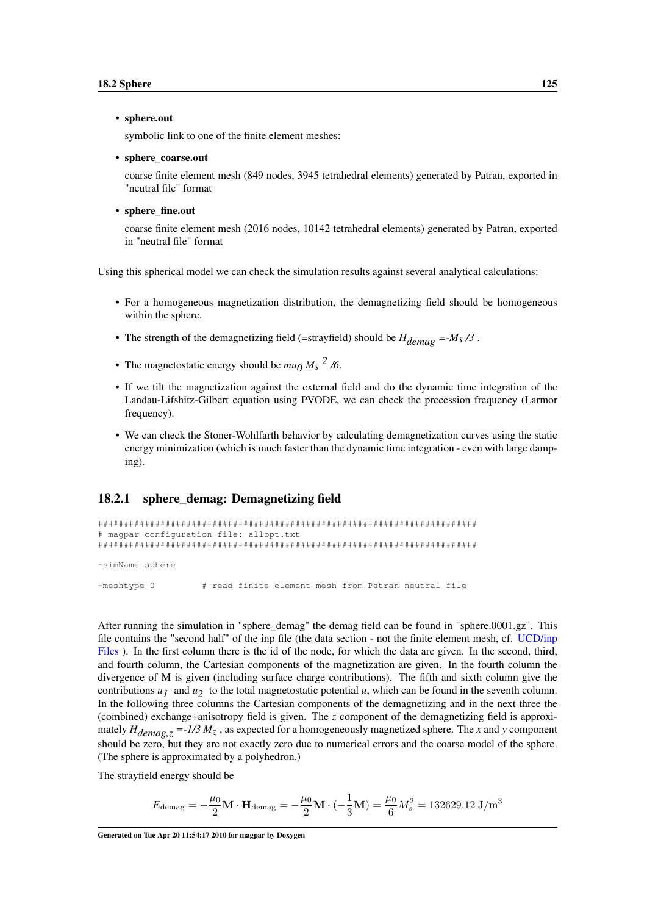- **sphere.out**

  symbolic link to one of the finite element meshes:

- **sphere_coarse.out**

  coarse finite element mesh (849 nodes, 3945 tetrahedral elements) generated by Patran, exported in "neutral file" format

- **sphere_fine.out**

  coarse finite element mesh (2016 nodes, 10142 tetrahedral elements) generated by Patran, exported in "neutral file" format

Using this spherical model we can check the simulation results against several analytical calculations:

- For a homogeneous magnetization distribution, the demagnetizing field should be homogeneous within the sphere.
- The strength of the demagnetizing field (=strayfield) should be $H_{demag} = -M_s/3$ .
- The magnetostatic energy should be $mu_0\, M_s^{\,2}/6$.
- If we tilt the magnetization against the external field and do the dynamic time integration of the Landau-Lifshitz-Gilbert equation using PVODE, we can check the precession frequency (Larmor frequency).
- We can check the Stoner-Wohlfarth behavior by calculating demagnetization curves using the static energy minimization (which is much faster than the dynamic time integration - even with large damping).

### 18.2.1 sphere_demag: Demagnetizing field

```
########################################################################
# magpar configuration file: allopt.txt
########################################################################

-simName sphere

-meshtype 0         # read finite element mesh from Patran neutral file
```

After running the simulation in "sphere_demag" the demag field can be found in "sphere.0001.gz". This file contains the "second half" of the inp file (the data section - not the finite element mesh, cf. UCD/inp Files ). In the first column there is the id of the node, for which the data are given. In the second, third, and fourth column, the Cartesian components of the magnetization are given. In the fourth column the divergence of M is given (including surface charge contributions). The fifth and sixth column give the contributions $u_1$ and $u_2$ to the total magnetostatic potential $u$, which can be found in the seventh column. In the following three columns the Cartesian components of the demagnetizing and in the next three the (combined) exchange+anisotropy field is given. The $z$ component of the demagnetizing field is approximately $H_{demag,z} = -1/3\, M_z$ , as expected for a homogeneously magnetized sphere. The $x$ and $y$ component should be zero, but they are not exactly zero due to numerical errors and the coarse model of the sphere. (The sphere is approximated by a polyhedron.)

The strayfield energy should be

$$E_{\mathrm{demag}} = -\frac{\mu_0}{2}\mathbf{M}\cdot\mathbf{H}_{\mathrm{demag}} = -\frac{\mu_0}{2}\mathbf{M}\cdot(-\frac{1}{3}\mathbf{M}) = \frac{\mu_0}{6}M_s^2 = 132629.12\ \mathrm{J/m^3}$$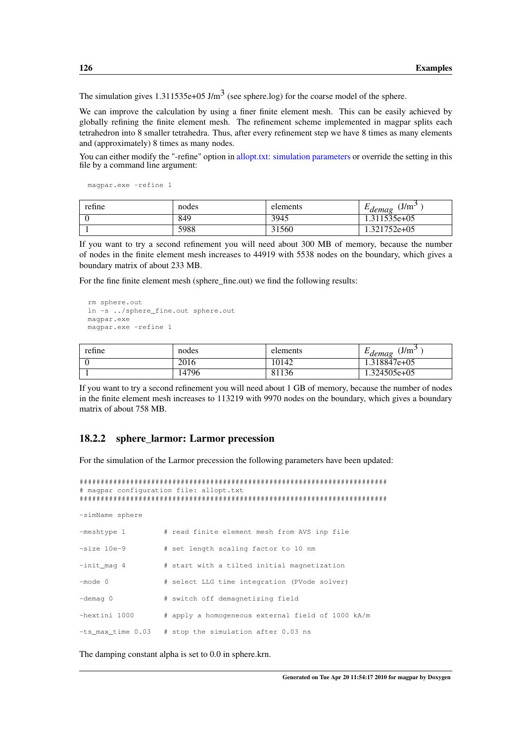The simulation gives 1.311535e+05 J/m$^3$ (see sphere.log) for the coarse model of the sphere.

We can improve the calculation by using a finer finite element mesh. This can be easily achieved by globally refining the finite element mesh. The refinement scheme implemented in magpar splits each tetrahedron into 8 smaller tetrahedra. Thus, after every refinement step we have 8 times as many elements and (approximately) 8 times as many nodes.

You can either modify the "-refine" option in allopt.txt: simulation parameters or override the setting in this file by a command line argument:

```
magpar.exe -refine 1
```

| refine | nodes | elements | $E_{demag}$ (J/m$^3$ ) |
|---|---|---|---|
| 0 | 849 | 3945 | 1.311535e+05 |
| 1 | 5988 | 31560 | 1.321752e+05 |

If you want to try a second refinement you will need about 300 MB of memory, because the number of nodes in the finite element mesh increases to 44919 with 5538 nodes on the boundary, which gives a boundary matrix of about 233 MB.

For the fine finite element mesh (sphere_fine.out) we find the following results:

```
rm sphere.out
ln -s ../sphere_fine.out sphere.out
magpar.exe
magpar.exe -refine 1
```

| refine | nodes | elements | $E_{demag}$ (J/m$^3$ ) |
|---|---|---|---|
| 0 | 2016 | 10142 | 1.318847e+05 |
| 1 | 14796 | 81136 | 1.324505e+05 |

If you want to try a second refinement you will need about 1 GB of memory, because the number of nodes in the finite element mesh increases to 113219 with 9970 nodes on the boundary, which gives a boundary matrix of about 758 MB.

### 18.2.2 sphere_larmor: Larmor precession

For the simulation of the Larmor precession the following parameters have been updated:

```
########################################################################
# magpar configuration file: allopt.txt
########################################################################

-simName sphere

-meshtype 1         # read finite element mesh from AVS inp file

-size 10e-9         # set length scaling factor to 10 nm

-init_mag 4         # start with a tilted initial magnetization

-mode 0             # select LLG time integration (PVode solver)

-demag 0            # switch off demagnetizing field

-hextini 1000       # apply a homogeneous external field of 1000 kA/m

-ts_max_time 0.03   # stop the simulation after 0.03 ns
```

The damping constant alpha is set to 0.0 in sphere.krn.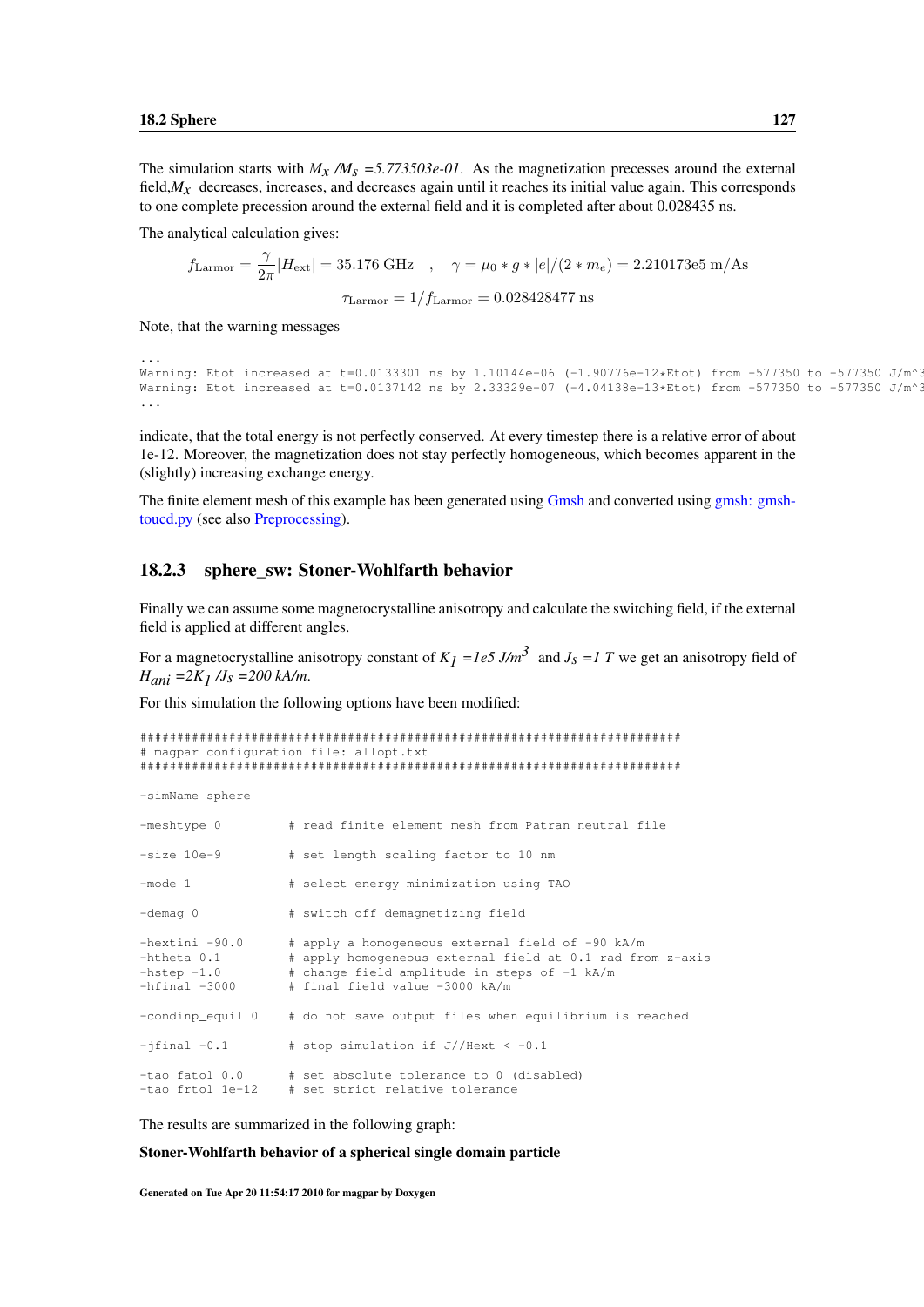The simulation starts with $M_x$ /$M_s$ =5.773503e-01. As the magnetization precesses around the external field,$M_x$ decreases, increases, and decreases again until it reaches its initial value again. This corresponds to one complete precession around the external field and it is completed after about 0.028435 ns.

The analytical calculation gives:

$$f_{\mathrm{Larmor}} = \frac{\gamma}{2\pi}|H_{\mathrm{ext}}| = 35.176 \text{ GHz} \quad , \quad \gamma = \mu_0 * g * |e|/(2 * m_e) = 2.210173\text{e}5 \text{ m/As}$$

$$\tau_{\mathrm{Larmor}} = 1/f_{\mathrm{Larmor}} = 0.028428477 \text{ ns}$$

Note, that the warning messages

```
...
Warning: Etot increased at t=0.0133301 ns by 1.10144e-06 (-1.90776e-12*Etot) from -577350 to -577350 J/m^3
Warning: Etot increased at t=0.0137142 ns by 2.33329e-07 (-4.04138e-13*Etot) from -577350 to -577350 J/m^3
...
```

indicate, that the total energy is not perfectly conserved. At every timestep there is a relative error of about 1e-12. Moreover, the magnetization does not stay perfectly homogeneous, which becomes apparent in the (slightly) increasing exchange energy.

The finite element mesh of this example has been generated using Gmsh and converted using gmsh: gmsh-toucd.py (see also Preprocessing).

### 18.2.3 sphere_sw: Stoner-Wohlfarth behavior

Finally we can assume some magnetocrystalline anisotropy and calculate the switching field, if the external field is applied at different angles.

For a magnetocrystalline anisotropy constant of $K_1$ =1e5 J/m$^3$ and $J_s$ =1 T we get an anisotropy field of $H_{ani}$ =2$K_1$ /$J_s$ =200 kA/m.

For this simulation the following options have been modified:

```
########################################################################
# magpar configuration file: allopt.txt
########################################################################

-simName sphere

-meshtype 0         # read finite element mesh from Patran neutral file

-size 10e-9         # set length scaling factor to 10 nm

-mode 1             # select energy minimization using TAO

-demag 0            # switch off demagnetizing field

-hextini -90.0      # apply a homogeneous external field of -90 kA/m
-htheta 0.1         # apply homogeneous external field at 0.1 rad from z-axis
-hstep -1.0         # change field amplitude in steps of -1 kA/m
-hfinal -3000       # final field value -3000 kA/m

-condinp_equil 0    # do not save output files when equilibrium is reached

-jfinal -0.1        # stop simulation if J//Hext < -0.1

-tao_fatol 0.0      # set absolute tolerance to 0 (disabled)
-tao_frtol 1e-12    # set strict relative tolerance
```

The results are summarized in the following graph:

**Stoner-Wohlfarth behavior of a spherical single domain particle**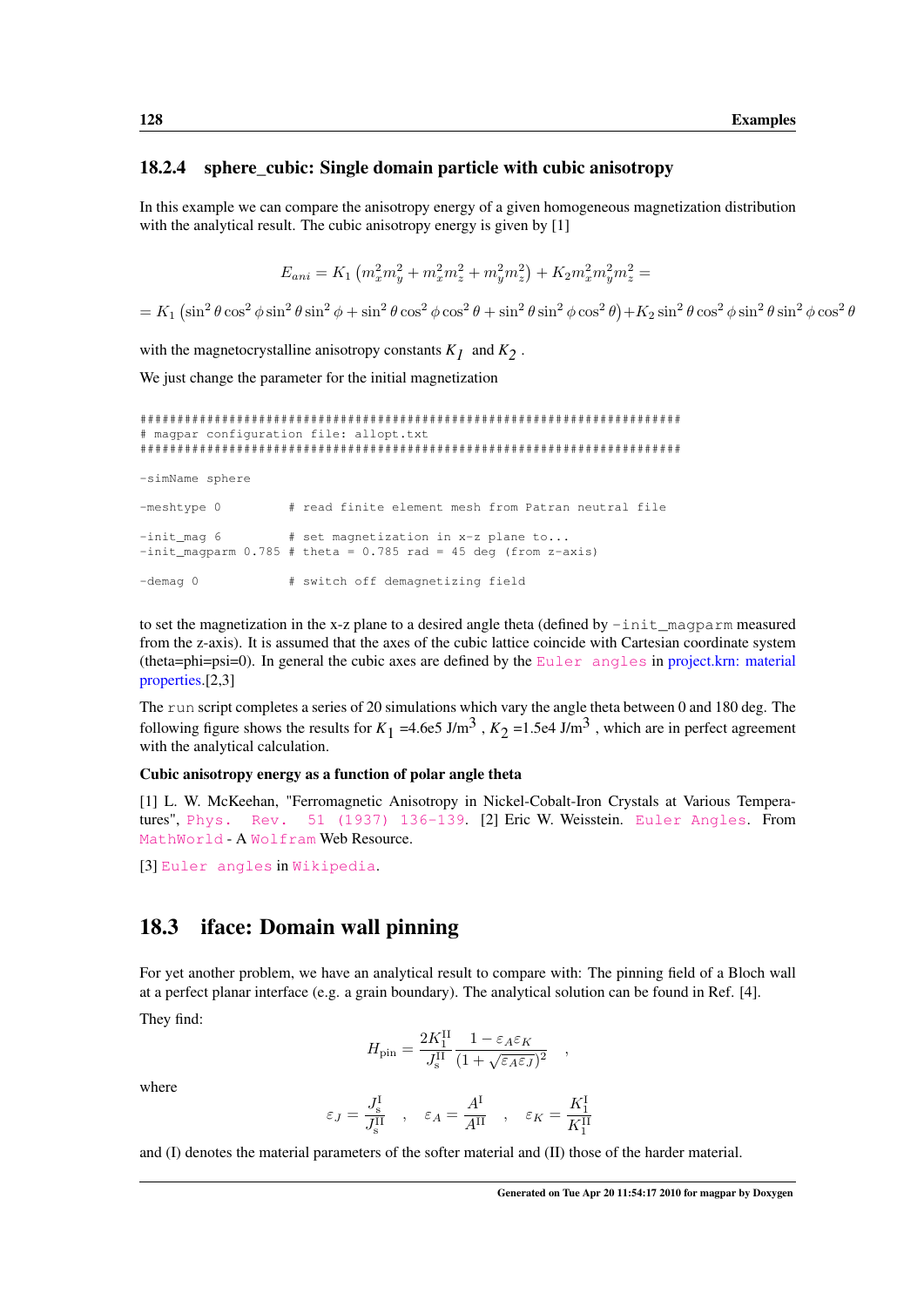### 18.2.4 sphere_cubic: Single domain particle with cubic anisotropy

In this example we can compare the anisotropy energy of a given homogeneous magnetization distribution with the analytical result. The cubic anisotropy energy is given by [1]

$$E_{ani} = K_1\left(m_x^2 m_y^2 + m_x^2 m_z^2 + m_y^2 m_z^2\right) + K_2 m_x^2 m_y^2 m_z^2 =$$

$$= K_1\left(\sin^2\theta\cos^2\phi\sin^2\theta\sin^2\phi + \sin^2\theta\cos^2\phi\cos^2\theta + \sin^2\theta\sin^2\phi\cos^2\theta\right) + K_2\sin^2\theta\cos^2\phi\sin^2\theta\sin^2\phi\cos^2\theta$$

with the magnetocrystalline anisotropy constants $K_1$ and $K_2$.

We just change the parameter for the initial magnetization

```
########################################################################
# magpar configuration file: allopt.txt
########################################################################

-simName sphere

-meshtype 0          # read finite element mesh from Patran neutral file

-init_mag 6          # set magnetization in x-z plane to...
-init_magparm 0.785  # theta = 0.785 rad = 45 deg (from z-axis)

-demag 0             # switch off demagnetizing field
```

to set the magnetization in the x-z plane to a desired angle theta (defined by `-init_magparm` measured from the z-axis). It is assumed that the axes of the cubic lattice coincide with Cartesian coordinate system (theta=phi=psi=0). In general the cubic axes are defined by the Euler angles in project.krn: material properties.[2,3]

The `run` script completes a series of 20 simulations which vary the angle theta between 0 and 180 deg. The following figure shows the results for $K_1$ =4.6e5 J/m$^3$, $K_2$ =1.5e4 J/m$^3$, which are in perfect agreement with the analytical calculation.

**Cubic anisotropy energy as a function of polar angle theta**

[1] L. W. McKeehan, "Ferromagnetic Anisotropy in Nickel-Cobalt-Iron Crystals at Various Temperatures", Phys. Rev. 51 (1937) 136-139. [2] Eric W. Weisstein. Euler Angles. From MathWorld - A Wolfram Web Resource.

[3] Euler angles in Wikipedia.

## 18.3 iface: Domain wall pinning

For yet another problem, we have an analytical result to compare with: The pinning field of a Bloch wall at a perfect planar interface (e.g. a grain boundary). The analytical solution can be found in Ref. [4].

They find:

$$H_{\text{pin}} = \frac{2K_1^{\text{II}}}{J_s^{\text{II}}}\frac{1-\varepsilon_A\varepsilon_K}{(1+\sqrt{\varepsilon_A\varepsilon_J})^2} \quad ,$$

where

$$\varepsilon_J = \frac{J_s^{\text{I}}}{J_s^{\text{II}}} \quad , \quad \varepsilon_A = \frac{A^{\text{I}}}{A^{\text{II}}} \quad , \quad \varepsilon_K = \frac{K_1^{\text{I}}}{K_1^{\text{II}}}$$

and (I) denotes the material parameters of the softer material and (II) those of the harder material.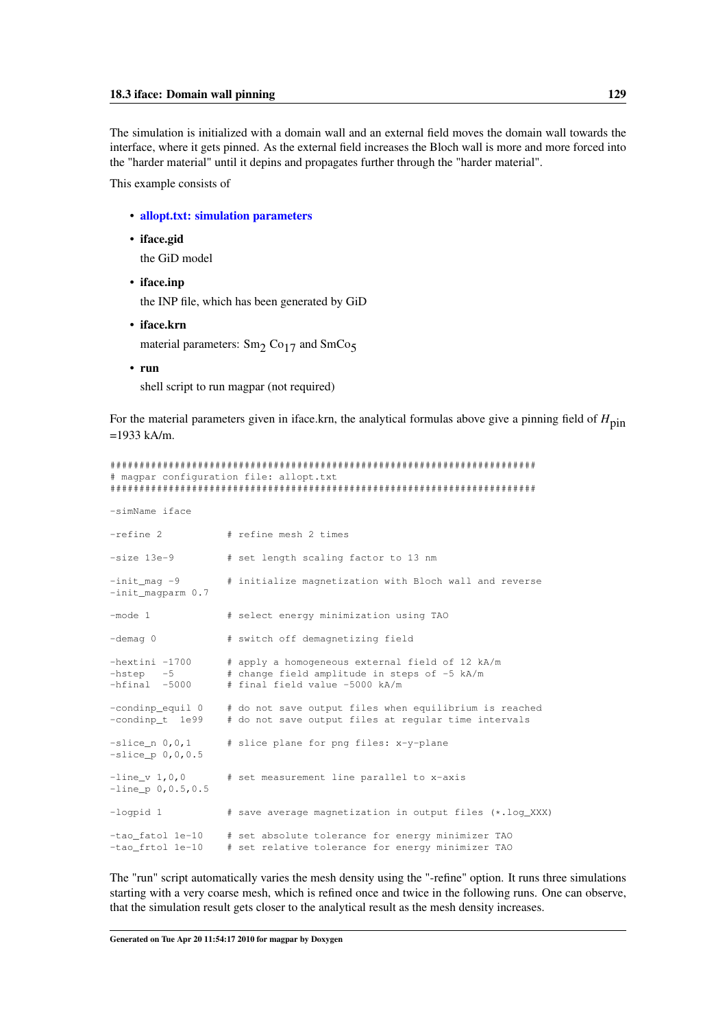The simulation is initialized with a domain wall and an external field moves the domain wall towards the interface, where it gets pinned. As the external field increases the Bloch wall is more and more forced into the "harder material" until it depins and propagates further through the "harder material".

This example consists of

- **allopt.txt: simulation parameters**
- **iface.gid**

  the GiD model
- **iface.inp**

  the INP file, which has been generated by GiD
- **iface.krn**

  material parameters: $Sm_2$ $Co_{17}$ and $SmCo_5$
- **run**

  shell script to run magpar (not required)

For the material parameters given in iface.krn, the analytical formulas above give a pinning field of $H_{pin}$ =1933 kA/m.

```
######################################################################
# magpar configuration file: allopt.txt
######################################################################

-simName iface

-refine 2           # refine mesh 2 times

-size 13e-9         # set length scaling factor to 13 nm

-init_mag -9        # initialize magnetization with Bloch wall and reverse
-init_magparm 0.7

-mode 1             # select energy minimization using TAO

-demag 0            # switch off demagnetizing field

-hextini -1700      # apply a homogeneous external field of 12 kA/m
-hstep   -5         # change field amplitude in steps of -5 kA/m
-hfinal  -5000      # final field value -5000 kA/m

-condinp_equil 0    # do not save output files when equilibrium is reached
-condinp_t  1e99    # do not save output files at regular time intervals

-slice_n 0,0,1      # slice plane for png files: x-y-plane
-slice_p 0,0,0.5

-line_v 1,0,0       # set measurement line parallel to x-axis
-line_p 0,0.5,0.5

-logpid 1           # save average magnetization in output files (*.log_XXX)

-tao_fatol 1e-10    # set absolute tolerance for energy minimizer TAO
-tao_frtol 1e-10    # set relative tolerance for energy minimizer TAO
```

The "run" script automatically varies the mesh density using the "-refine" option. It runs three simulations starting with a very coarse mesh, which is refined once and twice in the following runs. One can observe, that the simulation result gets closer to the analytical result as the mesh density increases.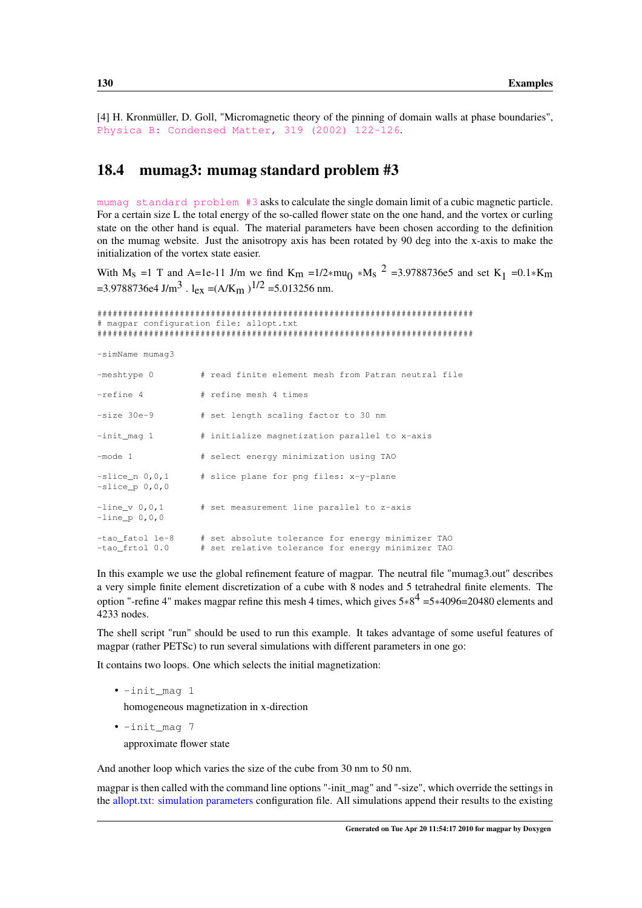[4] H. Kronmüller, D. Goll, "Micromagnetic theory of the pinning of domain walls at phase boundaries", Physica B: Condensed Matter, 319 (2002) 122-126.

## 18.4 mumag3: mumag standard problem #3

mumag standard problem #3 asks to calculate the single domain limit of a cubic magnetic particle. For a certain size L the total energy of the so-called flower state on the one hand, and the vortex or curling state on the other hand is equal. The material parameters have been chosen according to the definition on the mumag website. Just the anisotropy axis has been rotated by 90 deg into the x-axis to make the initialization of the vortex state easier.

With $M_s$ =1 T and A=1e-11 J/m we find $K_m = 1/2 * mu_0 * M_s^2$ =3.9788736e5 and set $K_1 = 0.1 * K_m$ =3.9788736e4 J/m$^3$ . $l_{ex} = (A/K_m)^{1/2}$ =5.013256 nm.

```
########################################################################
# magpar configuration file: allopt.txt
########################################################################

-simName mumag3

-meshtype 0         # read finite element mesh from Patran neutral file

-refine 4           # refine mesh 4 times

-size 30e-9         # set length scaling factor to 30 nm

-init_mag 1         # initialize magnetization parallel to x-axis

-mode 1             # select energy minimization using TAO

-slice_n 0,0,1      # slice plane for png files: x-y-plane
-slice_p 0,0,0

-line_v 0,0,1       # set measurement line parallel to z-axis
-line_p 0,0,0

-tao_fatol 1e-8     # set absolute tolerance for energy minimizer TAO
-tao_frtol 0.0      # set relative tolerance for energy minimizer TAO
```

In this example we use the global refinement feature of magpar. The neutral file "mumag3.out" describes a very simple finite element discretization of a cube with 8 nodes and 5 tetrahedral finite elements. The option "-refine 4" makes magpar refine this mesh 4 times, which gives $5*8^4 = 5*4096 = 20480$ elements and 4233 nodes.

The shell script "run" should be used to run this example. It takes advantage of some useful features of magpar (rather PETSc) to run several simulations with different parameters in one go:

It contains two loops. One which selects the initial magnetization:

- `-init_mag 1`

  homogeneous magnetization in x-direction

- `-init_mag 7`

  approximate flower state

And another loop which varies the size of the cube from 30 nm to 50 nm.

magpar is then called with the command line options "-init_mag" and "-size", which override the settings in the allopt.txt: simulation parameters configuration file. All simulations append their results to the existing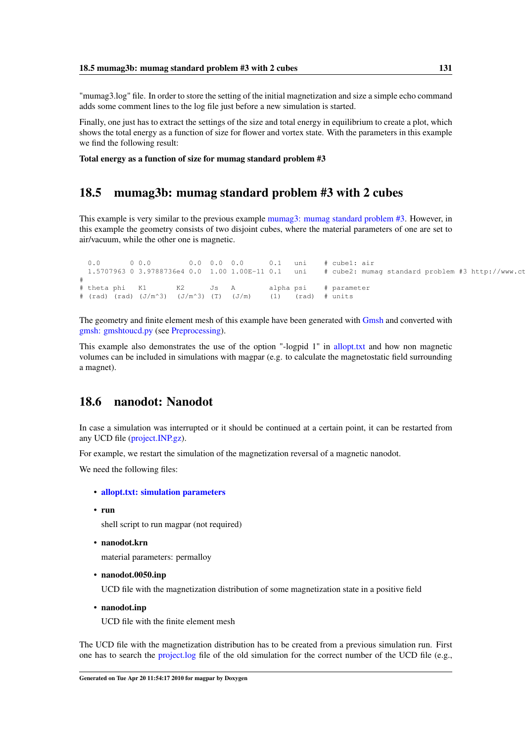"mumag3.log" file. In order to store the setting of the initial magnetization and size a simple echo command adds some comment lines to the log file just before a new simulation is started.

Finally, one just has to extract the settings of the size and total energy in equilibrium to create a plot, which shows the total energy as a function of size for flower and vortex state. With the parameters in this example we find the following result:

**Total energy as a function of size for mumag standard problem #3**

## 18.5 mumag3b: mumag standard problem #3 with 2 cubes

This example is very similar to the previous example mumag3: mumag standard problem #3. However, in this example the geometry consists of two disjoint cubes, where the material parameters of one are set to air/vacuum, while the other one is magnetic.

```
  0.0       0 0.0         0.0  0.0  0.0      0.1   uni    # cube1: air
  1.5707963 0 3.9788736e4 0.0  1.00 1.00E-11 0.1   uni    # cube2: mumag standard problem #3 http://www.ct
#
# theta phi   K1       K2      Js   A        alpha psi    # parameter
# (rad) (rad) (J/m^3)  (J/m^3) (T)  (J/m)    (1)   (rad)  # units
```

The geometry and finite element mesh of this example have been generated with Gmsh and converted with gmsh: gmshtoucd.py (see Preprocessing).

This example also demonstrates the use of the option "-logpid 1" in allopt.txt and how non magnetic volumes can be included in simulations with magpar (e.g. to calculate the magnetostatic field surrounding a magnet).

## 18.6 nanodot: Nanodot

In case a simulation was interrupted or it should be continued at a certain point, it can be restarted from any UCD file (project.INP.gz).

For example, we restart the simulation of the magnetization reversal of a magnetic nanodot.

We need the following files:

- **allopt.txt: simulation parameters**
- **run**

  shell script to run magpar (not required)
- **nanodot.krn**

  material parameters: permalloy
- **nanodot.0050.inp**

  UCD file with the magnetization distribution of some magnetization state in a positive field
- **nanodot.inp**

  UCD file with the finite element mesh

The UCD file with the magnetization distribution has to be created from a previous simulation run. First one has to search the project.log file of the old simulation for the correct number of the UCD file (e.g.,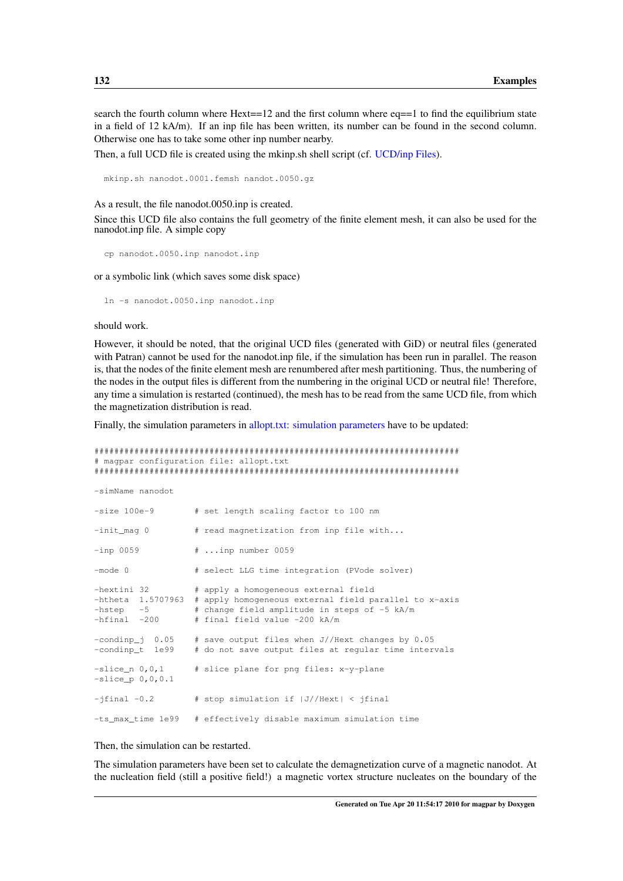search the fourth column where Hext==12 and the first column where eq==1 to find the equilibrium state in a field of 12 kA/m). If an inp file has been written, its number can be found in the second column. Otherwise one has to take some other inp number nearby.

Then, a full UCD file is created using the mkinp.sh shell script (cf. UCD/inp Files).

```
mkinp.sh nanodot.0001.femsh nandot.0050.gz
```

As a result, the file nanodot.0050.inp is created.

Since this UCD file also contains the full geometry of the finite element mesh, it can also be used for the nanodot.inp file. A simple copy

```
cp nanodot.0050.inp nanodot.inp
```

or a symbolic link (which saves some disk space)

```
ln -s nanodot.0050.inp nanodot.inp
```

should work.

However, it should be noted, that the original UCD files (generated with GiD) or neutral files (generated with Patran) cannot be used for the nanodot.inp file, if the simulation has been run in parallel. The reason is, that the nodes of the finite element mesh are renumbered after mesh partitioning. Thus, the numbering of the nodes in the output files is different from the numbering in the original UCD or neutral file! Therefore, any time a simulation is restarted (continued), the mesh has to be read from the same UCD file, from which the magnetization distribution is read.

Finally, the simulation parameters in allopt.txt: simulation parameters have to be updated:

```
########################################################################
# magpar configuration file: allopt.txt
########################################################################

-simName nanodot

-size 100e-9        # set length scaling factor to 100 nm

-init_mag 0         # read magnetization from inp file with...

-inp 0059           # ...inp number 0059

-mode 0             # select LLG time integration (PVode solver)

-hextini 32         # apply a homogeneous external field
-htheta  1.5707963  # apply homogeneous external field parallel to x-axis
-hstep   -5         # change field amplitude in steps of -5 kA/m
-hfinal  -200       # final field value -200 kA/m

-condinp_j  0.05    # save output files when J//Hext changes by 0.05
-condinp_t  1e99    # do not save output files at regular time intervals

-slice_n 0,0,1      # slice plane for png files: x-y-plane
-slice_p 0,0,0.1

-jfinal -0.2        # stop simulation if |J//Hext| < jfinal

-ts_max_time 1e99   # effectively disable maximum simulation time
```

Then, the simulation can be restarted.

The simulation parameters have been set to calculate the demagnetization curve of a magnetic nanodot. At the nucleation field (still a positive field!) a magnetic vortex structure nucleates on the boundary of the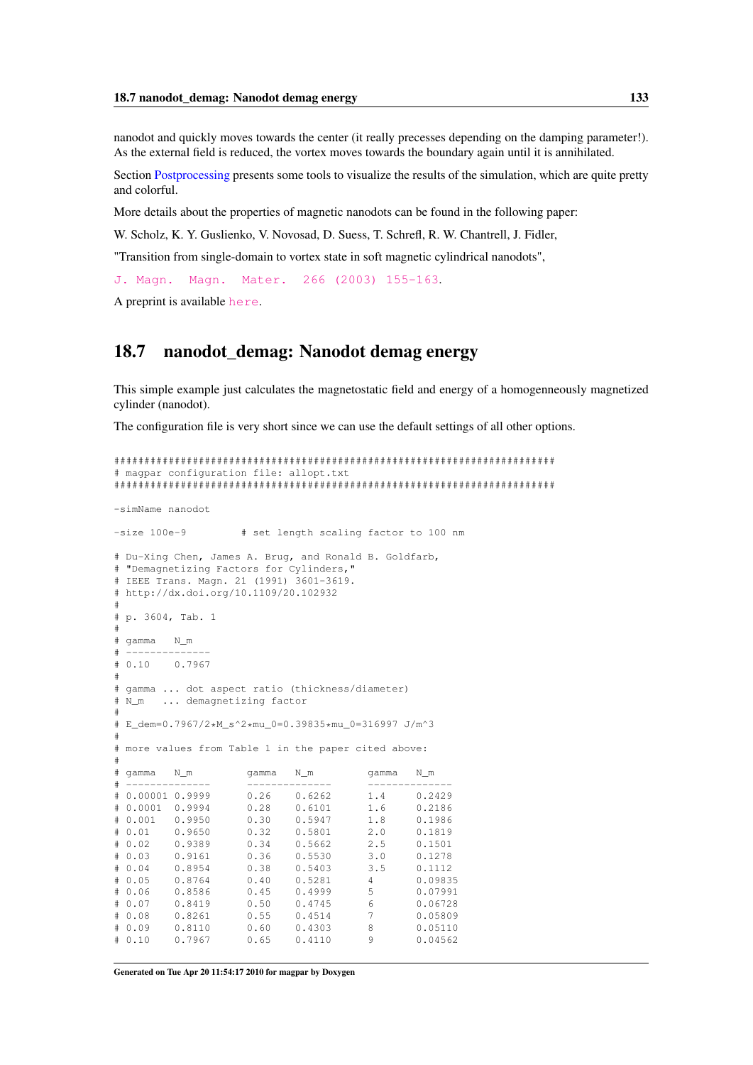nanodot and quickly moves towards the center (it really precesses depending on the damping parameter!). As the external field is reduced, the vortex moves towards the boundary again until it is annihilated.

Section Postprocessing presents some tools to visualize the results of the simulation, which are quite pretty and colorful.

More details about the properties of magnetic nanodots can be found in the following paper:

W. Scholz, K. Y. Guslienko, V. Novosad, D. Suess, T. Schrefl, R. W. Chantrell, J. Fidler,

"Transition from single-domain to vortex state in soft magnetic cylindrical nanodots",

`J. Magn. Magn. Mater. 266 (2003) 155-163`.

A preprint is available `here`.

## 18.7 nanodot_demag: Nanodot demag energy

This simple example just calculates the magnetostatic field and energy of a homogeneously magnetized cylinder (nanodot).

The configuration file is very short since we can use the default settings of all other options.

```
##########################################################################
# magpar configuration file: allopt.txt
##########################################################################

-simName nanodot

-size 100e-9         # set length scaling factor to 100 nm

# Du-Xing Chen, James A. Brug, and Ronald B. Goldfarb,
# "Demagnetizing Factors for Cylinders,"
# IEEE Trans. Magn. 21 (1991) 3601-3619.
# http://dx.doi.org/10.1109/20.102932
#
# p. 3604, Tab. 1
#
# gamma   N_m
# --------------
# 0.10    0.7967
#
# gamma ... dot aspect ratio (thickness/diameter)
# N_m   ... demagnetizing factor
#
# E_dem=0.7967/2*M_s^2*mu_0=0.39835*mu_0=316997 J/m^3
#
# more values from Table 1 in the paper cited above:
#
# gamma   N_m         gamma   N_m         gamma   N_m
# --------------      --------------      --------------
# 0.00001 0.9999      0.26    0.6262      1.4     0.2429
# 0.0001  0.9994      0.28    0.6101      1.6     0.2186
# 0.001   0.9950      0.30    0.5947      1.8     0.1986
# 0.01    0.9650      0.32    0.5801      2.0     0.1819
# 0.02    0.9389      0.34    0.5662      2.5     0.1501
# 0.03    0.9161      0.36    0.5530      3.0     0.1278
# 0.04    0.8954      0.38    0.5403      3.5     0.1112
# 0.05    0.8764      0.40    0.5281      4       0.09835
# 0.06    0.8586      0.45    0.4999      5       0.07991
# 0.07    0.8419      0.50    0.4745      6       0.06728
# 0.08    0.8261      0.55    0.4514      7       0.05809
# 0.09    0.8110      0.60    0.4303      8       0.05110
# 0.10    0.7967      0.65    0.4110      9       0.04562
```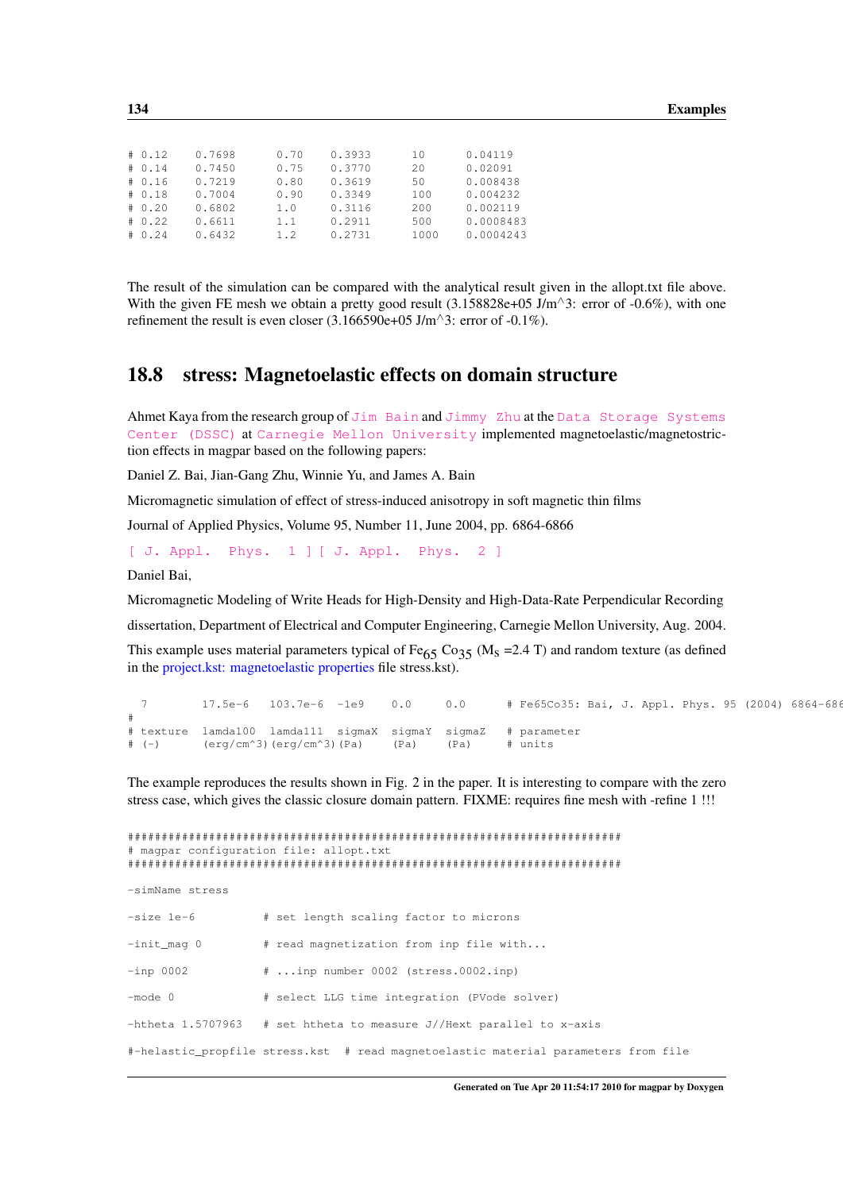```
# 0.12    0.7698      0.70    0.3933      10      0.04119
# 0.14    0.7450      0.75    0.3770      20      0.02091
# 0.16    0.7219      0.80    0.3619      50      0.008438
# 0.18    0.7004      0.90    0.3349      100     0.004232
# 0.20    0.6802      1.0     0.3116      200     0.002119
# 0.22    0.6611      1.1     0.2911      500     0.0008483
# 0.24    0.6432      1.2     0.2731      1000    0.0004243
```

The result of the simulation can be compared with the analytical result given in the allopt.txt file above. With the given FE mesh we obtain a pretty good result (3.158828e+05 J/m^3: error of -0.6%), with one refinement the result is even closer (3.166590e+05 J/m^3: error of -0.1%).

## 18.8 stress: Magnetoelastic effects on domain structure

Ahmet Kaya from the research group of Jim Bain and Jimmy Zhu at the Data Storage Systems Center (DSSC) at Carnegie Mellon University implemented magnetoelastic/magnetostriction effects in magpar based on the following papers:

Daniel Z. Bai, Jian-Gang Zhu, Winnie Yu, and James A. Bain

Micromagnetic simulation of effect of stress-induced anisotropy in soft magnetic thin films

Journal of Applied Physics, Volume 95, Number 11, June 2004, pp. 6864-6866

[ J. Appl. Phys. 1 ] [ J. Appl. Phys. 2 ]

Daniel Bai,

Micromagnetic Modeling of Write Heads for High-Density and High-Data-Rate Perpendicular Recording

dissertation, Department of Electrical and Computer Engineering, Carnegie Mellon University, Aug. 2004.

This example uses material parameters typical of $Fe_{65}$ $Co_{35}$ ($M_s$ =2.4 T) and random texture (as defined in the project.kst: magnetoelastic properties file stress.kst).

```
  7       17.5e-6   103.7e-6  -1e9    0.0     0.0      # Fe65Co35: Bai, J. Appl. Phys. 95 (2004) 6864-686
#
# texture  lamda100  lamda111  sigmaX  sigmaY  sigmaZ   # parameter
# (-)      (erg/cm^3)(erg/cm^3)(Pa)    (Pa)    (Pa)     # units
```

The example reproduces the results shown in Fig. 2 in the paper. It is interesting to compare with the zero stress case, which gives the classic closure domain pattern. FIXME: requires fine mesh with -refine 1 !!!

```
########################################################################
# magpar configuration file: allopt.txt
########################################################################

-simName stress

-size 1e-6          # set length scaling factor to microns

-init_mag 0         # read magnetization from inp file with...

-inp 0002           # ...inp number 0002 (stress.0002.inp)

-mode 0             # select LLG time integration (PVode solver)

-htheta 1.5707963   # set htheta to measure J//Hext parallel to x-axis

#-helastic_propfile stress.kst  # read magnetoelastic material parameters from file
```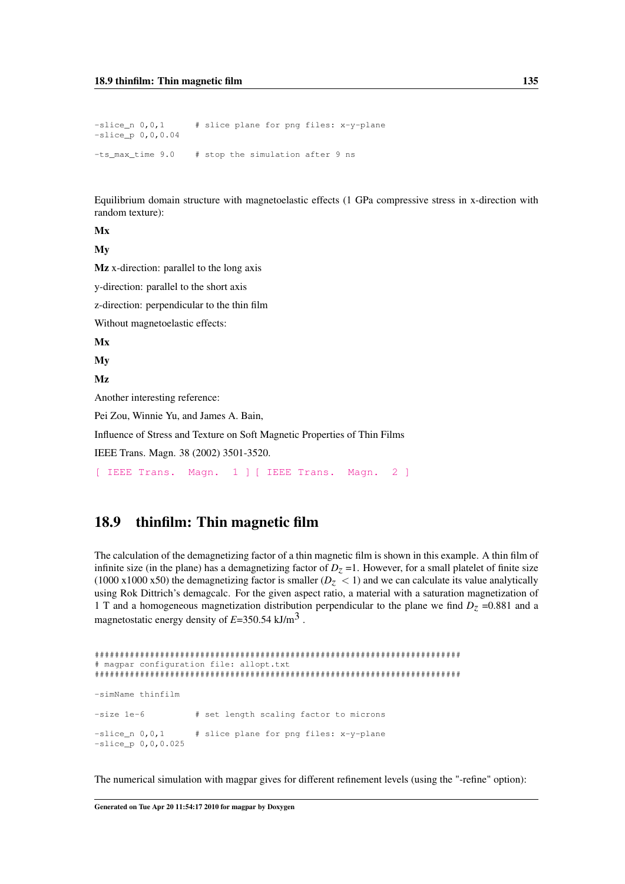```
-slice_n 0,0,1      # slice plane for png files: x-y-plane
-slice_p 0,0,0.04

-ts_max_time 9.0    # stop the simulation after 9 ns
```

Equilibrium domain structure with magnetoelastic effects (1 GPa compressive stress in x-direction with random texture):

**Mx**

**My**

**Mz** x-direction: parallel to the long axis

y-direction: parallel to the short axis

z-direction: perpendicular to the thin film

Without magnetoelastic effects:

**Mx**

**My**

**Mz**

Another interesting reference:

Pei Zou, Winnie Yu, and James A. Bain,

Influence of Stress and Texture on Soft Magnetic Properties of Thin Films

IEEE Trans. Magn. 38 (2002) 3501-3520.

[ IEEE Trans. Magn. 1 ] [ IEEE Trans. Magn. 2 ]

## 18.9 thinfilm: Thin magnetic film

The calculation of the demagnetizing factor of a thin magnetic film is shown in this example. A thin film of infinite size (in the plane) has a demagnetizing factor of $D_z$ =1. However, for a small platelet of finite size (1000 x1000 x50) the demagnetizing factor is smaller ($D_z$ < 1) and we can calculate its value analytically using Rok Dittrich's demagcalc. For the given aspect ratio, a material with a saturation magnetization of 1 T and a homogeneous magnetization distribution perpendicular to the plane we find $D_z$ =0.881 and a magnetostatic energy density of $E$=350.54 kJ/m$^3$ .

```
########################################################################
# magpar configuration file: allopt.txt
########################################################################

-simName thinfilm

-size 1e-6          # set length scaling factor to microns

-slice_n 0,0,1      # slice plane for png files: x-y-plane
-slice_p 0,0,0.025
```

The numerical simulation with magpar gives for different refinement levels (using the "-refine" option):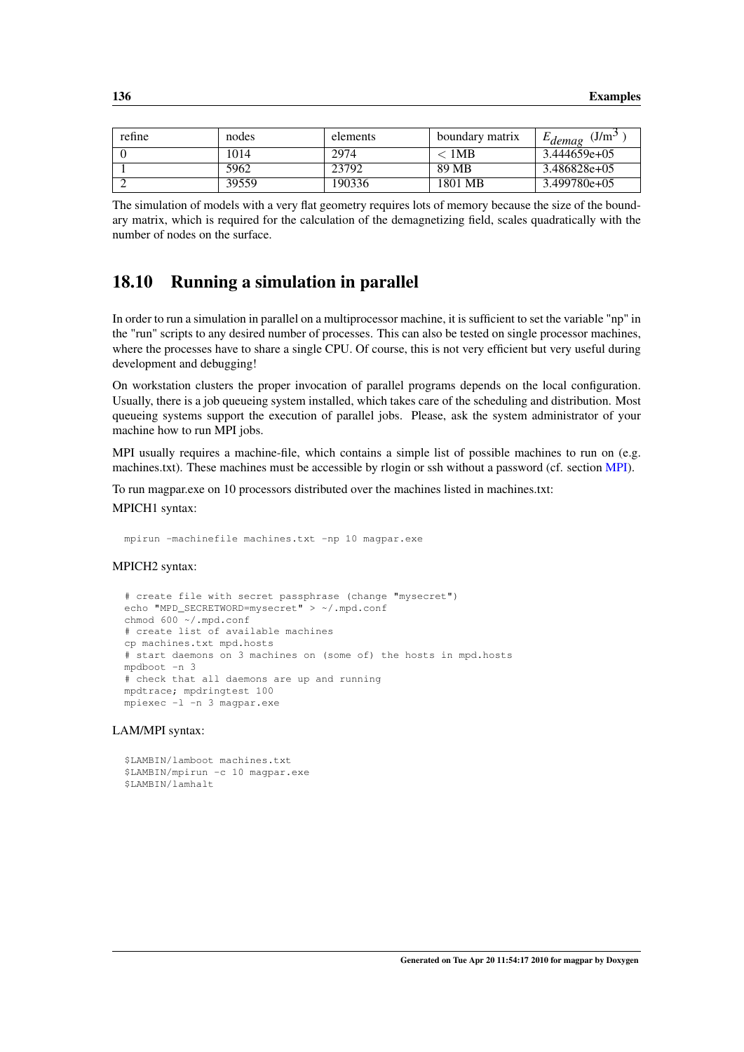| refine | nodes | elements | boundary matrix | $E_{demag}$ (J/m$^3$ ) |
|---|---|---|---|---|
| 0 | 1014 | 2974 | $<$ 1MB | 3.444659e+05 |
| 1 | 5962 | 23792 | 89 MB | 3.486828e+05 |
| 2 | 39559 | 190336 | 1801 MB | 3.499780e+05 |

The simulation of models with a very flat geometry requires lots of memory because the size of the boundary matrix, which is required for the calculation of the demagnetizing field, scales quadratically with the number of nodes on the surface.

## 18.10 Running a simulation in parallel

In order to run a simulation in parallel on a multiprocessor machine, it is sufficient to set the variable "np" in the "run" scripts to any desired number of processes. This can also be tested on single processor machines, where the processes have to share a single CPU. Of course, this is not very efficient but very useful during development and debugging!

On workstation clusters the proper invocation of parallel programs depends on the local configuration. Usually, there is a job queueing system installed, which takes care of the scheduling and distribution. Most queueing systems support the execution of parallel jobs. Please, ask the system administrator of your machine how to run MPI jobs.

MPI usually requires a machine-file, which contains a simple list of possible machines to run on (e.g. machines.txt). These machines must be accessible by rlogin or ssh without a password (cf. section MPI).

To run magpar.exe on 10 processors distributed over the machines listed in machines.txt:

MPICH1 syntax:

```
mpirun -machinefile machines.txt -np 10 magpar.exe
```

MPICH2 syntax:

```
# create file with secret passphrase (change "mysecret")
echo "MPD_SECRETWORD=mysecret" > ~/.mpd.conf
chmod 600 ~/.mpd.conf
# create list of available machines
cp machines.txt mpd.hosts
# start daemons on 3 machines on (some of) the hosts in mpd.hosts
mpdboot -n 3
# check that all daemons are up and running
mpdtrace; mpdringtest 100
mpiexec -l -n 3 magpar.exe
```

LAM/MPI syntax:

```
$LAMBIN/lamboot machines.txt
$LAMBIN/mpirun -c 10 magpar.exe
$LAMBIN/lamhalt
```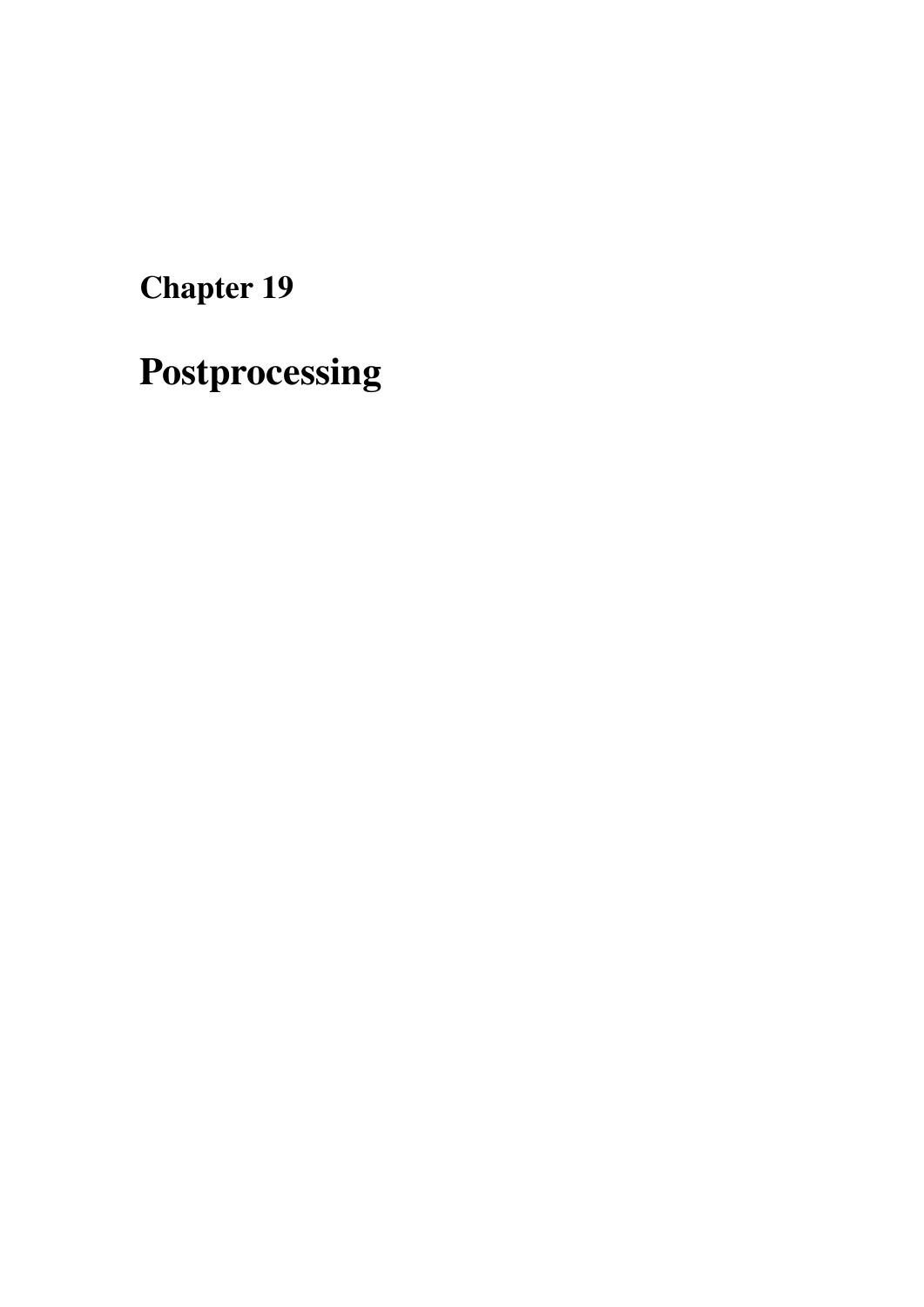# Chapter 19

# Postprocessing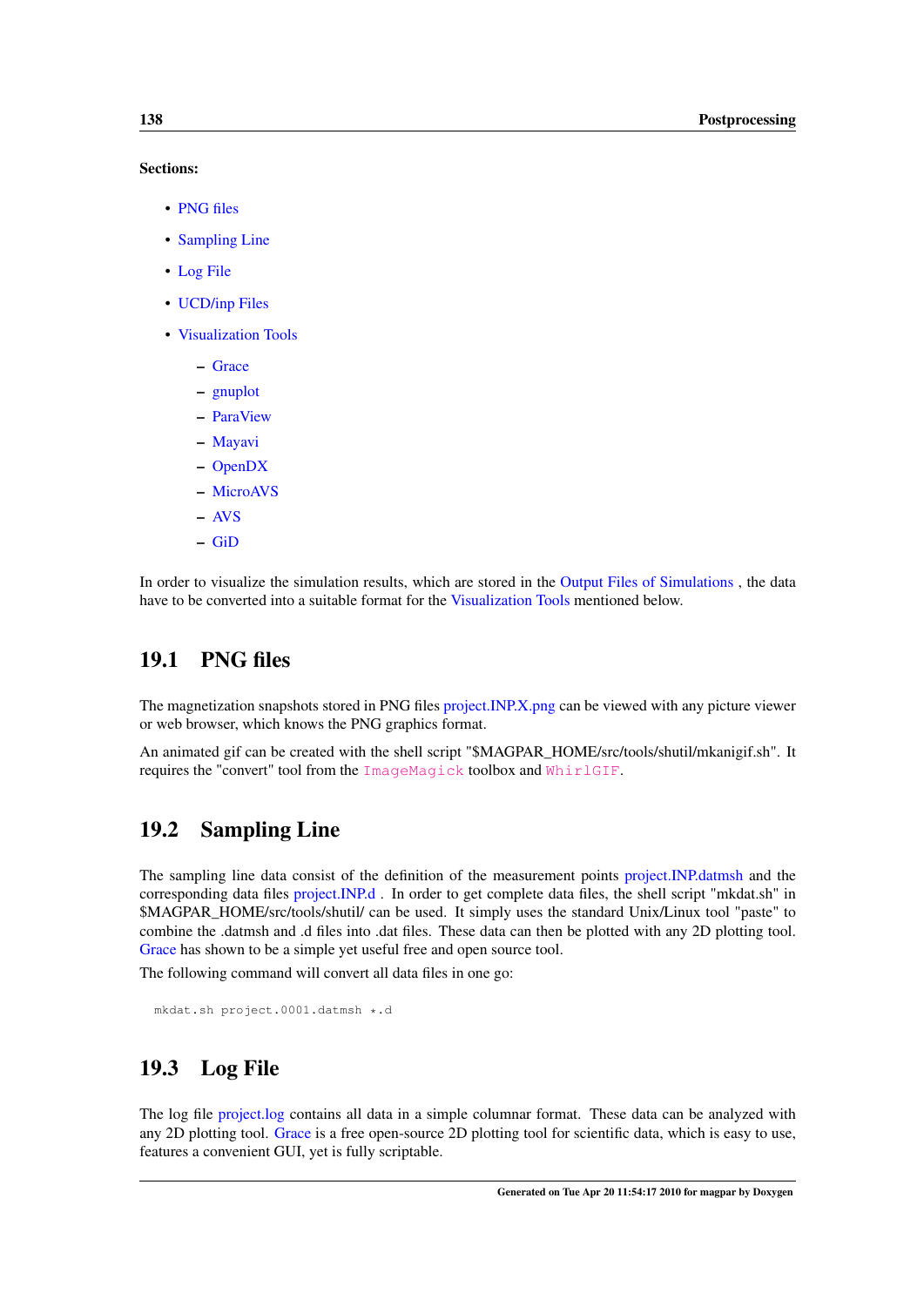**Sections:**

- PNG files
- Sampling Line
- Log File
- UCD/inp Files
- Visualization Tools
  - Grace
  - gnuplot
  - ParaView
  - Mayavi
  - OpenDX
  - MicroAVS
  - AVS
  - GiD

In order to visualize the simulation results, which are stored in the Output Files of Simulations , the data have to be converted into a suitable format for the Visualization Tools mentioned below.

## 19.1 PNG files

The magnetization snapshots stored in PNG files project.INP.X.png can be viewed with any picture viewer or web browser, which knows the PNG graphics format.

An animated gif can be created with the shell script "$MAGPAR_HOME/src/tools/shutil/mkanigif.sh". It requires the "convert" tool from the `ImageMagick` toolbox and `WhirlGIF`.

## 19.2 Sampling Line

The sampling line data consist of the definition of the measurement points project.INP.datmsh and the corresponding data files project.INP.d . In order to get complete data files, the shell script "mkdat.sh" in $MAGPAR_HOME/src/tools/shutil/ can be used. It simply uses the standard Unix/Linux tool "paste" to combine the .datmsh and .d files into .dat files. These data can then be plotted with any 2D plotting tool. Grace has shown to be a simple yet useful free and open source tool.

The following command will convert all data files in one go:

```
mkdat.sh project.0001.datmsh *.d
```

## 19.3 Log File

The log file project.log contains all data in a simple columnar format. These data can be analyzed with any 2D plotting tool. Grace is a free open-source 2D plotting tool for scientific data, which is easy to use, features a convenient GUI, yet is fully scriptable.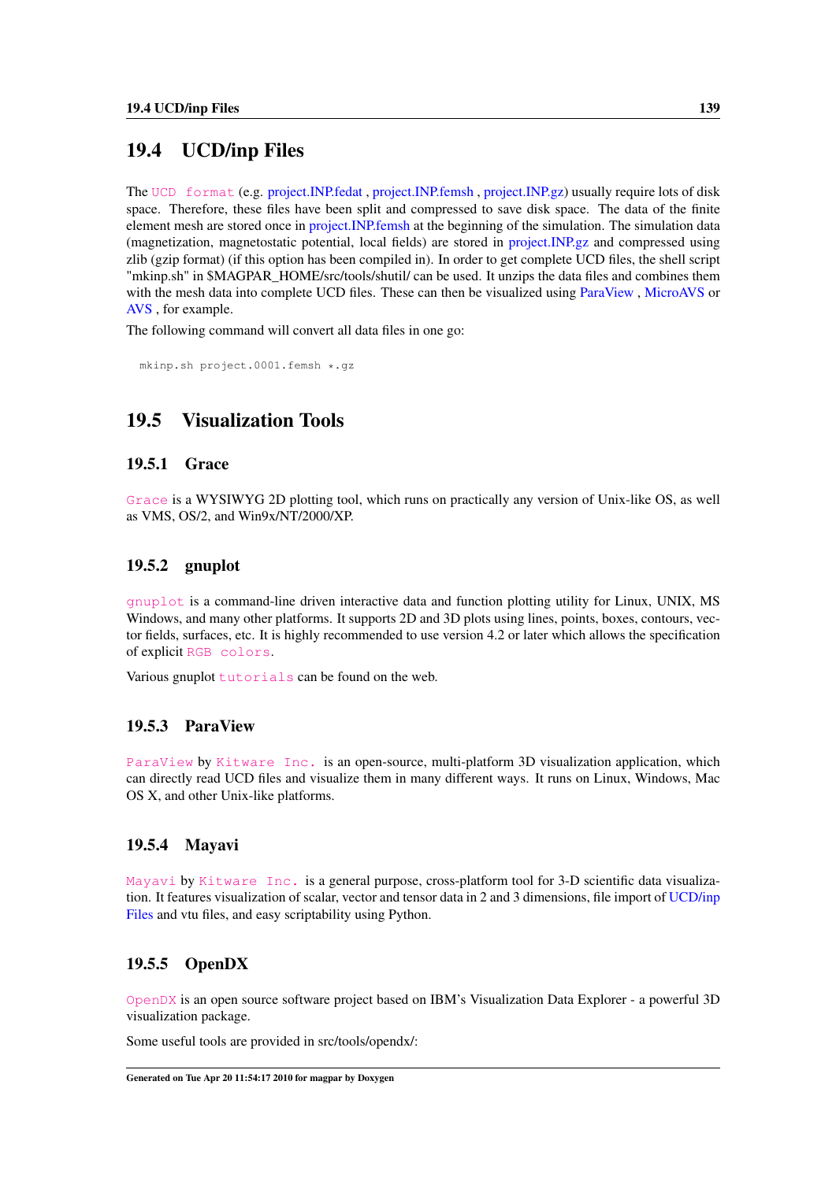## 19.4 UCD/inp Files

The UCD format (e.g. project.INP.fedat , project.INP.femsh , project.INP.gz) usually require lots of disk space. Therefore, these files have been split and compressed to save disk space. The data of the finite element mesh are stored once in project.INP.femsh at the beginning of the simulation. The simulation data (magnetization, magnetostatic potential, local fields) are stored in project.INP.gz and compressed using zlib (gzip format) (if this option has been compiled in). In order to get complete UCD files, the shell script "mkinp.sh" in $MAGPAR_HOME/src/tools/shutil/ can be used. It unzips the data files and combines them with the mesh data into complete UCD files. These can then be visualized using ParaView , MicroAVS or AVS , for example.

The following command will convert all data files in one go:

```
mkinp.sh project.0001.femsh *.gz
```

## 19.5 Visualization Tools

### 19.5.1 Grace

Grace is a WYSIWYG 2D plotting tool, which runs on practically any version of Unix-like OS, as well as VMS, OS/2, and Win9x/NT/2000/XP.

### 19.5.2 gnuplot

gnuplot is a command-line driven interactive data and function plotting utility for Linux, UNIX, MS Windows, and many other platforms. It supports 2D and 3D plots using lines, points, boxes, contours, vector fields, surfaces, etc. It is highly recommended to use version 4.2 or later which allows the specification of explicit RGB colors.

Various gnuplot tutorials can be found on the web.

### 19.5.3 ParaView

ParaView by Kitware Inc. is an open-source, multi-platform 3D visualization application, which can directly read UCD files and visualize them in many different ways. It runs on Linux, Windows, Mac OS X, and other Unix-like platforms.

### 19.5.4 Mayavi

Mayavi by Kitware Inc. is a general purpose, cross-platform tool for 3-D scientific data visualization. It features visualization of scalar, vector and tensor data in 2 and 3 dimensions, file import of UCD/inp Files and vtu files, and easy scriptability using Python.

### 19.5.5 OpenDX

OpenDX is an open source software project based on IBM's Visualization Data Explorer - a powerful 3D visualization package.

Some useful tools are provided in src/tools/opendx/: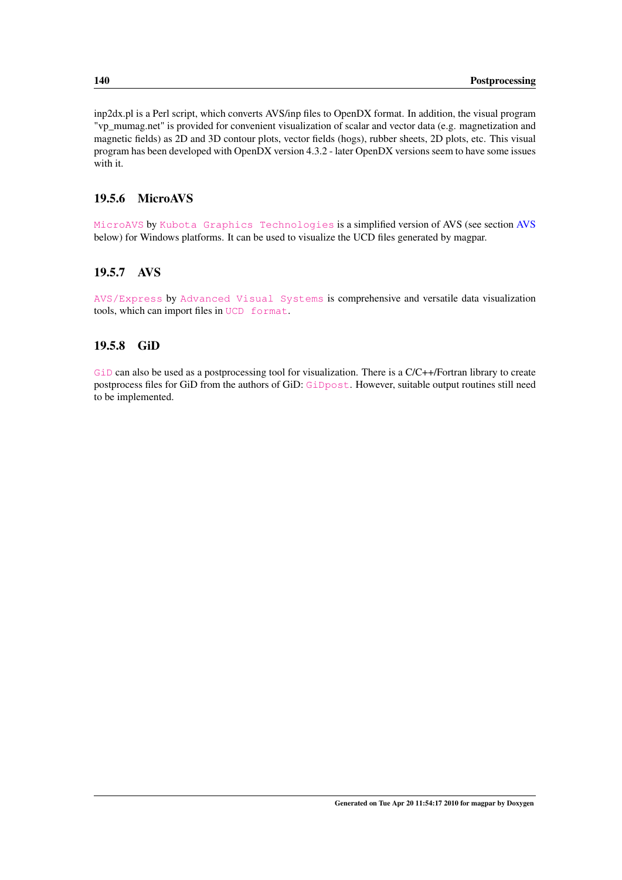inp2dx.pl is a Perl script, which converts AVS/inp files to OpenDX format. In addition, the visual program "vp_mumag.net" is provided for convenient visualization of scalar and vector data (e.g. magnetization and magnetic fields) as 2D and 3D contour plots, vector fields (hogs), rubber sheets, 2D plots, etc. This visual program has been developed with OpenDX version 4.3.2 - later OpenDX versions seem to have some issues with it.

### 19.5.6 MicroAVS

`MicroAVS` by `Kubota Graphics Technologies` is a simplified version of AVS (see section AVS below) for Windows platforms. It can be used to visualize the UCD files generated by magpar.

### 19.5.7 AVS

`AVS/Express` by `Advanced Visual Systems` is comprehensive and versatile data visualization tools, which can import files in `UCD format`.

### 19.5.8 GiD

`GiD` can also be used as a postprocessing tool for visualization. There is a C/C++/Fortran library to create postprocess files for GiD from the authors of GiD: `GiDpost`. However, suitable output routines still need to be implemented.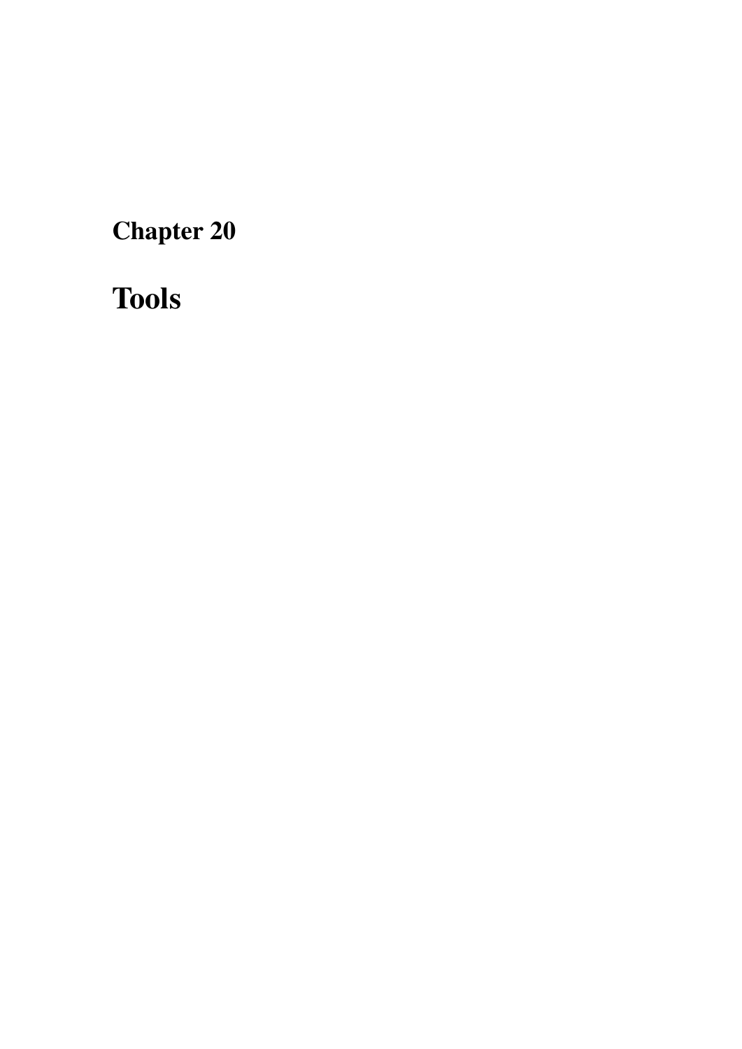# Chapter 20

# Tools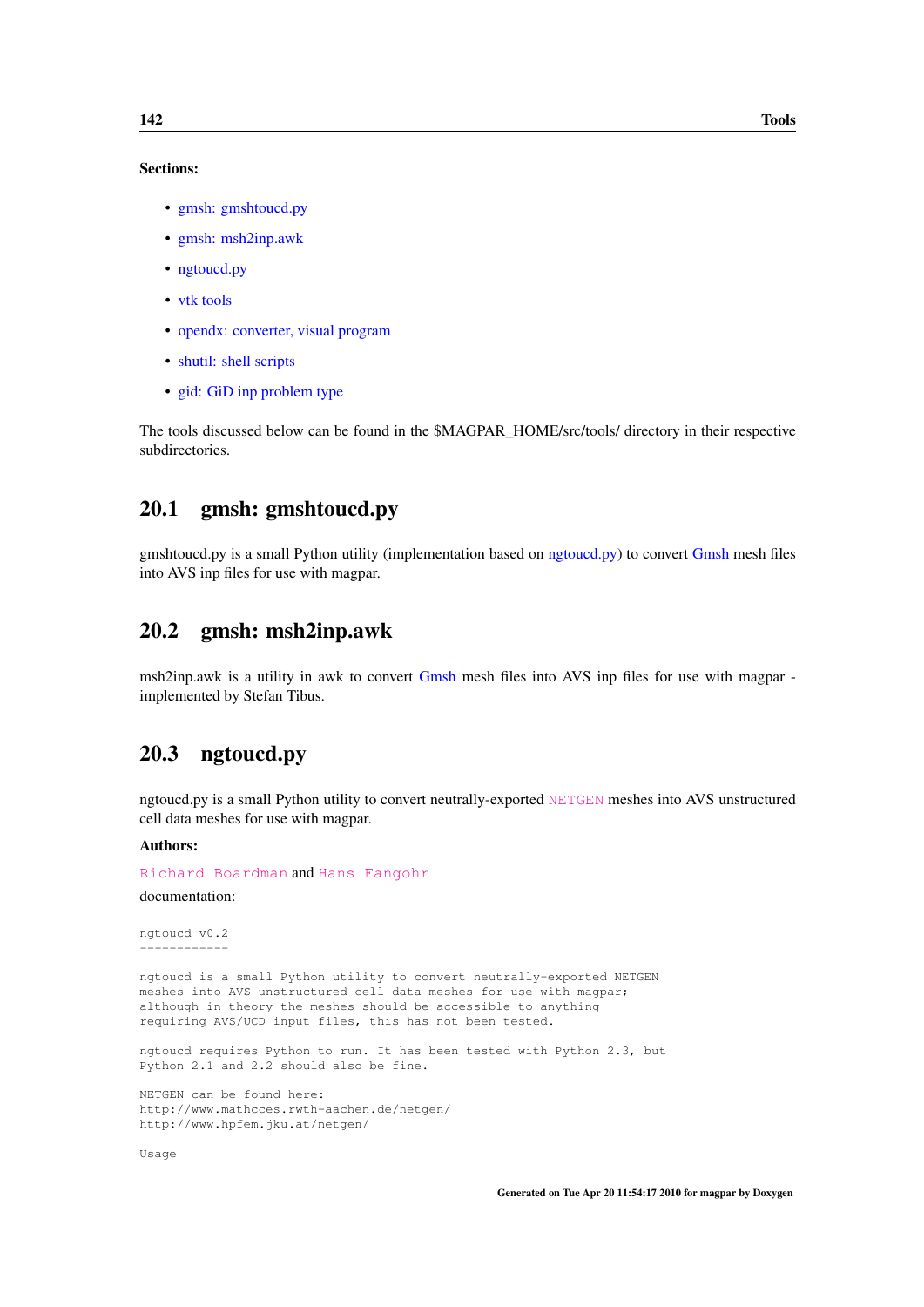**Sections:**

- gmsh: gmshtoucd.py
- gmsh: msh2inp.awk
- ngtoucd.py
- vtk tools
- opendx: converter, visual program
- shutil: shell scripts
- gid: GiD inp problem type

The tools discussed below can be found in the $MAGPAR_HOME/src/tools/ directory in their respective subdirectories.

## 20.1 gmsh: gmshtoucd.py

gmshtoucd.py is a small Python utility (implementation based on ngtoucd.py) to convert Gmsh mesh files into AVS inp files for use with magpar.

## 20.2 gmsh: msh2inp.awk

msh2inp.awk is a utility in awk to convert Gmsh mesh files into AVS inp files for use with magpar - implemented by Stefan Tibus.

## 20.3 ngtoucd.py

ngtoucd.py is a small Python utility to convert neutrally-exported `NETGEN` meshes into AVS unstructured cell data meshes for use with magpar.

**Authors:**

`Richard Boardman` and `Hans Fangohr`

documentation:

```
ngtoucd v0.2
------------

ngtoucd is a small Python utility to convert neutrally-exported NETGEN
meshes into AVS unstructured cell data meshes for use with magpar;
although in theory the meshes should be accessible to anything
requiring AVS/UCD input files, this has not been tested.

ngtoucd requires Python to run. It has been tested with Python 2.3, but
Python 2.1 and 2.2 should also be fine.

NETGEN can be found here:
http://www.mathcces.rwth-aachen.de/netgen/
http://www.hpfem.jku.at/netgen/

Usage
```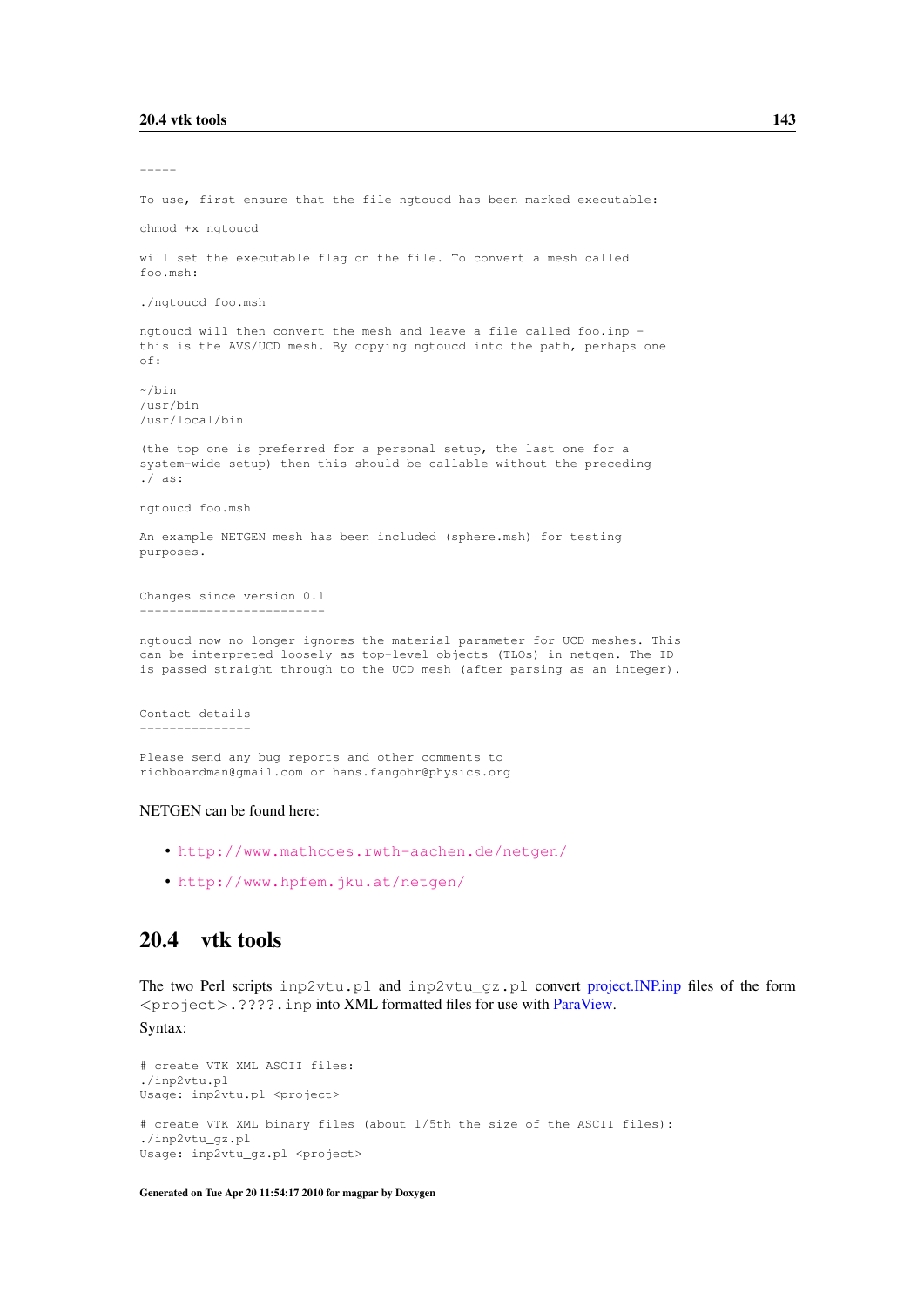```
-----

To use, first ensure that the file ngtoucd has been marked executable:

chmod +x ngtoucd

will set the executable flag on the file. To convert a mesh called
foo.msh:

./ngtoucd foo.msh

ngtoucd will then convert the mesh and leave a file called foo.inp -
this is the AVS/UCD mesh. By copying ngtoucd into the path, perhaps one
of:

~/bin
/usr/bin
/usr/local/bin

(the top one is preferred for a personal setup, the last one for a
system-wide setup) then this should be callable without the preceding
./ as:

ngtoucd foo.msh

An example NETGEN mesh has been included (sphere.msh) for testing
purposes.


Changes since version 0.1
-------------------------

ngtoucd now no longer ignores the material parameter for UCD meshes. This
can be interpreted loosely as top-level objects (TLOs) in netgen. The ID
is passed straight through to the UCD mesh (after parsing as an integer).


Contact details
---------------

Please send any bug reports and other comments to
richboardman@gmail.com or hans.fangohr@physics.org
```

NETGEN can be found here:

- http://www.mathcces.rwth-aachen.de/netgen/
- http://www.hpfem.jku.at/netgen/

## 20.4 vtk tools

The two Perl scripts `inp2vtu.pl` and `inp2vtu_gz.pl` convert project.INP.inp files of the form `<project>.????.inp` into XML formatted files for use with ParaView.

Syntax:

```
# create VTK XML ASCII files:
./inp2vtu.pl
Usage: inp2vtu.pl <project>

# create VTK XML binary files (about 1/5th the size of the ASCII files):
./inp2vtu_gz.pl
Usage: inp2vtu_gz.pl <project>
```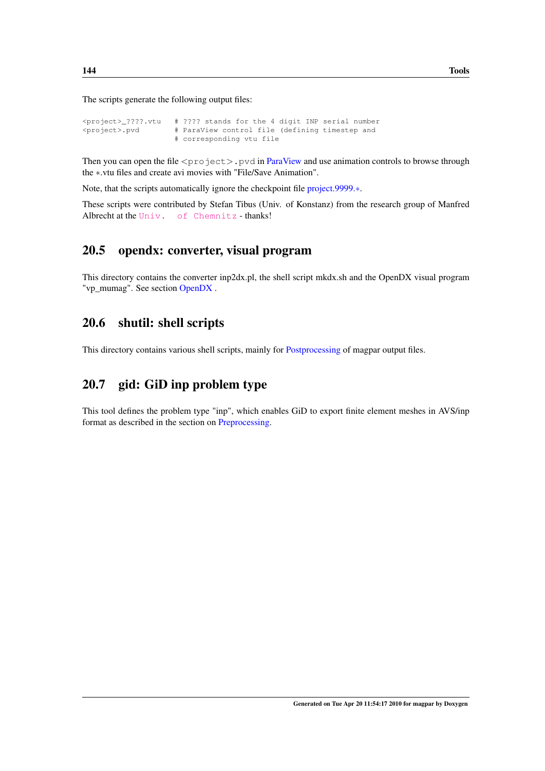The scripts generate the following output files:

```
<project>_????.vtu   # ???? stands for the 4 digit INP serial number
<project>.pvd        # ParaView control file (defining timestep and
                     # corresponding vtu file
```

Then you can open the file `<project>.pvd` in ParaView and use animation controls to browse through the *.vtu files and create avi movies with "File/Save Animation".

Note, that the scripts automatically ignore the checkpoint file project.9999.*.

These scripts were contributed by Stefan Tibus (Univ. of Konstanz) from the research group of Manfred Albrecht at the `Univ. of Chemnitz` - thanks!

## 20.5 opendx: converter, visual program

This directory contains the converter inp2dx.pl, the shell script mkdx.sh and the OpenDX visual program "vp_mumag". See section OpenDX .

## 20.6 shutil: shell scripts

This directory contains various shell scripts, mainly for Postprocessing of magpar output files.

## 20.7 gid: GiD inp problem type

This tool defines the problem type "inp", which enables GiD to export finite element meshes in AVS/inp format as described in the section on Preprocessing.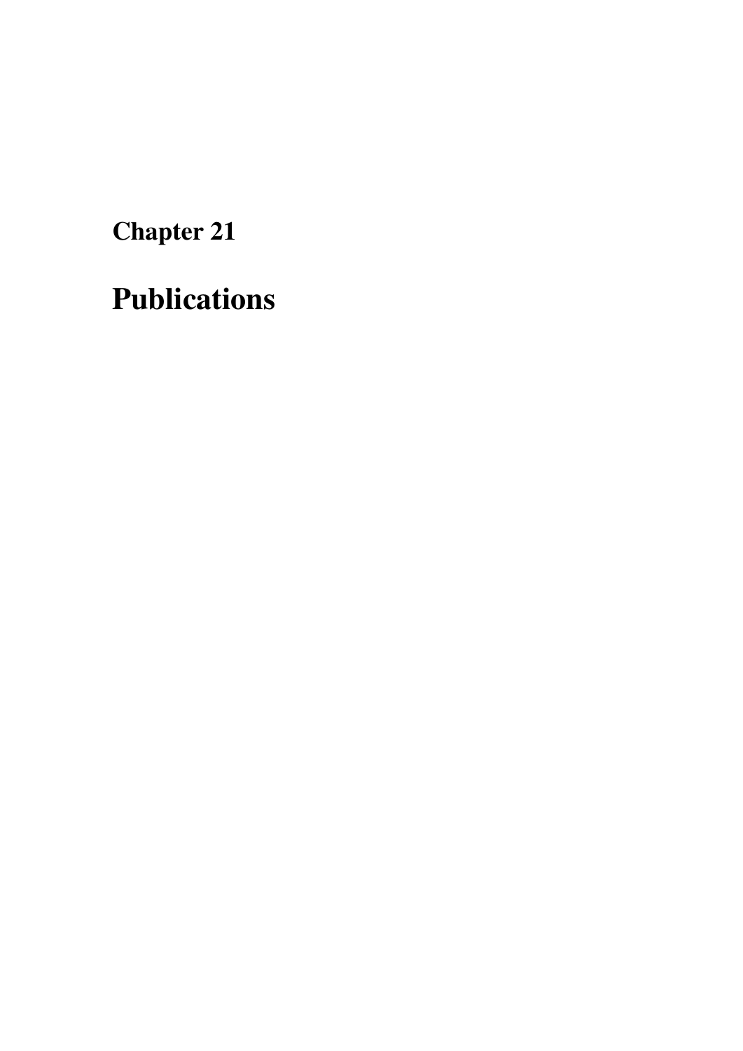# Chapter 21

# Publications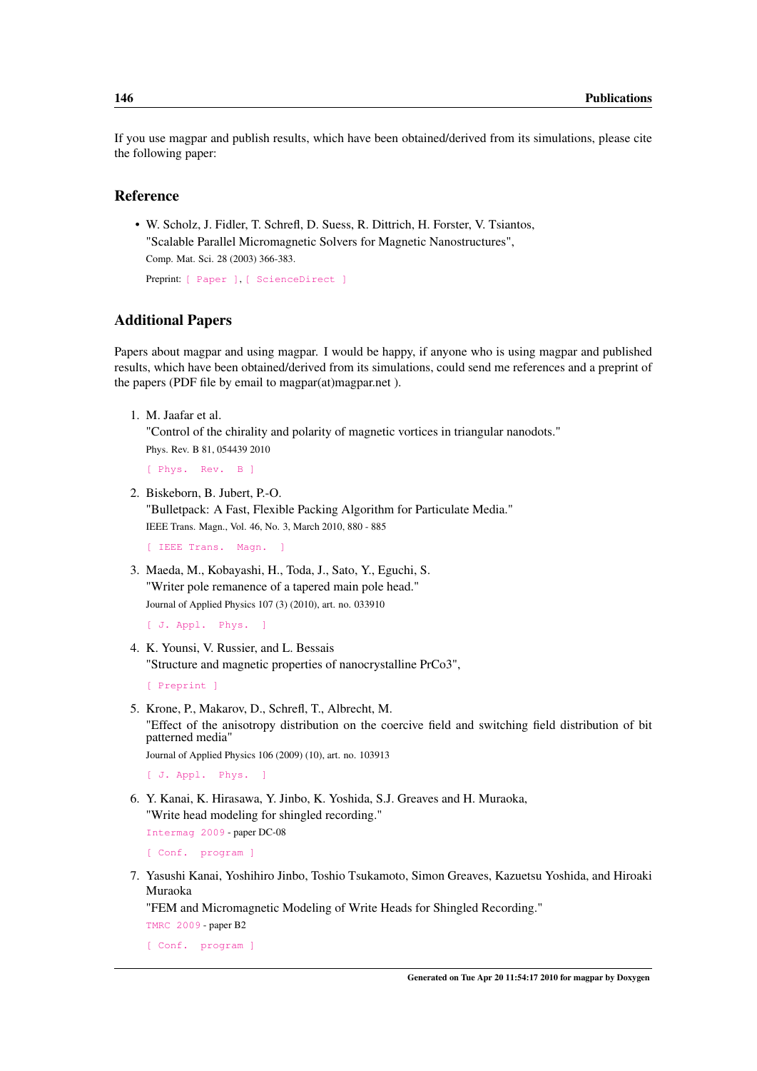If you use magpar and publish results, which have been obtained/derived from its simulations, please cite the following paper:

## Reference

- W. Scholz, J. Fidler, T. Schrefl, D. Suess, R. Dittrich, H. Forster, V. Tsiantos,
  "Scalable Parallel Micromagnetic Solvers for Magnetic Nanostructures",
  Comp. Mat. Sci. 28 (2003) 366-383.

  Preprint: [ Paper ], [ ScienceDirect ]

## Additional Papers

Papers about magpar and using magpar. I would be happy, if anyone who is using magpar and published results, which have been obtained/derived from its simulations, could send me references and a preprint of the papers (PDF file by email to magpar(at)magpar.net ).

1. M. Jaafar et al.
   "Control of the chirality and polarity of magnetic vortices in triangular nanodots."
   Phys. Rev. B 81, 054439 2010

   [ Phys. Rev. B ]

2. Biskeborn, B. Jubert, P.-O.
   "Bulletpack: A Fast, Flexible Packing Algorithm for Particulate Media."
   IEEE Trans. Magn., Vol. 46, No. 3, March 2010, 880 - 885

   [ IEEE Trans. Magn. ]

3. Maeda, M., Kobayashi, H., Toda, J., Sato, Y., Eguchi, S.
   "Writer pole remanence of a tapered main pole head."
   Journal of Applied Physics 107 (3) (2010), art. no. 033910

   [ J. Appl. Phys. ]

4. K. Younsi, V. Russier, and L. Bessais
   "Structure and magnetic properties of nanocrystalline PrCo3",

   [ Preprint ]

5. Krone, P., Makarov, D., Schrefl, T., Albrecht, M.
   "Effect of the anisotropy distribution on the coercive field and switching field distribution of bit patterned media"
   Journal of Applied Physics 106 (2009) (10), art. no. 103913

   [ J. Appl. Phys. ]

6. Y. Kanai, K. Hirasawa, Y. Jinbo, K. Yoshida, S.J. Greaves and H. Muraoka,
   "Write head modeling for shingled recording."
   Intermag 2009 - paper DC-08

   [ Conf. program ]

7. Yasushi Kanai, Yoshihiro Jinbo, Toshio Tsukamoto, Simon Greaves, Kazuetsu Yoshida, and Hiroaki Muraoka
   "FEM and Micromagnetic Modeling of Write Heads for Shingled Recording."
   TMRC 2009 - paper B2

   [ Conf. program ]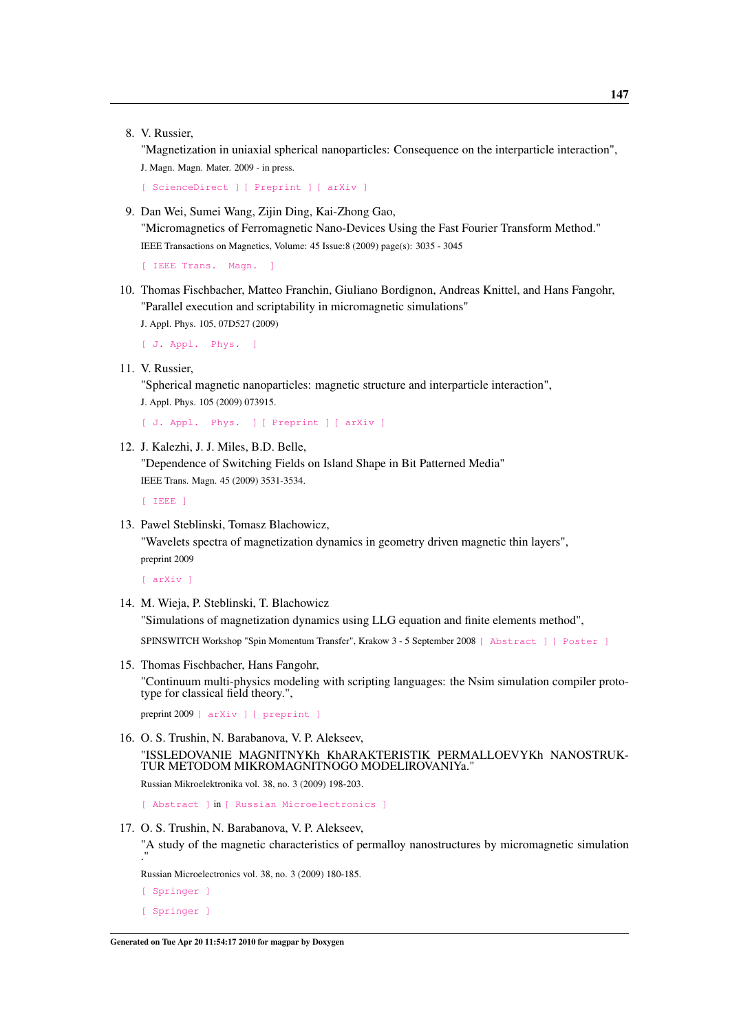8. V. Russier,

   "Magnetization in uniaxial spherical nanoparticles: Consequence on the interparticle interaction",

   J. Magn. Magn. Mater. 2009 - in press.

   [ ScienceDirect ] [ Preprint ] [ arXiv ]

9. Dan Wei, Sumei Wang, Zijin Ding, Kai-Zhong Gao,

   "Micromagnetics of Ferromagnetic Nano-Devices Using the Fast Fourier Transform Method."

   IEEE Transactions on Magnetics, Volume: 45 Issue:8 (2009) page(s): 3035 - 3045

   [ IEEE Trans. Magn. ]

10. Thomas Fischbacher, Matteo Franchin, Giuliano Bordignon, Andreas Knittel, and Hans Fangohr,

    "Parallel execution and scriptability in micromagnetic simulations"

    J. Appl. Phys. 105, 07D527 (2009)

    [ J. Appl. Phys. ]

11. V. Russier,

    "Spherical magnetic nanoparticles: magnetic structure and interparticle interaction",

    J. Appl. Phys. 105 (2009) 073915.

    [ J. Appl. Phys. ] [ Preprint ] [ arXiv ]

12. J. Kalezhi, J. J. Miles, B.D. Belle,

    "Dependence of Switching Fields on Island Shape in Bit Patterned Media"

    IEEE Trans. Magn. 45 (2009) 3531-3534.

    [ IEEE ]

13. Pawel Steblinski, Tomasz Blachowicz,

    "Wavelets spectra of magnetization dynamics in geometry driven magnetic thin layers",

    preprint 2009

    [ arXiv ]

14. M. Wieja, P. Steblinski, T. Blachowicz

    "Simulations of magnetization dynamics using LLG equation and finite elements method",

    SPINSWITCH Workshop "Spin Momentum Transfer", Krakow 3 - 5 September 2008 [ Abstract ] [ Poster ]

15. Thomas Fischbacher, Hans Fangohr,

    "Continuum multi-physics modeling with scripting languages: the Nsim simulation compiler prototype for classical field theory.",

    preprint 2009 [ arXiv ] [ preprint ]

16. O. S. Trushin, N. Barabanova, V. P. Alekseev,

    "ISSLEDOVANIE MAGNITNYKh KhARAKTERISTIK PERMALLOEVYKh NANOSTRUKTUR METODOM MIKROMAGNITNOGO MODELIROVANIYa."

    Russian Mikroelektronika vol. 38, no. 3 (2009) 198-203.

    [ Abstract ] in [ Russian Microelectronics ]

17. O. S. Trushin, N. Barabanova, V. P. Alekseev,

    "A study of the magnetic characteristics of permalloy nanostructures by micromagnetic simulation ."

    Russian Microelectronics vol. 38, no. 3 (2009) 180-185.

    [ Springer ]

    [ Springer ]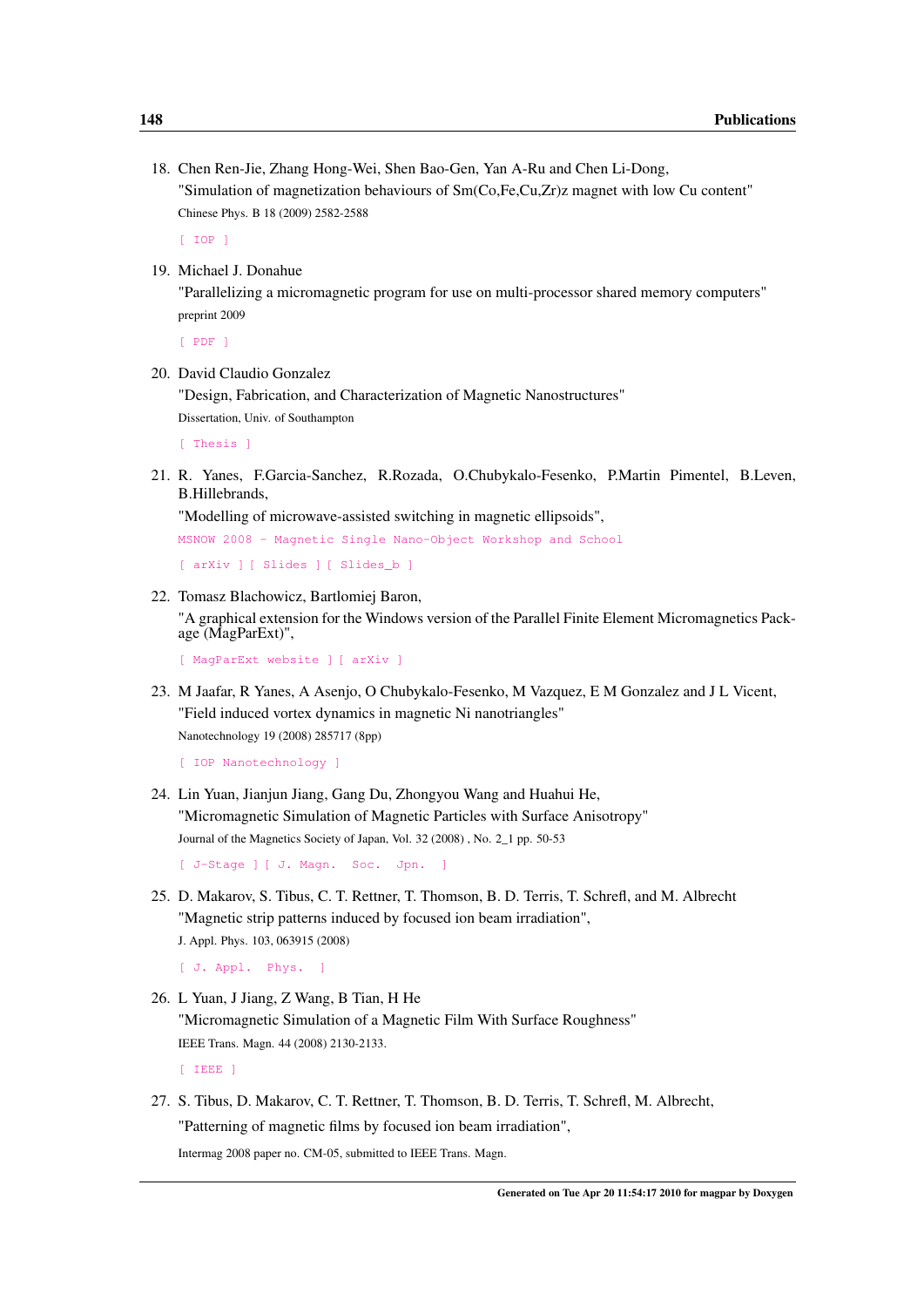18. Chen Ren-Jie, Zhang Hong-Wei, Shen Bao-Gen, Yan A-Ru and Chen Li-Dong,
"Simulation of magnetization behaviours of Sm(Co,Fe,Cu,Zr)z magnet with low Cu content"
Chinese Phys. B 18 (2009) 2582-2588

[ IOP ]

19. Michael J. Donahue
"Parallelizing a micromagnetic program for use on multi-processor shared memory computers"
preprint 2009

[ PDF ]

20. David Claudio Gonzalez
"Design, Fabrication, and Characterization of Magnetic Nanostructures"
Dissertation, Univ. of Southampton

[ Thesis ]

21. R. Yanes, F.Garcia-Sanchez, R.Rozada, O.Chubykalo-Fesenko, P.Martin Pimentel, B.Leven, B.Hillebrands,
"Modelling of microwave-assisted switching in magnetic ellipsoids",
MSNOW 2008 - Magnetic Single Nano-Object Workshop and School

[ arXiv ] [ Slides ] [ Slides_b ]

22. Tomasz Blachowicz, Bartlomiej Baron,
"A graphical extension for the Windows version of the Parallel Finite Element Micromagnetics Package (MagParExt)",

[ MagParExt website ] [ arXiv ]

23. M Jaafar, R Yanes, A Asenjo, O Chubykalo-Fesenko, M Vazquez, E M Gonzalez and J L Vicent,
"Field induced vortex dynamics in magnetic Ni nanotriangles"
Nanotechnology 19 (2008) 285717 (8pp)

[ IOP Nanotechnology ]

24. Lin Yuan, Jianjun Jiang, Gang Du, Zhongyou Wang and Huahui He,
"Micromagnetic Simulation of Magnetic Particles with Surface Anisotropy"
Journal of the Magnetics Society of Japan, Vol. 32 (2008) , No. 2_1 pp. 50-53

[ J-Stage ] [ J. Magn. Soc. Jpn. ]

25. D. Makarov, S. Tibus, C. T. Rettner, T. Thomson, B. D. Terris, T. Schrefl, and M. Albrecht
"Magnetic strip patterns induced by focused ion beam irradiation",
J. Appl. Phys. 103, 063915 (2008)

[ J. Appl. Phys. ]

26. L Yuan, J Jiang, Z Wang, B Tian, H He
"Micromagnetic Simulation of a Magnetic Film With Surface Roughness"
IEEE Trans. Magn. 44 (2008) 2130-2133.

[ IEEE ]

27. S. Tibus, D. Makarov, C. T. Rettner, T. Thomson, B. D. Terris, T. Schrefl, M. Albrecht,
"Patterning of magnetic films by focused ion beam irradiation",
Intermag 2008 paper no. CM-05, submitted to IEEE Trans. Magn.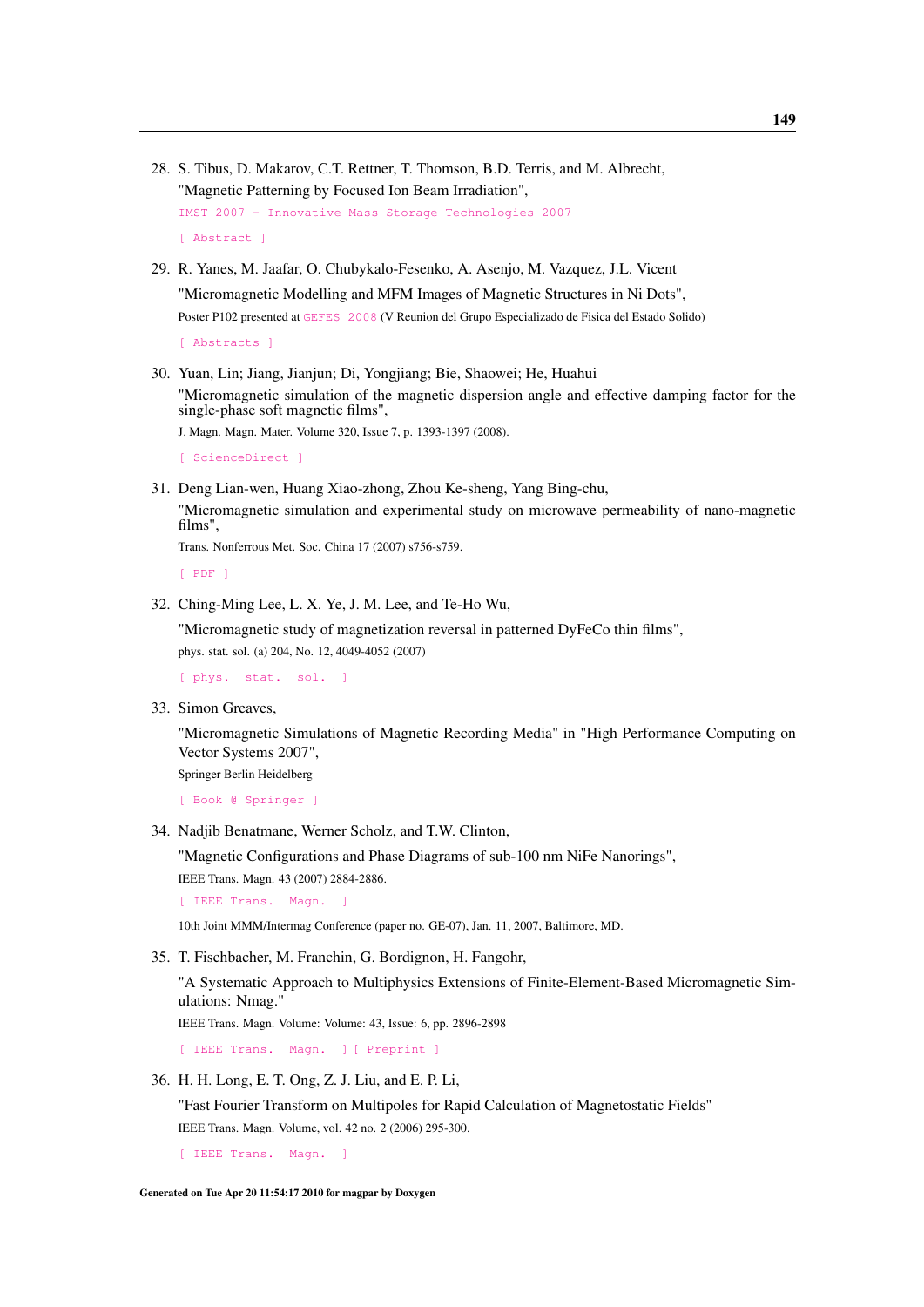28. S. Tibus, D. Makarov, C.T. Rettner, T. Thomson, B.D. Terris, and M. Albrecht,

    "Magnetic Patterning by Focused Ion Beam Irradiation",

    IMST 2007 - Innovative Mass Storage Technologies 2007

    [ Abstract ]

29. R. Yanes, M. Jaafar, O. Chubykalo-Fesenko, A. Asenjo, M. Vazquez, J.L. Vicent

    "Micromagnetic Modelling and MFM Images of Magnetic Structures in Ni Dots",

    Poster P102 presented at GEFES 2008 (V Reunion del Grupo Especializado de Fisica del Estado Solido)

    [ Abstracts ]

30. Yuan, Lin; Jiang, Jianjun; Di, Yongjiang; Bie, Shaowei; He, Huahui

    "Micromagnetic simulation of the magnetic dispersion angle and effective damping factor for the single-phase soft magnetic films",

    J. Magn. Magn. Mater. Volume 320, Issue 7, p. 1393-1397 (2008).

    [ ScienceDirect ]

31. Deng Lian-wen, Huang Xiao-zhong, Zhou Ke-sheng, Yang Bing-chu,

    "Micromagnetic simulation and experimental study on microwave permeability of nano-magnetic films",

    Trans. Nonferrous Met. Soc. China 17 (2007) s756-s759.

    [ PDF ]

32. Ching-Ming Lee, L. X. Ye, J. M. Lee, and Te-Ho Wu,

    "Micromagnetic study of magnetization reversal in patterned DyFeCo thin films",

    phys. stat. sol. (a) 204, No. 12, 4049-4052 (2007)

    [ phys. stat. sol. ]

33. Simon Greaves,

    "Micromagnetic Simulations of Magnetic Recording Media" in "High Performance Computing on Vector Systems 2007",

    Springer Berlin Heidelberg

    [ Book @ Springer ]

34. Nadjib Benatmane, Werner Scholz, and T.W. Clinton,

    "Magnetic Configurations and Phase Diagrams of sub-100 nm NiFe Nanorings",

    IEEE Trans. Magn. 43 (2007) 2884-2886.

    [ IEEE Trans. Magn. ]

    10th Joint MMM/Intermag Conference (paper no. GE-07), Jan. 11, 2007, Baltimore, MD.

35. T. Fischbacher, M. Franchin, G. Bordignon, H. Fangohr,

    "A Systematic Approach to Multiphysics Extensions of Finite-Element-Based Micromagnetic Simulations: Nmag."

    IEEE Trans. Magn. Volume: Volume: 43, Issue: 6, pp. 2896-2898

    [ IEEE Trans. Magn. ] [ Preprint ]

36. H. H. Long, E. T. Ong, Z. J. Liu, and E. P. Li,

    "Fast Fourier Transform on Multipoles for Rapid Calculation of Magnetostatic Fields"

    IEEE Trans. Magn. Volume, vol. 42 no. 2 (2006) 295-300.

    [ IEEE Trans. Magn. ]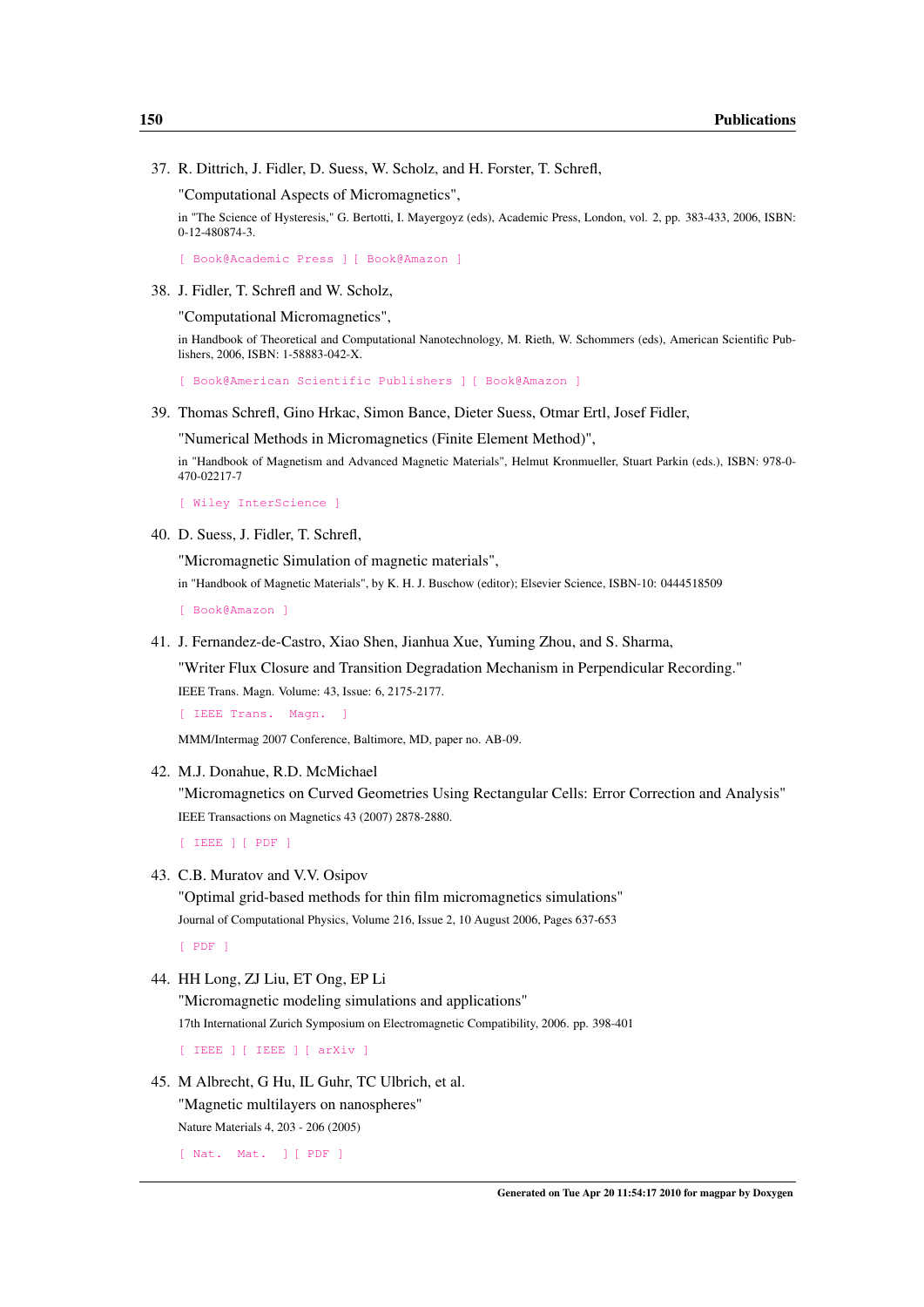37. R. Dittrich, J. Fidler, D. Suess, W. Scholz, and H. Forster, T. Schrefl,

    "Computational Aspects of Micromagnetics",

    in "The Science of Hysteresis," G. Bertotti, I. Mayergoyz (eds), Academic Press, London, vol. 2, pp. 383-433, 2006, ISBN: 0-12-480874-3.

    [ Book@Academic Press ] [ Book@Amazon ]

38. J. Fidler, T. Schrefl and W. Scholz,

    "Computational Micromagnetics",

    in Handbook of Theoretical and Computational Nanotechnology, M. Rieth, W. Schommers (eds), American Scientific Publishers, 2006, ISBN: 1-58883-042-X.

    [ Book@American Scientific Publishers ] [ Book@Amazon ]

39. Thomas Schrefl, Gino Hrkac, Simon Bance, Dieter Suess, Otmar Ertl, Josef Fidler,

    "Numerical Methods in Micromagnetics (Finite Element Method)",

    in "Handbook of Magnetism and Advanced Magnetic Materials", Helmut Kronmueller, Stuart Parkin (eds.), ISBN: 978-0-470-02217-7

    [ Wiley InterScience ]

40. D. Suess, J. Fidler, T. Schrefl,

    "Micromagnetic Simulation of magnetic materials",

    in "Handbook of Magnetic Materials", by K. H. J. Buschow (editor); Elsevier Science, ISBN-10: 0444518509

    [ Book@Amazon ]

41. J. Fernandez-de-Castro, Xiao Shen, Jianhua Xue, Yuming Zhou, and S. Sharma,

    "Writer Flux Closure and Transition Degradation Mechanism in Perpendicular Recording."

    IEEE Trans. Magn. Volume: 43, Issue: 6, 2175-2177.

    [ IEEE Trans. Magn. ]

    MMM/Intermag 2007 Conference, Baltimore, MD, paper no. AB-09.

42. M.J. Donahue, R.D. McMichael

    "Micromagnetics on Curved Geometries Using Rectangular Cells: Error Correction and Analysis"

    IEEE Transactions on Magnetics 43 (2007) 2878-2880.

    [ IEEE ] [ PDF ]

43. C.B. Muratov and V.V. Osipov

    "Optimal grid-based methods for thin film micromagnetics simulations"

    Journal of Computational Physics, Volume 216, Issue 2, 10 August 2006, Pages 637-653

    [ PDF ]

44. HH Long, ZJ Liu, ET Ong, EP Li

    "Micromagnetic modeling simulations and applications"

    17th International Zurich Symposium on Electromagnetic Compatibility, 2006. pp. 398-401

    [ IEEE ] [ IEEE ] [ arXiv ]

45. M Albrecht, G Hu, IL Guhr, TC Ulbrich, et al.

    "Magnetic multilayers on nanospheres"

    Nature Materials 4, 203 - 206 (2005)

    [ Nat. Mat. ] [ PDF ]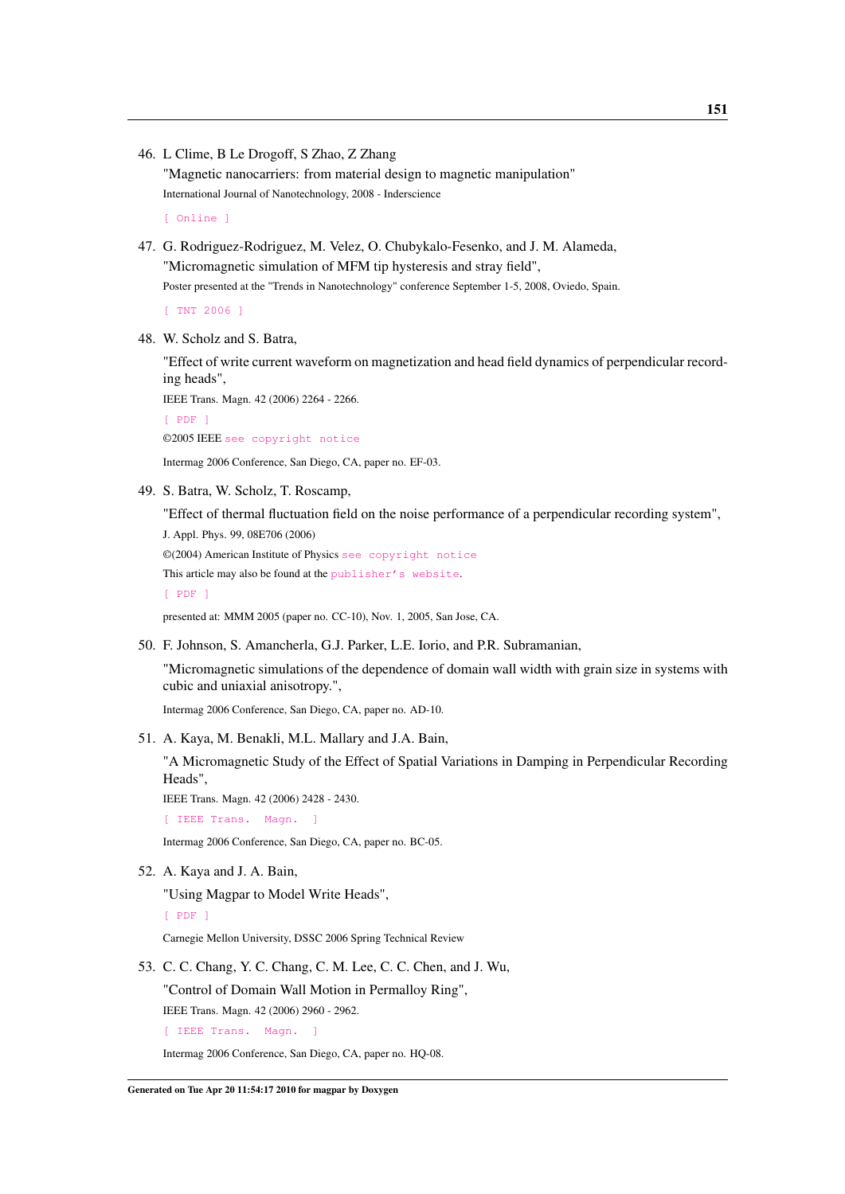46. L Clime, B Le Drogoff, S Zhao, Z Zhang
    "Magnetic nanocarriers: from material design to magnetic manipulation"
    International Journal of Nanotechnology, 2008 - Inderscience
    [ Online ]

47. G. Rodriguez-Rodriguez, M. Velez, O. Chubykalo-Fesenko, and J. M. Alameda,
    "Micromagnetic simulation of MFM tip hysteresis and stray field",
    Poster presented at the "Trends in Nanotechnology" conference September 1-5, 2008, Oviedo, Spain.
    [ TNT 2006 ]

48. W. Scholz and S. Batra,
    "Effect of write current waveform on magnetization and head field dynamics of perpendicular recording heads",
    IEEE Trans. Magn. 42 (2006) 2264 - 2266.
    [ PDF ]
    ©2005 IEEE see copyright notice
    Intermag 2006 Conference, San Diego, CA, paper no. EF-03.

49. S. Batra, W. Scholz, T. Roscamp,
    "Effect of thermal fluctuation field on the noise performance of a perpendicular recording system",
    J. Appl. Phys. 99, 08E706 (2006)
    ©(2004) American Institute of Physics see copyright notice
    This article may also be found at the publisher's website.
    [ PDF ]
    presented at: MMM 2005 (paper no. CC-10), Nov. 1, 2005, San Jose, CA.

50. F. Johnson, S. Amancherla, G.J. Parker, L.E. Iorio, and P.R. Subramanian,
    "Micromagnetic simulations of the dependence of domain wall width with grain size in systems with cubic and uniaxial anisotropy.",
    Intermag 2006 Conference, San Diego, CA, paper no. AD-10.

51. A. Kaya, M. Benakli, M.L. Mallary and J.A. Bain,
    "A Micromagnetic Study of the Effect of Spatial Variations in Damping in Perpendicular Recording Heads",
    IEEE Trans. Magn. 42 (2006) 2428 - 2430.
    [ IEEE Trans. Magn. ]
    Intermag 2006 Conference, San Diego, CA, paper no. BC-05.

52. A. Kaya and J. A. Bain,
    "Using Magpar to Model Write Heads",
    [ PDF ]
    Carnegie Mellon University, DSSC 2006 Spring Technical Review

53. C. C. Chang, Y. C. Chang, C. M. Lee, C. C. Chen, and J. Wu,
    "Control of Domain Wall Motion in Permalloy Ring",
    IEEE Trans. Magn. 42 (2006) 2960 - 2962.
    [ IEEE Trans. Magn. ]
    Intermag 2006 Conference, San Diego, CA, paper no. HQ-08.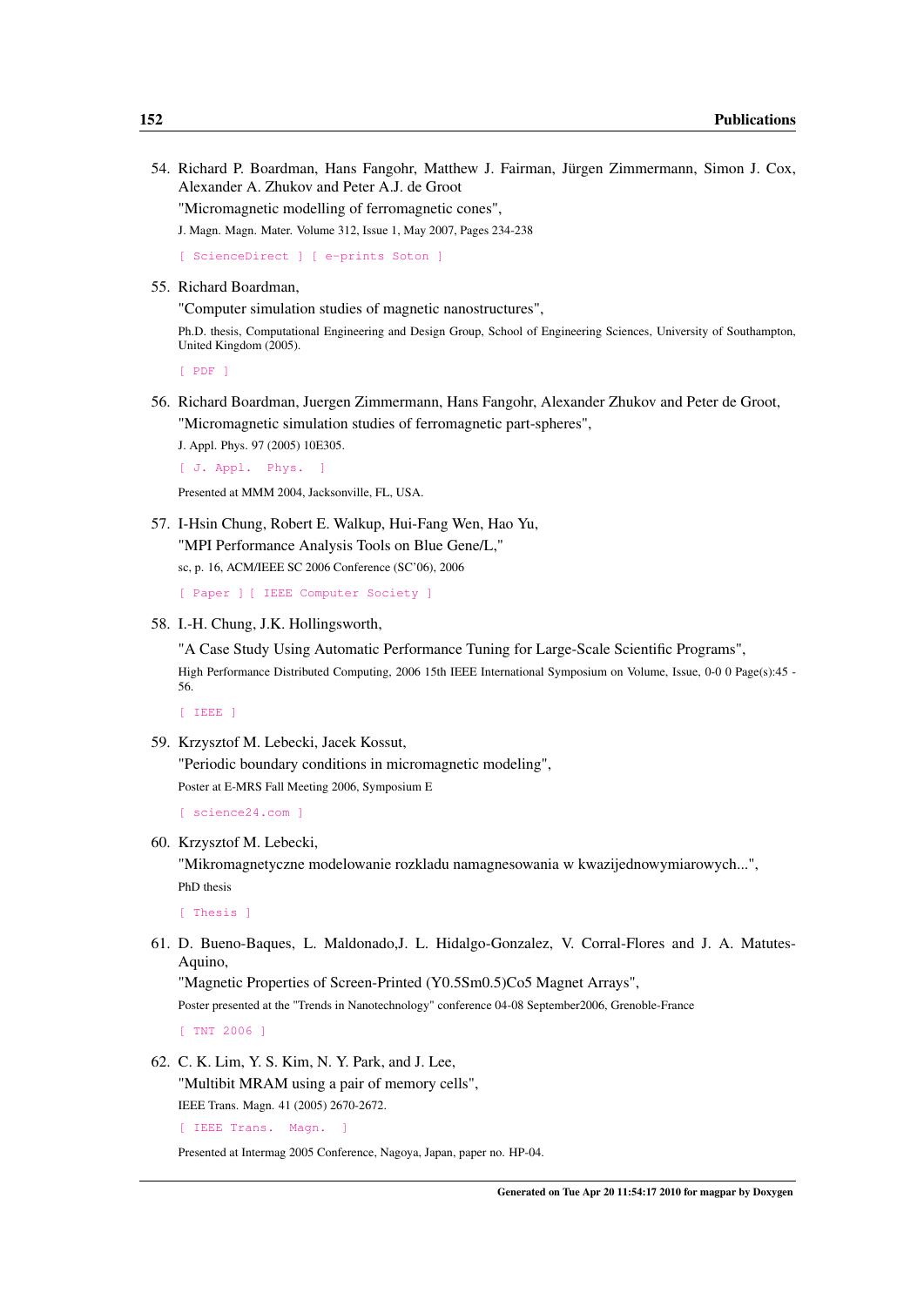54. Richard P. Boardman, Hans Fangohr, Matthew J. Fairman, Jürgen Zimmermann, Simon J. Cox, Alexander A. Zhukov and Peter A.J. de Groot
"Micromagnetic modelling of ferromagnetic cones",
J. Magn. Magn. Mater. Volume 312, Issue 1, May 2007, Pages 234-238
[ ScienceDirect ] [ e-prints Soton ]

55. Richard Boardman,
"Computer simulation studies of magnetic nanostructures",
Ph.D. thesis, Computational Engineering and Design Group, School of Engineering Sciences, University of Southampton, United Kingdom (2005).
[ PDF ]

56. Richard Boardman, Juergen Zimmermann, Hans Fangohr, Alexander Zhukov and Peter de Groot,
"Micromagnetic simulation studies of ferromagnetic part-spheres",
J. Appl. Phys. 97 (2005) 10E305.
[ J. Appl. Phys. ]
Presented at MMM 2004, Jacksonville, FL, USA.

57. I-Hsin Chung, Robert E. Walkup, Hui-Fang Wen, Hao Yu,
"MPI Performance Analysis Tools on Blue Gene/L,"
sc, p. 16, ACM/IEEE SC 2006 Conference (SC'06), 2006
[ Paper ] [ IEEE Computer Society ]

58. I.-H. Chung, J.K. Hollingsworth,
"A Case Study Using Automatic Performance Tuning for Large-Scale Scientific Programs",
High Performance Distributed Computing, 2006 15th IEEE International Symposium on Volume, Issue, 0-0 0 Page(s):45 - 56.
[ IEEE ]

59. Krzysztof M. Lebecki, Jacek Kossut,
"Periodic boundary conditions in micromagnetic modeling",
Poster at E-MRS Fall Meeting 2006, Symposium E
[ science24.com ]

60. Krzysztof M. Lebecki,
"Mikromagnetyczne modelowanie rozkladu namagnesowania w kwazijednowymiarowych...",
PhD thesis
[ Thesis ]

61. D. Bueno-Baques, L. Maldonado,J. L. Hidalgo-Gonzalez, V. Corral-Flores and J. A. Matutes-Aquino,
"Magnetic Properties of Screen-Printed (Y0.5Sm0.5)Co5 Magnet Arrays",
Poster presented at the "Trends in Nanotechnology" conference 04-08 September2006, Grenoble-France
[ TNT 2006 ]

62. C. K. Lim, Y. S. Kim, N. Y. Park, and J. Lee,
"Multibit MRAM using a pair of memory cells",
IEEE Trans. Magn. 41 (2005) 2670-2672.
[ IEEE Trans. Magn. ]
Presented at Intermag 2005 Conference, Nagoya, Japan, paper no. HP-04.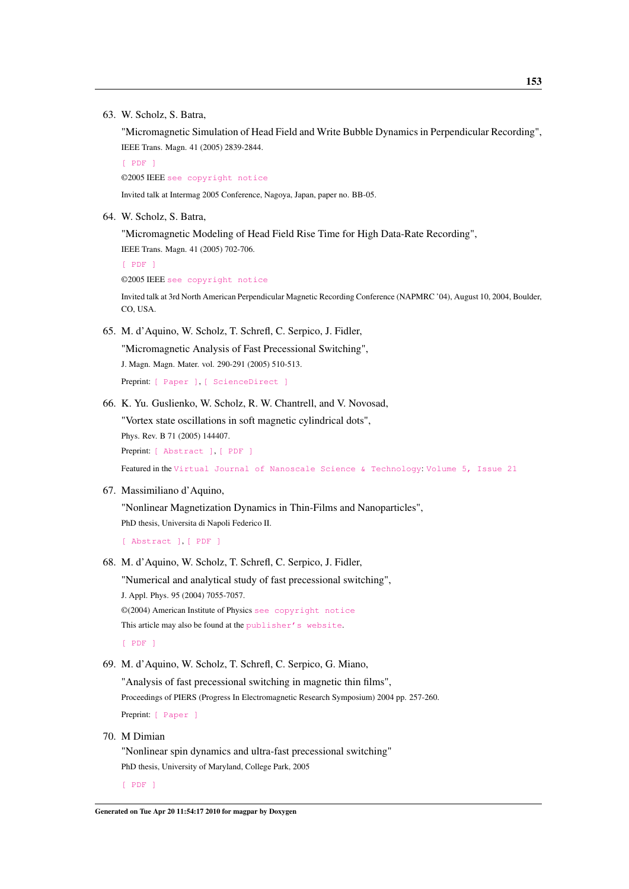63. W. Scholz, S. Batra,

    "Micromagnetic Simulation of Head Field and Write Bubble Dynamics in Perpendicular Recording", IEEE Trans. Magn. 41 (2005) 2839-2844.

    [ PDF ]

    ©2005 IEEE see copyright notice

    Invited talk at Intermag 2005 Conference, Nagoya, Japan, paper no. BB-05.

64. W. Scholz, S. Batra,

    "Micromagnetic Modeling of Head Field Rise Time for High Data-Rate Recording", IEEE Trans. Magn. 41 (2005) 702-706.

    [ PDF ]

    ©2005 IEEE see copyright notice

    Invited talk at 3rd North American Perpendicular Magnetic Recording Conference (NAPMRC '04), August 10, 2004, Boulder, CO, USA.

65. M. d'Aquino, W. Scholz, T. Schrefl, C. Serpico, J. Fidler,

    "Micromagnetic Analysis of Fast Precessional Switching", J. Magn. Magn. Mater. vol. 290-291 (2005) 510-513.

    Preprint: [ Paper ], [ ScienceDirect ]

66. K. Yu. Guslienko, W. Scholz, R. W. Chantrell, and V. Novosad,

    "Vortex state oscillations in soft magnetic cylindrical dots", Phys. Rev. B 71 (2005) 144407.

    Preprint: [ Abstract ], [ PDF ]

    Featured in the Virtual Journal of Nanoscale Science & Technology: Volume 5, Issue 21

67. Massimiliano d'Aquino,

    "Nonlinear Magnetization Dynamics in Thin-Films and Nanoparticles", PhD thesis, Universita di Napoli Federico II.

    [ Abstract ], [ PDF ]

68. M. d'Aquino, W. Scholz, T. Schrefl, C. Serpico, J. Fidler,

    "Numerical and analytical study of fast precessional switching", J. Appl. Phys. 95 (2004) 7055-7057.

    ©(2004) American Institute of Physics see copyright notice

    This article may also be found at the publisher's website.

    [ PDF ]

69. M. d'Aquino, W. Scholz, T. Schrefl, C. Serpico, G. Miano,

    "Analysis of fast precessional switching in magnetic thin films", Proceedings of PIERS (Progress In Electromagnetic Research Symposium) 2004 pp. 257-260.

    Preprint: [ Paper ]

70. M Dimian

    "Nonlinear spin dynamics and ultra-fast precessional switching" PhD thesis, University of Maryland, College Park, 2005

    [ PDF ]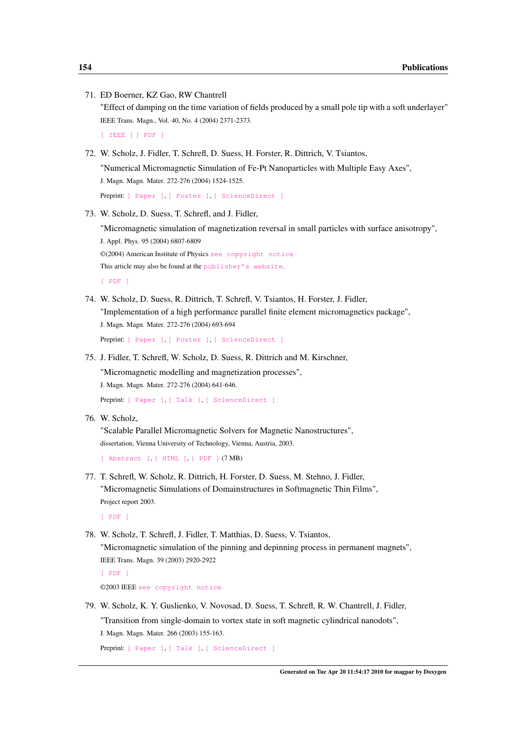71. ED Boerner, KZ Gao, RW Chantrell
"Effect of damping on the time variation of fields produced by a small pole tip with a soft underlayer"
IEEE Trans. Magn., Vol. 40, No. 4 (2004) 2371-2373.
[ IEEE ] [ PDF ]

72. W. Scholz, J. Fidler, T. Schrefl, D. Suess, H. Forster, R. Dittrich, V. Tsiantos,
"Numerical Micromagnetic Simulation of Fe-Pt Nanoparticles with Multiple Easy Axes",
J. Magn. Magn. Mater. 272-276 (2004) 1524-1525.
Preprint: [ Paper ], [ Poster ], [ ScienceDirect ]

73. W. Scholz, D. Suess, T. Schrefl, and J. Fidler,
"Micromagnetic simulation of magnetization reversal in small particles with surface anisotropy",
J. Appl. Phys. 95 (2004) 6807-6809
©(2004) American Institute of Physics see copyright notice
This article may also be found at the publisher's website.
[ PDF ]

74. W. Scholz, D. Suess, R. Dittrich, T. Schrefl, V. Tsiantos, H. Forster, J. Fidler,
"Implementation of a high performance parallel finite element micromagnetics package",
J. Magn. Magn. Mater. 272-276 (2004) 693-694
Preprint: [ Paper ], [ Poster ], [ ScienceDirect ]

75. J. Fidler, T. Schrefl, W. Scholz, D. Suess, R. Dittrich and M. Kirschner,
"Micromagnetic modelling and magnetization processes",
J. Magn. Magn. Mater. 272-276 (2004) 641-646.
Preprint: [ Paper ], [ Talk ], [ ScienceDirect ]

76. W. Scholz,
"Scalable Parallel Micromagnetic Solvers for Magnetic Nanostructures",
dissertation, Vienna University of Technology, Vienna, Austria, 2003.
[ Abstract ], [ HTML ], [ PDF ] (7 MB)

77. T. Schrefl, W. Scholz, R. Dittrich, H. Forster, D. Suess, M. Stehno, J. Fidler,
"Micromagnetic Simulations of Domainstructures in Softmagnetic Thin Films",
Project report 2003.
[ PDF ]

78. W. Scholz, T. Schrefl, J. Fidler, T. Matthias, D. Suess, V. Tsiantos,
"Micromagnetic simulation of the pinning and depinning process in permanent magnets",
IEEE Trans. Magn. 39 (2003) 2920-2922
[ PDF ]
©2003 IEEE see copyright notice

79. W. Scholz, K. Y. Guslienko, V. Novosad, D. Suess, T. Schrefl, R. W. Chantrell, J. Fidler,
"Transition from single-domain to vortex state in soft magnetic cylindrical nanodots",
J. Magn. Magn. Mater. 266 (2003) 155-163.
Preprint: [ Paper ], [ Talk ], [ ScienceDirect ]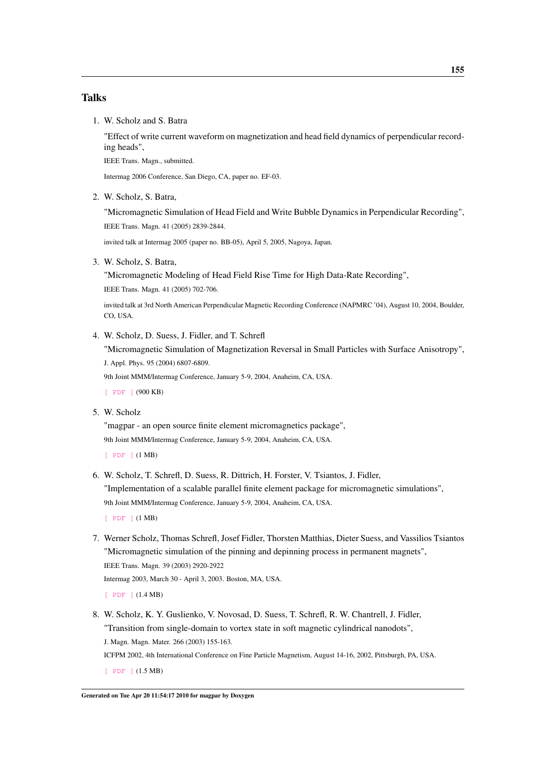## Talks

1. W. Scholz and S. Batra

   "Effect of write current waveform on magnetization and head field dynamics of perpendicular recording heads",

   IEEE Trans. Magn., submitted.

   Intermag 2006 Conference, San Diego, CA, paper no. EF-03.

2. W. Scholz, S. Batra,

   "Micromagnetic Simulation of Head Field and Write Bubble Dynamics in Perpendicular Recording",

   IEEE Trans. Magn. 41 (2005) 2839-2844.

   invited talk at Intermag 2005 (paper no. BB-05), April 5, 2005, Nagoya, Japan.

3. W. Scholz, S. Batra,

   "Micromagnetic Modeling of Head Field Rise Time for High Data-Rate Recording",

   IEEE Trans. Magn. 41 (2005) 702-706.

   invited talk at 3rd North American Perpendicular Magnetic Recording Conference (NAPMRC '04), August 10, 2004, Boulder, CO, USA.

4. W. Scholz, D. Suess, J. Fidler, and T. Schrefl

   "Micromagnetic Simulation of Magnetization Reversal in Small Particles with Surface Anisotropy",

   J. Appl. Phys. 95 (2004) 6807-6809.

   9th Joint MMM/Intermag Conference, January 5-9, 2004, Anaheim, CA, USA.

   [ PDF ] (900 KB)

5. W. Scholz

   "magpar - an open source finite element micromagnetics package",

   9th Joint MMM/Intermag Conference, January 5-9, 2004, Anaheim, CA, USA.

   [ PDF ] (1 MB)

6. W. Scholz, T. Schrefl, D. Suess, R. Dittrich, H. Forster, V. Tsiantos, J. Fidler,

   "Implementation of a scalable parallel finite element package for micromagnetic simulations",

   9th Joint MMM/Intermag Conference, January 5-9, 2004, Anaheim, CA, USA.

   [ PDF ] (1 MB)

7. Werner Scholz, Thomas Schrefl, Josef Fidler, Thorsten Matthias, Dieter Suess, and Vassilios Tsiantos

   "Micromagnetic simulation of the pinning and depinning process in permanent magnets",

   IEEE Trans. Magn. 39 (2003) 2920-2922

   Intermag 2003, March 30 - April 3, 2003. Boston, MA, USA.

   [ PDF ] (1.4 MB)

8. W. Scholz, K. Y. Guslienko, V. Novosad, D. Suess, T. Schrefl, R. W. Chantrell, J. Fidler,

   "Transition from single-domain to vortex state in soft magnetic cylindrical nanodots",

   J. Magn. Magn. Mater. 266 (2003) 155-163.

   ICFPM 2002, 4th International Conference on Fine Particle Magnetism, August 14-16, 2002, Pittsburgh, PA, USA.

   [ PDF ] (1.5 MB)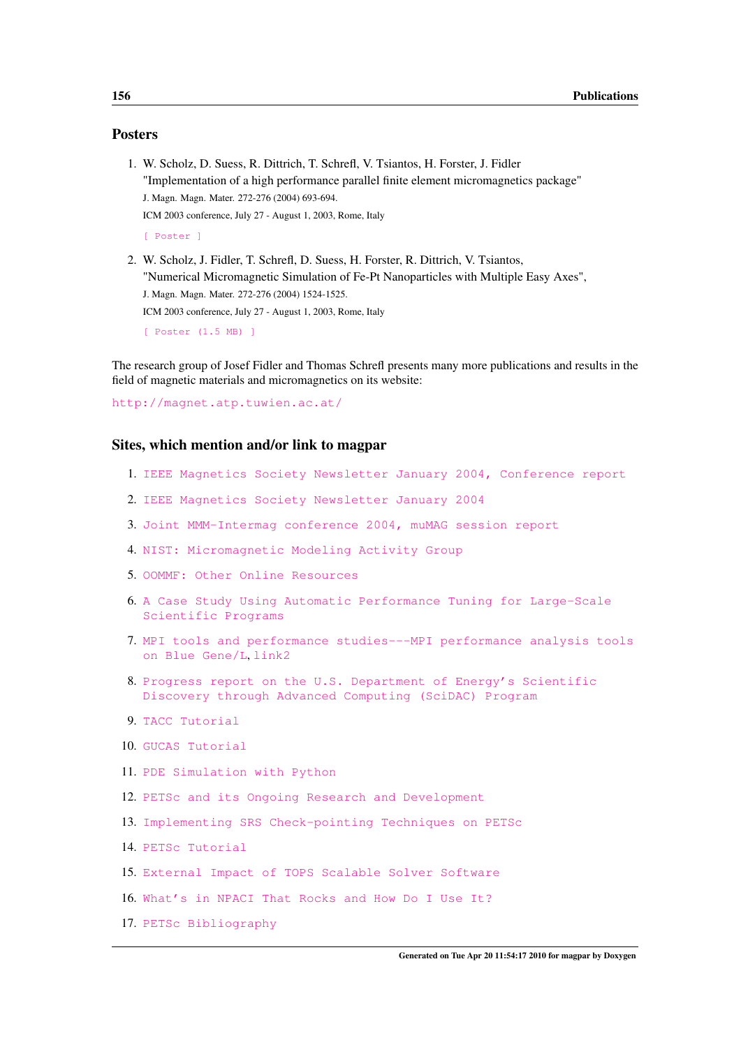## Posters

1. W. Scholz, D. Suess, R. Dittrich, T. Schrefl, V. Tsiantos, H. Forster, J. Fidler
   "Implementation of a high performance parallel finite element micromagnetics package"
   J. Magn. Magn. Mater. 272-276 (2004) 693-694.
   ICM 2003 conference, July 27 - August 1, 2003, Rome, Italy
   [ Poster ]

2. W. Scholz, J. Fidler, T. Schrefl, D. Suess, H. Forster, R. Dittrich, V. Tsiantos,
   "Numerical Micromagnetic Simulation of Fe-Pt Nanoparticles with Multiple Easy Axes",
   J. Magn. Magn. Mater. 272-276 (2004) 1524-1525.
   ICM 2003 conference, July 27 - August 1, 2003, Rome, Italy
   [ Poster (1.5 MB) ]

The research group of Josef Fidler and Thomas Schrefl presents many more publications and results in the field of magnetic materials and micromagnetics on its website:

http://magnet.atp.tuwien.ac.at/

## Sites, which mention and/or link to magpar

1. IEEE Magnetics Society Newsletter January 2004, Conference report
2. IEEE Magnetics Society Newsletter January 2004
3. Joint MMM-Intermag conference 2004, muMAG session report
4. NIST: Micromagnetic Modeling Activity Group
5. OOMMF: Other Online Resources
6. A Case Study Using Automatic Performance Tuning for Large-Scale Scientific Programs
7. MPI tools and performance studies---MPI performance analysis tools on Blue Gene/L, link2
8. Progress report on the U.S. Department of Energy's Scientific Discovery through Advanced Computing (SciDAC) Program
9. TACC Tutorial
10. GUCAS Tutorial
11. PDE Simulation with Python
12. PETSc and its Ongoing Research and Development
13. Implementing SRS Check-pointing Techniques on PETSc
14. PETSc Tutorial
15. External Impact of TOPS Scalable Solver Software
16. What's in NPACI That Rocks and How Do I Use It?
17. PETSc Bibliography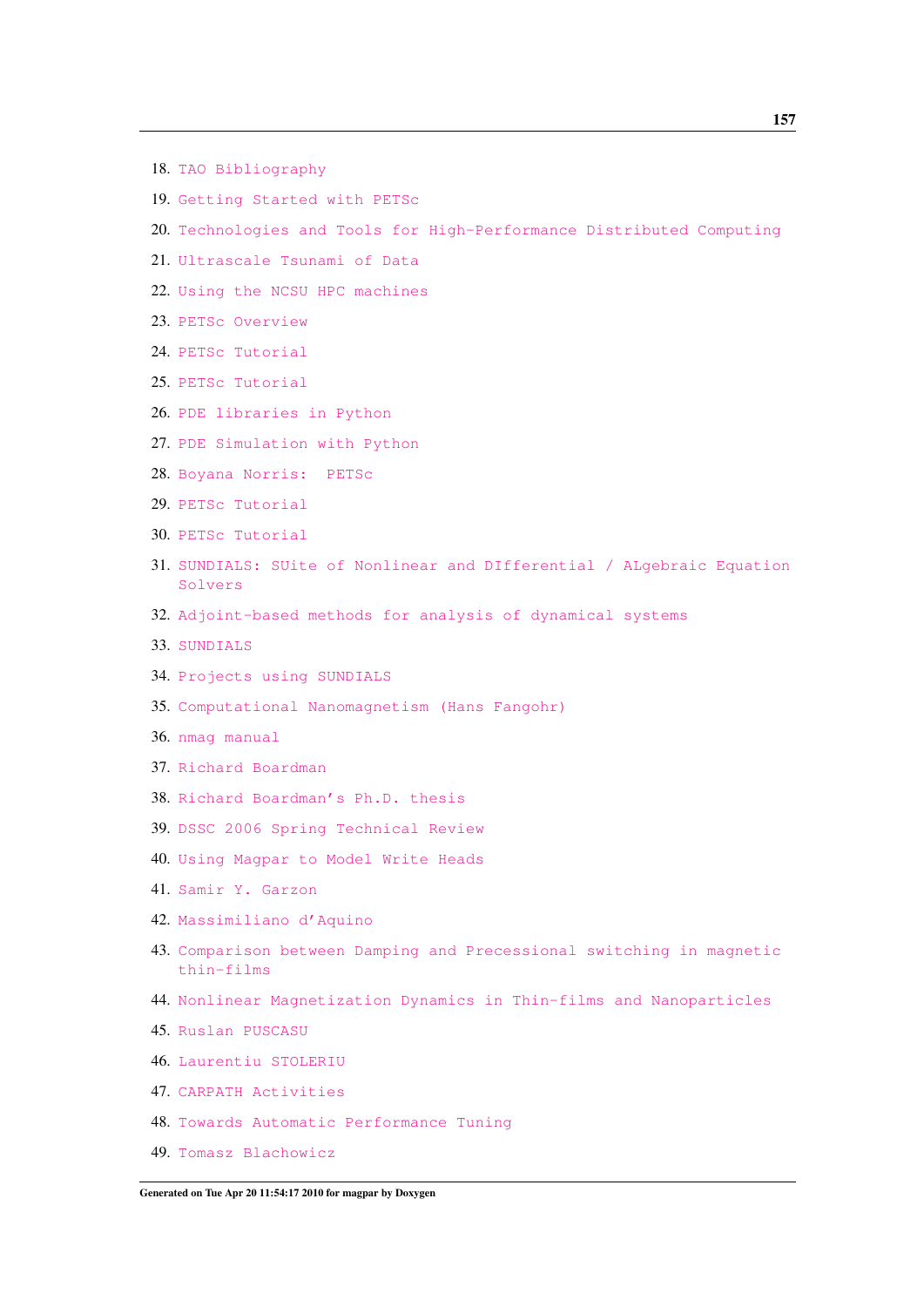18. TAO Bibliography
19. Getting Started with PETSc
20. Technologies and Tools for High-Performance Distributed Computing
21. Ultrascale Tsunami of Data
22. Using the NCSU HPC machines
23. PETSc Overview
24. PETSc Tutorial
25. PETSc Tutorial
26. PDE libraries in Python
27. PDE Simulation with Python
28. Boyana Norris: PETSc
29. PETSc Tutorial
30. PETSc Tutorial
31. SUNDIALS: SUite of Nonlinear and DIfferential / ALgebraic Equation Solvers
32. Adjoint-based methods for analysis of dynamical systems
33. SUNDIALS
34. Projects using SUNDIALS
35. Computational Nanomagnetism (Hans Fangohr)
36. nmag manual
37. Richard Boardman
38. Richard Boardman's Ph.D. thesis
39. DSSC 2006 Spring Technical Review
40. Using Magpar to Model Write Heads
41. Samir Y. Garzon
42. Massimiliano d'Aquino
43. Comparison between Damping and Precessional switching in magnetic thin-films
44. Nonlinear Magnetization Dynamics in Thin-films and Nanoparticles
45. Ruslan PUSCASU
46. Laurentiu STOLERIU
47. CARPATH Activities
48. Towards Automatic Performance Tuning
49. Tomasz Blachowicz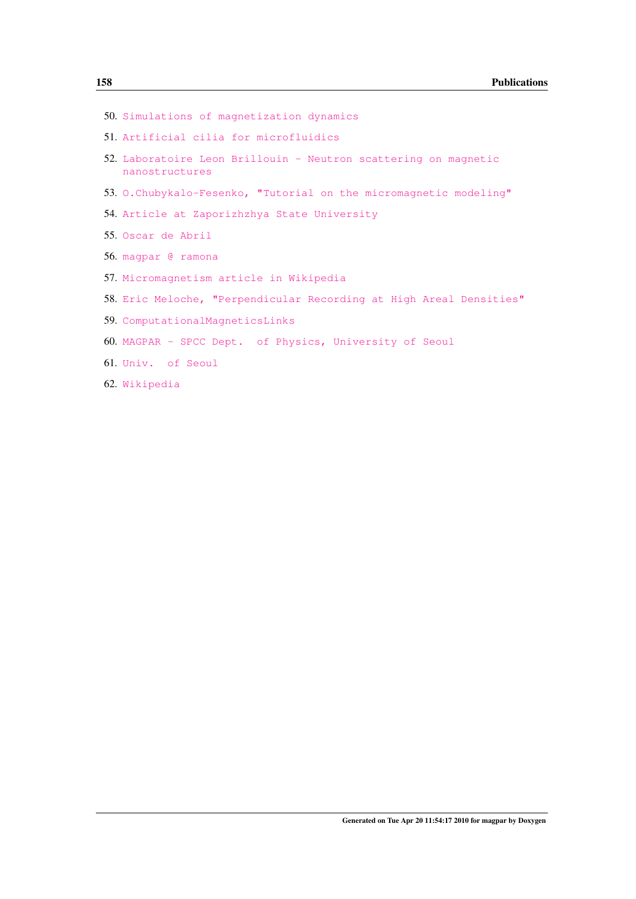50. Simulations of magnetization dynamics
51. Artificial cilia for microfluidics
52. Laboratoire Leon Brillouin - Neutron scattering on magnetic nanostructures
53. O.Chubykalo-Fesenko, "Tutorial on the micromagnetic modeling"
54. Article at Zaporizhzhya State University
55. Oscar de Abril
56. magpar @ ramona
57. Micromagnetism article in Wikipedia
58. Eric Meloche, "Perpendicular Recording at High Areal Densities"
59. ComputationalMagneticsLinks
60. MAGPAR - SPCC Dept. of Physics, University of Seoul
61. Univ. of Seoul
62. Wikipedia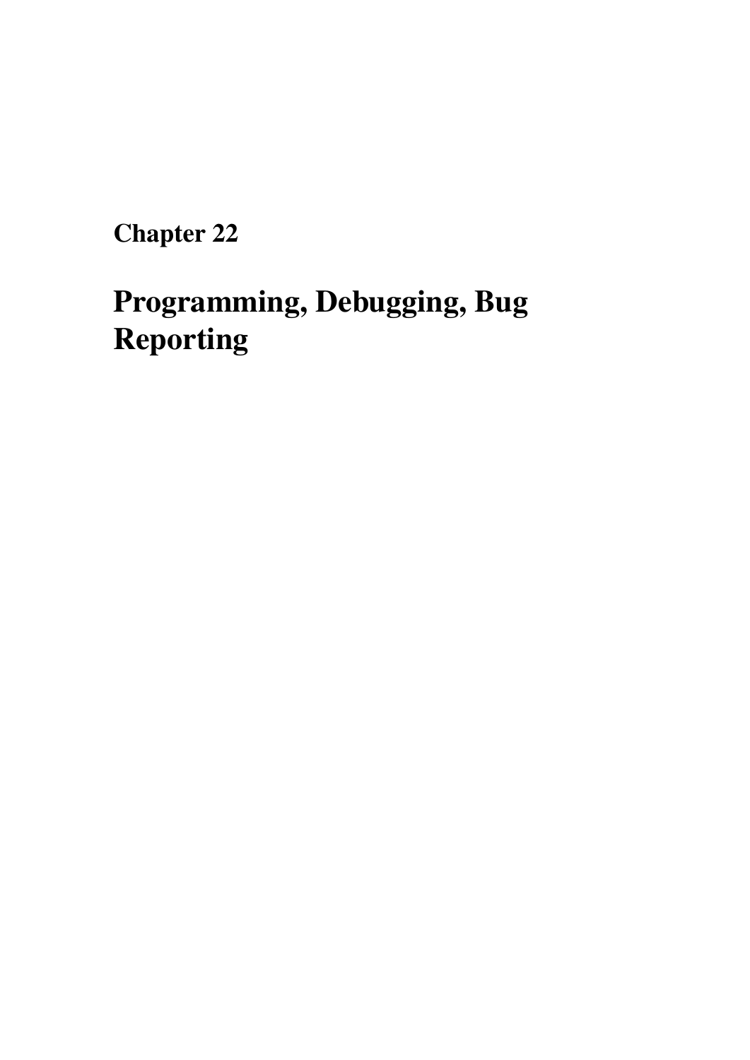# Chapter 22

# Programming, Debugging, Bug Reporting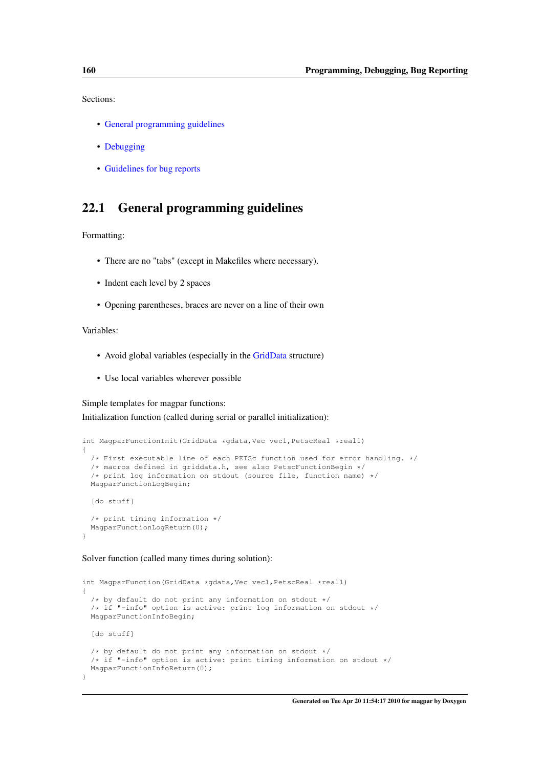Sections:

- General programming guidelines
- Debugging
- Guidelines for bug reports

## 22.1 General programming guidelines

Formatting:

- There are no "tabs" (except in Makefiles where necessary).
- Indent each level by 2 spaces
- Opening parentheses, braces are never on a line of their own

Variables:

- Avoid global variables (especially in the GridData structure)
- Use local variables wherever possible

Simple templates for magpar functions:
Initialization function (called during serial or parallel initialization):

```
int MagparFunctionInit(GridData *gdata,Vec vec1,PetscReal *real1)
{
  /* First executable line of each PETSc function used for error handling. */
  /* macros defined in griddata.h, see also PetscFunctionBegin */
  /* print log information on stdout (source file, function name) */
  MagparFunctionLogBegin;

  [do stuff]

  /* print timing information */
  MagparFunctionLogReturn(0);
}
```

Solver function (called many times during solution):

```
int MagparFunction(GridData *gdata,Vec vec1,PetscReal *real1)
{
  /* by default do not print any information on stdout */
  /* if "-info" option is active: print log information on stdout */
  MagparFunctionInfoBegin;

  [do stuff]

  /* by default do not print any information on stdout */
  /* if "-info" option is active: print timing information on stdout */
  MagparFunctionInfoReturn(0);
}
```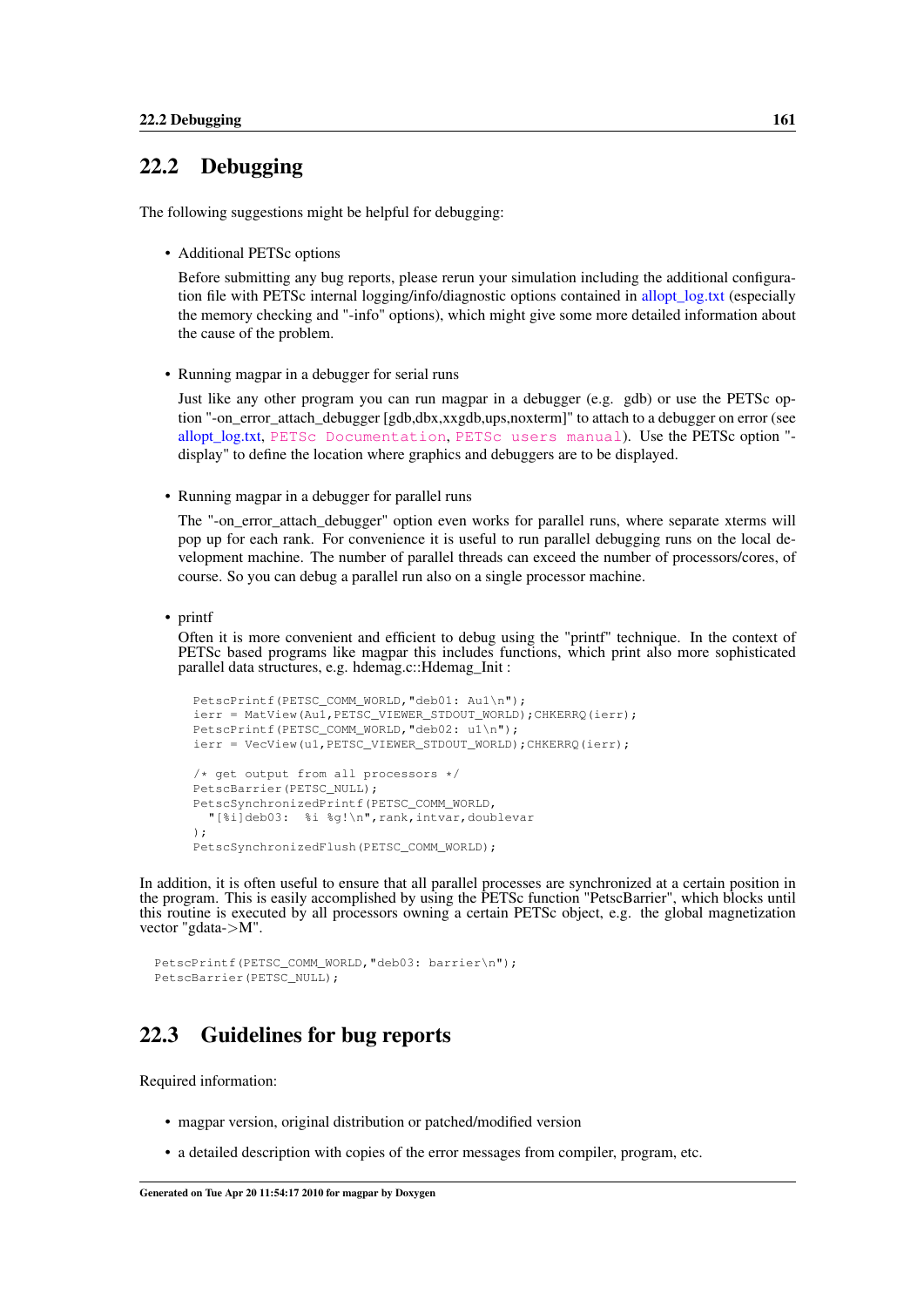## 22.2 Debugging

The following suggestions might be helpful for debugging:

- Additional PETSc options

  Before submitting any bug reports, please rerun your simulation including the additional configuration file with PETSc internal logging/info/diagnostic options contained in allopt_log.txt (especially the memory checking and "-info" options), which might give some more detailed information about the cause of the problem.

- Running magpar in a debugger for serial runs

  Just like any other program you can run magpar in a debugger (e.g. gdb) or use the PETSc option "-on_error_attach_debugger [gdb,dbx,xxgdb,ups,noxterm]" to attach to a debugger on error (see allopt_log.txt, PETSc Documentation, PETSc users manual). Use the PETSc option "-display" to define the location where graphics and debuggers are to be displayed.

- Running magpar in a debugger for parallel runs

  The "-on_error_attach_debugger" option even works for parallel runs, where separate xterms will pop up for each rank. For convenience it is useful to run parallel debugging runs on the local development machine. The number of parallel threads can exceed the number of processors/cores, of course. So you can debug a parallel run also on a single processor machine.

- printf

  Often it is more convenient and efficient to debug using the "printf" technique. In the context of PETSc based programs like magpar this includes functions, which print also more sophisticated parallel data structures, e.g. hdemag.c::Hdemag_Init :

```
PetscPrintf(PETSC_COMM_WORLD,"deb01: Au1\n");
ierr = MatView(Au1,PETSC_VIEWER_STDOUT_WORLD);CHKERRQ(ierr);
PetscPrintf(PETSC_COMM_WORLD,"deb02: u1\n");
ierr = VecView(u1,PETSC_VIEWER_STDOUT_WORLD);CHKERRQ(ierr);

/* get output from all processors */
PetscBarrier(PETSC_NULL);
PetscSynchronizedPrintf(PETSC_COMM_WORLD,
  "[%i]deb03:  %i %g!\n",rank,intvar,doublevar
);
PetscSynchronizedFlush(PETSC_COMM_WORLD);
```

In addition, it is often useful to ensure that all parallel processes are synchronized at a certain position in the program. This is easily accomplished by using the PETSc function "PetscBarrier", which blocks until this routine is executed by all processors owning a certain PETSc object, e.g. the global magnetization vector "gdata->M".

```
PetscPrintf(PETSC_COMM_WORLD,"deb03: barrier\n");
PetscBarrier(PETSC_NULL);
```

## 22.3 Guidelines for bug reports

Required information:

- magpar version, original distribution or patched/modified version
- a detailed description with copies of the error messages from compiler, program, etc.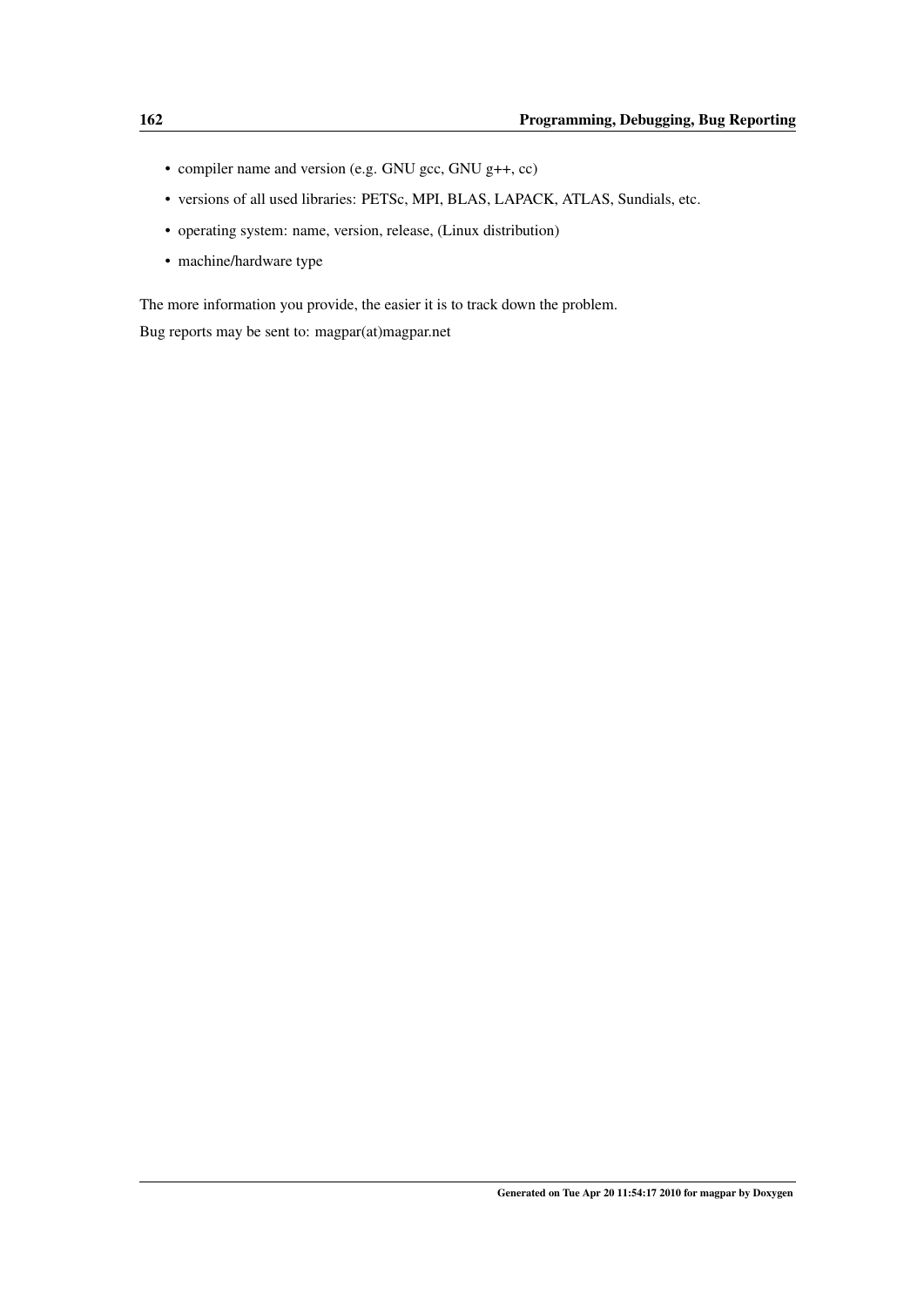- compiler name and version (e.g. GNU gcc, GNU g++, cc)
- versions of all used libraries: PETSc, MPI, BLAS, LAPACK, ATLAS, Sundials, etc.
- operating system: name, version, release, (Linux distribution)
- machine/hardware type

The more information you provide, the easier it is to track down the problem.

Bug reports may be sent to: magpar(at)magpar.net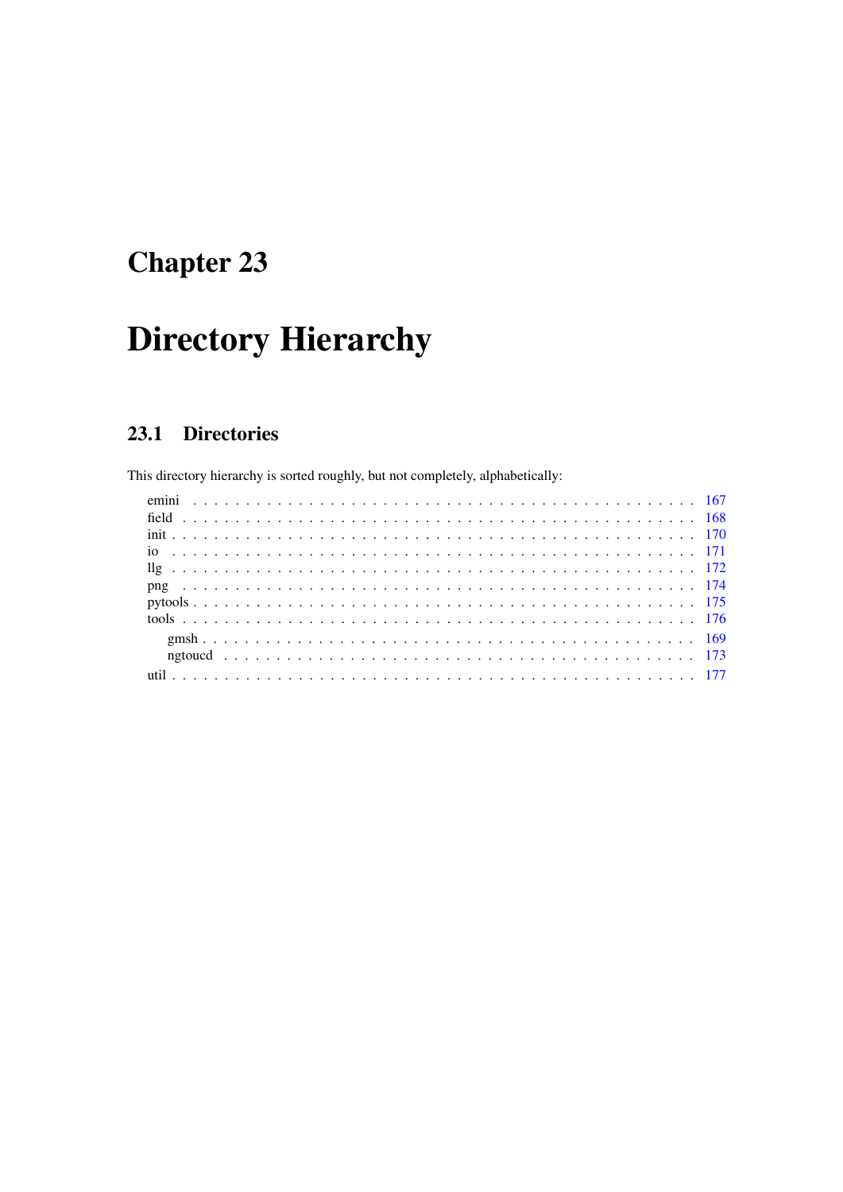# Chapter 23

# Directory Hierarchy

## 23.1 Directories

This directory hierarchy is sorted roughly, but not completely, alphabetically:

- emini . . . . . . . . . . 167
- field . . . . . . . . . . 168
- init . . . . . . . . . . 170
- io . . . . . . . . . . 171
- llg . . . . . . . . . . 172
- png . . . . . . . . . . 174
- pytools . . . . . . . . . . 175
- tools . . . . . . . . . . 176
  - gmsh . . . . . . . . . . 169
  - ngtoucd . . . . . . . . . . 173
- util . . . . . . . . . . 177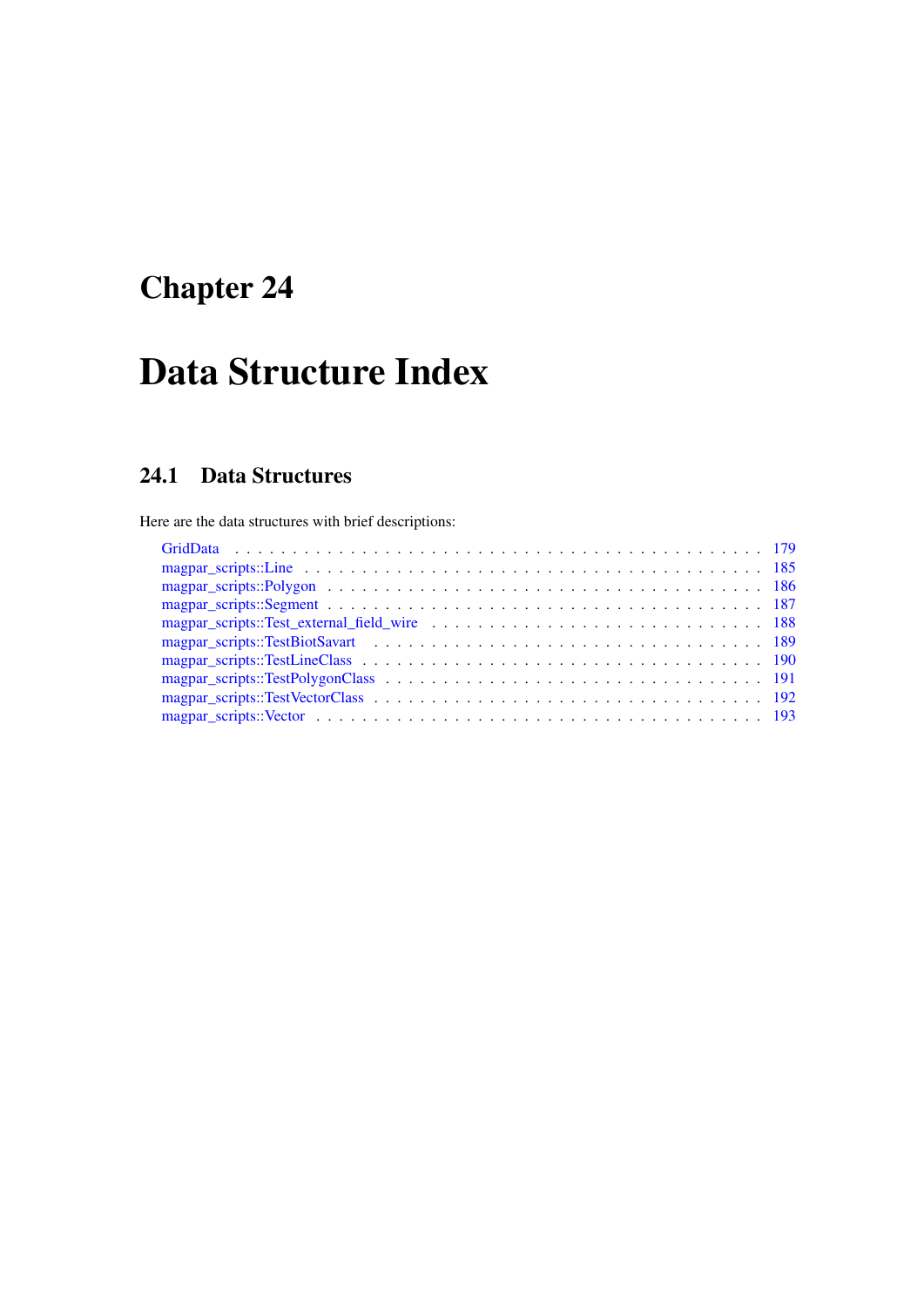# Chapter 24

# Data Structure Index

## 24.1 Data Structures

Here are the data structures with brief descriptions:

- GridData . . . . . . . . . . . . . . . . . . . . . . . . . . . . . . . . . . . . . . . . . . . . . 179
- magpar_scripts::Line . . . . . . . . . . . . . . . . . . . . . . . . . . . . . . . . . . . . . . 185
- magpar_scripts::Polygon . . . . . . . . . . . . . . . . . . . . . . . . . . . . . . . . . . . . 186
- magpar_scripts::Segment . . . . . . . . . . . . . . . . . . . . . . . . . . . . . . . . . . . . 187
- magpar_scripts::Test_external_field_wire . . . . . . . . . . . . . . . . . . . . . . . . . . . 188
- magpar_scripts::TestBiotSavart . . . . . . . . . . . . . . . . . . . . . . . . . . . . . . . . 189
- magpar_scripts::TestLineClass . . . . . . . . . . . . . . . . . . . . . . . . . . . . . . . . . 190
- magpar_scripts::TestPolygonClass . . . . . . . . . . . . . . . . . . . . . . . . . . . . . . . 191
- magpar_scripts::TestVectorClass . . . . . . . . . . . . . . . . . . . . . . . . . . . . . . . . 192
- magpar_scripts::Vector . . . . . . . . . . . . . . . . . . . . . . . . . . . . . . . . . . . . . 193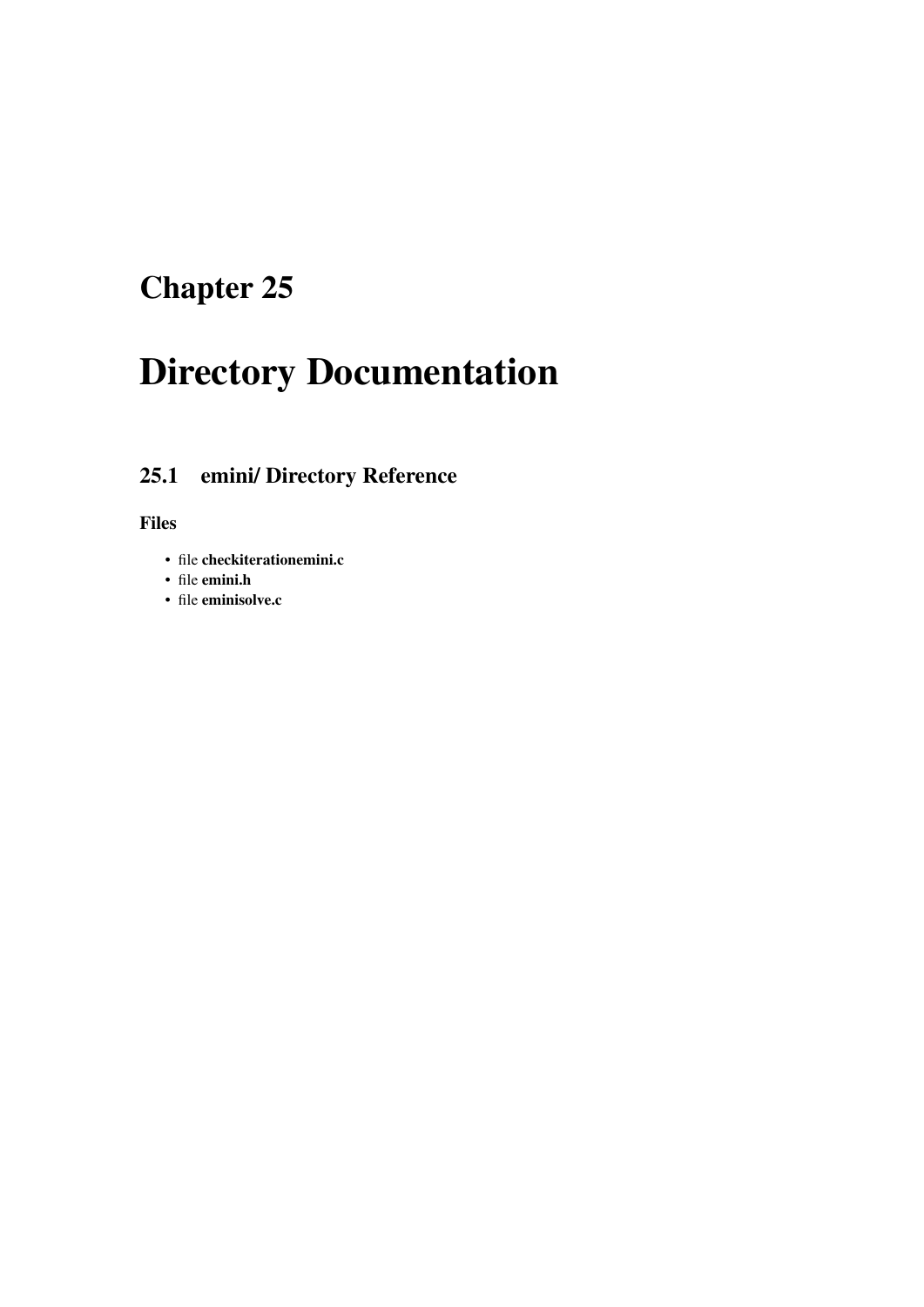# Chapter 25

# Directory Documentation

## 25.1 emini/ Directory Reference

### Files

- file **checkiterationemini.c**
- file **emini.h**
- file **eminisolve.c**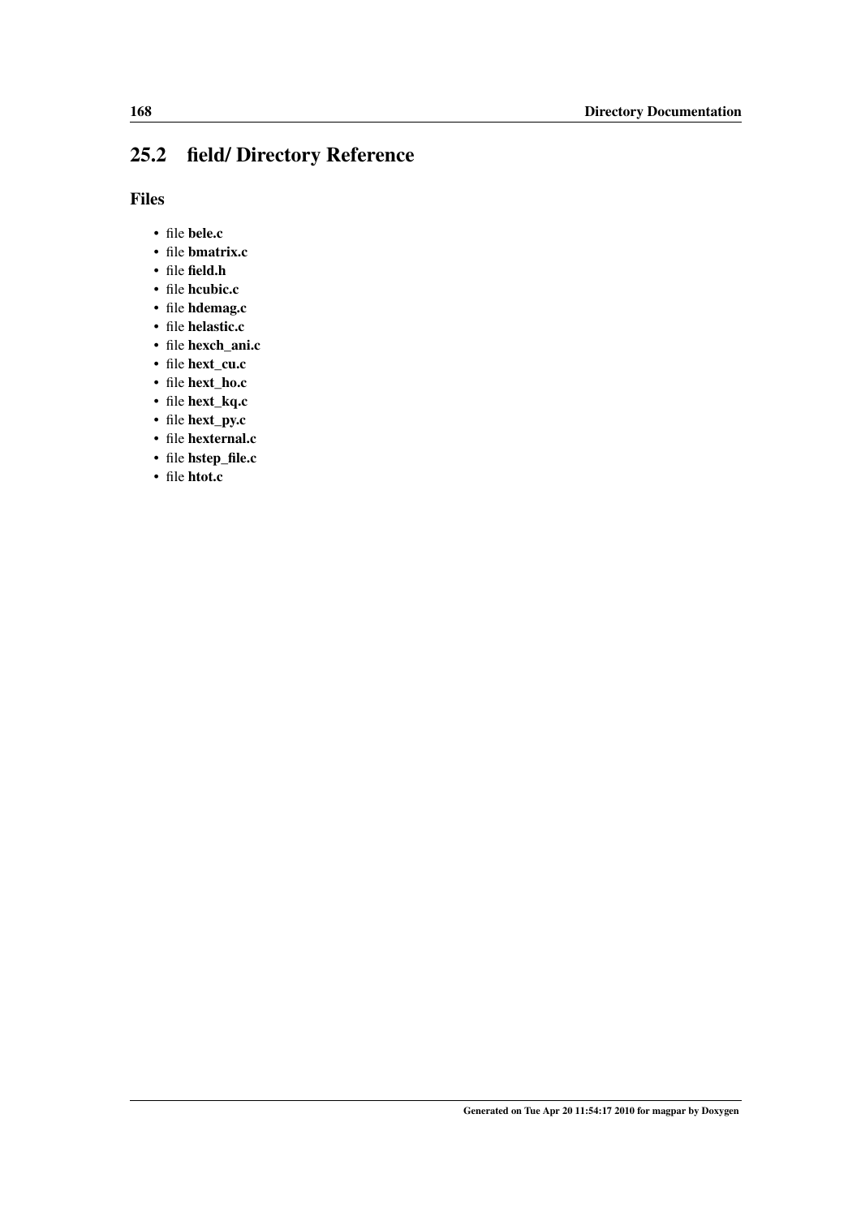## 25.2 field/ Directory Reference

### Files

- file **bele.c**
- file **bmatrix.c**
- file **field.h**
- file **hcubic.c**
- file **hdemag.c**
- file **helastic.c**
- file **hexch_ani.c**
- file **hext_cu.c**
- file **hext_ho.c**
- file **hext_kq.c**
- file **hext_py.c**
- file **hexternal.c**
- file **hstep_file.c**
- file **htot.c**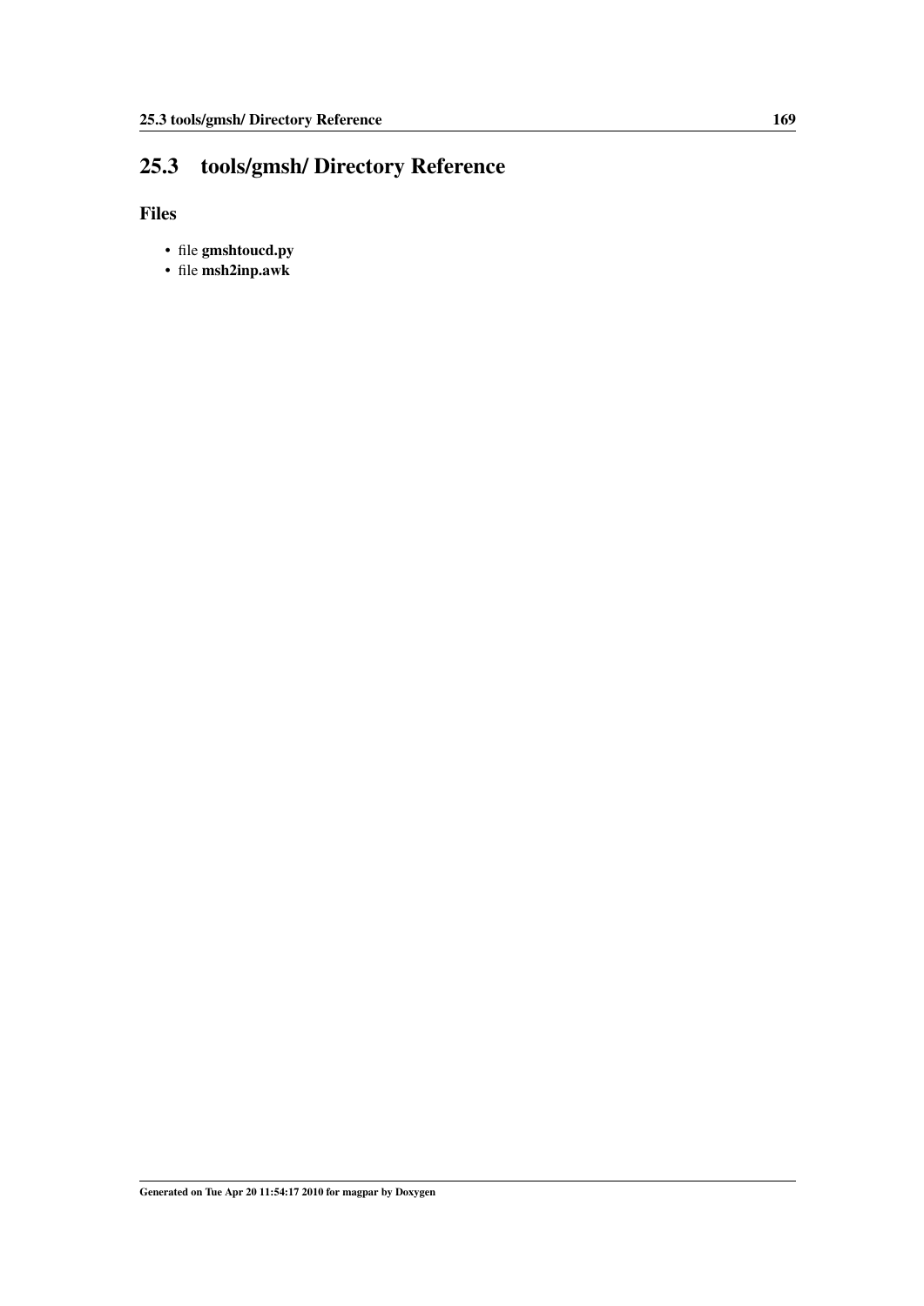## 25.3 tools/gmsh/ Directory Reference

### Files

- file **gmshtoucd.py**
- file **msh2inp.awk**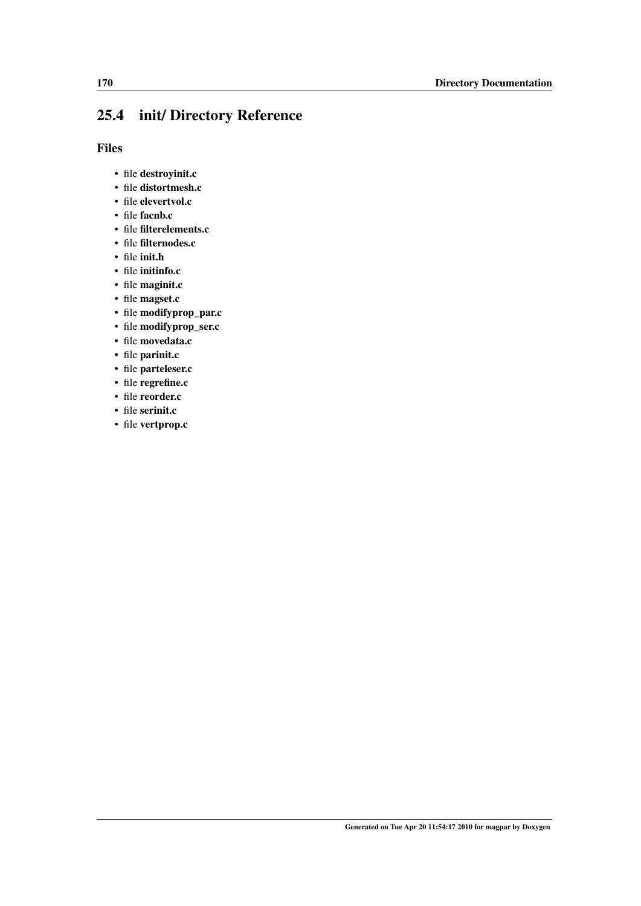## 25.4 init/ Directory Reference

### Files

- file **destroyinit.c**
- file **distortmesh.c**
- file **elevertvol.c**
- file **facnb.c**
- file **filterelements.c**
- file **filternodes.c**
- file **init.h**
- file **initinfo.c**
- file **maginit.c**
- file **magset.c**
- file **modifyprop_par.c**
- file **modifyprop_ser.c**
- file **movedata.c**
- file **parinit.c**
- file **parteleser.c**
- file **regrefine.c**
- file **reorder.c**
- file **serinit.c**
- file **vertprop.c**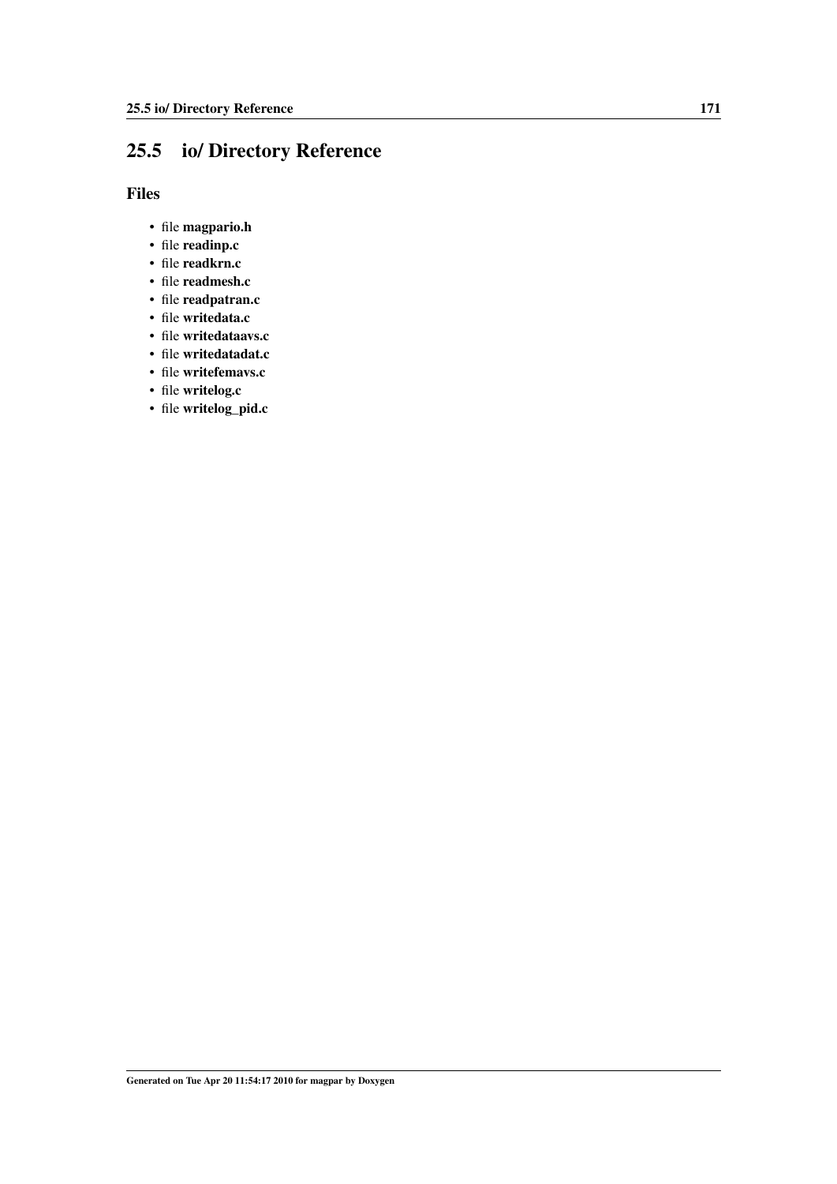## 25.5 io/ Directory Reference

### Files

- file **magpario.h**
- file **readinp.c**
- file **readkrn.c**
- file **readmesh.c**
- file **readpatran.c**
- file **writedata.c**
- file **writedataavs.c**
- file **writedatadat.c**
- file **writefemavs.c**
- file **writelog.c**
- file **writelog_pid.c**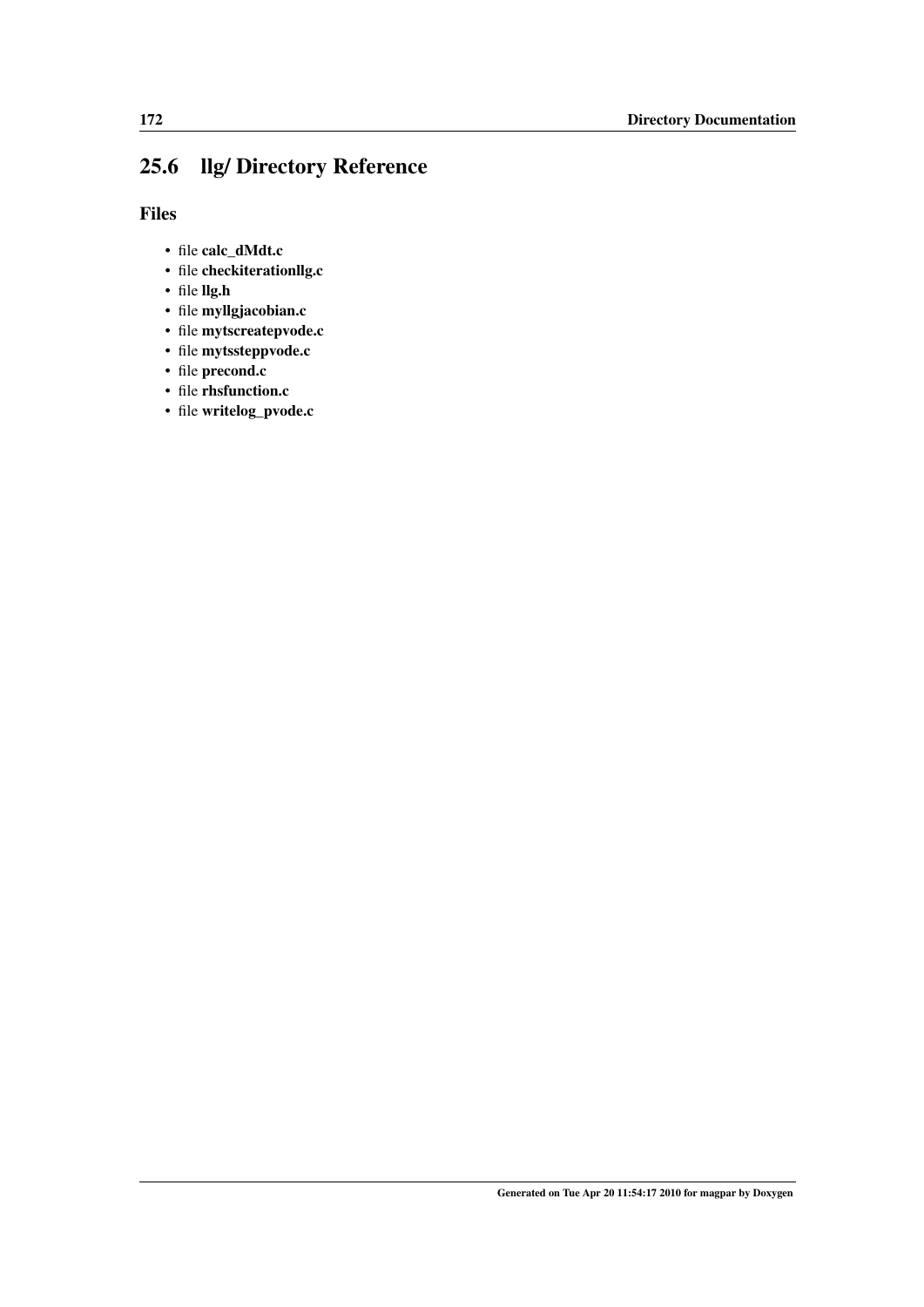## 25.6 llg/ Directory Reference

### Files

- file **calc_dMdt.c**
- file **checkiterationllg.c**
- file **llg.h**
- file **myllgjacobian.c**
- file **mytscreatepvode.c**
- file **mytssteppvode.c**
- file **precond.c**
- file **rhsfunction.c**
- file **writelog_pvode.c**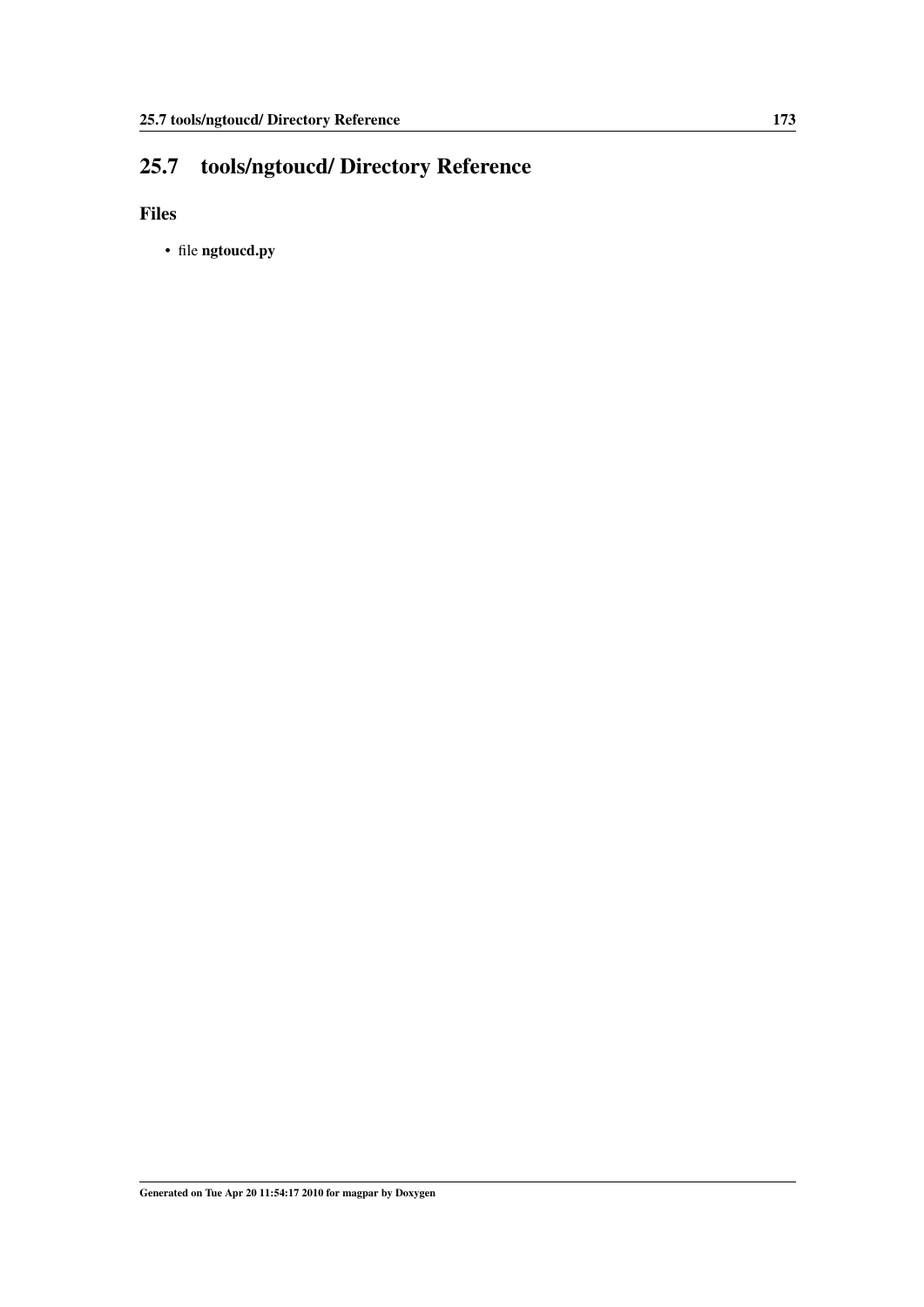## 25.7 tools/ngtoucd/ Directory Reference

### Files

- file **ngtoucd.py**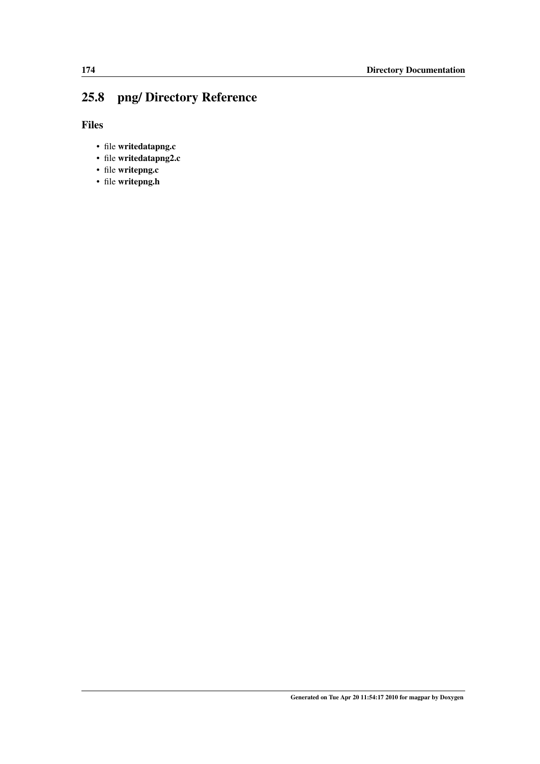## 25.8 png/ Directory Reference

### Files

- file **writedatapng.c**
- file **writedatapng2.c**
- file **writepng.c**
- file **writepng.h**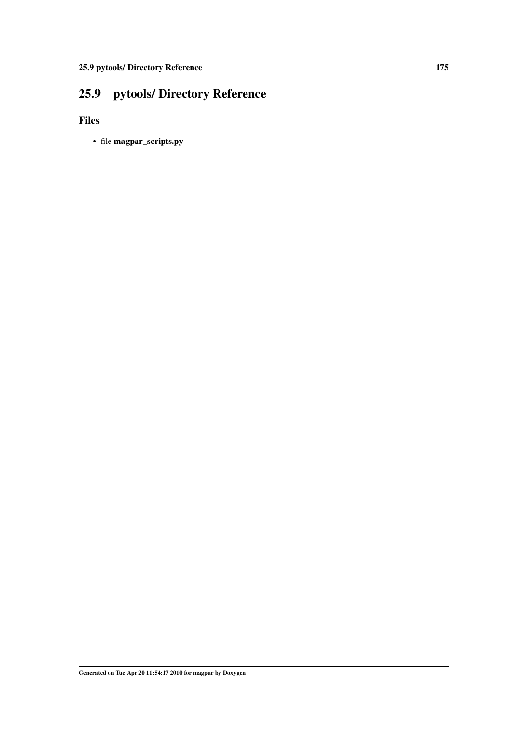## 25.9 pytools/ Directory Reference

### Files

- file **magpar_scripts.py**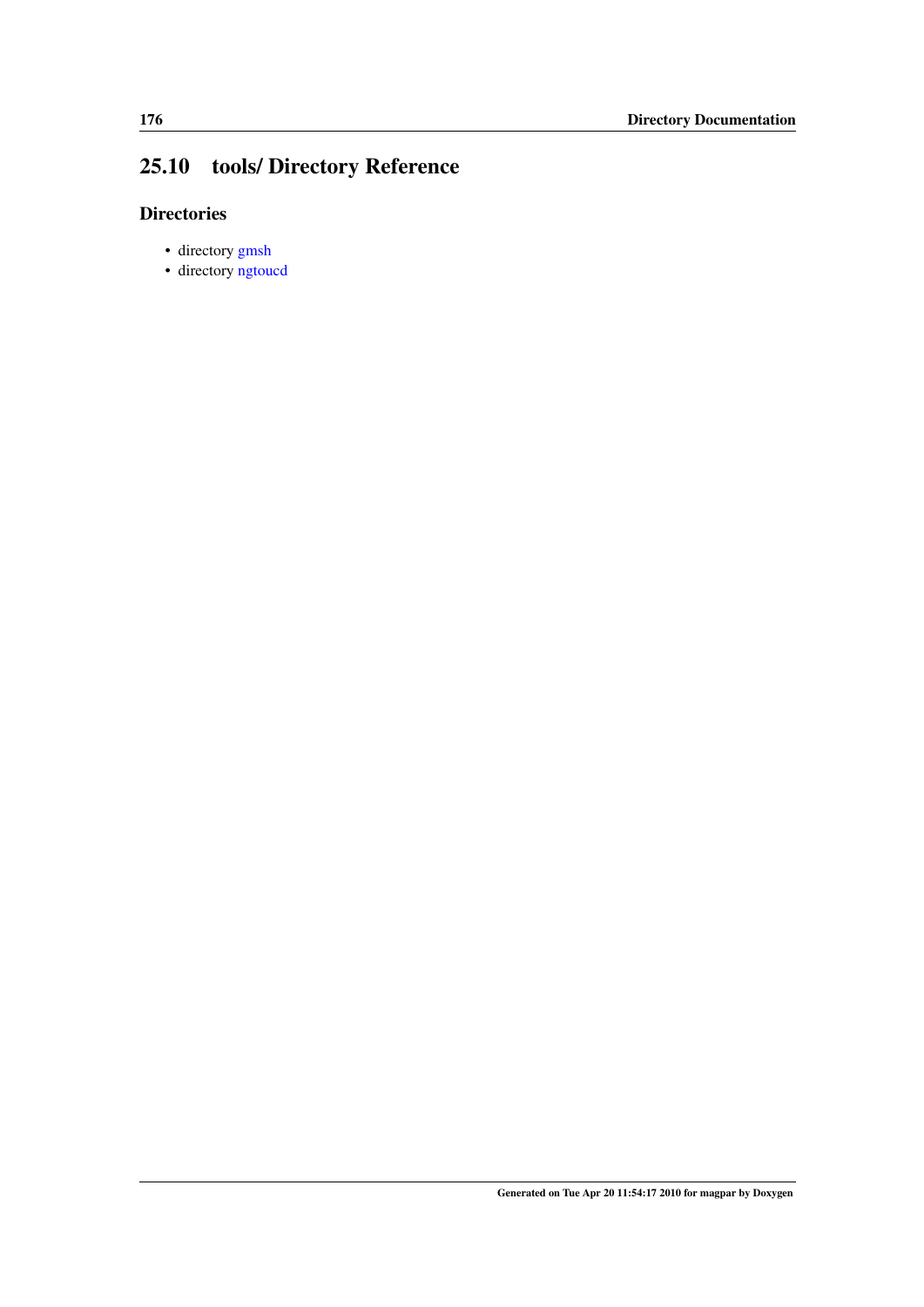## 25.10 tools/ Directory Reference

### Directories

- directory gmsh
- directory ngtoucd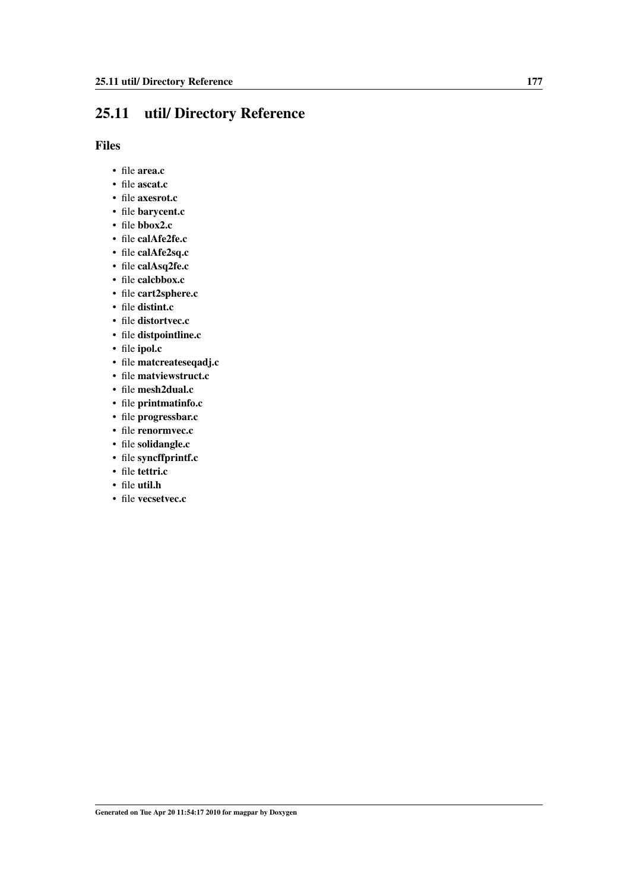## 25.11 util/ Directory Reference

### Files

- file **area.c**
- file **ascat.c**
- file **axesrot.c**
- file **barycent.c**
- file **bbox2.c**
- file **calAfe2fe.c**
- file **calAfe2sq.c**
- file **calAsq2fe.c**
- file **calcbbox.c**
- file **cart2sphere.c**
- file **distint.c**
- file **distortvec.c**
- file **distpointline.c**
- file **ipol.c**
- file **matcreateseqadj.c**
- file **matviewstruct.c**
- file **mesh2dual.c**
- file **printmatinfo.c**
- file **progressbar.c**
- file **renormvec.c**
- file **solidangle.c**
- file **syncffprintf.c**
- file **tettri.c**
- file **util.h**
- file **vecsetvec.c**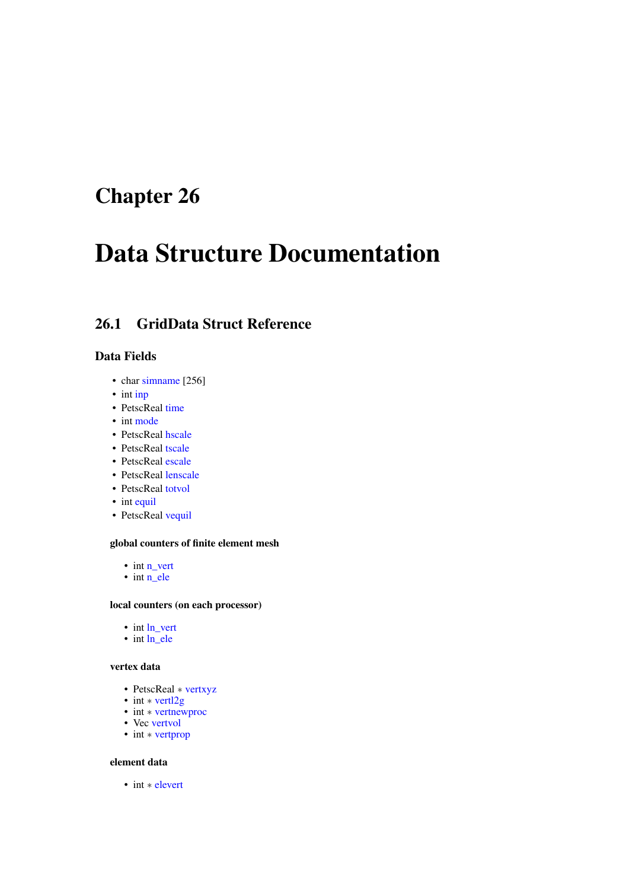# Chapter 26

# Data Structure Documentation

## 26.1 GridData Struct Reference

### Data Fields

- char simname [256]
- int inp
- PetscReal time
- int mode
- PetscReal hscale
- PetscReal tscale
- PetscReal escale
- PetscReal lenscale
- PetscReal totvol
- int equil
- PetscReal vequil

#### global counters of finite element mesh

- int n_vert
- int n_ele

#### local counters (on each processor)

- int ln_vert
- int ln_ele

#### vertex data

- PetscReal * vertxyz
- int * vertl2g
- int * vertnewproc
- Vec vertvol
- int * vertprop

#### element data

- int * elevert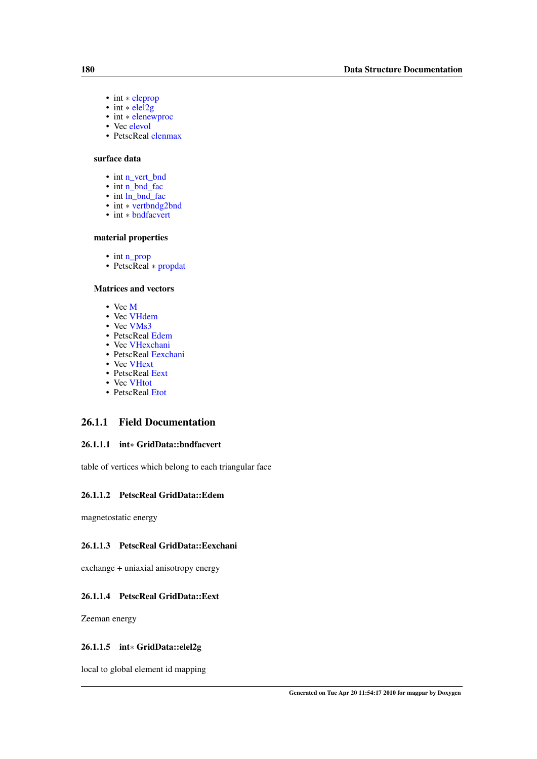- int ∗ eleprop
- int ∗ elel2g
- int ∗ elenewproc
- Vec elevol
- PetscReal elenmax

**surface data**

- int n_vert_bnd
- int n_bnd_fac
- int ln_bnd_fac
- int ∗ vertbndg2bnd
- int ∗ bndfacvert

**material properties**

- int n_prop
- PetscReal ∗ propdat

**Matrices and vectors**

- Vec M
- Vec VHdem
- Vec VMs3
- PetscReal Edem
- Vec VHexchani
- PetscReal Eexchani
- Vec VHext
- PetscReal Eext
- Vec VHtot
- PetscReal Etot

## 26.1.1 Field Documentation

### 26.1.1.1 int∗ GridData::bndfacvert

table of vertices which belong to each triangular face

### 26.1.1.2 PetscReal GridData::Edem

magnetostatic energy

### 26.1.1.3 PetscReal GridData::Eexchani

exchange + uniaxial anisotropy energy

### 26.1.1.4 PetscReal GridData::Eext

Zeeman energy

### 26.1.1.5 int∗ GridData::elel2g

local to global element id mapping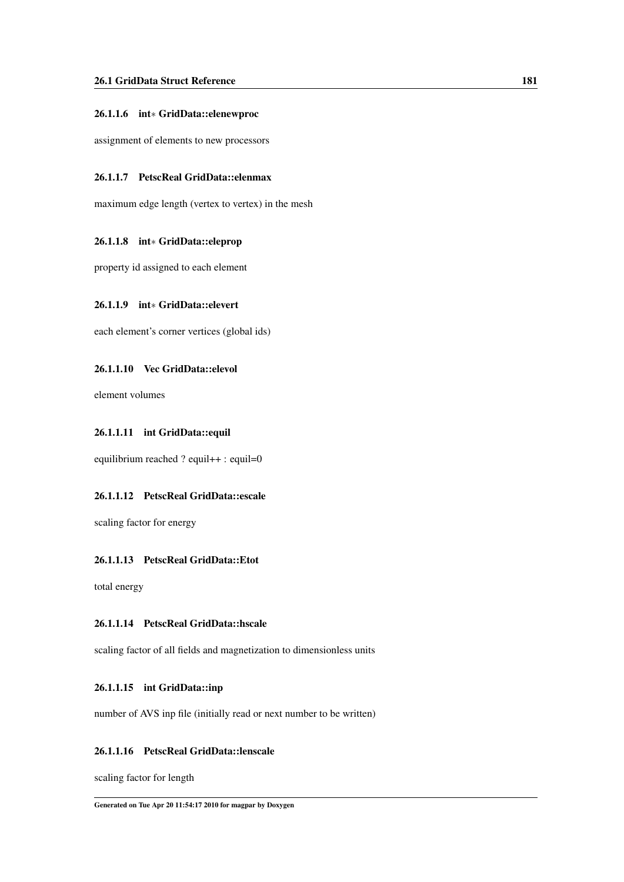#### 26.1.1.6 int* GridData::elenewproc

assignment of elements to new processors

#### 26.1.1.7 PetscReal GridData::elenmax

maximum edge length (vertex to vertex) in the mesh

#### 26.1.1.8 int* GridData::eleprop

property id assigned to each element

#### 26.1.1.9 int* GridData::elevert

each element's corner vertices (global ids)

#### 26.1.1.10 Vec GridData::elevol

element volumes

#### 26.1.1.11 int GridData::equil

equilibrium reached ? equil++ : equil=0

#### 26.1.1.12 PetscReal GridData::escale

scaling factor for energy

#### 26.1.1.13 PetscReal GridData::Etot

total energy

#### 26.1.1.14 PetscReal GridData::hscale

scaling factor of all fields and magnetization to dimensionless units

#### 26.1.1.15 int GridData::inp

number of AVS inp file (initially read or next number to be written)

#### 26.1.1.16 PetscReal GridData::lenscale

scaling factor for length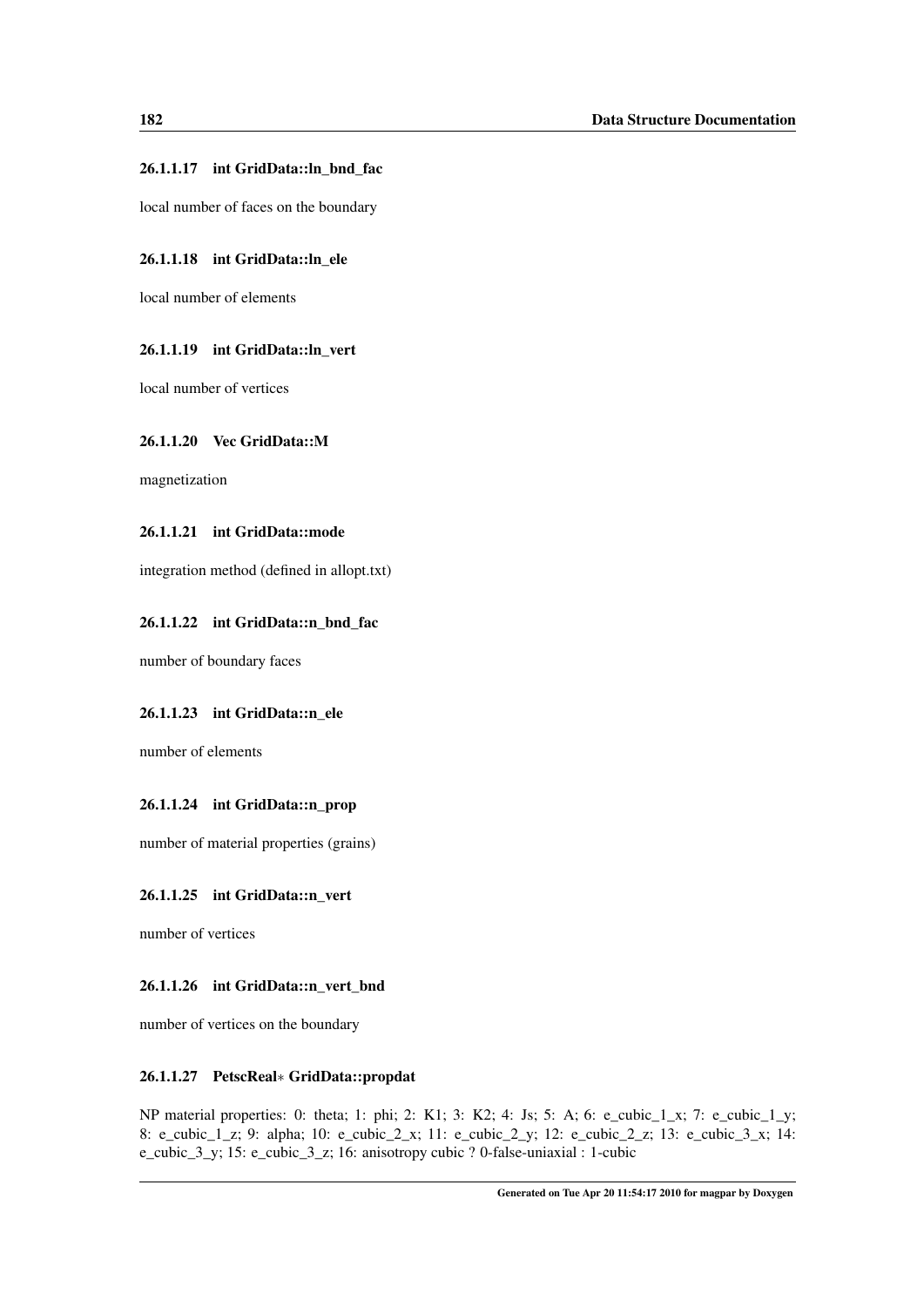#### 26.1.1.17 int GridData::ln_bnd_fac

local number of faces on the boundary

#### 26.1.1.18 int GridData::ln_ele

local number of elements

#### 26.1.1.19 int GridData::ln_vert

local number of vertices

#### 26.1.1.20 Vec GridData::M

magnetization

#### 26.1.1.21 int GridData::mode

integration method (defined in allopt.txt)

#### 26.1.1.22 int GridData::n_bnd_fac

number of boundary faces

#### 26.1.1.23 int GridData::n_ele

number of elements

#### 26.1.1.24 int GridData::n_prop

number of material properties (grains)

#### 26.1.1.25 int GridData::n_vert

number of vertices

#### 26.1.1.26 int GridData::n_vert_bnd

number of vertices on the boundary

#### 26.1.1.27 PetscReal* GridData::propdat

NP material properties: 0: theta; 1: phi; 2: K1; 3: K2; 4: Js; 5: A; 6: e_cubic_1_x; 7: e_cubic_1_y; 8: e_cubic_1_z; 9: alpha; 10: e_cubic_2_x; 11: e_cubic_2_y; 12: e_cubic_2_z; 13: e_cubic_3_x; 14: e_cubic_3_y; 15: e_cubic_3_z; 16: anisotropy cubic ? 0-false-uniaxial : 1-cubic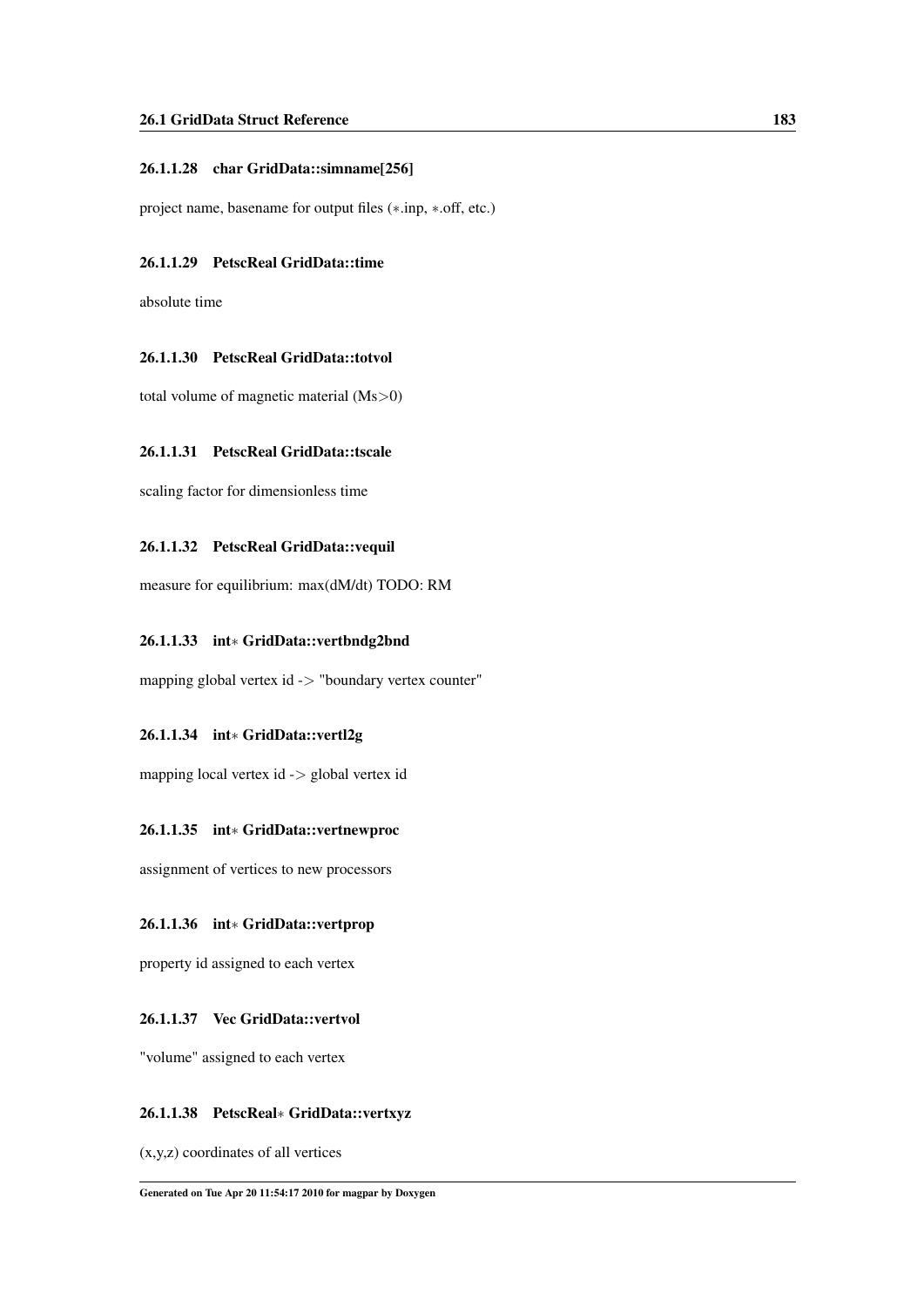#### 26.1.1.28 char GridData::simname[256]

project name, basename for output files (*.inp, *.off, etc.)

#### 26.1.1.29 PetscReal GridData::time

absolute time

#### 26.1.1.30 PetscReal GridData::totvol

total volume of magnetic material (Ms>0)

#### 26.1.1.31 PetscReal GridData::tscale

scaling factor for dimensionless time

#### 26.1.1.32 PetscReal GridData::vequil

measure for equilibrium: max(dM/dt) TODO: RM

#### 26.1.1.33 int* GridData::vertbndg2bnd

mapping global vertex id -> "boundary vertex counter"

#### 26.1.1.34 int* GridData::vertl2g

mapping local vertex id -> global vertex id

#### 26.1.1.35 int* GridData::vertnewproc

assignment of vertices to new processors

#### 26.1.1.36 int* GridData::vertprop

property id assigned to each vertex

#### 26.1.1.37 Vec GridData::vertvol

"volume" assigned to each vertex

#### 26.1.1.38 PetscReal* GridData::vertxyz

(x,y,z) coordinates of all vertices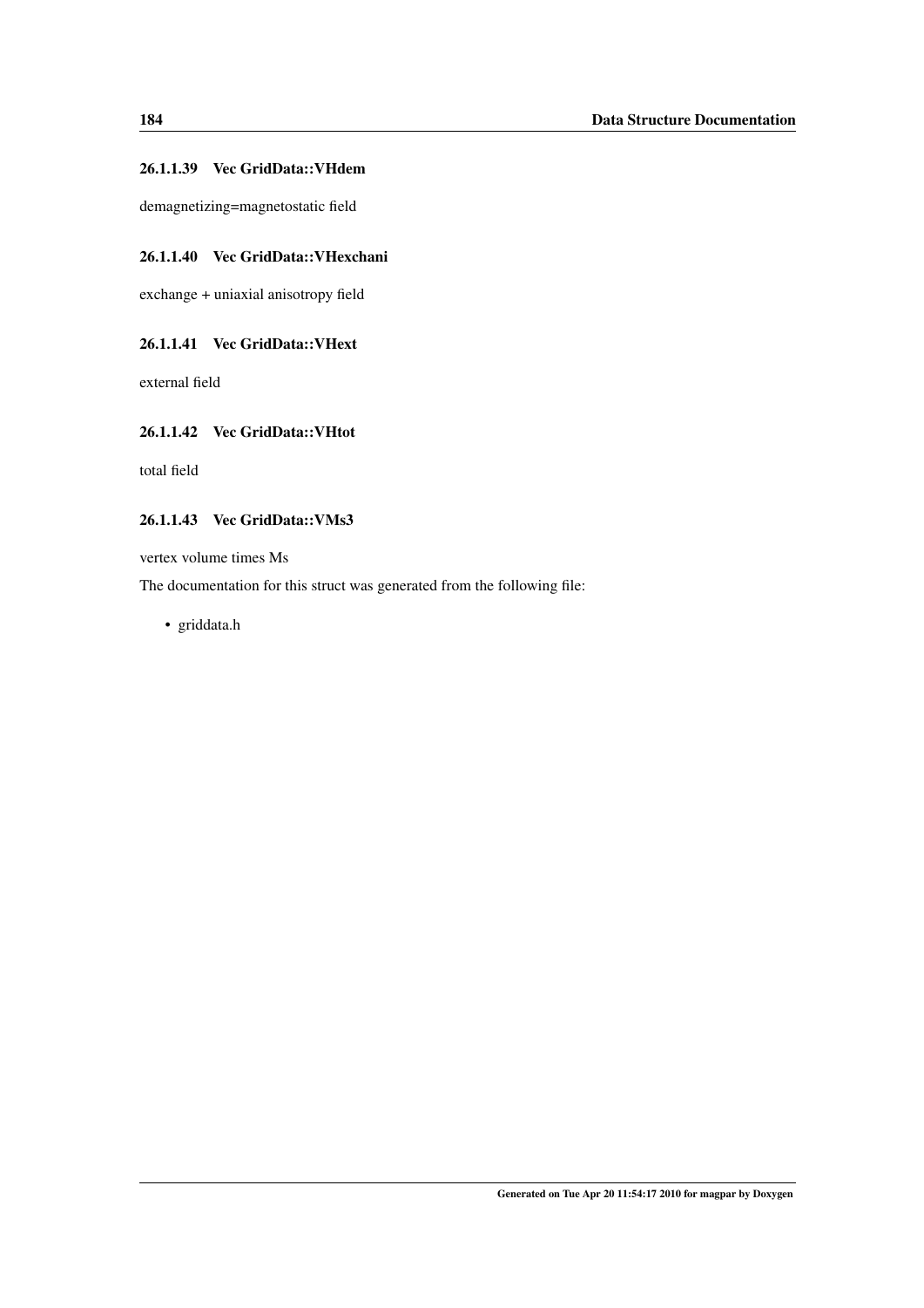#### 26.1.1.39 Vec GridData::VHdem

demagnetizing=magnetostatic field

#### 26.1.1.40 Vec GridData::VHexchani

exchange + uniaxial anisotropy field

#### 26.1.1.41 Vec GridData::VHext

external field

#### 26.1.1.42 Vec GridData::VHtot

total field

#### 26.1.1.43 Vec GridData::VMs3

vertex volume times Ms

The documentation for this struct was generated from the following file:

- griddata.h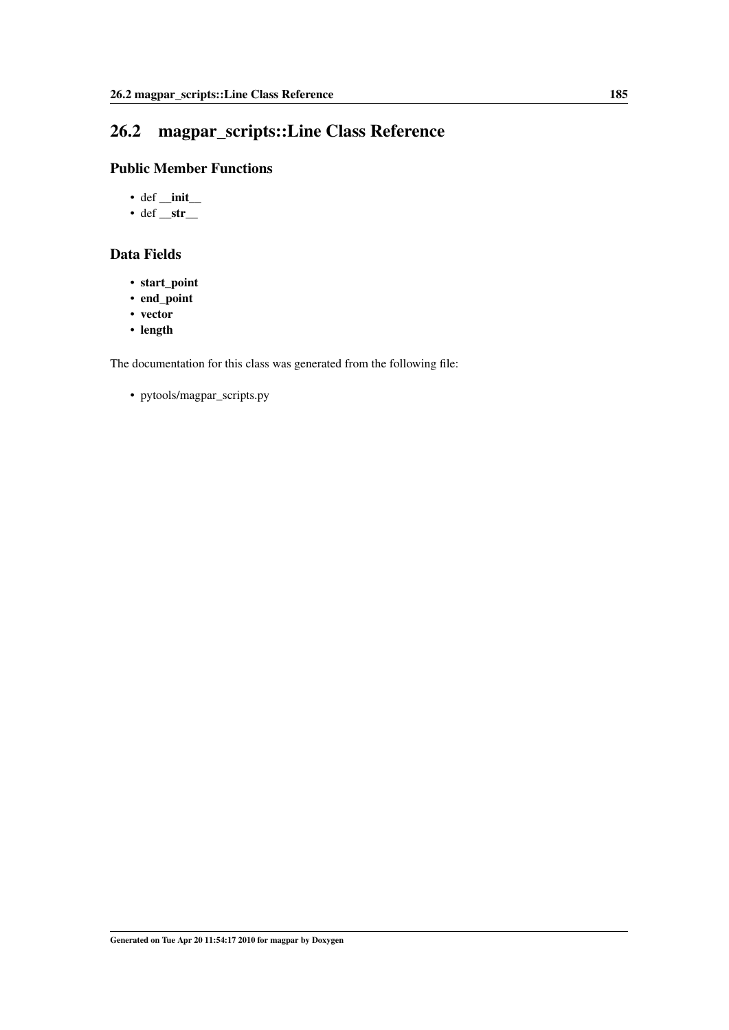## 26.2 magpar_scripts::Line Class Reference

### Public Member Functions

- def **__init__**
- def **__str__**

### Data Fields

- **start_point**
- **end_point**
- **vector**
- **length**

The documentation for this class was generated from the following file:

- pytools/magpar_scripts.py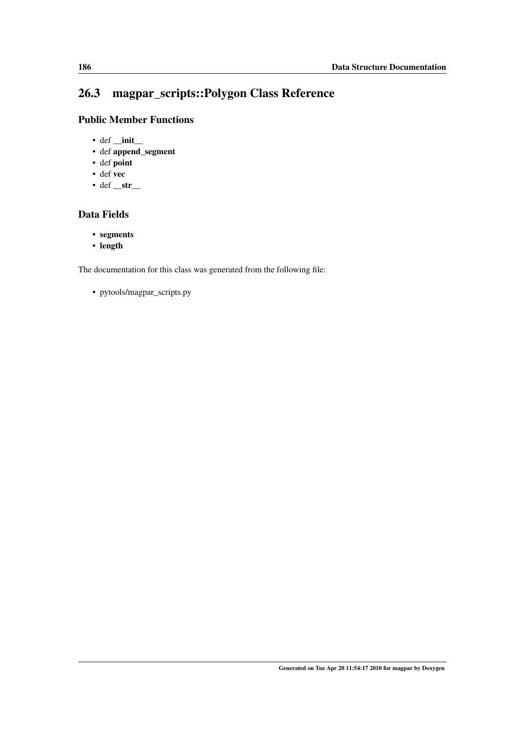## 26.3 magpar_scripts::Polygon Class Reference

### Public Member Functions

- def **__init__**
- def **append_segment**
- def **point**
- def **vec**
- def **__str__**

### Data Fields

- **segments**
- **length**

The documentation for this class was generated from the following file:

- pytools/magpar_scripts.py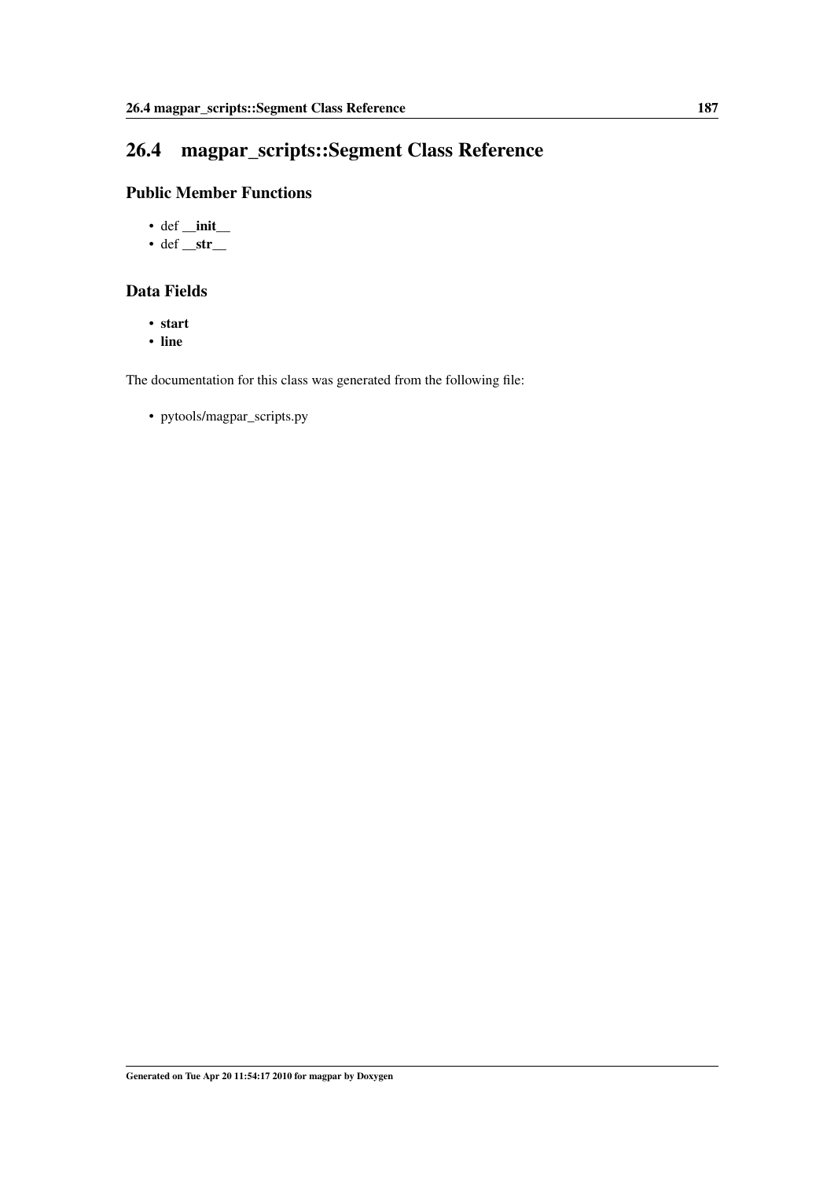## 26.4 magpar_scripts::Segment Class Reference

### Public Member Functions

- def **__init__**
- def **__str__**

### Data Fields

- **start**
- **line**

The documentation for this class was generated from the following file:

- pytools/magpar_scripts.py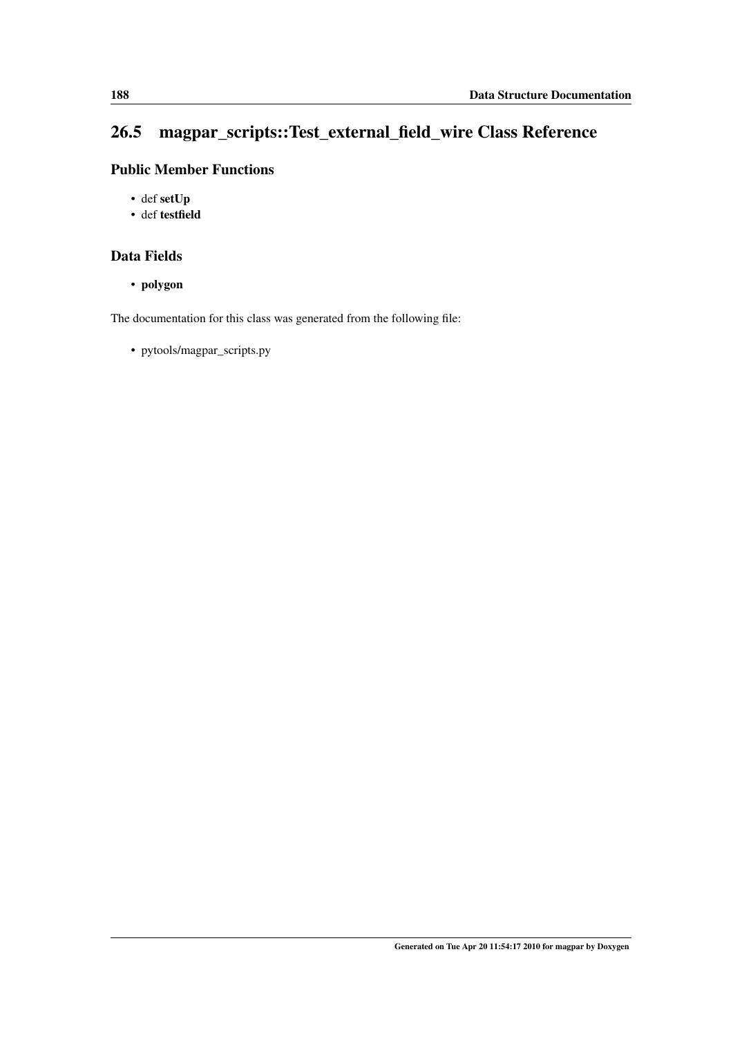## 26.5 magpar_scripts::Test_external_field_wire Class Reference

### Public Member Functions

- def **setUp**
- def **testfield**

### Data Fields

- **polygon**

The documentation for this class was generated from the following file:

- pytools/magpar_scripts.py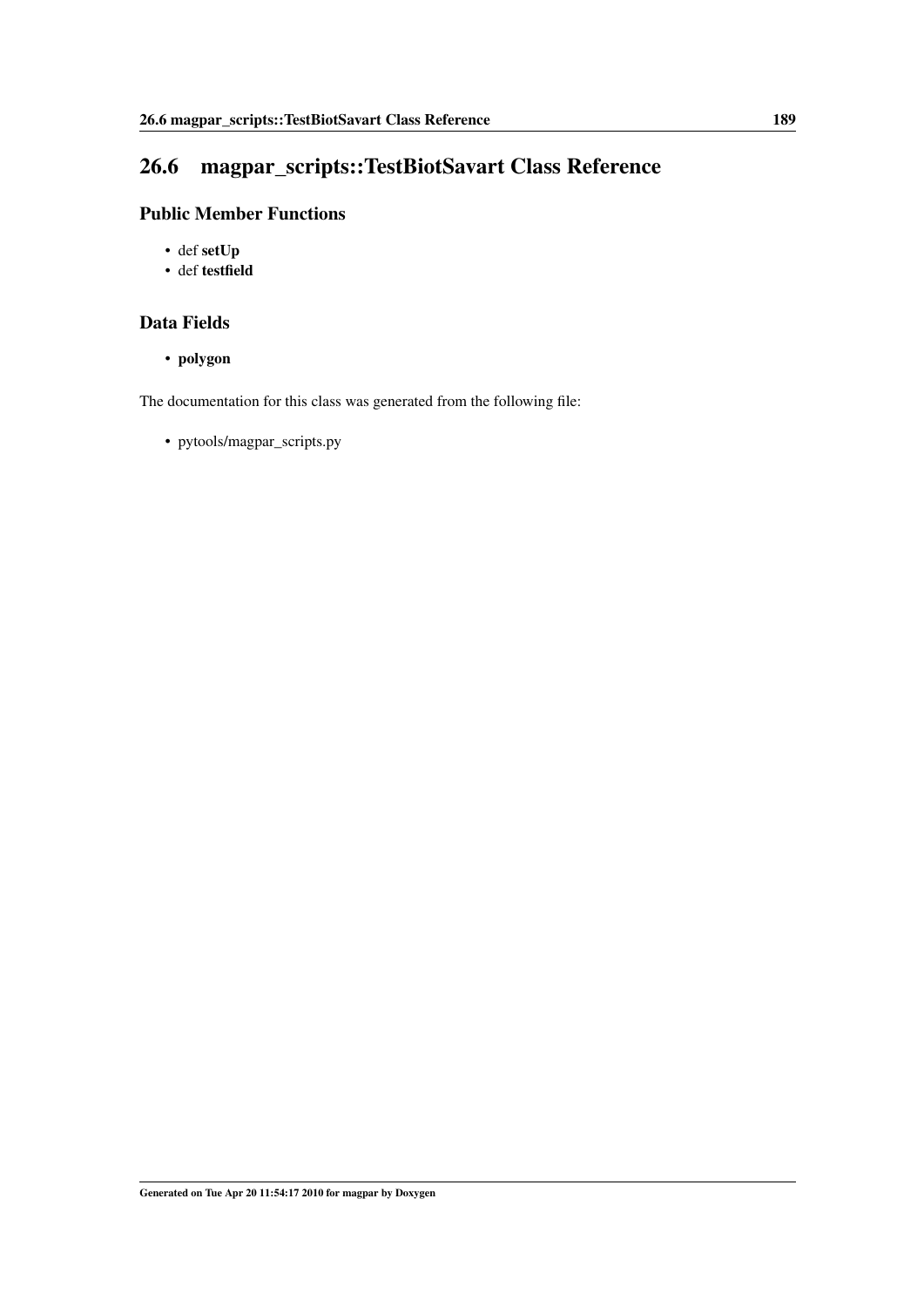## 26.6 magpar_scripts::TestBiotSavart Class Reference

### Public Member Functions

- def **setUp**
- def **testfield**

### Data Fields

- **polygon**

The documentation for this class was generated from the following file:

- pytools/magpar_scripts.py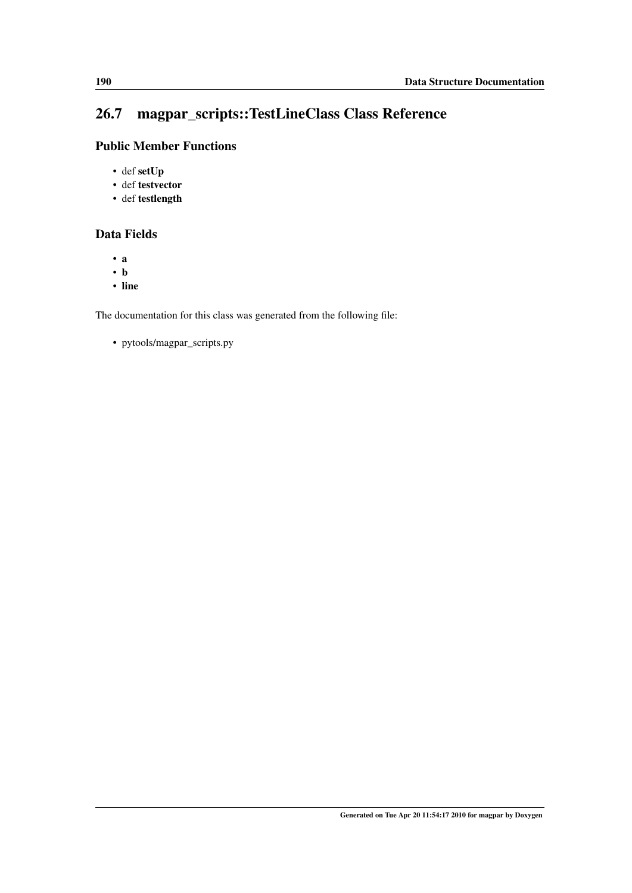## 26.7 magpar_scripts::TestLineClass Class Reference

### Public Member Functions

- def **setUp**
- def **testvector**
- def **testlength**

### Data Fields

- **a**
- **b**
- **line**

The documentation for this class was generated from the following file:

- pytools/magpar_scripts.py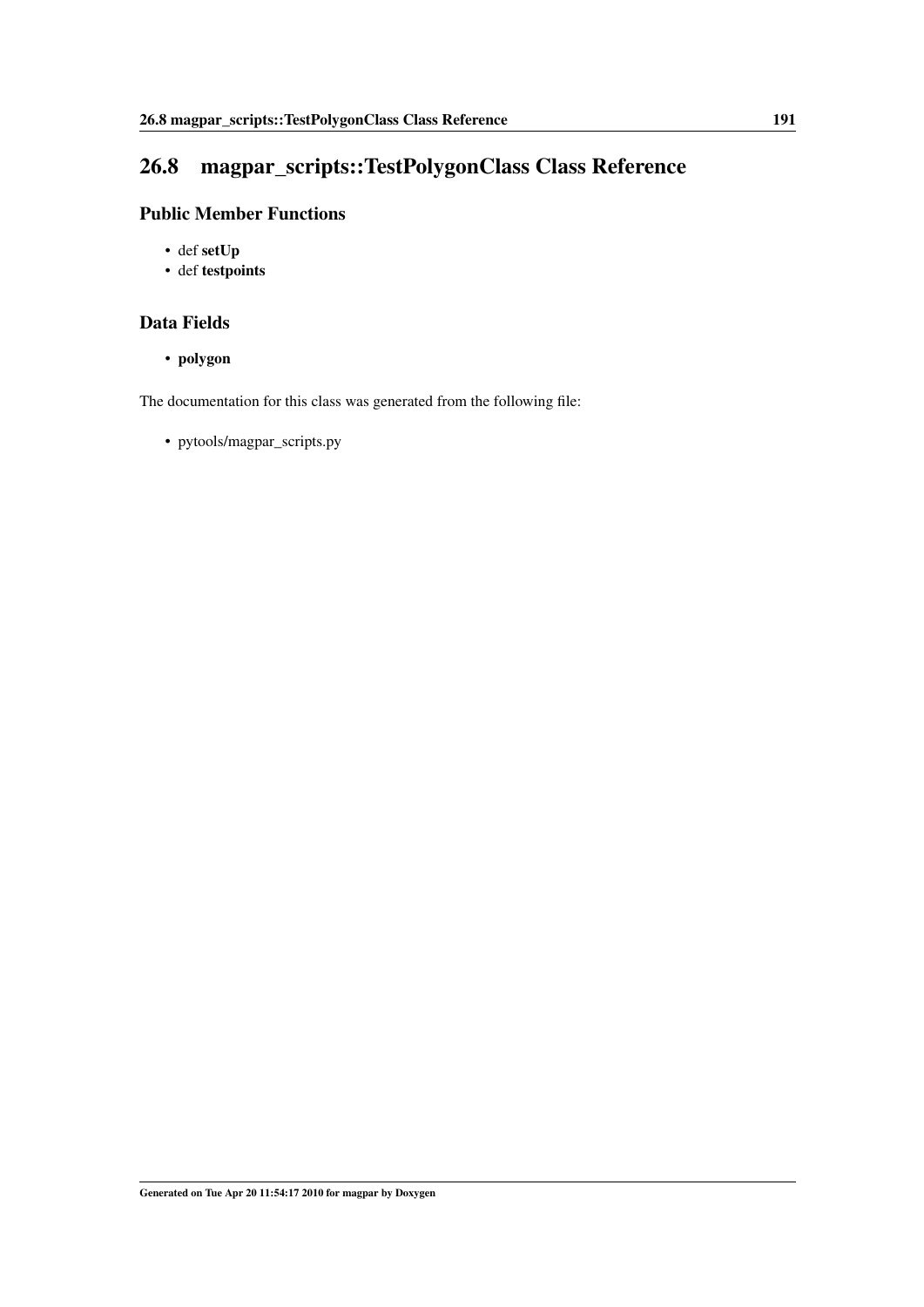## 26.8 magpar_scripts::TestPolygonClass Class Reference

### Public Member Functions

- def **setUp**
- def **testpoints**

### Data Fields

- **polygon**

The documentation for this class was generated from the following file:

- pytools/magpar_scripts.py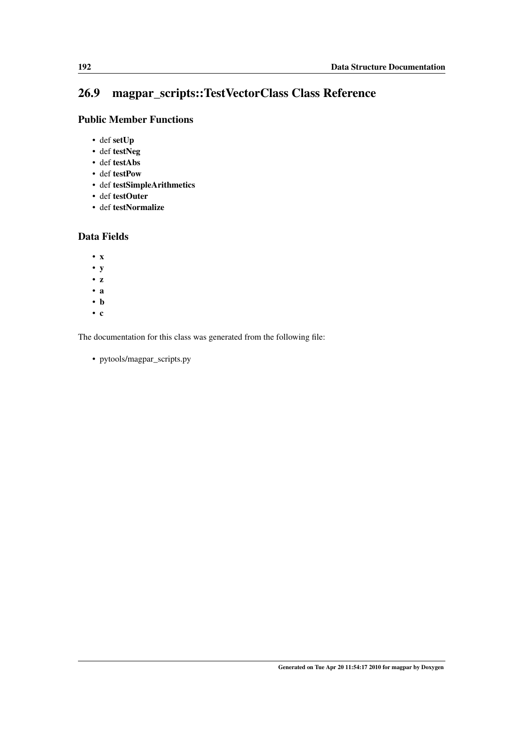## 26.9 magpar_scripts::TestVectorClass Class Reference

### Public Member Functions

- def **setUp**
- def **testNeg**
- def **testAbs**
- def **testPow**
- def **testSimpleArithmetics**
- def **testOuter**
- def **testNormalize**

### Data Fields

- **x**
- **y**
- **z**
- **a**
- **b**
- **c**

The documentation for this class was generated from the following file:

- pytools/magpar_scripts.py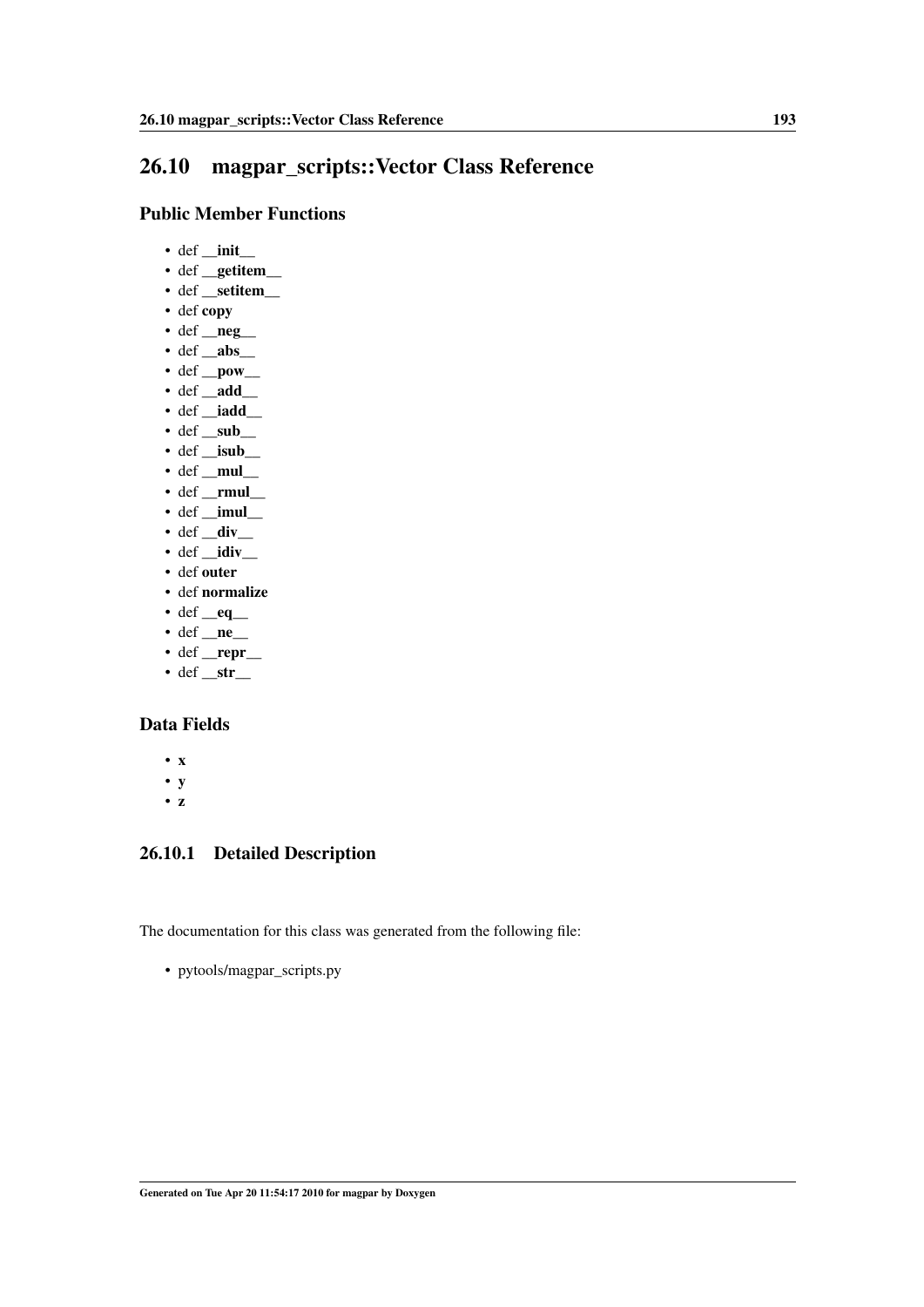## 26.10 magpar_scripts::Vector Class Reference

### Public Member Functions

- def **__init__**
- def **__getitem__**
- def **__setitem__**
- def **copy**
- def **__neg__**
- def **__abs__**
- def **__pow__**
- def **__add__**
- def **__iadd__**
- def **__sub__**
- def **__isub__**
- def **__mul__**
- def **__rmul__**
- def **__imul__**
- def **__div__**
- def **__idiv__**
- def **outer**
- def **normalize**
- def **__eq__**
- def **__ne__**
- def **__repr__**
- def **__str__**

### Data Fields

- **x**
- **y**
- **z**

### 26.10.1 Detailed Description

The documentation for this class was generated from the following file:

- pytools/magpar_scripts.py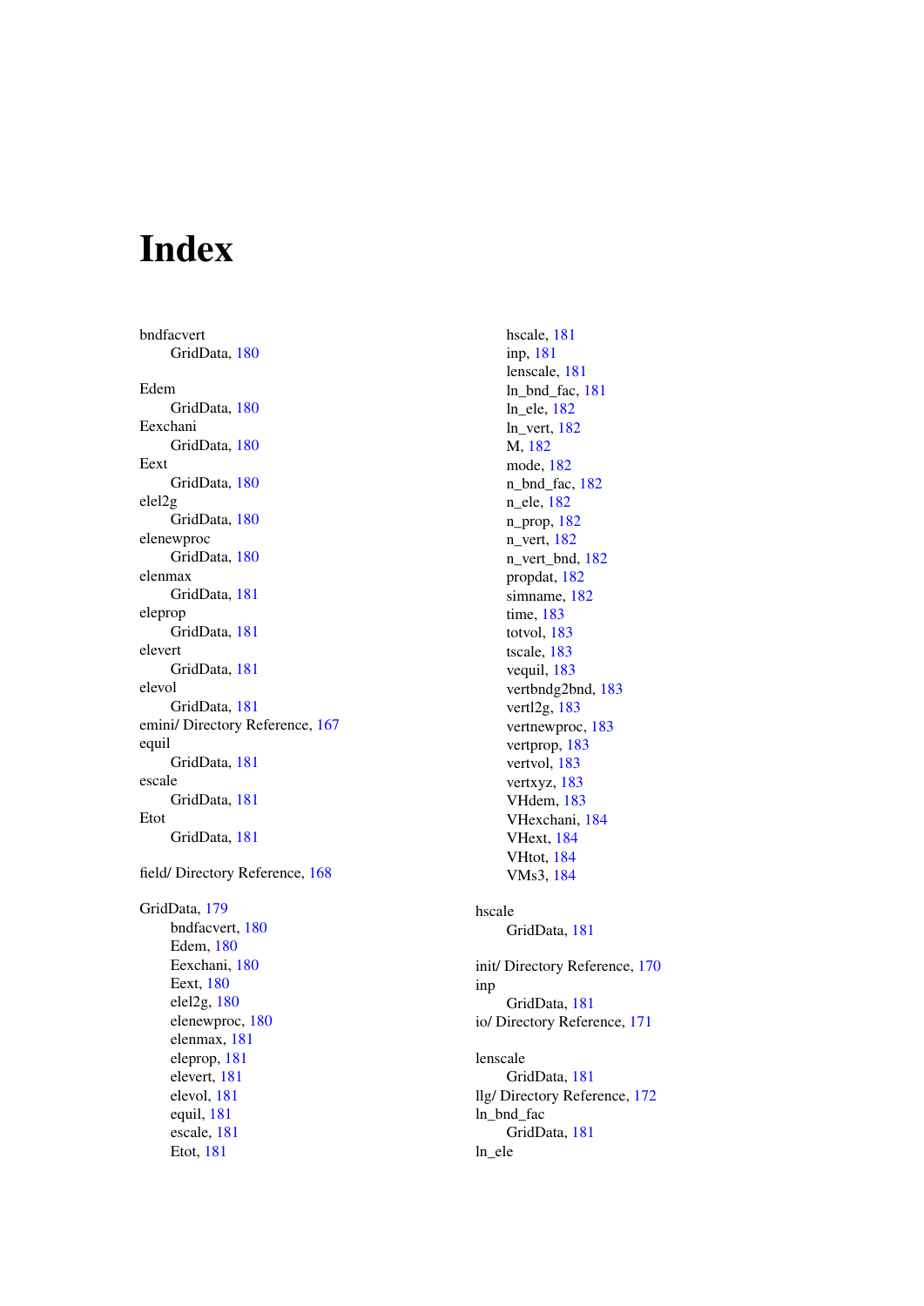# Index

bndfacvert
  GridData, 180

Edem
  GridData, 180
Eexchani
  GridData, 180
Eext
  GridData, 180
elel2g
  GridData, 180
elenewproc
  GridData, 180
elenmax
  GridData, 181
eleprop
  GridData, 181
elevert
  GridData, 181
elevol
  GridData, 181
emini/ Directory Reference, 167
equil
  GridData, 181
escale
  GridData, 181
Etot
  GridData, 181

field/ Directory Reference, 168

GridData, 179
  bndfacvert, 180
  Edem, 180
  Eexchani, 180
  Eext, 180
  elel2g, 180
  elenewproc, 180
  elenmax, 181
  eleprop, 181
  elevert, 181
  elevol, 181
  equil, 181
  escale, 181
  Etot, 181
  hscale, 181
  inp, 181
  lenscale, 181
  ln_bnd_fac, 181
  ln_ele, 182
  ln_vert, 182
  M, 182
  mode, 182
  n_bnd_fac, 182
  n_ele, 182
  n_prop, 182
  n_vert, 182
  n_vert_bnd, 182
  propdat, 182
  simname, 182
  time, 183
  totvol, 183
  tscale, 183
  vequil, 183
  vertbndg2bnd, 183
  vertl2g, 183
  vertnewproc, 183
  vertprop, 183
  vertvol, 183
  vertxyz, 183
  VHdem, 183
  VHexchani, 184
  VHext, 184
  VHtot, 184
  VMs3, 184

hscale
  GridData, 181

init/ Directory Reference, 170
inp
  GridData, 181
io/ Directory Reference, 171

lenscale
  GridData, 181
llg/ Directory Reference, 172
ln_bnd_fac
  GridData, 181
ln_ele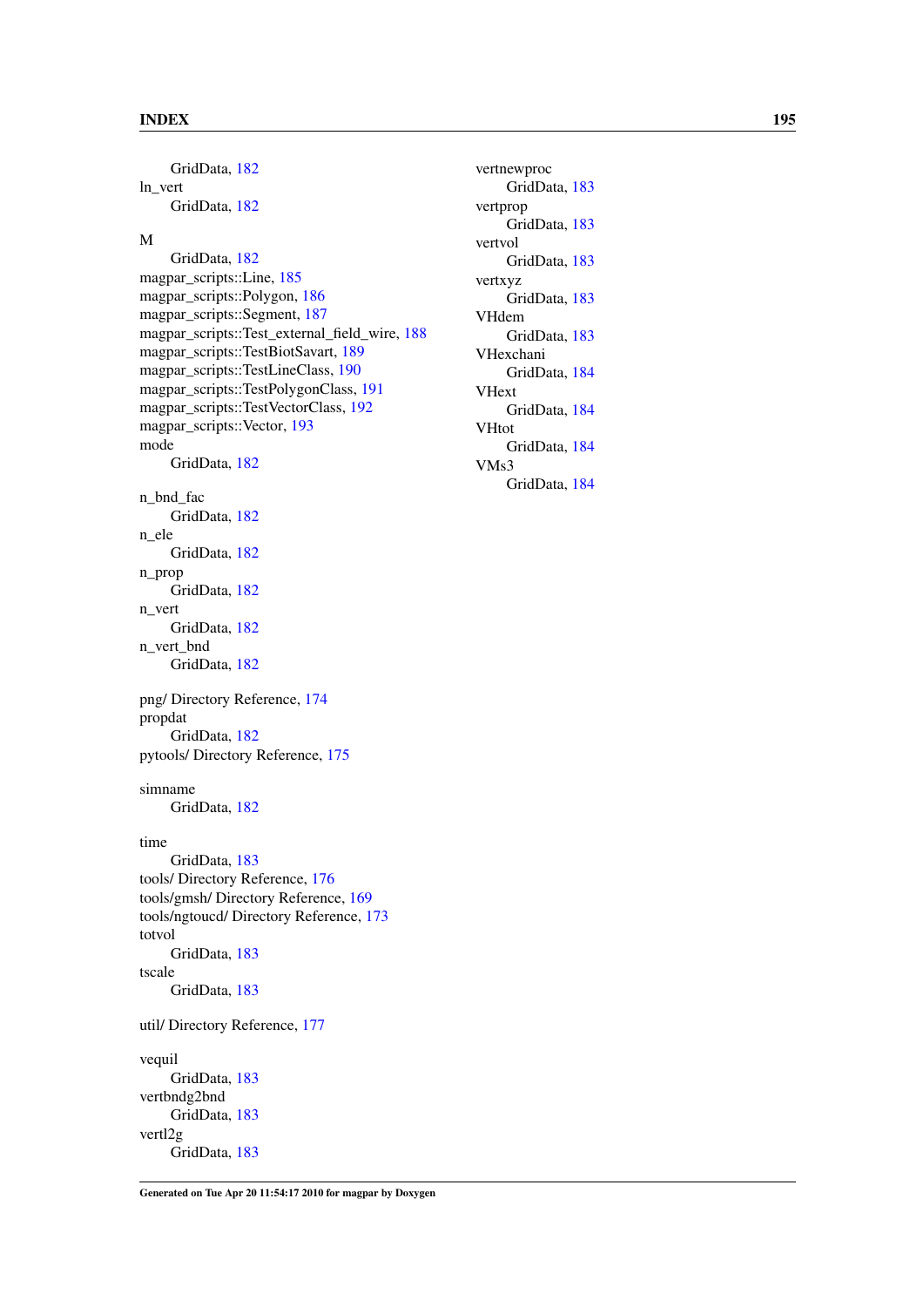GridData, 182

ln_vert

GridData, 182

M

GridData, 182

magpar_scripts::Line, 185

magpar_scripts::Polygon, 186

magpar_scripts::Segment, 187

magpar_scripts::Test_external_field_wire, 188

magpar_scripts::TestBiotSavart, 189

magpar_scripts::TestLineClass, 190

magpar_scripts::TestPolygonClass, 191

magpar_scripts::TestVectorClass, 192

magpar_scripts::Vector, 193

mode

GridData, 182

n_bnd_fac

GridData, 182

n_ele

GridData, 182

n_prop

GridData, 182

n_vert

GridData, 182

n_vert_bnd

GridData, 182

png/ Directory Reference, 174

propdat

GridData, 182

pytools/ Directory Reference, 175

simname

GridData, 182

time

GridData, 183

tools/ Directory Reference, 176

tools/gmsh/ Directory Reference, 169

tools/ngtoucd/ Directory Reference, 173

totvol

GridData, 183

tscale

GridData, 183

util/ Directory Reference, 177

vequil

GridData, 183

vertbndg2bnd

GridData, 183

vertl2g

GridData, 183

vertnewproc

GridData, 183

vertprop

GridData, 183

vertvol

GridData, 183

vertxyz

GridData, 183

VHdem

GridData, 183

VHexchani

GridData, 184

VHext

GridData, 184

VHtot

GridData, 184

VMs3

GridData, 184